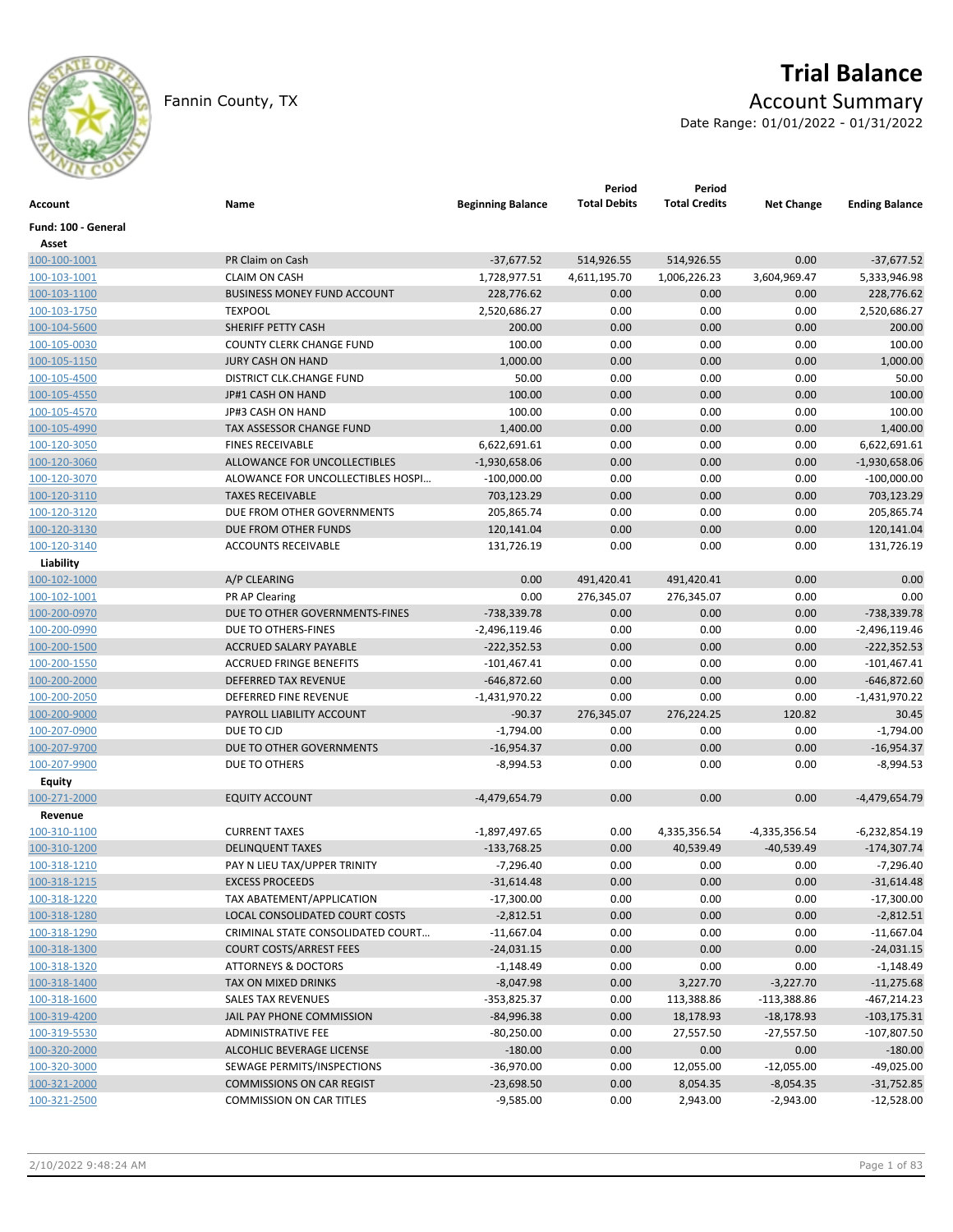# Trial Balance

Fannin County, TX

## Account Summary

Date Range: 01/01/2022 - 01/31/2022

| Account | Name | Beginning Balance | Period Total Debits | Period Total Credits | Net Change | Ending Balance |
|---|---|---|---|---|---|---|
| **Fund: 100 - General** | | | | | | |
| **Asset** | | | | | | |
| 100-100-1001 | PR Claim on Cash | -37,677.52 | 514,926.55 | 514,926.55 | 0.00 | -37,677.52 |
| 100-103-1001 | CLAIM ON CASH | 1,728,977.51 | 4,611,195.70 | 1,006,226.23 | 3,604,969.47 | 5,333,946.98 |
| 100-103-1100 | BUSINESS MONEY FUND ACCOUNT | 228,776.62 | 0.00 | 0.00 | 0.00 | 228,776.62 |
| 100-103-1750 | TEXPOOL | 2,520,686.27 | 0.00 | 0.00 | 0.00 | 2,520,686.27 |
| 100-104-5600 | SHERIFF PETTY CASH | 200.00 | 0.00 | 0.00 | 0.00 | 200.00 |
| 100-105-0030 | COUNTY CLERK CHANGE FUND | 100.00 | 0.00 | 0.00 | 0.00 | 100.00 |
| 100-105-1150 | JURY CASH ON HAND | 1,000.00 | 0.00 | 0.00 | 0.00 | 1,000.00 |
| 100-105-4500 | DISTRICT CLK.CHANGE FUND | 50.00 | 0.00 | 0.00 | 0.00 | 50.00 |
| 100-105-4550 | JP#1 CASH ON HAND | 100.00 | 0.00 | 0.00 | 0.00 | 100.00 |
| 100-105-4570 | JP#3 CASH ON HAND | 100.00 | 0.00 | 0.00 | 0.00 | 100.00 |
| 100-105-4990 | TAX ASSESSOR CHANGE FUND | 1,400.00 | 0.00 | 0.00 | 0.00 | 1,400.00 |
| 100-120-3050 | FINES RECEIVABLE | 6,622,691.61 | 0.00 | 0.00 | 0.00 | 6,622,691.61 |
| 100-120-3060 | ALLOWANCE FOR UNCOLLECTIBLES | -1,930,658.06 | 0.00 | 0.00 | 0.00 | -1,930,658.06 |
| 100-120-3070 | ALOWANCE FOR UNCOLLECTIBLES HOSPI… | -100,000.00 | 0.00 | 0.00 | 0.00 | -100,000.00 |
| 100-120-3110 | TAXES RECEIVABLE | 703,123.29 | 0.00 | 0.00 | 0.00 | 703,123.29 |
| 100-120-3120 | DUE FROM OTHER GOVERNMENTS | 205,865.74 | 0.00 | 0.00 | 0.00 | 205,865.74 |
| 100-120-3130 | DUE FROM OTHER FUNDS | 120,141.04 | 0.00 | 0.00 | 0.00 | 120,141.04 |
| 100-120-3140 | ACCOUNTS RECEIVABLE | 131,726.19 | 0.00 | 0.00 | 0.00 | 131,726.19 |
| **Liability** | | | | | | |
| 100-102-1000 | A/P CLEARING | 0.00 | 491,420.41 | 491,420.41 | 0.00 | 0.00 |
| 100-102-1001 | PR AP Clearing | 0.00 | 276,345.07 | 276,345.07 | 0.00 | 0.00 |
| 100-200-0970 | DUE TO OTHER GOVERNMENTS-FINES | -738,339.78 | 0.00 | 0.00 | 0.00 | -738,339.78 |
| 100-200-0990 | DUE TO OTHERS-FINES | -2,496,119.46 | 0.00 | 0.00 | 0.00 | -2,496,119.46 |
| 100-200-1500 | ACCRUED SALARY PAYABLE | -222,352.53 | 0.00 | 0.00 | 0.00 | -222,352.53 |
| 100-200-1550 | ACCRUED FRINGE BENEFITS | -101,467.41 | 0.00 | 0.00 | 0.00 | -101,467.41 |
| 100-200-2000 | DEFERRED TAX REVENUE | -646,872.60 | 0.00 | 0.00 | 0.00 | -646,872.60 |
| 100-200-2050 | DEFERRED FINE REVENUE | -1,431,970.22 | 0.00 | 0.00 | 0.00 | -1,431,970.22 |
| 100-200-9000 | PAYROLL LIABILITY ACCOUNT | -90.37 | 276,345.07 | 276,224.25 | 120.82 | 30.45 |
| 100-207-0900 | DUE TO CJD | -1,794.00 | 0.00 | 0.00 | 0.00 | -1,794.00 |
| 100-207-9700 | DUE TO OTHER GOVERNMENTS | -16,954.37 | 0.00 | 0.00 | 0.00 | -16,954.37 |
| 100-207-9900 | DUE TO OTHERS | -8,994.53 | 0.00 | 0.00 | 0.00 | -8,994.53 |
| **Equity** | | | | | | |
| 100-271-2000 | EQUITY ACCOUNT | -4,479,654.79 | 0.00 | 0.00 | 0.00 | -4,479,654.79 |
| **Revenue** | | | | | | |
| 100-310-1100 | CURRENT TAXES | -1,897,497.65 | 0.00 | 4,335,356.54 | -4,335,356.54 | -6,232,854.19 |
| 100-310-1200 | DELINQUENT TAXES | -133,768.25 | 0.00 | 40,539.49 | -40,539.49 | -174,307.74 |
| 100-318-1210 | PAY N LIEU TAX/UPPER TRINITY | -7,296.40 | 0.00 | 0.00 | 0.00 | -7,296.40 |
| 100-318-1215 | EXCESS PROCEEDS | -31,614.48 | 0.00 | 0.00 | 0.00 | -31,614.48 |
| 100-318-1220 | TAX ABATEMENT/APPLICATION | -17,300.00 | 0.00 | 0.00 | 0.00 | -17,300.00 |
| 100-318-1280 | LOCAL CONSOLIDATED COURT COSTS | -2,812.51 | 0.00 | 0.00 | 0.00 | -2,812.51 |
| 100-318-1290 | CRIMINAL STATE CONSOLIDATED COURT… | -11,667.04 | 0.00 | 0.00 | 0.00 | -11,667.04 |
| 100-318-1300 | COURT COSTS/ARREST FEES | -24,031.15 | 0.00 | 0.00 | 0.00 | -24,031.15 |
| 100-318-1320 | ATTORNEYS & DOCTORS | -1,148.49 | 0.00 | 0.00 | 0.00 | -1,148.49 |
| 100-318-1400 | TAX ON MIXED DRINKS | -8,047.98 | 0.00 | 3,227.70 | -3,227.70 | -11,275.68 |
| 100-318-1600 | SALES TAX REVENUES | -353,825.37 | 0.00 | 113,388.86 | -113,388.86 | -467,214.23 |
| 100-319-4200 | JAIL PAY PHONE COMMISSION | -84,996.38 | 0.00 | 18,178.93 | -18,178.93 | -103,175.31 |
| 100-319-5530 | ADMINISTRATIVE FEE | -80,250.00 | 0.00 | 27,557.50 | -27,557.50 | -107,807.50 |
| 100-320-2000 | ALCOHLIC BEVERAGE LICENSE | -180.00 | 0.00 | 0.00 | 0.00 | -180.00 |
| 100-320-3000 | SEWAGE PERMITS/INSPECTIONS | -36,970.00 | 0.00 | 12,055.00 | -12,055.00 | -49,025.00 |
| 100-321-2000 | COMMISSIONS ON CAR REGIST | -23,698.50 | 0.00 | 8,054.35 | -8,054.35 | -31,752.85 |
| 100-321-2500 | COMMISSION ON CAR TITLES | -9,585.00 | 0.00 | 2,943.00 | -2,943.00 | -12,528.00 |

2/10/2022 9:48:24 AM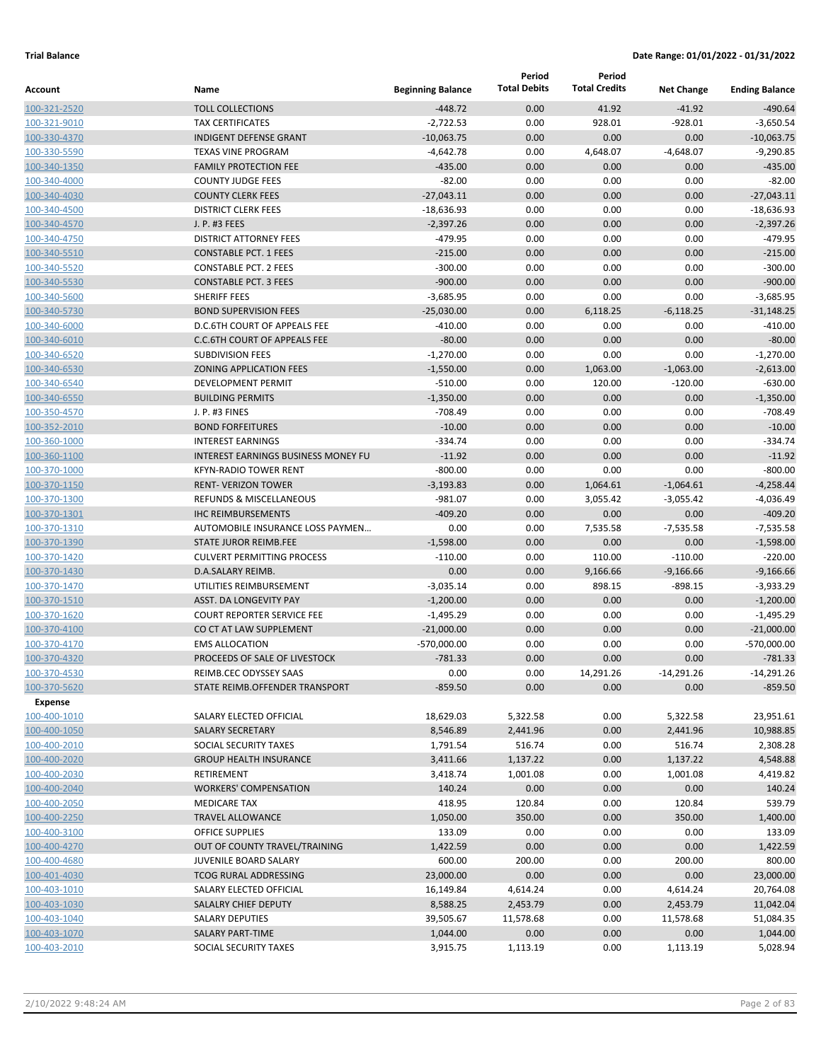**Trial Balance** **Date Range: 01/01/2022 - 01/31/2022**

| Account | Name | Beginning Balance | Period Total Debits | Period Total Credits | Net Change | Ending Balance |
|---|---|---|---|---|---|---|
| 100-321-2520 | TOLL COLLECTIONS | -448.72 | 0.00 | 41.92 | -41.92 | -490.64 |
| 100-321-9010 | TAX CERTIFICATES | -2,722.53 | 0.00 | 928.01 | -928.01 | -3,650.54 |
| 100-330-4370 | INDIGENT DEFENSE GRANT | -10,063.75 | 0.00 | 0.00 | 0.00 | -10,063.75 |
| 100-330-5590 | TEXAS VINE PROGRAM | -4,642.78 | 0.00 | 4,648.07 | -4,648.07 | -9,290.85 |
| 100-340-1350 | FAMILY PROTECTION FEE | -435.00 | 0.00 | 0.00 | 0.00 | -435.00 |
| 100-340-4000 | COUNTY JUDGE FEES | -82.00 | 0.00 | 0.00 | 0.00 | -82.00 |
| 100-340-4030 | COUNTY CLERK FEES | -27,043.11 | 0.00 | 0.00 | 0.00 | -27,043.11 |
| 100-340-4500 | DISTRICT CLERK FEES | -18,636.93 | 0.00 | 0.00 | 0.00 | -18,636.93 |
| 100-340-4570 | J. P. #3 FEES | -2,397.26 | 0.00 | 0.00 | 0.00 | -2,397.26 |
| 100-340-4750 | DISTRICT ATTORNEY FEES | -479.95 | 0.00 | 0.00 | 0.00 | -479.95 |
| 100-340-5510 | CONSTABLE PCT. 1 FEES | -215.00 | 0.00 | 0.00 | 0.00 | -215.00 |
| 100-340-5520 | CONSTABLE PCT. 2 FEES | -300.00 | 0.00 | 0.00 | 0.00 | -300.00 |
| 100-340-5530 | CONSTABLE PCT. 3 FEES | -900.00 | 0.00 | 0.00 | 0.00 | -900.00 |
| 100-340-5600 | SHERIFF FEES | -3,685.95 | 0.00 | 0.00 | 0.00 | -3,685.95 |
| 100-340-5730 | BOND SUPERVISION FEES | -25,030.00 | 0.00 | 6,118.25 | -6,118.25 | -31,148.25 |
| 100-340-6000 | D.C.6TH COURT OF APPEALS FEE | -410.00 | 0.00 | 0.00 | 0.00 | -410.00 |
| 100-340-6010 | C.C.6TH COURT OF APPEALS FEE | -80.00 | 0.00 | 0.00 | 0.00 | -80.00 |
| 100-340-6520 | SUBDIVISION FEES | -1,270.00 | 0.00 | 0.00 | 0.00 | -1,270.00 |
| 100-340-6530 | ZONING APPLICATION FEES | -1,550.00 | 0.00 | 1,063.00 | -1,063.00 | -2,613.00 |
| 100-340-6540 | DEVELOPMENT PERMIT | -510.00 | 0.00 | 120.00 | -120.00 | -630.00 |
| 100-340-6550 | BUILDING PERMITS | -1,350.00 | 0.00 | 0.00 | 0.00 | -1,350.00 |
| 100-350-4570 | J. P. #3 FINES | -708.49 | 0.00 | 0.00 | 0.00 | -708.49 |
| 100-352-2010 | BOND FORFEITURES | -10.00 | 0.00 | 0.00 | 0.00 | -10.00 |
| 100-360-1000 | INTEREST EARNINGS | -334.74 | 0.00 | 0.00 | 0.00 | -334.74 |
| 100-360-1100 | INTEREST EARNINGS BUSINESS MONEY FU | -11.92 | 0.00 | 0.00 | 0.00 | -11.92 |
| 100-370-1000 | KFYN-RADIO TOWER RENT | -800.00 | 0.00 | 0.00 | 0.00 | -800.00 |
| 100-370-1150 | RENT- VERIZON TOWER | -3,193.83 | 0.00 | 1,064.61 | -1,064.61 | -4,258.44 |
| 100-370-1300 | REFUNDS & MISCELLANEOUS | -981.07 | 0.00 | 3,055.42 | -3,055.42 | -4,036.49 |
| 100-370-1301 | IHC REIMBURSEMENTS | -409.20 | 0.00 | 0.00 | 0.00 | -409.20 |
| 100-370-1310 | AUTOMOBILE INSURANCE LOSS PAYMEN… | 0.00 | 0.00 | 7,535.58 | -7,535.58 | -7,535.58 |
| 100-370-1390 | STATE JUROR REIMB.FEE | -1,598.00 | 0.00 | 0.00 | 0.00 | -1,598.00 |
| 100-370-1420 | CULVERT PERMITTING PROCESS | -110.00 | 0.00 | 110.00 | -110.00 | -220.00 |
| 100-370-1430 | D.A.SALARY REIMB. | 0.00 | 0.00 | 9,166.66 | -9,166.66 | -9,166.66 |
| 100-370-1470 | UTILITIES REIMBURSEMENT | -3,035.14 | 0.00 | 898.15 | -898.15 | -3,933.29 |
| 100-370-1510 | ASST. DA LONGEVITY PAY | -1,200.00 | 0.00 | 0.00 | 0.00 | -1,200.00 |
| 100-370-1620 | COURT REPORTER SERVICE FEE | -1,495.29 | 0.00 | 0.00 | 0.00 | -1,495.29 |
| 100-370-4100 | CO CT AT LAW SUPPLEMENT | -21,000.00 | 0.00 | 0.00 | 0.00 | -21,000.00 |
| 100-370-4170 | EMS ALLOCATION | -570,000.00 | 0.00 | 0.00 | 0.00 | -570,000.00 |
| 100-370-4320 | PROCEEDS OF SALE OF LIVESTOCK | -781.33 | 0.00 | 0.00 | 0.00 | -781.33 |
| 100-370-4530 | REIMB.CEC ODYSSEY SAAS | 0.00 | 0.00 | 14,291.26 | -14,291.26 | -14,291.26 |
| 100-370-5620 | STATE REIMB.OFFENDER TRANSPORT | -859.50 | 0.00 | 0.00 | 0.00 | -859.50 |
| **Expense** | | | | | | |
| 100-400-1010 | SALARY ELECTED OFFICIAL | 18,629.03 | 5,322.58 | 0.00 | 5,322.58 | 23,951.61 |
| 100-400-1050 | SALARY SECRETARY | 8,546.89 | 2,441.96 | 0.00 | 2,441.96 | 10,988.85 |
| 100-400-2010 | SOCIAL SECURITY TAXES | 1,791.54 | 516.74 | 0.00 | 516.74 | 2,308.28 |
| 100-400-2020 | GROUP HEALTH INSURANCE | 3,411.66 | 1,137.22 | 0.00 | 1,137.22 | 4,548.88 |
| 100-400-2030 | RETIREMENT | 3,418.74 | 1,001.08 | 0.00 | 1,001.08 | 4,419.82 |
| 100-400-2040 | WORKERS' COMPENSATION | 140.24 | 0.00 | 0.00 | 0.00 | 140.24 |
| 100-400-2050 | MEDICARE TAX | 418.95 | 120.84 | 0.00 | 120.84 | 539.79 |
| 100-400-2250 | TRAVEL ALLOWANCE | 1,050.00 | 350.00 | 0.00 | 350.00 | 1,400.00 |
| 100-400-3100 | OFFICE SUPPLIES | 133.09 | 0.00 | 0.00 | 0.00 | 133.09 |
| 100-400-4270 | OUT OF COUNTY TRAVEL/TRAINING | 1,422.59 | 0.00 | 0.00 | 0.00 | 1,422.59 |
| 100-400-4680 | JUVENILE BOARD SALARY | 600.00 | 200.00 | 0.00 | 200.00 | 800.00 |
| 100-401-4030 | TCOG RURAL ADDRESSING | 23,000.00 | 0.00 | 0.00 | 0.00 | 23,000.00 |
| 100-403-1010 | SALARY ELECTED OFFICIAL | 16,149.84 | 4,614.24 | 0.00 | 4,614.24 | 20,764.08 |
| 100-403-1030 | SALALRY CHIEF DEPUTY | 8,588.25 | 2,453.79 | 0.00 | 2,453.79 | 11,042.04 |
| 100-403-1040 | SALARY DEPUTIES | 39,505.67 | 11,578.68 | 0.00 | 11,578.68 | 51,084.35 |
| 100-403-1070 | SALARY PART-TIME | 1,044.00 | 0.00 | 0.00 | 0.00 | 1,044.00 |
| 100-403-2010 | SOCIAL SECURITY TAXES | 3,915.75 | 1,113.19 | 0.00 | 1,113.19 | 5,028.94 |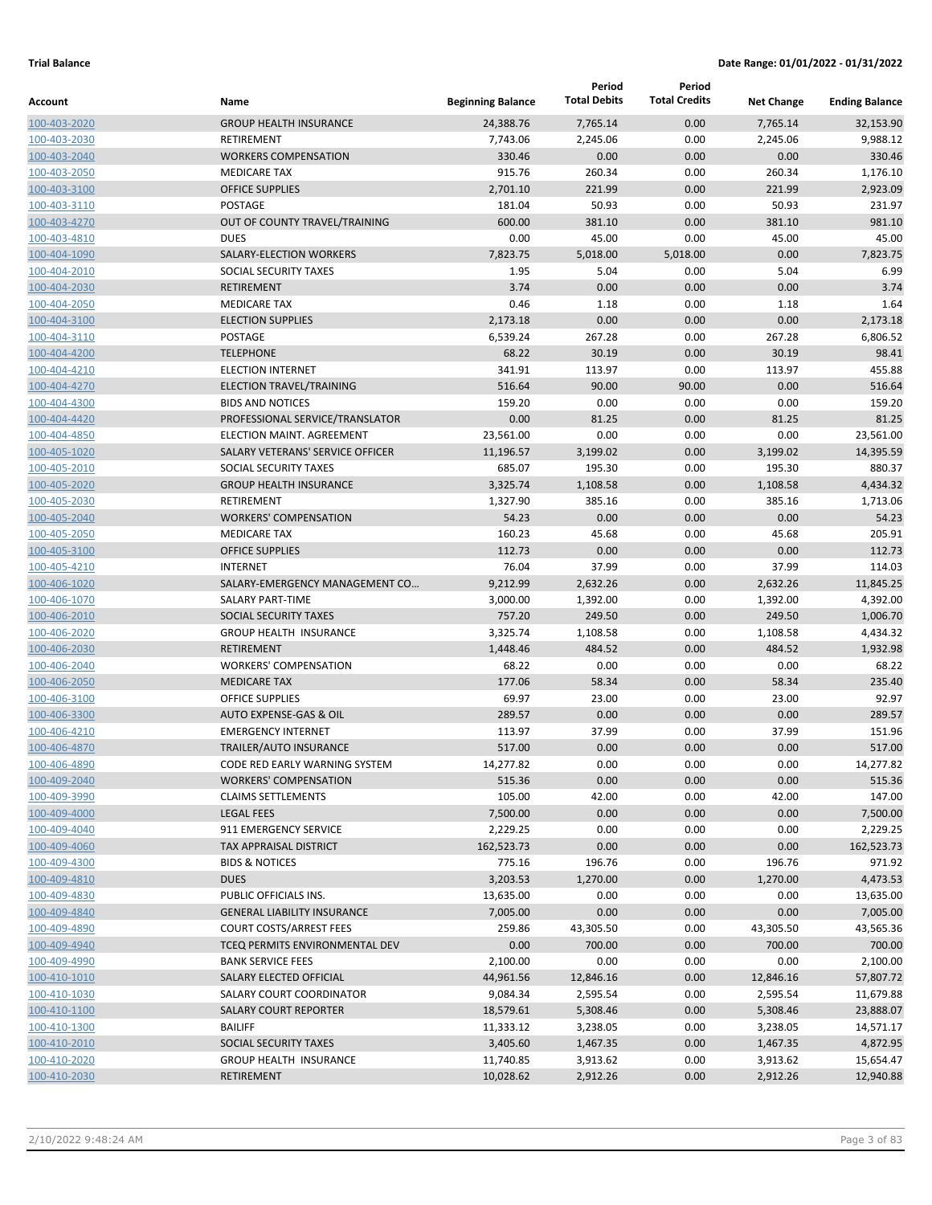**Trial Balance** **Date Range: 01/01/2022 - 01/31/2022**

| Account | Name | Beginning Balance | Period Total Debits | Period Total Credits | Net Change | Ending Balance |
|---|---|---|---|---|---|---|
| 100-403-2020 | GROUP HEALTH INSURANCE | 24,388.76 | 7,765.14 | 0.00 | 7,765.14 | 32,153.90 |
| 100-403-2030 | RETIREMENT | 7,743.06 | 2,245.06 | 0.00 | 2,245.06 | 9,988.12 |
| 100-403-2040 | WORKERS COMPENSATION | 330.46 | 0.00 | 0.00 | 0.00 | 330.46 |
| 100-403-2050 | MEDICARE TAX | 915.76 | 260.34 | 0.00 | 260.34 | 1,176.10 |
| 100-403-3100 | OFFICE SUPPLIES | 2,701.10 | 221.99 | 0.00 | 221.99 | 2,923.09 |
| 100-403-3110 | POSTAGE | 181.04 | 50.93 | 0.00 | 50.93 | 231.97 |
| 100-403-4270 | OUT OF COUNTY TRAVEL/TRAINING | 600.00 | 381.10 | 0.00 | 381.10 | 981.10 |
| 100-403-4810 | DUES | 0.00 | 45.00 | 0.00 | 45.00 | 45.00 |
| 100-404-1090 | SALARY-ELECTION WORKERS | 7,823.75 | 5,018.00 | 5,018.00 | 0.00 | 7,823.75 |
| 100-404-2010 | SOCIAL SECURITY TAXES | 1.95 | 5.04 | 0.00 | 5.04 | 6.99 |
| 100-404-2030 | RETIREMENT | 3.74 | 0.00 | 0.00 | 0.00 | 3.74 |
| 100-404-2050 | MEDICARE TAX | 0.46 | 1.18 | 0.00 | 1.18 | 1.64 |
| 100-404-3100 | ELECTION SUPPLIES | 2,173.18 | 0.00 | 0.00 | 0.00 | 2,173.18 |
| 100-404-3110 | POSTAGE | 6,539.24 | 267.28 | 0.00 | 267.28 | 6,806.52 |
| 100-404-4200 | TELEPHONE | 68.22 | 30.19 | 0.00 | 30.19 | 98.41 |
| 100-404-4210 | ELECTION INTERNET | 341.91 | 113.97 | 0.00 | 113.97 | 455.88 |
| 100-404-4270 | ELECTION TRAVEL/TRAINING | 516.64 | 90.00 | 90.00 | 0.00 | 516.64 |
| 100-404-4300 | BIDS AND NOTICES | 159.20 | 0.00 | 0.00 | 0.00 | 159.20 |
| 100-404-4420 | PROFESSIONAL SERVICE/TRANSLATOR | 0.00 | 81.25 | 0.00 | 81.25 | 81.25 |
| 100-404-4850 | ELECTION MAINT. AGREEMENT | 23,561.00 | 0.00 | 0.00 | 0.00 | 23,561.00 |
| 100-405-1020 | SALARY VETERANS' SERVICE OFFICER | 11,196.57 | 3,199.02 | 0.00 | 3,199.02 | 14,395.59 |
| 100-405-2010 | SOCIAL SECURITY TAXES | 685.07 | 195.30 | 0.00 | 195.30 | 880.37 |
| 100-405-2020 | GROUP HEALTH INSURANCE | 3,325.74 | 1,108.58 | 0.00 | 1,108.58 | 4,434.32 |
| 100-405-2030 | RETIREMENT | 1,327.90 | 385.16 | 0.00 | 385.16 | 1,713.06 |
| 100-405-2040 | WORKERS' COMPENSATION | 54.23 | 0.00 | 0.00 | 0.00 | 54.23 |
| 100-405-2050 | MEDICARE TAX | 160.23 | 45.68 | 0.00 | 45.68 | 205.91 |
| 100-405-3100 | OFFICE SUPPLIES | 112.73 | 0.00 | 0.00 | 0.00 | 112.73 |
| 100-405-4210 | INTERNET | 76.04 | 37.99 | 0.00 | 37.99 | 114.03 |
| 100-406-1020 | SALARY-EMERGENCY MANAGEMENT CO... | 9,212.99 | 2,632.26 | 0.00 | 2,632.26 | 11,845.25 |
| 100-406-1070 | SALARY PART-TIME | 3,000.00 | 1,392.00 | 0.00 | 1,392.00 | 4,392.00 |
| 100-406-2010 | SOCIAL SECURITY TAXES | 757.20 | 249.50 | 0.00 | 249.50 | 1,006.70 |
| 100-406-2020 | GROUP HEALTH INSURANCE | 3,325.74 | 1,108.58 | 0.00 | 1,108.58 | 4,434.32 |
| 100-406-2030 | RETIREMENT | 1,448.46 | 484.52 | 0.00 | 484.52 | 1,932.98 |
| 100-406-2040 | WORKERS' COMPENSATION | 68.22 | 0.00 | 0.00 | 0.00 | 68.22 |
| 100-406-2050 | MEDICARE TAX | 177.06 | 58.34 | 0.00 | 58.34 | 235.40 |
| 100-406-3100 | OFFICE SUPPLIES | 69.97 | 23.00 | 0.00 | 23.00 | 92.97 |
| 100-406-3300 | AUTO EXPENSE-GAS & OIL | 289.57 | 0.00 | 0.00 | 0.00 | 289.57 |
| 100-406-4210 | EMERGENCY INTERNET | 113.97 | 37.99 | 0.00 | 37.99 | 151.96 |
| 100-406-4870 | TRAILER/AUTO INSURANCE | 517.00 | 0.00 | 0.00 | 0.00 | 517.00 |
| 100-406-4890 | CODE RED EARLY WARNING SYSTEM | 14,277.82 | 0.00 | 0.00 | 0.00 | 14,277.82 |
| 100-409-2040 | WORKERS' COMPENSATION | 515.36 | 0.00 | 0.00 | 0.00 | 515.36 |
| 100-409-3990 | CLAIMS SETTLEMENTS | 105.00 | 42.00 | 0.00 | 42.00 | 147.00 |
| 100-409-4000 | LEGAL FEES | 7,500.00 | 0.00 | 0.00 | 0.00 | 7,500.00 |
| 100-409-4040 | 911 EMERGENCY SERVICE | 2,229.25 | 0.00 | 0.00 | 0.00 | 2,229.25 |
| 100-409-4060 | TAX APPRAISAL DISTRICT | 162,523.73 | 0.00 | 0.00 | 0.00 | 162,523.73 |
| 100-409-4300 | BIDS & NOTICES | 775.16 | 196.76 | 0.00 | 196.76 | 971.92 |
| 100-409-4810 | DUES | 3,203.53 | 1,270.00 | 0.00 | 1,270.00 | 4,473.53 |
| 100-409-4830 | PUBLIC OFFICIALS INS. | 13,635.00 | 0.00 | 0.00 | 0.00 | 13,635.00 |
| 100-409-4840 | GENERAL LIABILITY INSURANCE | 7,005.00 | 0.00 | 0.00 | 0.00 | 7,005.00 |
| 100-409-4890 | COURT COSTS/ARREST FEES | 259.86 | 43,305.50 | 0.00 | 43,305.50 | 43,565.36 |
| 100-409-4940 | TCEQ PERMITS ENVIRONMENTAL DEV | 0.00 | 700.00 | 0.00 | 700.00 | 700.00 |
| 100-409-4990 | BANK SERVICE FEES | 2,100.00 | 0.00 | 0.00 | 0.00 | 2,100.00 |
| 100-410-1010 | SALARY ELECTED OFFICIAL | 44,961.56 | 12,846.16 | 0.00 | 12,846.16 | 57,807.72 |
| 100-410-1030 | SALARY COURT COORDINATOR | 9,084.34 | 2,595.54 | 0.00 | 2,595.54 | 11,679.88 |
| 100-410-1100 | SALARY COURT REPORTER | 18,579.61 | 5,308.46 | 0.00 | 5,308.46 | 23,888.07 |
| 100-410-1300 | BAILIFF | 11,333.12 | 3,238.05 | 0.00 | 3,238.05 | 14,571.17 |
| 100-410-2010 | SOCIAL SECURITY TAXES | 3,405.60 | 1,467.35 | 0.00 | 1,467.35 | 4,872.95 |
| 100-410-2020 | GROUP HEALTH INSURANCE | 11,740.85 | 3,913.62 | 0.00 | 3,913.62 | 15,654.47 |
| 100-410-2030 | RETIREMENT | 10,028.62 | 2,912.26 | 0.00 | 2,912.26 | 12,940.88 |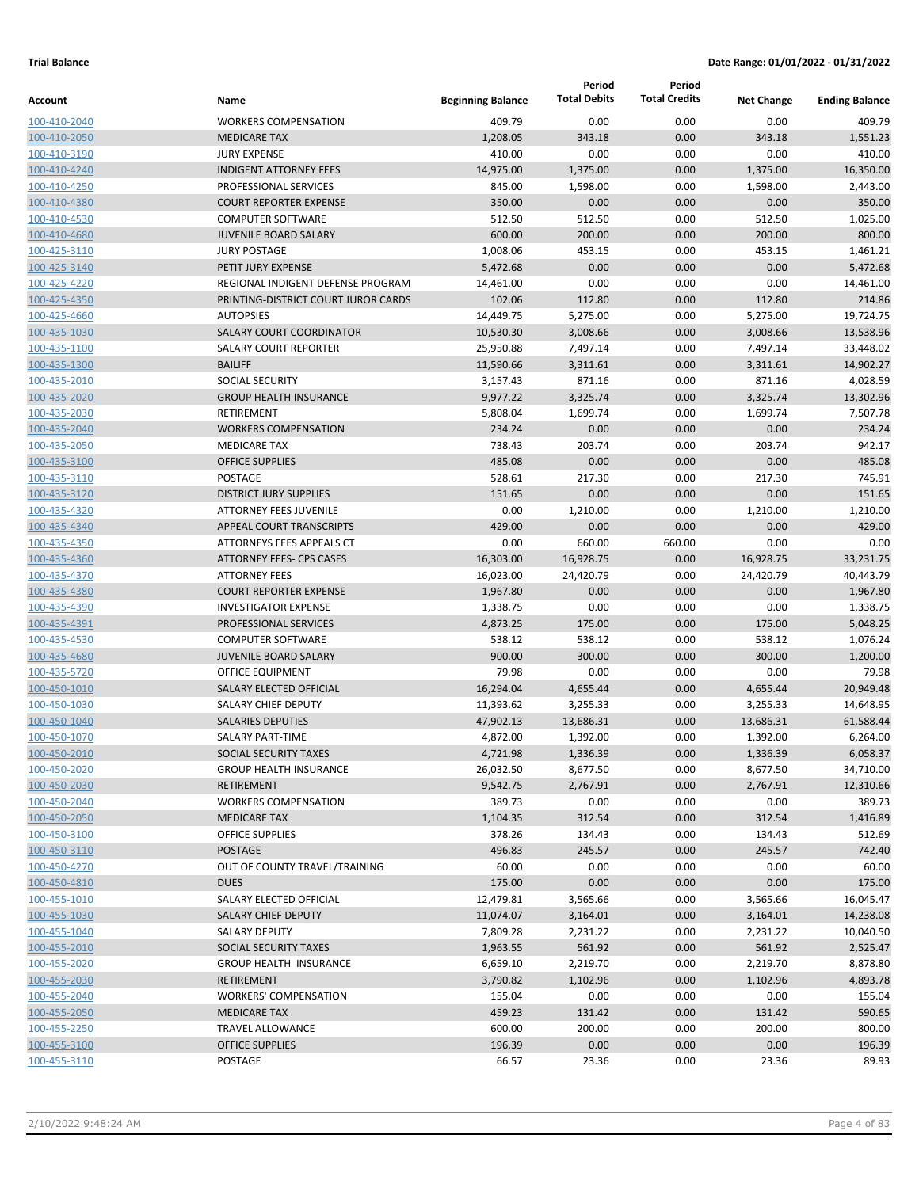**Trial Balance** **Date Range: 01/01/2022 - 01/31/2022**

| Account | Name | Beginning Balance | Period Total Debits | Period Total Credits | Net Change | Ending Balance |
|---|---|---|---|---|---|---|
| 100-410-2040 | WORKERS COMPENSATION | 409.79 | 0.00 | 0.00 | 0.00 | 409.79 |
| 100-410-2050 | MEDICARE TAX | 1,208.05 | 343.18 | 0.00 | 343.18 | 1,551.23 |
| 100-410-3190 | JURY EXPENSE | 410.00 | 0.00 | 0.00 | 0.00 | 410.00 |
| 100-410-4240 | INDIGENT ATTORNEY FEES | 14,975.00 | 1,375.00 | 0.00 | 1,375.00 | 16,350.00 |
| 100-410-4250 | PROFESSIONAL SERVICES | 845.00 | 1,598.00 | 0.00 | 1,598.00 | 2,443.00 |
| 100-410-4380 | COURT REPORTER EXPENSE | 350.00 | 0.00 | 0.00 | 0.00 | 350.00 |
| 100-410-4530 | COMPUTER SOFTWARE | 512.50 | 512.50 | 0.00 | 512.50 | 1,025.00 |
| 100-410-4680 | JUVENILE BOARD SALARY | 600.00 | 200.00 | 0.00 | 200.00 | 800.00 |
| 100-425-3110 | JURY POSTAGE | 1,008.06 | 453.15 | 0.00 | 453.15 | 1,461.21 |
| 100-425-3140 | PETIT JURY EXPENSE | 5,472.68 | 0.00 | 0.00 | 0.00 | 5,472.68 |
| 100-425-4220 | REGIONAL INDIGENT DEFENSE PROGRAM | 14,461.00 | 0.00 | 0.00 | 0.00 | 14,461.00 |
| 100-425-4350 | PRINTING-DISTRICT COURT JUROR CARDS | 102.06 | 112.80 | 0.00 | 112.80 | 214.86 |
| 100-425-4660 | AUTOPSIES | 14,449.75 | 5,275.00 | 0.00 | 5,275.00 | 19,724.75 |
| 100-435-1030 | SALARY COURT COORDINATOR | 10,530.30 | 3,008.66 | 0.00 | 3,008.66 | 13,538.96 |
| 100-435-1100 | SALARY COURT REPORTER | 25,950.88 | 7,497.14 | 0.00 | 7,497.14 | 33,448.02 |
| 100-435-1300 | BAILIFF | 11,590.66 | 3,311.61 | 0.00 | 3,311.61 | 14,902.27 |
| 100-435-2010 | SOCIAL SECURITY | 3,157.43 | 871.16 | 0.00 | 871.16 | 4,028.59 |
| 100-435-2020 | GROUP HEALTH INSURANCE | 9,977.22 | 3,325.74 | 0.00 | 3,325.74 | 13,302.96 |
| 100-435-2030 | RETIREMENT | 5,808.04 | 1,699.74 | 0.00 | 1,699.74 | 7,507.78 |
| 100-435-2040 | WORKERS COMPENSATION | 234.24 | 0.00 | 0.00 | 0.00 | 234.24 |
| 100-435-2050 | MEDICARE TAX | 738.43 | 203.74 | 0.00 | 203.74 | 942.17 |
| 100-435-3100 | OFFICE SUPPLIES | 485.08 | 0.00 | 0.00 | 0.00 | 485.08 |
| 100-435-3110 | POSTAGE | 528.61 | 217.30 | 0.00 | 217.30 | 745.91 |
| 100-435-3120 | DISTRICT JURY SUPPLIES | 151.65 | 0.00 | 0.00 | 0.00 | 151.65 |
| 100-435-4320 | ATTORNEY FEES JUVENILE | 0.00 | 1,210.00 | 0.00 | 1,210.00 | 1,210.00 |
| 100-435-4340 | APPEAL COURT TRANSCRIPTS | 429.00 | 0.00 | 0.00 | 0.00 | 429.00 |
| 100-435-4350 | ATTORNEYS FEES APPEALS CT | 0.00 | 660.00 | 660.00 | 0.00 | 0.00 |
| 100-435-4360 | ATTORNEY FEES- CPS CASES | 16,303.00 | 16,928.75 | 0.00 | 16,928.75 | 33,231.75 |
| 100-435-4370 | ATTORNEY FEES | 16,023.00 | 24,420.79 | 0.00 | 24,420.79 | 40,443.79 |
| 100-435-4380 | COURT REPORTER EXPENSE | 1,967.80 | 0.00 | 0.00 | 0.00 | 1,967.80 |
| 100-435-4390 | INVESTIGATOR EXPENSE | 1,338.75 | 0.00 | 0.00 | 0.00 | 1,338.75 |
| 100-435-4391 | PROFESSIONAL SERVICES | 4,873.25 | 175.00 | 0.00 | 175.00 | 5,048.25 |
| 100-435-4530 | COMPUTER SOFTWARE | 538.12 | 538.12 | 0.00 | 538.12 | 1,076.24 |
| 100-435-4680 | JUVENILE BOARD SALARY | 900.00 | 300.00 | 0.00 | 300.00 | 1,200.00 |
| 100-435-5720 | OFFICE EQUIPMENT | 79.98 | 0.00 | 0.00 | 0.00 | 79.98 |
| 100-450-1010 | SALARY ELECTED OFFICIAL | 16,294.04 | 4,655.44 | 0.00 | 4,655.44 | 20,949.48 |
| 100-450-1030 | SALARY CHIEF DEPUTY | 11,393.62 | 3,255.33 | 0.00 | 3,255.33 | 14,648.95 |
| 100-450-1040 | SALARIES DEPUTIES | 47,902.13 | 13,686.31 | 0.00 | 13,686.31 | 61,588.44 |
| 100-450-1070 | SALARY PART-TIME | 4,872.00 | 1,392.00 | 0.00 | 1,392.00 | 6,264.00 |
| 100-450-2010 | SOCIAL SECURITY TAXES | 4,721.98 | 1,336.39 | 0.00 | 1,336.39 | 6,058.37 |
| 100-450-2020 | GROUP HEALTH INSURANCE | 26,032.50 | 8,677.50 | 0.00 | 8,677.50 | 34,710.00 |
| 100-450-2030 | RETIREMENT | 9,542.75 | 2,767.91 | 0.00 | 2,767.91 | 12,310.66 |
| 100-450-2040 | WORKERS COMPENSATION | 389.73 | 0.00 | 0.00 | 0.00 | 389.73 |
| 100-450-2050 | MEDICARE TAX | 1,104.35 | 312.54 | 0.00 | 312.54 | 1,416.89 |
| 100-450-3100 | OFFICE SUPPLIES | 378.26 | 134.43 | 0.00 | 134.43 | 512.69 |
| 100-450-3110 | POSTAGE | 496.83 | 245.57 | 0.00 | 245.57 | 742.40 |
| 100-450-4270 | OUT OF COUNTY TRAVEL/TRAINING | 60.00 | 0.00 | 0.00 | 0.00 | 60.00 |
| 100-450-4810 | DUES | 175.00 | 0.00 | 0.00 | 0.00 | 175.00 |
| 100-455-1010 | SALARY ELECTED OFFICIAL | 12,479.81 | 3,565.66 | 0.00 | 3,565.66 | 16,045.47 |
| 100-455-1030 | SALARY CHIEF DEPUTY | 11,074.07 | 3,164.01 | 0.00 | 3,164.01 | 14,238.08 |
| 100-455-1040 | SALARY DEPUTY | 7,809.28 | 2,231.22 | 0.00 | 2,231.22 | 10,040.50 |
| 100-455-2010 | SOCIAL SECURITY TAXES | 1,963.55 | 561.92 | 0.00 | 561.92 | 2,525.47 |
| 100-455-2020 | GROUP HEALTH INSURANCE | 6,659.10 | 2,219.70 | 0.00 | 2,219.70 | 8,878.80 |
| 100-455-2030 | RETIREMENT | 3,790.82 | 1,102.96 | 0.00 | 1,102.96 | 4,893.78 |
| 100-455-2040 | WORKERS' COMPENSATION | 155.04 | 0.00 | 0.00 | 0.00 | 155.04 |
| 100-455-2050 | MEDICARE TAX | 459.23 | 131.42 | 0.00 | 131.42 | 590.65 |
| 100-455-2250 | TRAVEL ALLOWANCE | 600.00 | 200.00 | 0.00 | 200.00 | 800.00 |
| 100-455-3100 | OFFICE SUPPLIES | 196.39 | 0.00 | 0.00 | 0.00 | 196.39 |
| 100-455-3110 | POSTAGE | 66.57 | 23.36 | 0.00 | 23.36 | 89.93 |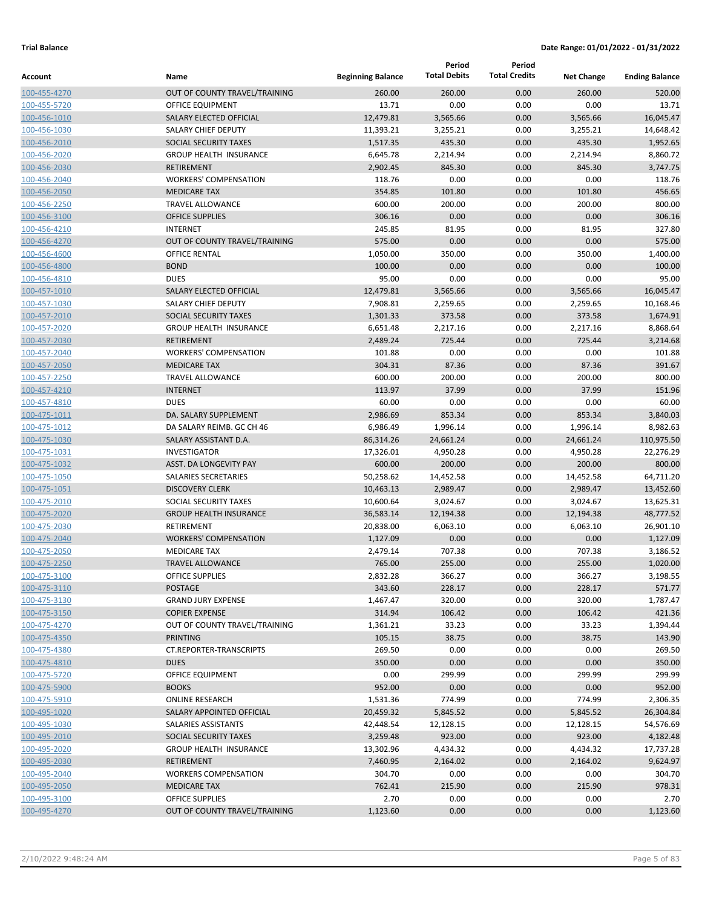**Trial Balance** **Date Range: 01/01/2022 - 01/31/2022**

| Account | Name | Beginning Balance | Period Total Debits | Period Total Credits | Net Change | Ending Balance |
|---|---|---|---|---|---|---|
| 100-455-4270 | OUT OF COUNTY TRAVEL/TRAINING | 260.00 | 260.00 | 0.00 | 260.00 | 520.00 |
| 100-455-5720 | OFFICE EQUIPMENT | 13.71 | 0.00 | 0.00 | 0.00 | 13.71 |
| 100-456-1010 | SALARY ELECTED OFFICIAL | 12,479.81 | 3,565.66 | 0.00 | 3,565.66 | 16,045.47 |
| 100-456-1030 | SALARY CHIEF DEPUTY | 11,393.21 | 3,255.21 | 0.00 | 3,255.21 | 14,648.42 |
| 100-456-2010 | SOCIAL SECURITY TAXES | 1,517.35 | 435.30 | 0.00 | 435.30 | 1,952.65 |
| 100-456-2020 | GROUP HEALTH INSURANCE | 6,645.78 | 2,214.94 | 0.00 | 2,214.94 | 8,860.72 |
| 100-456-2030 | RETIREMENT | 2,902.45 | 845.30 | 0.00 | 845.30 | 3,747.75 |
| 100-456-2040 | WORKERS' COMPENSATION | 118.76 | 0.00 | 0.00 | 0.00 | 118.76 |
| 100-456-2050 | MEDICARE TAX | 354.85 | 101.80 | 0.00 | 101.80 | 456.65 |
| 100-456-2250 | TRAVEL ALLOWANCE | 600.00 | 200.00 | 0.00 | 200.00 | 800.00 |
| 100-456-3100 | OFFICE SUPPLIES | 306.16 | 0.00 | 0.00 | 0.00 | 306.16 |
| 100-456-4210 | INTERNET | 245.85 | 81.95 | 0.00 | 81.95 | 327.80 |
| 100-456-4270 | OUT OF COUNTY TRAVEL/TRAINING | 575.00 | 0.00 | 0.00 | 0.00 | 575.00 |
| 100-456-4600 | OFFICE RENTAL | 1,050.00 | 350.00 | 0.00 | 350.00 | 1,400.00 |
| 100-456-4800 | BOND | 100.00 | 0.00 | 0.00 | 0.00 | 100.00 |
| 100-456-4810 | DUES | 95.00 | 0.00 | 0.00 | 0.00 | 95.00 |
| 100-457-1010 | SALARY ELECTED OFFICIAL | 12,479.81 | 3,565.66 | 0.00 | 3,565.66 | 16,045.47 |
| 100-457-1030 | SALARY CHIEF DEPUTY | 7,908.81 | 2,259.65 | 0.00 | 2,259.65 | 10,168.46 |
| 100-457-2010 | SOCIAL SECURITY TAXES | 1,301.33 | 373.58 | 0.00 | 373.58 | 1,674.91 |
| 100-457-2020 | GROUP HEALTH INSURANCE | 6,651.48 | 2,217.16 | 0.00 | 2,217.16 | 8,868.64 |
| 100-457-2030 | RETIREMENT | 2,489.24 | 725.44 | 0.00 | 725.44 | 3,214.68 |
| 100-457-2040 | WORKERS' COMPENSATION | 101.88 | 0.00 | 0.00 | 0.00 | 101.88 |
| 100-457-2050 | MEDICARE TAX | 304.31 | 87.36 | 0.00 | 87.36 | 391.67 |
| 100-457-2250 | TRAVEL ALLOWANCE | 600.00 | 200.00 | 0.00 | 200.00 | 800.00 |
| 100-457-4210 | INTERNET | 113.97 | 37.99 | 0.00 | 37.99 | 151.96 |
| 100-457-4810 | DUES | 60.00 | 0.00 | 0.00 | 0.00 | 60.00 |
| 100-475-1011 | DA. SALARY SUPPLEMENT | 2,986.69 | 853.34 | 0.00 | 853.34 | 3,840.03 |
| 100-475-1012 | DA SALARY REIMB. GC CH 46 | 6,986.49 | 1,996.14 | 0.00 | 1,996.14 | 8,982.63 |
| 100-475-1030 | SALARY ASSISTANT D.A. | 86,314.26 | 24,661.24 | 0.00 | 24,661.24 | 110,975.50 |
| 100-475-1031 | INVESTIGATOR | 17,326.01 | 4,950.28 | 0.00 | 4,950.28 | 22,276.29 |
| 100-475-1032 | ASST. DA LONGEVITY PAY | 600.00 | 200.00 | 0.00 | 200.00 | 800.00 |
| 100-475-1050 | SALARIES SECRETARIES | 50,258.62 | 14,452.58 | 0.00 | 14,452.58 | 64,711.20 |
| 100-475-1051 | DISCOVERY CLERK | 10,463.13 | 2,989.47 | 0.00 | 2,989.47 | 13,452.60 |
| 100-475-2010 | SOCIAL SECURITY TAXES | 10,600.64 | 3,024.67 | 0.00 | 3,024.67 | 13,625.31 |
| 100-475-2020 | GROUP HEALTH INSURANCE | 36,583.14 | 12,194.38 | 0.00 | 12,194.38 | 48,777.52 |
| 100-475-2030 | RETIREMENT | 20,838.00 | 6,063.10 | 0.00 | 6,063.10 | 26,901.10 |
| 100-475-2040 | WORKERS' COMPENSATION | 1,127.09 | 0.00 | 0.00 | 0.00 | 1,127.09 |
| 100-475-2050 | MEDICARE TAX | 2,479.14 | 707.38 | 0.00 | 707.38 | 3,186.52 |
| 100-475-2250 | TRAVEL ALLOWANCE | 765.00 | 255.00 | 0.00 | 255.00 | 1,020.00 |
| 100-475-3100 | OFFICE SUPPLIES | 2,832.28 | 366.27 | 0.00 | 366.27 | 3,198.55 |
| 100-475-3110 | POSTAGE | 343.60 | 228.17 | 0.00 | 228.17 | 571.77 |
| 100-475-3130 | GRAND JURY EXPENSE | 1,467.47 | 320.00 | 0.00 | 320.00 | 1,787.47 |
| 100-475-3150 | COPIER EXPENSE | 314.94 | 106.42 | 0.00 | 106.42 | 421.36 |
| 100-475-4270 | OUT OF COUNTY TRAVEL/TRAINING | 1,361.21 | 33.23 | 0.00 | 33.23 | 1,394.44 |
| 100-475-4350 | PRINTING | 105.15 | 38.75 | 0.00 | 38.75 | 143.90 |
| 100-475-4380 | CT.REPORTER-TRANSCRIPTS | 269.50 | 0.00 | 0.00 | 0.00 | 269.50 |
| 100-475-4810 | DUES | 350.00 | 0.00 | 0.00 | 0.00 | 350.00 |
| 100-475-5720 | OFFICE EQUIPMENT | 0.00 | 299.99 | 0.00 | 299.99 | 299.99 |
| 100-475-5900 | BOOKS | 952.00 | 0.00 | 0.00 | 0.00 | 952.00 |
| 100-475-5910 | ONLINE RESEARCH | 1,531.36 | 774.99 | 0.00 | 774.99 | 2,306.35 |
| 100-495-1020 | SALARY APPOINTED OFFICIAL | 20,459.32 | 5,845.52 | 0.00 | 5,845.52 | 26,304.84 |
| 100-495-1030 | SALARIES ASSISTANTS | 42,448.54 | 12,128.15 | 0.00 | 12,128.15 | 54,576.69 |
| 100-495-2010 | SOCIAL SECURITY TAXES | 3,259.48 | 923.00 | 0.00 | 923.00 | 4,182.48 |
| 100-495-2020 | GROUP HEALTH INSURANCE | 13,302.96 | 4,434.32 | 0.00 | 4,434.32 | 17,737.28 |
| 100-495-2030 | RETIREMENT | 7,460.95 | 2,164.02 | 0.00 | 2,164.02 | 9,624.97 |
| 100-495-2040 | WORKERS COMPENSATION | 304.70 | 0.00 | 0.00 | 0.00 | 304.70 |
| 100-495-2050 | MEDICARE TAX | 762.41 | 215.90 | 0.00 | 215.90 | 978.31 |
| 100-495-3100 | OFFICE SUPPLIES | 2.70 | 0.00 | 0.00 | 0.00 | 2.70 |
| 100-495-4270 | OUT OF COUNTY TRAVEL/TRAINING | 1,123.60 | 0.00 | 0.00 | 0.00 | 1,123.60 |

2/10/2022 9:48:24 AM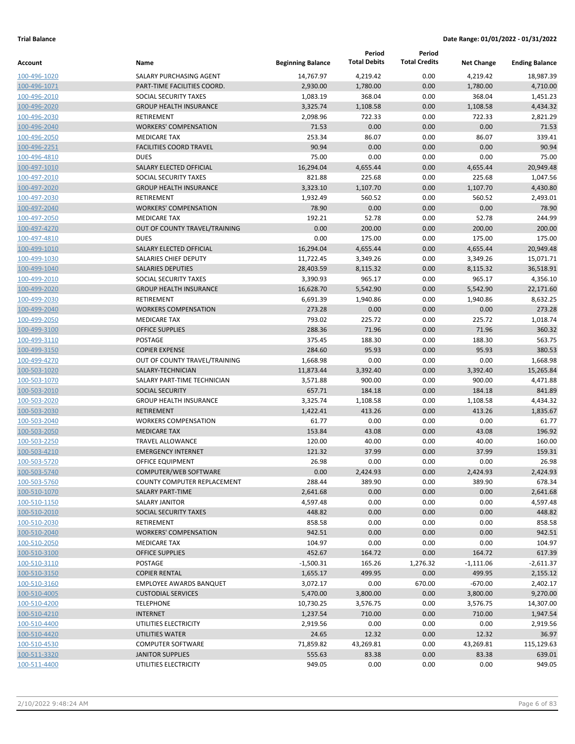**Trial Balance** **Date Range: 01/01/2022 - 01/31/2022**

| Account | Name | Beginning Balance | Period Total Debits | Period Total Credits | Net Change | Ending Balance |
|---|---|---|---|---|---|---|
| 100-496-1020 | SALARY PURCHASING AGENT | 14,767.97 | 4,219.42 | 0.00 | 4,219.42 | 18,987.39 |
| 100-496-1071 | PART-TIME FACILITIES COORD. | 2,930.00 | 1,780.00 | 0.00 | 1,780.00 | 4,710.00 |
| 100-496-2010 | SOCIAL SECURITY TAXES | 1,083.19 | 368.04 | 0.00 | 368.04 | 1,451.23 |
| 100-496-2020 | GROUP HEALTH INSURANCE | 3,325.74 | 1,108.58 | 0.00 | 1,108.58 | 4,434.32 |
| 100-496-2030 | RETIREMENT | 2,098.96 | 722.33 | 0.00 | 722.33 | 2,821.29 |
| 100-496-2040 | WORKERS' COMPENSATION | 71.53 | 0.00 | 0.00 | 0.00 | 71.53 |
| 100-496-2050 | MEDICARE TAX | 253.34 | 86.07 | 0.00 | 86.07 | 339.41 |
| 100-496-2251 | FACILITIES COORD TRAVEL | 90.94 | 0.00 | 0.00 | 0.00 | 90.94 |
| 100-496-4810 | DUES | 75.00 | 0.00 | 0.00 | 0.00 | 75.00 |
| 100-497-1010 | SALARY ELECTED OFFICIAL | 16,294.04 | 4,655.44 | 0.00 | 4,655.44 | 20,949.48 |
| 100-497-2010 | SOCIAL SECURITY TAXES | 821.88 | 225.68 | 0.00 | 225.68 | 1,047.56 |
| 100-497-2020 | GROUP HEALTH INSURANCE | 3,323.10 | 1,107.70 | 0.00 | 1,107.70 | 4,430.80 |
| 100-497-2030 | RETIREMENT | 1,932.49 | 560.52 | 0.00 | 560.52 | 2,493.01 |
| 100-497-2040 | WORKERS' COMPENSATION | 78.90 | 0.00 | 0.00 | 0.00 | 78.90 |
| 100-497-2050 | MEDICARE TAX | 192.21 | 52.78 | 0.00 | 52.78 | 244.99 |
| 100-497-4270 | OUT OF COUNTY TRAVEL/TRAINING | 0.00 | 200.00 | 0.00 | 200.00 | 200.00 |
| 100-497-4810 | DUES | 0.00 | 175.00 | 0.00 | 175.00 | 175.00 |
| 100-499-1010 | SALARY ELECTED OFFICIAL | 16,294.04 | 4,655.44 | 0.00 | 4,655.44 | 20,949.48 |
| 100-499-1030 | SALARIES CHIEF DEPUTY | 11,722.45 | 3,349.26 | 0.00 | 3,349.26 | 15,071.71 |
| 100-499-1040 | SALARIES DEPUTIES | 28,403.59 | 8,115.32 | 0.00 | 8,115.32 | 36,518.91 |
| 100-499-2010 | SOCIAL SECURITY TAXES | 3,390.93 | 965.17 | 0.00 | 965.17 | 4,356.10 |
| 100-499-2020 | GROUP HEALTH INSURANCE | 16,628.70 | 5,542.90 | 0.00 | 5,542.90 | 22,171.60 |
| 100-499-2030 | RETIREMENT | 6,691.39 | 1,940.86 | 0.00 | 1,940.86 | 8,632.25 |
| 100-499-2040 | WORKERS COMPENSATION | 273.28 | 0.00 | 0.00 | 0.00 | 273.28 |
| 100-499-2050 | MEDICARE TAX | 793.02 | 225.72 | 0.00 | 225.72 | 1,018.74 |
| 100-499-3100 | OFFICE SUPPLIES | 288.36 | 71.96 | 0.00 | 71.96 | 360.32 |
| 100-499-3110 | POSTAGE | 375.45 | 188.30 | 0.00 | 188.30 | 563.75 |
| 100-499-3150 | COPIER EXPENSE | 284.60 | 95.93 | 0.00 | 95.93 | 380.53 |
| 100-499-4270 | OUT OF COUNTY TRAVEL/TRAINING | 1,668.98 | 0.00 | 0.00 | 0.00 | 1,668.98 |
| 100-503-1020 | SALARY-TECHNICIAN | 11,873.44 | 3,392.40 | 0.00 | 3,392.40 | 15,265.84 |
| 100-503-1070 | SALARY PART-TIME TECHNICIAN | 3,571.88 | 900.00 | 0.00 | 900.00 | 4,471.88 |
| 100-503-2010 | SOCIAL SECURITY | 657.71 | 184.18 | 0.00 | 184.18 | 841.89 |
| 100-503-2020 | GROUP HEALTH INSURANCE | 3,325.74 | 1,108.58 | 0.00 | 1,108.58 | 4,434.32 |
| 100-503-2030 | RETIREMENT | 1,422.41 | 413.26 | 0.00 | 413.26 | 1,835.67 |
| 100-503-2040 | WORKERS COMPENSATION | 61.77 | 0.00 | 0.00 | 0.00 | 61.77 |
| 100-503-2050 | MEDICARE TAX | 153.84 | 43.08 | 0.00 | 43.08 | 196.92 |
| 100-503-2250 | TRAVEL ALLOWANCE | 120.00 | 40.00 | 0.00 | 40.00 | 160.00 |
| 100-503-4210 | EMERGENCY INTERNET | 121.32 | 37.99 | 0.00 | 37.99 | 159.31 |
| 100-503-5720 | OFFICE EQUIPMENT | 26.98 | 0.00 | 0.00 | 0.00 | 26.98 |
| 100-503-5740 | COMPUTER/WEB SOFTWARE | 0.00 | 2,424.93 | 0.00 | 2,424.93 | 2,424.93 |
| 100-503-5760 | COUNTY COMPUTER REPLACEMENT | 288.44 | 389.90 | 0.00 | 389.90 | 678.34 |
| 100-510-1070 | SALARY PART-TIME | 2,641.68 | 0.00 | 0.00 | 0.00 | 2,641.68 |
| 100-510-1150 | SALARY JANITOR | 4,597.48 | 0.00 | 0.00 | 0.00 | 4,597.48 |
| 100-510-2010 | SOCIAL SECURITY TAXES | 448.82 | 0.00 | 0.00 | 0.00 | 448.82 |
| 100-510-2030 | RETIREMENT | 858.58 | 0.00 | 0.00 | 0.00 | 858.58 |
| 100-510-2040 | WORKERS' COMPENSATION | 942.51 | 0.00 | 0.00 | 0.00 | 942.51 |
| 100-510-2050 | MEDICARE TAX | 104.97 | 0.00 | 0.00 | 0.00 | 104.97 |
| 100-510-3100 | OFFICE SUPPLIES | 452.67 | 164.72 | 0.00 | 164.72 | 617.39 |
| 100-510-3110 | POSTAGE | -1,500.31 | 165.26 | 1,276.32 | -1,111.06 | -2,611.37 |
| 100-510-3150 | COPIER RENTAL | 1,655.17 | 499.95 | 0.00 | 499.95 | 2,155.12 |
| 100-510-3160 | EMPLOYEE AWARDS BANQUET | 3,072.17 | 0.00 | 670.00 | -670.00 | 2,402.17 |
| 100-510-4005 | CUSTODIAL SERVICES | 5,470.00 | 3,800.00 | 0.00 | 3,800.00 | 9,270.00 |
| 100-510-4200 | TELEPHONE | 10,730.25 | 3,576.75 | 0.00 | 3,576.75 | 14,307.00 |
| 100-510-4210 | INTERNET | 1,237.54 | 710.00 | 0.00 | 710.00 | 1,947.54 |
| 100-510-4400 | UTILITIES ELECTRICITY | 2,919.56 | 0.00 | 0.00 | 0.00 | 2,919.56 |
| 100-510-4420 | UTILITIES WATER | 24.65 | 12.32 | 0.00 | 12.32 | 36.97 |
| 100-510-4530 | COMPUTER SOFTWARE | 71,859.82 | 43,269.81 | 0.00 | 43,269.81 | 115,129.63 |
| 100-511-3320 | JANITOR SUPPLIES | 555.63 | 83.38 | 0.00 | 83.38 | 639.01 |
| 100-511-4400 | UTILITIES ELECTRICITY | 949.05 | 0.00 | 0.00 | 0.00 | 949.05 |

2/10/2022 9:48:24 AM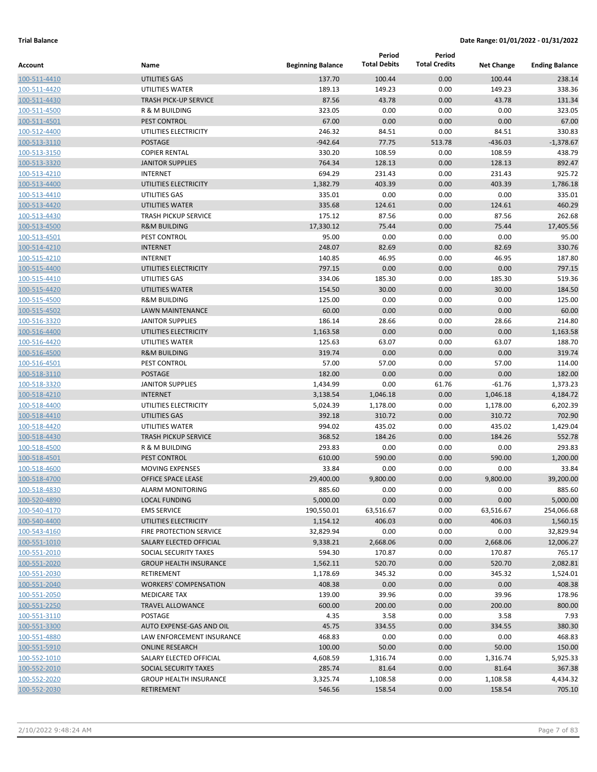**Trial Balance** | **Date Range: 01/01/2022 - 01/31/2022**

| Account | Name | Beginning Balance | Period Total Debits | Period Total Credits | Net Change | Ending Balance |
|---|---|---|---|---|---|---|
| 100-511-4410 | UTILITIES GAS | 137.70 | 100.44 | 0.00 | 100.44 | 238.14 |
| 100-511-4420 | UTILITIES WATER | 189.13 | 149.23 | 0.00 | 149.23 | 338.36 |
| 100-511-4430 | TRASH PICK-UP SERVICE | 87.56 | 43.78 | 0.00 | 43.78 | 131.34 |
| 100-511-4500 | R & M BUILDING | 323.05 | 0.00 | 0.00 | 0.00 | 323.05 |
| 100-511-4501 | PEST CONTROL | 67.00 | 0.00 | 0.00 | 0.00 | 67.00 |
| 100-512-4400 | UTILITIES ELECTRICITY | 246.32 | 84.51 | 0.00 | 84.51 | 330.83 |
| 100-513-3110 | POSTAGE | -942.64 | 77.75 | 513.78 | -436.03 | -1,378.67 |
| 100-513-3150 | COPIER RENTAL | 330.20 | 108.59 | 0.00 | 108.59 | 438.79 |
| 100-513-3320 | JANITOR SUPPLIES | 764.34 | 128.13 | 0.00 | 128.13 | 892.47 |
| 100-513-4210 | INTERNET | 694.29 | 231.43 | 0.00 | 231.43 | 925.72 |
| 100-513-4400 | UTILITIES ELECTRICITY | 1,382.79 | 403.39 | 0.00 | 403.39 | 1,786.18 |
| 100-513-4410 | UTILITIES GAS | 335.01 | 0.00 | 0.00 | 0.00 | 335.01 |
| 100-513-4420 | UTILITIES WATER | 335.68 | 124.61 | 0.00 | 124.61 | 460.29 |
| 100-513-4430 | TRASH PICKUP SERVICE | 175.12 | 87.56 | 0.00 | 87.56 | 262.68 |
| 100-513-4500 | R&M BUILDING | 17,330.12 | 75.44 | 0.00 | 75.44 | 17,405.56 |
| 100-513-4501 | PEST CONTROL | 95.00 | 0.00 | 0.00 | 0.00 | 95.00 |
| 100-514-4210 | INTERNET | 248.07 | 82.69 | 0.00 | 82.69 | 330.76 |
| 100-515-4210 | INTERNET | 140.85 | 46.95 | 0.00 | 46.95 | 187.80 |
| 100-515-4400 | UTILITIES ELECTRICITY | 797.15 | 0.00 | 0.00 | 0.00 | 797.15 |
| 100-515-4410 | UTILITIES GAS | 334.06 | 185.30 | 0.00 | 185.30 | 519.36 |
| 100-515-4420 | UTILITIES WATER | 154.50 | 30.00 | 0.00 | 30.00 | 184.50 |
| 100-515-4500 | R&M BUILDING | 125.00 | 0.00 | 0.00 | 0.00 | 125.00 |
| 100-515-4502 | LAWN MAINTENANCE | 60.00 | 0.00 | 0.00 | 0.00 | 60.00 |
| 100-516-3320 | JANITOR SUPPLIES | 186.14 | 28.66 | 0.00 | 28.66 | 214.80 |
| 100-516-4400 | UTILITIES ELECTRICITY | 1,163.58 | 0.00 | 0.00 | 0.00 | 1,163.58 |
| 100-516-4420 | UTILITIES WATER | 125.63 | 63.07 | 0.00 | 63.07 | 188.70 |
| 100-516-4500 | R&M BUILDING | 319.74 | 0.00 | 0.00 | 0.00 | 319.74 |
| 100-516-4501 | PEST CONTROL | 57.00 | 57.00 | 0.00 | 57.00 | 114.00 |
| 100-518-3110 | POSTAGE | 182.00 | 0.00 | 0.00 | 0.00 | 182.00 |
| 100-518-3320 | JANITOR SUPPLIES | 1,434.99 | 0.00 | 61.76 | -61.76 | 1,373.23 |
| 100-518-4210 | INTERNET | 3,138.54 | 1,046.18 | 0.00 | 1,046.18 | 4,184.72 |
| 100-518-4400 | UTILITIES ELECTRICITY | 5,024.39 | 1,178.00 | 0.00 | 1,178.00 | 6,202.39 |
| 100-518-4410 | UTILITIES GAS | 392.18 | 310.72 | 0.00 | 310.72 | 702.90 |
| 100-518-4420 | UTILITIES WATER | 994.02 | 435.02 | 0.00 | 435.02 | 1,429.04 |
| 100-518-4430 | TRASH PICKUP SERVICE | 368.52 | 184.26 | 0.00 | 184.26 | 552.78 |
| 100-518-4500 | R & M BUILDING | 293.83 | 0.00 | 0.00 | 0.00 | 293.83 |
| 100-518-4501 | PEST CONTROL | 610.00 | 590.00 | 0.00 | 590.00 | 1,200.00 |
| 100-518-4600 | MOVING EXPENSES | 33.84 | 0.00 | 0.00 | 0.00 | 33.84 |
| 100-518-4700 | OFFICE SPACE LEASE | 29,400.00 | 9,800.00 | 0.00 | 9,800.00 | 39,200.00 |
| 100-518-4830 | ALARM MONITORING | 885.60 | 0.00 | 0.00 | 0.00 | 885.60 |
| 100-520-4890 | LOCAL FUNDING | 5,000.00 | 0.00 | 0.00 | 0.00 | 5,000.00 |
| 100-540-4170 | EMS SERVICE | 190,550.01 | 63,516.67 | 0.00 | 63,516.67 | 254,066.68 |
| 100-540-4400 | UTILITIES ELECTRICITY | 1,154.12 | 406.03 | 0.00 | 406.03 | 1,560.15 |
| 100-543-4160 | FIRE PROTECTION SERVICE | 32,829.94 | 0.00 | 0.00 | 0.00 | 32,829.94 |
| 100-551-1010 | SALARY ELECTED OFFICIAL | 9,338.21 | 2,668.06 | 0.00 | 2,668.06 | 12,006.27 |
| 100-551-2010 | SOCIAL SECURITY TAXES | 594.30 | 170.87 | 0.00 | 170.87 | 765.17 |
| 100-551-2020 | GROUP HEALTH INSURANCE | 1,562.11 | 520.70 | 0.00 | 520.70 | 2,082.81 |
| 100-551-2030 | RETIREMENT | 1,178.69 | 345.32 | 0.00 | 345.32 | 1,524.01 |
| 100-551-2040 | WORKERS' COMPENSATION | 408.38 | 0.00 | 0.00 | 0.00 | 408.38 |
| 100-551-2050 | MEDICARE TAX | 139.00 | 39.96 | 0.00 | 39.96 | 178.96 |
| 100-551-2250 | TRAVEL ALLOWANCE | 600.00 | 200.00 | 0.00 | 200.00 | 800.00 |
| 100-551-3110 | POSTAGE | 4.35 | 3.58 | 0.00 | 3.58 | 7.93 |
| 100-551-3300 | AUTO EXPENSE-GAS AND OIL | 45.75 | 334.55 | 0.00 | 334.55 | 380.30 |
| 100-551-4880 | LAW ENFORCEMENT INSURANCE | 468.83 | 0.00 | 0.00 | 0.00 | 468.83 |
| 100-551-5910 | ONLINE RESEARCH | 100.00 | 50.00 | 0.00 | 50.00 | 150.00 |
| 100-552-1010 | SALARY ELECTED OFFICIAL | 4,608.59 | 1,316.74 | 0.00 | 1,316.74 | 5,925.33 |
| 100-552-2010 | SOCIAL SECURITY TAXES | 285.74 | 81.64 | 0.00 | 81.64 | 367.38 |
| 100-552-2020 | GROUP HEALTH INSURANCE | 3,325.74 | 1,108.58 | 0.00 | 1,108.58 | 4,434.32 |
| 100-552-2030 | RETIREMENT | 546.56 | 158.54 | 0.00 | 158.54 | 705.10 |

2/10/2022 9:48:24 AM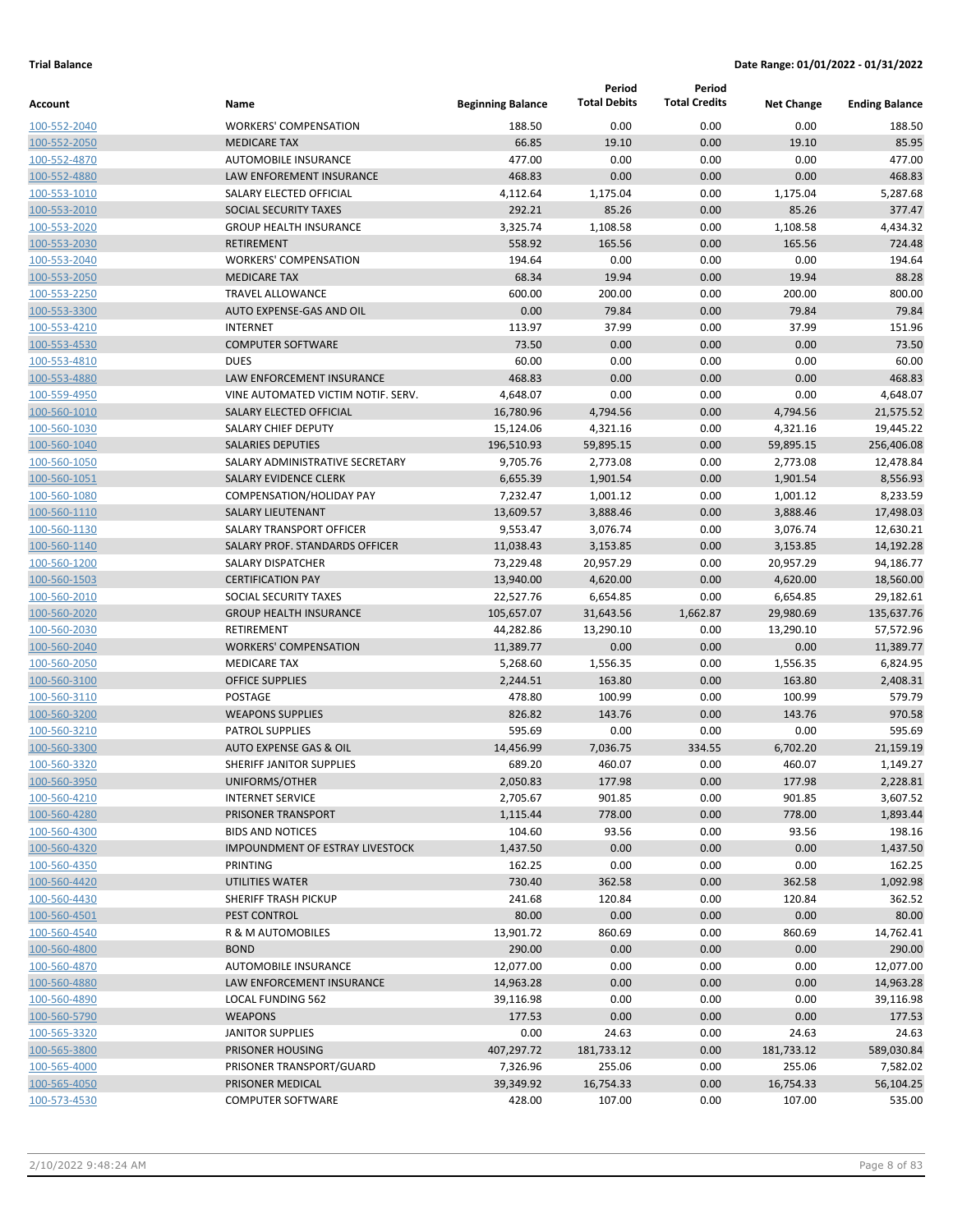**Trial Balance** **Date Range: 01/01/2022 - 01/31/2022**

| Account | Name | Beginning Balance | Period Total Debits | Period Total Credits | Net Change | Ending Balance |
|---|---|---|---|---|---|---|
| 100-552-2040 | WORKERS' COMPENSATION | 188.50 | 0.00 | 0.00 | 0.00 | 188.50 |
| 100-552-2050 | MEDICARE TAX | 66.85 | 19.10 | 0.00 | 19.10 | 85.95 |
| 100-552-4870 | AUTOMOBILE INSURANCE | 477.00 | 0.00 | 0.00 | 0.00 | 477.00 |
| 100-552-4880 | LAW ENFOREMENT INSURANCE | 468.83 | 0.00 | 0.00 | 0.00 | 468.83 |
| 100-553-1010 | SALARY ELECTED OFFICIAL | 4,112.64 | 1,175.04 | 0.00 | 1,175.04 | 5,287.68 |
| 100-553-2010 | SOCIAL SECURITY TAXES | 292.21 | 85.26 | 0.00 | 85.26 | 377.47 |
| 100-553-2020 | GROUP HEALTH INSURANCE | 3,325.74 | 1,108.58 | 0.00 | 1,108.58 | 4,434.32 |
| 100-553-2030 | RETIREMENT | 558.92 | 165.56 | 0.00 | 165.56 | 724.48 |
| 100-553-2040 | WORKERS' COMPENSATION | 194.64 | 0.00 | 0.00 | 0.00 | 194.64 |
| 100-553-2050 | MEDICARE TAX | 68.34 | 19.94 | 0.00 | 19.94 | 88.28 |
| 100-553-2250 | TRAVEL ALLOWANCE | 600.00 | 200.00 | 0.00 | 200.00 | 800.00 |
| 100-553-3300 | AUTO EXPENSE-GAS AND OIL | 0.00 | 79.84 | 0.00 | 79.84 | 79.84 |
| 100-553-4210 | INTERNET | 113.97 | 37.99 | 0.00 | 37.99 | 151.96 |
| 100-553-4530 | COMPUTER SOFTWARE | 73.50 | 0.00 | 0.00 | 0.00 | 73.50 |
| 100-553-4810 | DUES | 60.00 | 0.00 | 0.00 | 0.00 | 60.00 |
| 100-553-4880 | LAW ENFORCEMENT INSURANCE | 468.83 | 0.00 | 0.00 | 0.00 | 468.83 |
| 100-559-4950 | VINE AUTOMATED VICTIM NOTIF. SERV. | 4,648.07 | 0.00 | 0.00 | 0.00 | 4,648.07 |
| 100-560-1010 | SALARY ELECTED OFFICIAL | 16,780.96 | 4,794.56 | 0.00 | 4,794.56 | 21,575.52 |
| 100-560-1030 | SALARY CHIEF DEPUTY | 15,124.06 | 4,321.16 | 0.00 | 4,321.16 | 19,445.22 |
| 100-560-1040 | SALARIES DEPUTIES | 196,510.93 | 59,895.15 | 0.00 | 59,895.15 | 256,406.08 |
| 100-560-1050 | SALARY ADMINISTRATIVE SECRETARY | 9,705.76 | 2,773.08 | 0.00 | 2,773.08 | 12,478.84 |
| 100-560-1051 | SALARY EVIDENCE CLERK | 6,655.39 | 1,901.54 | 0.00 | 1,901.54 | 8,556.93 |
| 100-560-1080 | COMPENSATION/HOLIDAY PAY | 7,232.47 | 1,001.12 | 0.00 | 1,001.12 | 8,233.59 |
| 100-560-1110 | SALARY LIEUTENANT | 13,609.57 | 3,888.46 | 0.00 | 3,888.46 | 17,498.03 |
| 100-560-1130 | SALARY TRANSPORT OFFICER | 9,553.47 | 3,076.74 | 0.00 | 3,076.74 | 12,630.21 |
| 100-560-1140 | SALARY PROF. STANDARDS OFFICER | 11,038.43 | 3,153.85 | 0.00 | 3,153.85 | 14,192.28 |
| 100-560-1200 | SALARY DISPATCHER | 73,229.48 | 20,957.29 | 0.00 | 20,957.29 | 94,186.77 |
| 100-560-1503 | CERTIFICATION PAY | 13,940.00 | 4,620.00 | 0.00 | 4,620.00 | 18,560.00 |
| 100-560-2010 | SOCIAL SECURITY TAXES | 22,527.76 | 6,654.85 | 0.00 | 6,654.85 | 29,182.61 |
| 100-560-2020 | GROUP HEALTH INSURANCE | 105,657.07 | 31,643.56 | 1,662.87 | 29,980.69 | 135,637.76 |
| 100-560-2030 | RETIREMENT | 44,282.86 | 13,290.10 | 0.00 | 13,290.10 | 57,572.96 |
| 100-560-2040 | WORKERS' COMPENSATION | 11,389.77 | 0.00 | 0.00 | 0.00 | 11,389.77 |
| 100-560-2050 | MEDICARE TAX | 5,268.60 | 1,556.35 | 0.00 | 1,556.35 | 6,824.95 |
| 100-560-3100 | OFFICE SUPPLIES | 2,244.51 | 163.80 | 0.00 | 163.80 | 2,408.31 |
| 100-560-3110 | POSTAGE | 478.80 | 100.99 | 0.00 | 100.99 | 579.79 |
| 100-560-3200 | WEAPONS SUPPLIES | 826.82 | 143.76 | 0.00 | 143.76 | 970.58 |
| 100-560-3210 | PATROL SUPPLIES | 595.69 | 0.00 | 0.00 | 0.00 | 595.69 |
| 100-560-3300 | AUTO EXPENSE GAS & OIL | 14,456.99 | 7,036.75 | 334.55 | 6,702.20 | 21,159.19 |
| 100-560-3320 | SHERIFF JANITOR SUPPLIES | 689.20 | 460.07 | 0.00 | 460.07 | 1,149.27 |
| 100-560-3950 | UNIFORMS/OTHER | 2,050.83 | 177.98 | 0.00 | 177.98 | 2,228.81 |
| 100-560-4210 | INTERNET SERVICE | 2,705.67 | 901.85 | 0.00 | 901.85 | 3,607.52 |
| 100-560-4280 | PRISONER TRANSPORT | 1,115.44 | 778.00 | 0.00 | 778.00 | 1,893.44 |
| 100-560-4300 | BIDS AND NOTICES | 104.60 | 93.56 | 0.00 | 93.56 | 198.16 |
| 100-560-4320 | IMPOUNDMENT OF ESTRAY LIVESTOCK | 1,437.50 | 0.00 | 0.00 | 0.00 | 1,437.50 |
| 100-560-4350 | PRINTING | 162.25 | 0.00 | 0.00 | 0.00 | 162.25 |
| 100-560-4420 | UTILITIES WATER | 730.40 | 362.58 | 0.00 | 362.58 | 1,092.98 |
| 100-560-4430 | SHERIFF TRASH PICKUP | 241.68 | 120.84 | 0.00 | 120.84 | 362.52 |
| 100-560-4501 | PEST CONTROL | 80.00 | 0.00 | 0.00 | 0.00 | 80.00 |
| 100-560-4540 | R & M AUTOMOBILES | 13,901.72 | 860.69 | 0.00 | 860.69 | 14,762.41 |
| 100-560-4800 | BOND | 290.00 | 0.00 | 0.00 | 0.00 | 290.00 |
| 100-560-4870 | AUTOMOBILE INSURANCE | 12,077.00 | 0.00 | 0.00 | 0.00 | 12,077.00 |
| 100-560-4880 | LAW ENFORCEMENT INSURANCE | 14,963.28 | 0.00 | 0.00 | 0.00 | 14,963.28 |
| 100-560-4890 | LOCAL FUNDING 562 | 39,116.98 | 0.00 | 0.00 | 0.00 | 39,116.98 |
| 100-560-5790 | WEAPONS | 177.53 | 0.00 | 0.00 | 0.00 | 177.53 |
| 100-565-3320 | JANITOR SUPPLIES | 0.00 | 24.63 | 0.00 | 24.63 | 24.63 |
| 100-565-3800 | PRISONER HOUSING | 407,297.72 | 181,733.12 | 0.00 | 181,733.12 | 589,030.84 |
| 100-565-4000 | PRISONER TRANSPORT/GUARD | 7,326.96 | 255.06 | 0.00 | 255.06 | 7,582.02 |
| 100-565-4050 | PRISONER MEDICAL | 39,349.92 | 16,754.33 | 0.00 | 16,754.33 | 56,104.25 |
| 100-573-4530 | COMPUTER SOFTWARE | 428.00 | 107.00 | 0.00 | 107.00 | 535.00 |

2/10/2022 9:48:24 AM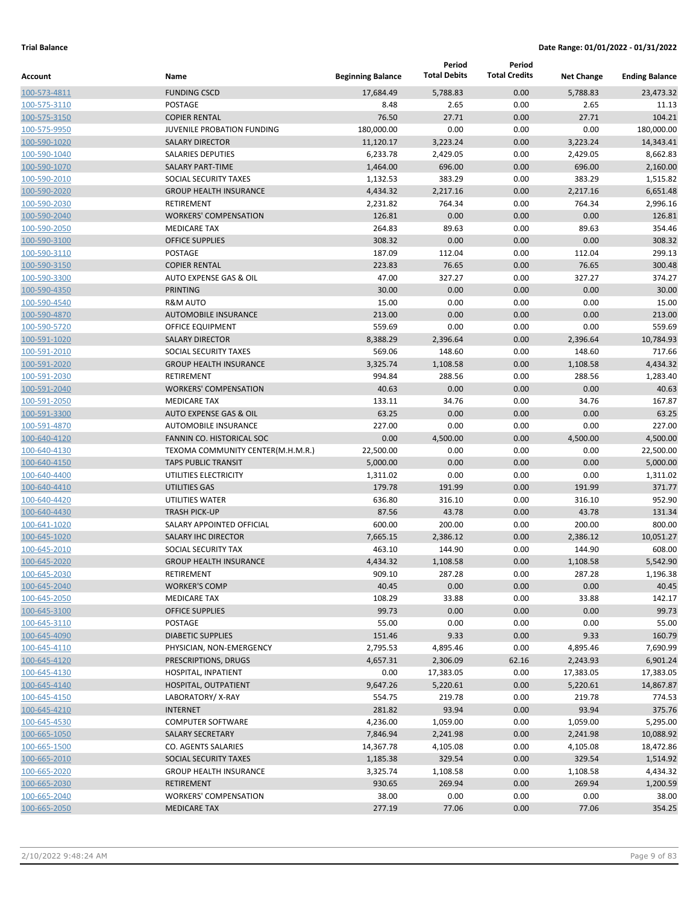**Trial Balance** **Date Range: 01/01/2022 - 01/31/2022**

| Account | Name | Beginning Balance | Period Total Debits | Period Total Credits | Net Change | Ending Balance |
|---|---|---|---|---|---|---|
| 100-573-4811 | FUNDING CSCD | 17,684.49 | 5,788.83 | 0.00 | 5,788.83 | 23,473.32 |
| 100-575-3110 | POSTAGE | 8.48 | 2.65 | 0.00 | 2.65 | 11.13 |
| 100-575-3150 | COPIER RENTAL | 76.50 | 27.71 | 0.00 | 27.71 | 104.21 |
| 100-575-9950 | JUVENILE PROBATION FUNDING | 180,000.00 | 0.00 | 0.00 | 0.00 | 180,000.00 |
| 100-590-1020 | SALARY DIRECTOR | 11,120.17 | 3,223.24 | 0.00 | 3,223.24 | 14,343.41 |
| 100-590-1040 | SALARIES DEPUTIES | 6,233.78 | 2,429.05 | 0.00 | 2,429.05 | 8,662.83 |
| 100-590-1070 | SALARY PART-TIME | 1,464.00 | 696.00 | 0.00 | 696.00 | 2,160.00 |
| 100-590-2010 | SOCIAL SECURITY TAXES | 1,132.53 | 383.29 | 0.00 | 383.29 | 1,515.82 |
| 100-590-2020 | GROUP HEALTH INSURANCE | 4,434.32 | 2,217.16 | 0.00 | 2,217.16 | 6,651.48 |
| 100-590-2030 | RETIREMENT | 2,231.82 | 764.34 | 0.00 | 764.34 | 2,996.16 |
| 100-590-2040 | WORKERS' COMPENSATION | 126.81 | 0.00 | 0.00 | 0.00 | 126.81 |
| 100-590-2050 | MEDICARE TAX | 264.83 | 89.63 | 0.00 | 89.63 | 354.46 |
| 100-590-3100 | OFFICE SUPPLIES | 308.32 | 0.00 | 0.00 | 0.00 | 308.32 |
| 100-590-3110 | POSTAGE | 187.09 | 112.04 | 0.00 | 112.04 | 299.13 |
| 100-590-3150 | COPIER RENTAL | 223.83 | 76.65 | 0.00 | 76.65 | 300.48 |
| 100-590-3300 | AUTO EXPENSE GAS & OIL | 47.00 | 327.27 | 0.00 | 327.27 | 374.27 |
| 100-590-4350 | PRINTING | 30.00 | 0.00 | 0.00 | 0.00 | 30.00 |
| 100-590-4540 | R&M AUTO | 15.00 | 0.00 | 0.00 | 0.00 | 15.00 |
| 100-590-4870 | AUTOMOBILE INSURANCE | 213.00 | 0.00 | 0.00 | 0.00 | 213.00 |
| 100-590-5720 | OFFICE EQUIPMENT | 559.69 | 0.00 | 0.00 | 0.00 | 559.69 |
| 100-591-1020 | SALARY DIRECTOR | 8,388.29 | 2,396.64 | 0.00 | 2,396.64 | 10,784.93 |
| 100-591-2010 | SOCIAL SECURITY TAXES | 569.06 | 148.60 | 0.00 | 148.60 | 717.66 |
| 100-591-2020 | GROUP HEALTH INSURANCE | 3,325.74 | 1,108.58 | 0.00 | 1,108.58 | 4,434.32 |
| 100-591-2030 | RETIREMENT | 994.84 | 288.56 | 0.00 | 288.56 | 1,283.40 |
| 100-591-2040 | WORKERS' COMPENSATION | 40.63 | 0.00 | 0.00 | 0.00 | 40.63 |
| 100-591-2050 | MEDICARE TAX | 133.11 | 34.76 | 0.00 | 34.76 | 167.87 |
| 100-591-3300 | AUTO EXPENSE GAS & OIL | 63.25 | 0.00 | 0.00 | 0.00 | 63.25 |
| 100-591-4870 | AUTOMOBILE INSURANCE | 227.00 | 0.00 | 0.00 | 0.00 | 227.00 |
| 100-640-4120 | FANNIN CO. HISTORICAL SOC | 0.00 | 4,500.00 | 0.00 | 4,500.00 | 4,500.00 |
| 100-640-4130 | TEXOMA COMMUNITY CENTER(M.H.M.R.) | 22,500.00 | 0.00 | 0.00 | 0.00 | 22,500.00 |
| 100-640-4150 | TAPS PUBLIC TRANSIT | 5,000.00 | 0.00 | 0.00 | 0.00 | 5,000.00 |
| 100-640-4400 | UTILITIES ELECTRICITY | 1,311.02 | 0.00 | 0.00 | 0.00 | 1,311.02 |
| 100-640-4410 | UTILITIES GAS | 179.78 | 191.99 | 0.00 | 191.99 | 371.77 |
| 100-640-4420 | UTILITIES WATER | 636.80 | 316.10 | 0.00 | 316.10 | 952.90 |
| 100-640-4430 | TRASH PICK-UP | 87.56 | 43.78 | 0.00 | 43.78 | 131.34 |
| 100-641-1020 | SALARY APPOINTED OFFICIAL | 600.00 | 200.00 | 0.00 | 200.00 | 800.00 |
| 100-645-1020 | SALARY IHC DIRECTOR | 7,665.15 | 2,386.12 | 0.00 | 2,386.12 | 10,051.27 |
| 100-645-2010 | SOCIAL SECURITY TAX | 463.10 | 144.90 | 0.00 | 144.90 | 608.00 |
| 100-645-2020 | GROUP HEALTH INSURANCE | 4,434.32 | 1,108.58 | 0.00 | 1,108.58 | 5,542.90 |
| 100-645-2030 | RETIREMENT | 909.10 | 287.28 | 0.00 | 287.28 | 1,196.38 |
| 100-645-2040 | WORKER'S COMP | 40.45 | 0.00 | 0.00 | 0.00 | 40.45 |
| 100-645-2050 | MEDICARE TAX | 108.29 | 33.88 | 0.00 | 33.88 | 142.17 |
| 100-645-3100 | OFFICE SUPPLIES | 99.73 | 0.00 | 0.00 | 0.00 | 99.73 |
| 100-645-3110 | POSTAGE | 55.00 | 0.00 | 0.00 | 0.00 | 55.00 |
| 100-645-4090 | DIABETIC SUPPLIES | 151.46 | 9.33 | 0.00 | 9.33 | 160.79 |
| 100-645-4110 | PHYSICIAN, NON-EMERGENCY | 2,795.53 | 4,895.46 | 0.00 | 4,895.46 | 7,690.99 |
| 100-645-4120 | PRESCRIPTIONS, DRUGS | 4,657.31 | 2,306.09 | 62.16 | 2,243.93 | 6,901.24 |
| 100-645-4130 | HOSPITAL, INPATIENT | 0.00 | 17,383.05 | 0.00 | 17,383.05 | 17,383.05 |
| 100-645-4140 | HOSPITAL, OUTPATIENT | 9,647.26 | 5,220.61 | 0.00 | 5,220.61 | 14,867.87 |
| 100-645-4150 | LABORATORY/ X-RAY | 554.75 | 219.78 | 0.00 | 219.78 | 774.53 |
| 100-645-4210 | INTERNET | 281.82 | 93.94 | 0.00 | 93.94 | 375.76 |
| 100-645-4530 | COMPUTER SOFTWARE | 4,236.00 | 1,059.00 | 0.00 | 1,059.00 | 5,295.00 |
| 100-665-1050 | SALARY SECRETARY | 7,846.94 | 2,241.98 | 0.00 | 2,241.98 | 10,088.92 |
| 100-665-1500 | CO. AGENTS SALARIES | 14,367.78 | 4,105.08 | 0.00 | 4,105.08 | 18,472.86 |
| 100-665-2010 | SOCIAL SECURITY TAXES | 1,185.38 | 329.54 | 0.00 | 329.54 | 1,514.92 |
| 100-665-2020 | GROUP HEALTH INSURANCE | 3,325.74 | 1,108.58 | 0.00 | 1,108.58 | 4,434.32 |
| 100-665-2030 | RETIREMENT | 930.65 | 269.94 | 0.00 | 269.94 | 1,200.59 |
| 100-665-2040 | WORKERS' COMPENSATION | 38.00 | 0.00 | 0.00 | 0.00 | 38.00 |
| 100-665-2050 | MEDICARE TAX | 277.19 | 77.06 | 0.00 | 77.06 | 354.25 |

2/10/2022 9:48:24 AM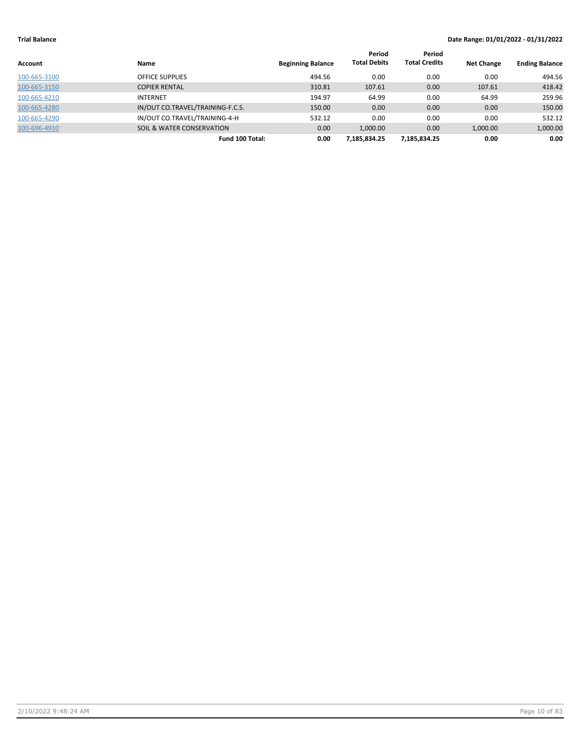**Trial Balance** **Date Range: 01/01/2022 - 01/31/2022**

| Account | Name | Beginning Balance | Period Total Debits | Period Total Credits | Net Change | Ending Balance |
|---|---|---|---|---|---|---|
| 100-665-3100 | OFFICE SUPPLIES | 494.56 | 0.00 | 0.00 | 0.00 | 494.56 |
| 100-665-3150 | COPIER RENTAL | 310.81 | 107.61 | 0.00 | 107.61 | 418.42 |
| 100-665-4210 | INTERNET | 194.97 | 64.99 | 0.00 | 64.99 | 259.96 |
| 100-665-4280 | IN/OUT CO.TRAVEL/TRAINING-F.C.S. | 150.00 | 0.00 | 0.00 | 0.00 | 150.00 |
| 100-665-4290 | IN/OUT CO.TRAVEL/TRAINING-4-H | 532.12 | 0.00 | 0.00 | 0.00 | 532.12 |
| 100-696-4910 | SOIL & WATER CONSERVATION | 0.00 | 1,000.00 | 0.00 | 1,000.00 | 1,000.00 |
| | **Fund 100 Total:** | **0.00** | **7,185,834.25** | **7,185,834.25** | **0.00** | **0.00** |

2/10/2022 9:48:24 AM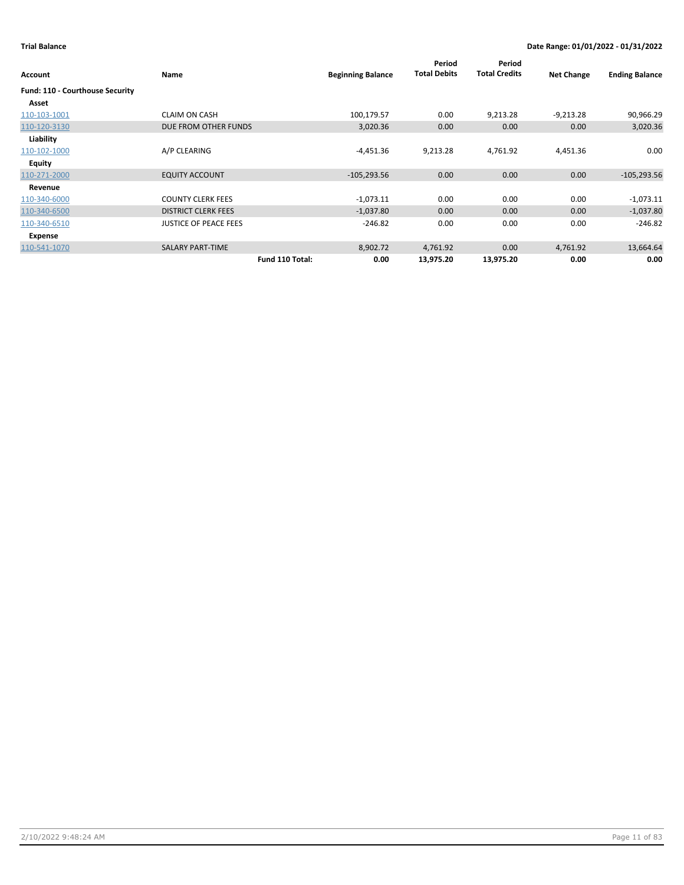**Trial Balance** **Date Range: 01/01/2022 - 01/31/2022**

| Account | Name | Beginning Balance | Period Total Debits | Period Total Credits | Net Change | Ending Balance |
|---|---|---|---|---|---|---|
| **Fund: 110 - Courthouse Security** | | | | | | |
| **Asset** | | | | | | |
| 110-103-1001 | CLAIM ON CASH | 100,179.57 | 0.00 | 9,213.28 | -9,213.28 | 90,966.29 |
| 110-120-3130 | DUE FROM OTHER FUNDS | 3,020.36 | 0.00 | 0.00 | 0.00 | 3,020.36 |
| **Liability** | | | | | | |
| 110-102-1000 | A/P CLEARING | -4,451.36 | 9,213.28 | 4,761.92 | 4,451.36 | 0.00 |
| **Equity** | | | | | | |
| 110-271-2000 | EQUITY ACCOUNT | -105,293.56 | 0.00 | 0.00 | 0.00 | -105,293.56 |
| **Revenue** | | | | | | |
| 110-340-6000 | COUNTY CLERK FEES | -1,073.11 | 0.00 | 0.00 | 0.00 | -1,073.11 |
| 110-340-6500 | DISTRICT CLERK FEES | -1,037.80 | 0.00 | 0.00 | 0.00 | -1,037.80 |
| 110-340-6510 | JUSTICE OF PEACE FEES | -246.82 | 0.00 | 0.00 | 0.00 | -246.82 |
| **Expense** | | | | | | |
| 110-541-1070 | SALARY PART-TIME | 8,902.72 | 4,761.92 | 0.00 | 4,761.92 | 13,664.64 |
| | **Fund 110 Total:** | **0.00** | **13,975.20** | **13,975.20** | **0.00** | **0.00** |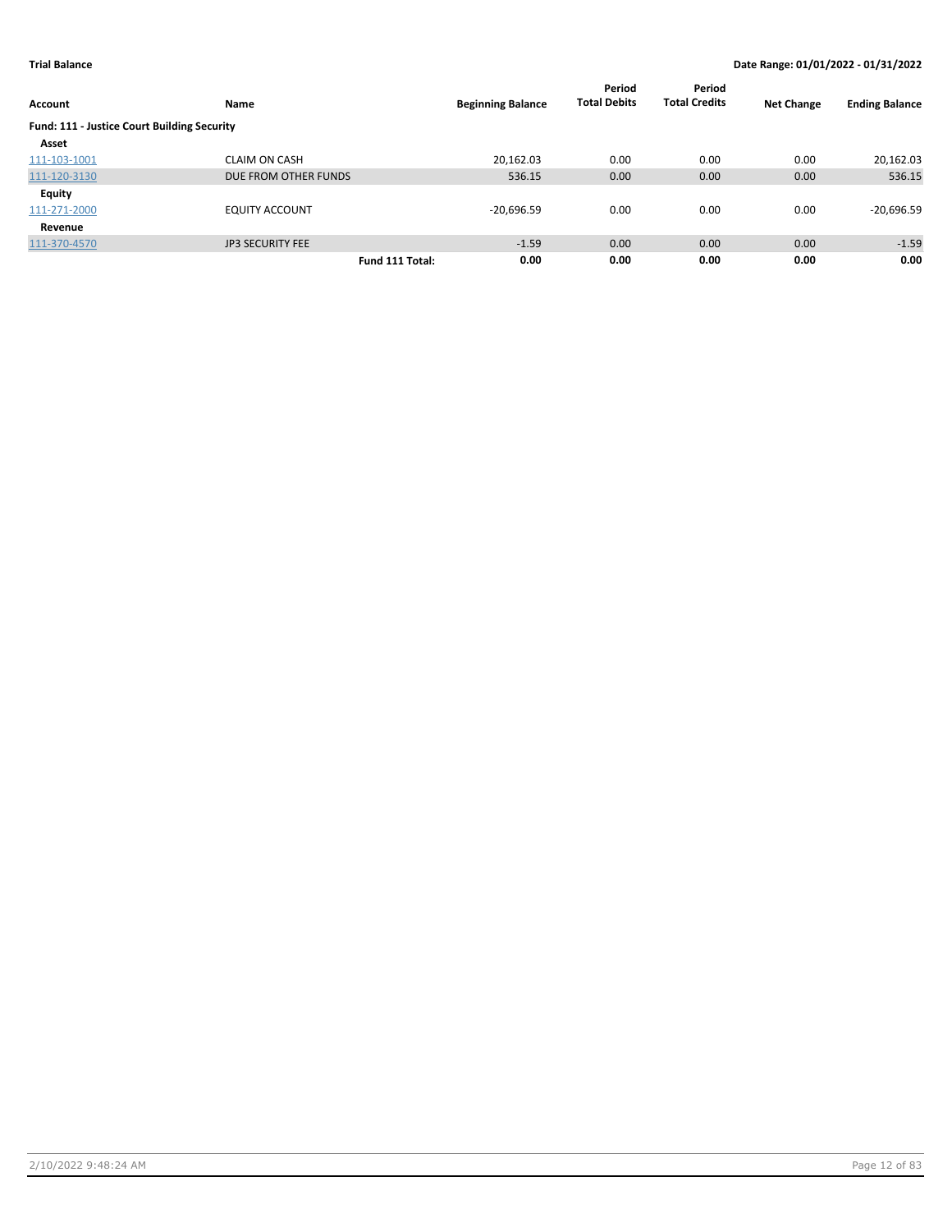**Trial Balance** — **Date Range: 01/01/2022 - 01/31/2022**

| Account | Name | Beginning Balance | Period Total Debits | Period Total Credits | Net Change | Ending Balance |
|---|---|---|---|---|---|---|
| **Fund: 111 - Justice Court Building Security** | | | | | | |
| **Asset** | | | | | | |
| 111-103-1001 | CLAIM ON CASH | 20,162.03 | 0.00 | 0.00 | 0.00 | 20,162.03 |
| 111-120-3130 | DUE FROM OTHER FUNDS | 536.15 | 0.00 | 0.00 | 0.00 | 536.15 |
| **Equity** | | | | | | |
| 111-271-2000 | EQUITY ACCOUNT | -20,696.59 | 0.00 | 0.00 | 0.00 | -20,696.59 |
| **Revenue** | | | | | | |
| 111-370-4570 | JP3 SECURITY FEE | -1.59 | 0.00 | 0.00 | 0.00 | -1.59 |
| | **Fund 111 Total:** | **0.00** | **0.00** | **0.00** | **0.00** | **0.00** |

2/10/2022 9:48:24 AM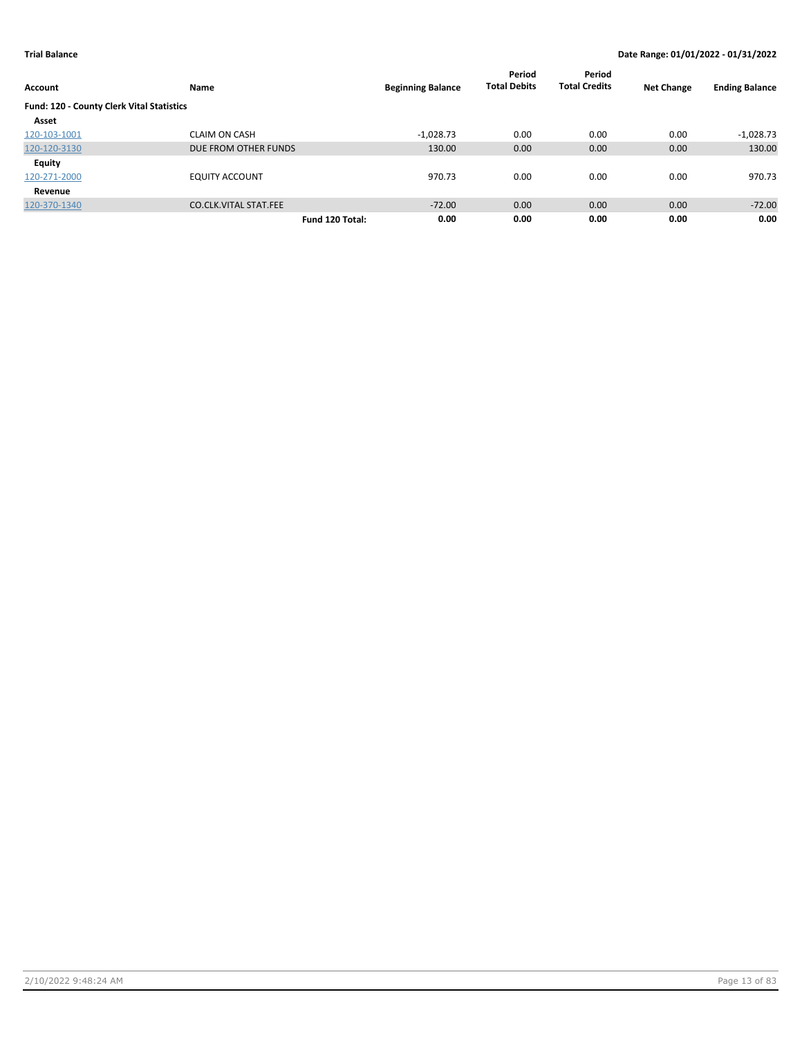**Trial Balance** | **Date Range: 01/01/2022 - 01/31/2022**

| Account | Name | Beginning Balance | Period Total Debits | Period Total Credits | Net Change | Ending Balance |
|---|---|---|---|---|---|---|
| **Fund: 120 - County Clerk Vital Statistics** | | | | | | |
| **Asset** | | | | | | |
| 120-103-1001 | CLAIM ON CASH | -1,028.73 | 0.00 | 0.00 | 0.00 | -1,028.73 |
| 120-120-3130 | DUE FROM OTHER FUNDS | 130.00 | 0.00 | 0.00 | 0.00 | 130.00 |
| **Equity** | | | | | | |
| 120-271-2000 | EQUITY ACCOUNT | 970.73 | 0.00 | 0.00 | 0.00 | 970.73 |
| **Revenue** | | | | | | |
| 120-370-1340 | CO.CLK.VITAL STAT.FEE | -72.00 | 0.00 | 0.00 | 0.00 | -72.00 |
| | **Fund 120 Total:** | **0.00** | **0.00** | **0.00** | **0.00** | **0.00** |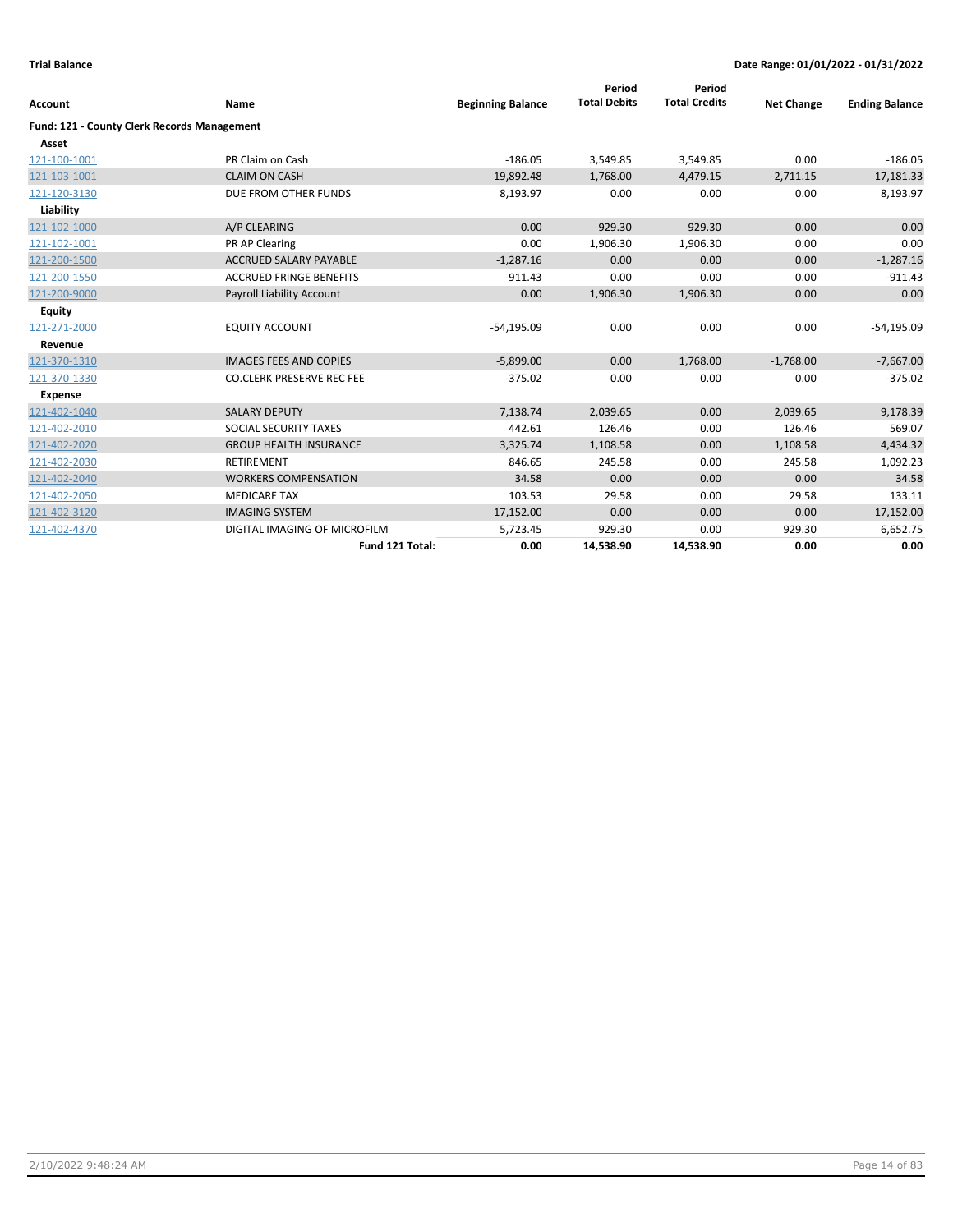**Trial Balance** | **Date Range: 01/01/2022 - 01/31/2022**

| Account | Name | Beginning Balance | Period Total Debits | Period Total Credits | Net Change | Ending Balance |
|---|---|---|---|---|---|---|
| **Fund: 121 - County Clerk Records Management** | | | | | | |
| **Asset** | | | | | | |
| 121-100-1001 | PR Claim on Cash | -186.05 | 3,549.85 | 3,549.85 | 0.00 | -186.05 |
| 121-103-1001 | CLAIM ON CASH | 19,892.48 | 1,768.00 | 4,479.15 | -2,711.15 | 17,181.33 |
| 121-120-3130 | DUE FROM OTHER FUNDS | 8,193.97 | 0.00 | 0.00 | 0.00 | 8,193.97 |
| **Liability** | | | | | | |
| 121-102-1000 | A/P CLEARING | 0.00 | 929.30 | 929.30 | 0.00 | 0.00 |
| 121-102-1001 | PR AP Clearing | 0.00 | 1,906.30 | 1,906.30 | 0.00 | 0.00 |
| 121-200-1500 | ACCRUED SALARY PAYABLE | -1,287.16 | 0.00 | 0.00 | 0.00 | -1,287.16 |
| 121-200-1550 | ACCRUED FRINGE BENEFITS | -911.43 | 0.00 | 0.00 | 0.00 | -911.43 |
| 121-200-9000 | Payroll Liability Account | 0.00 | 1,906.30 | 1,906.30 | 0.00 | 0.00 |
| **Equity** | | | | | | |
| 121-271-2000 | EQUITY ACCOUNT | -54,195.09 | 0.00 | 0.00 | 0.00 | -54,195.09 |
| **Revenue** | | | | | | |
| 121-370-1310 | IMAGES FEES AND COPIES | -5,899.00 | 0.00 | 1,768.00 | -1,768.00 | -7,667.00 |
| 121-370-1330 | CO.CLERK PRESERVE REC FEE | -375.02 | 0.00 | 0.00 | 0.00 | -375.02 |
| **Expense** | | | | | | |
| 121-402-1040 | SALARY DEPUTY | 7,138.74 | 2,039.65 | 0.00 | 2,039.65 | 9,178.39 |
| 121-402-2010 | SOCIAL SECURITY TAXES | 442.61 | 126.46 | 0.00 | 126.46 | 569.07 |
| 121-402-2020 | GROUP HEALTH INSURANCE | 3,325.74 | 1,108.58 | 0.00 | 1,108.58 | 4,434.32 |
| 121-402-2030 | RETIREMENT | 846.65 | 245.58 | 0.00 | 245.58 | 1,092.23 |
| 121-402-2040 | WORKERS COMPENSATION | 34.58 | 0.00 | 0.00 | 0.00 | 34.58 |
| 121-402-2050 | MEDICARE TAX | 103.53 | 29.58 | 0.00 | 29.58 | 133.11 |
| 121-402-3120 | IMAGING SYSTEM | 17,152.00 | 0.00 | 0.00 | 0.00 | 17,152.00 |
| 121-402-4370 | DIGITAL IMAGING OF MICROFILM | 5,723.45 | 929.30 | 0.00 | 929.30 | 6,652.75 |
| | **Fund 121 Total:** | **0.00** | **14,538.90** | **14,538.90** | **0.00** | **0.00** |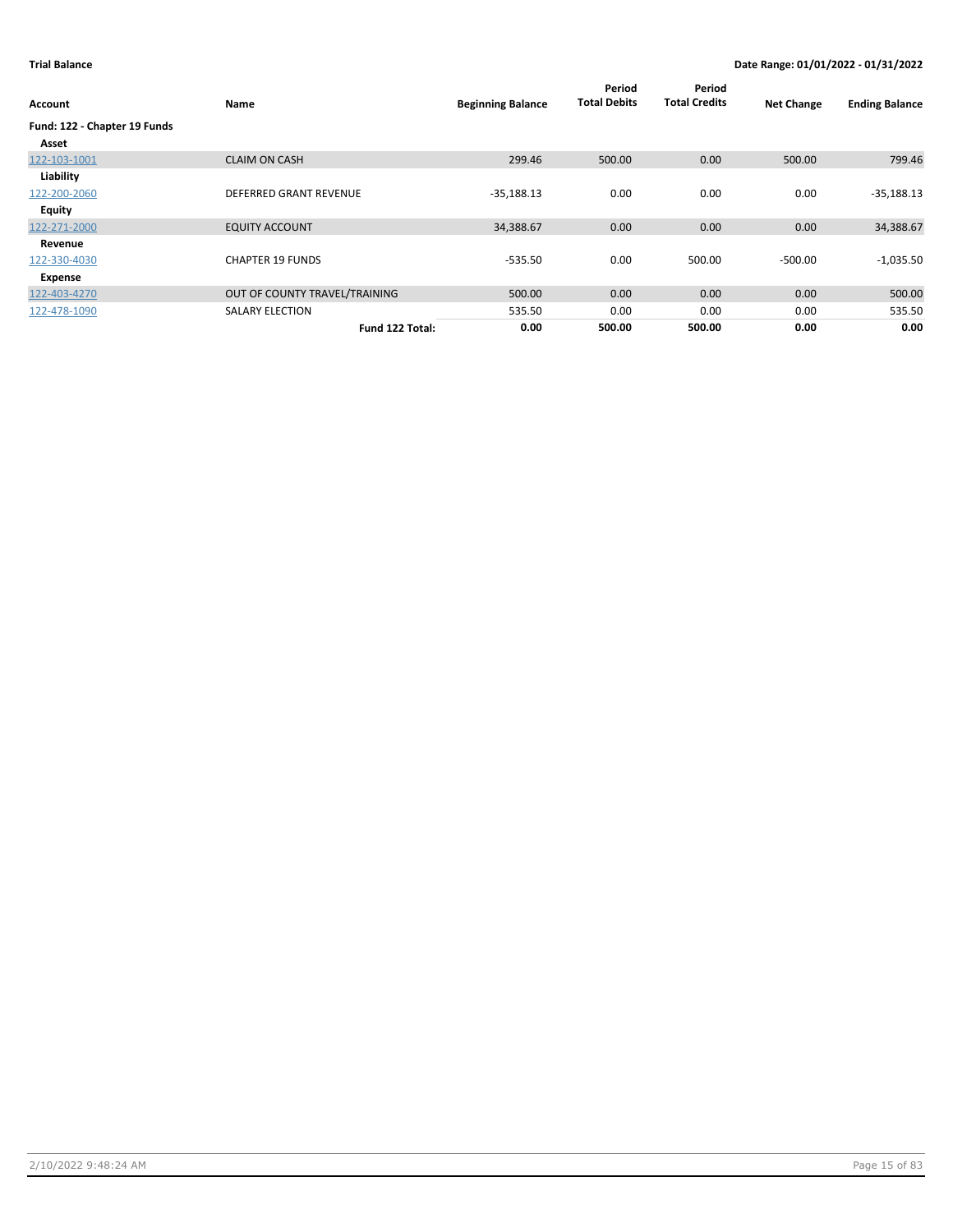**Trial Balance** **Date Range: 01/01/2022 - 01/31/2022**

| Account | Name | Beginning Balance | Period Total Debits | Period Total Credits | Net Change | Ending Balance |
|---|---|---|---|---|---|---|
| **Fund: 122 - Chapter 19 Funds** | | | | | | |
| **Asset** | | | | | | |
| 122-103-1001 | CLAIM ON CASH | 299.46 | 500.00 | 0.00 | 500.00 | 799.46 |
| **Liability** | | | | | | |
| 122-200-2060 | DEFERRED GRANT REVENUE | -35,188.13 | 0.00 | 0.00 | 0.00 | -35,188.13 |
| **Equity** | | | | | | |
| 122-271-2000 | EQUITY ACCOUNT | 34,388.67 | 0.00 | 0.00 | 0.00 | 34,388.67 |
| **Revenue** | | | | | | |
| 122-330-4030 | CHAPTER 19 FUNDS | -535.50 | 0.00 | 500.00 | -500.00 | -1,035.50 |
| **Expense** | | | | | | |
| 122-403-4270 | OUT OF COUNTY TRAVEL/TRAINING | 500.00 | 0.00 | 0.00 | 0.00 | 500.00 |
| 122-478-1090 | SALARY ELECTION | 535.50 | 0.00 | 0.00 | 0.00 | 535.50 |
| | **Fund 122 Total:** | **0.00** | **500.00** | **500.00** | **0.00** | **0.00** |

2/10/2022 9:48:24 AM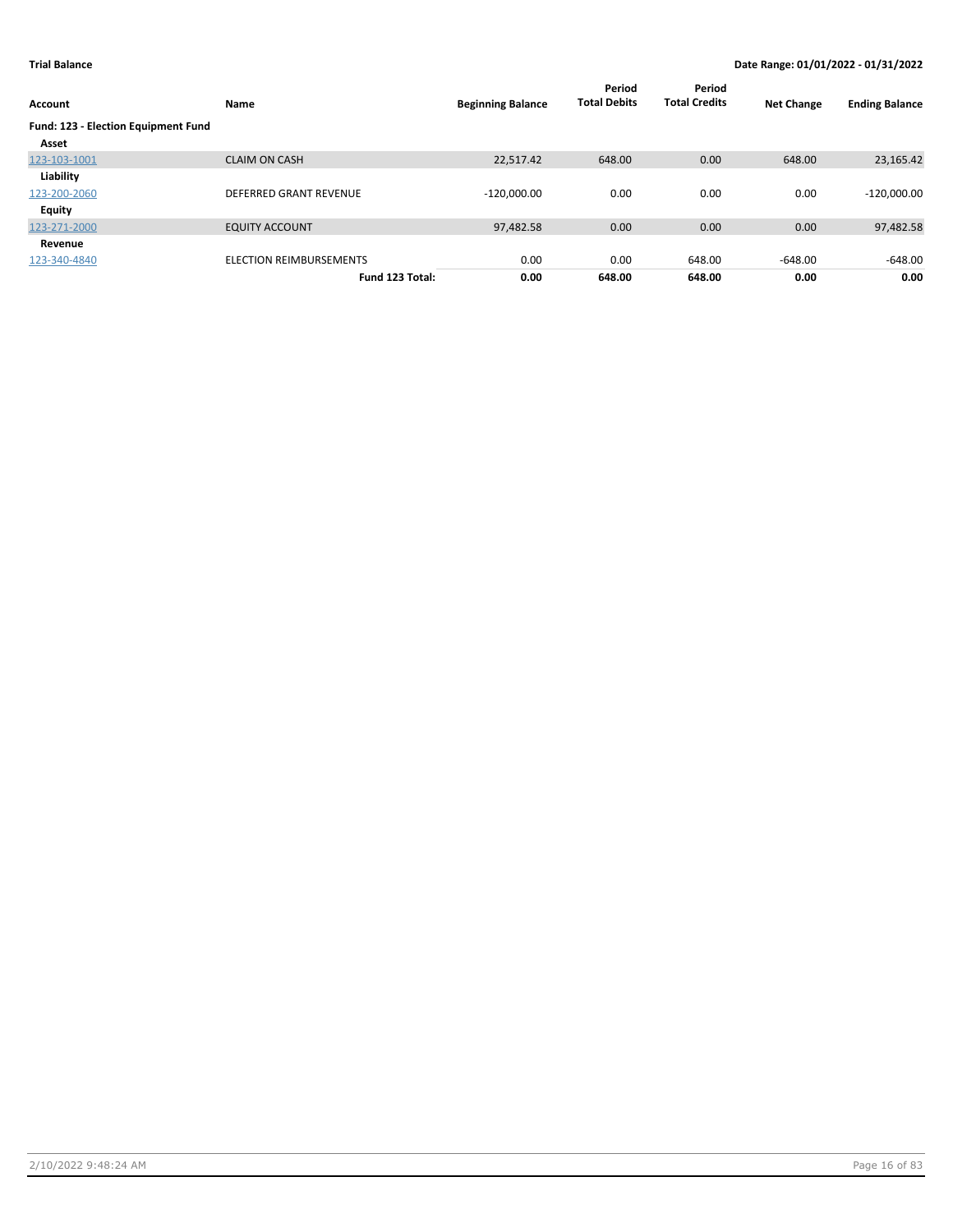**Trial Balance** | **Date Range: 01/01/2022 - 01/31/2022**

| Account | Name | Beginning Balance | Period Total Debits | Period Total Credits | Net Change | Ending Balance |
|---|---|---|---|---|---|---|
| **Fund: 123 - Election Equipment Fund** | | | | | | |
| **Asset** | | | | | | |
| 123-103-1001 | CLAIM ON CASH | 22,517.42 | 648.00 | 0.00 | 648.00 | 23,165.42 |
| **Liability** | | | | | | |
| 123-200-2060 | DEFERRED GRANT REVENUE | -120,000.00 | 0.00 | 0.00 | 0.00 | -120,000.00 |
| **Equity** | | | | | | |
| 123-271-2000 | EQUITY ACCOUNT | 97,482.58 | 0.00 | 0.00 | 0.00 | 97,482.58 |
| **Revenue** | | | | | | |
| 123-340-4840 | ELECTION REIMBURSEMENTS | 0.00 | 0.00 | 648.00 | -648.00 | -648.00 |
| | **Fund 123 Total:** | **0.00** | **648.00** | **648.00** | **0.00** | **0.00** |

2/10/2022 9:48:24 AM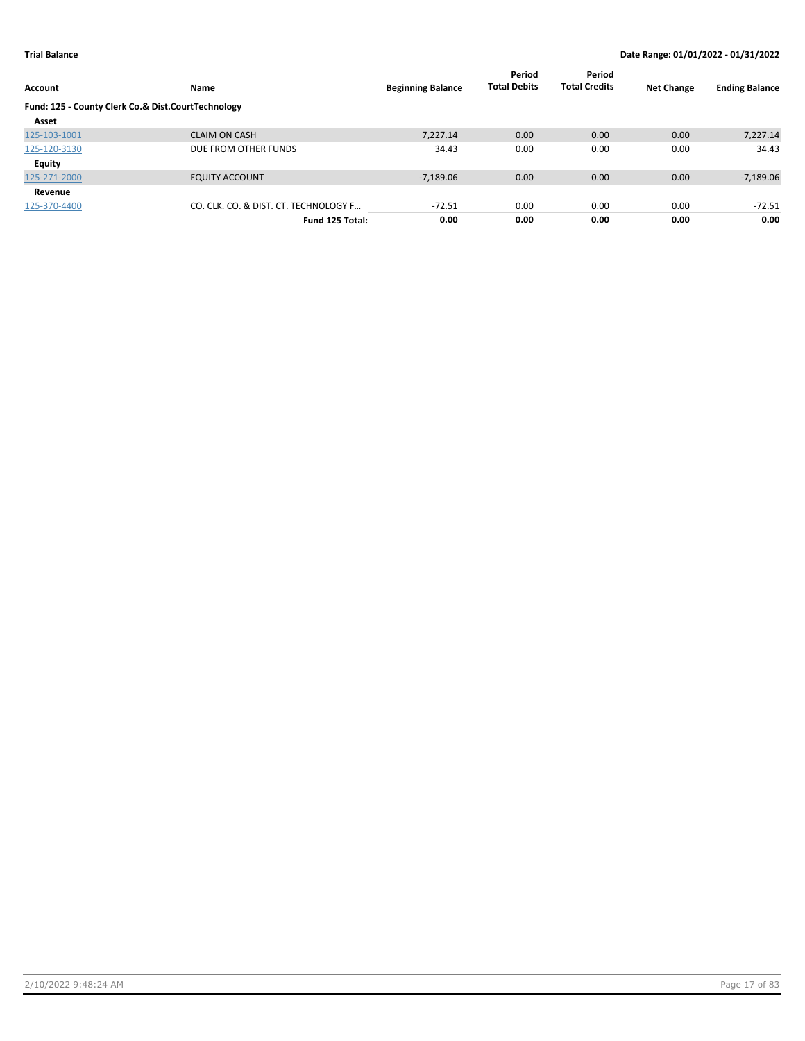**Trial Balance** — **Date Range: 01/01/2022 - 01/31/2022**

| Account | Name | Beginning Balance | Period Total Debits | Period Total Credits | Net Change | Ending Balance |
|---|---|---|---|---|---|---|
| **Fund: 125 - County Clerk Co.& Dist.CourtTechnology** | | | | | | |
| **Asset** | | | | | | |
| 125-103-1001 | CLAIM ON CASH | 7,227.14 | 0.00 | 0.00 | 0.00 | 7,227.14 |
| 125-120-3130 | DUE FROM OTHER FUNDS | 34.43 | 0.00 | 0.00 | 0.00 | 34.43 |
| **Equity** | | | | | | |
| 125-271-2000 | EQUITY ACCOUNT | -7,189.06 | 0.00 | 0.00 | 0.00 | -7,189.06 |
| **Revenue** | | | | | | |
| 125-370-4400 | CO. CLK. CO. & DIST. CT. TECHNOLOGY F… | -72.51 | 0.00 | 0.00 | 0.00 | -72.51 |
| | **Fund 125 Total:** | **0.00** | **0.00** | **0.00** | **0.00** | **0.00** |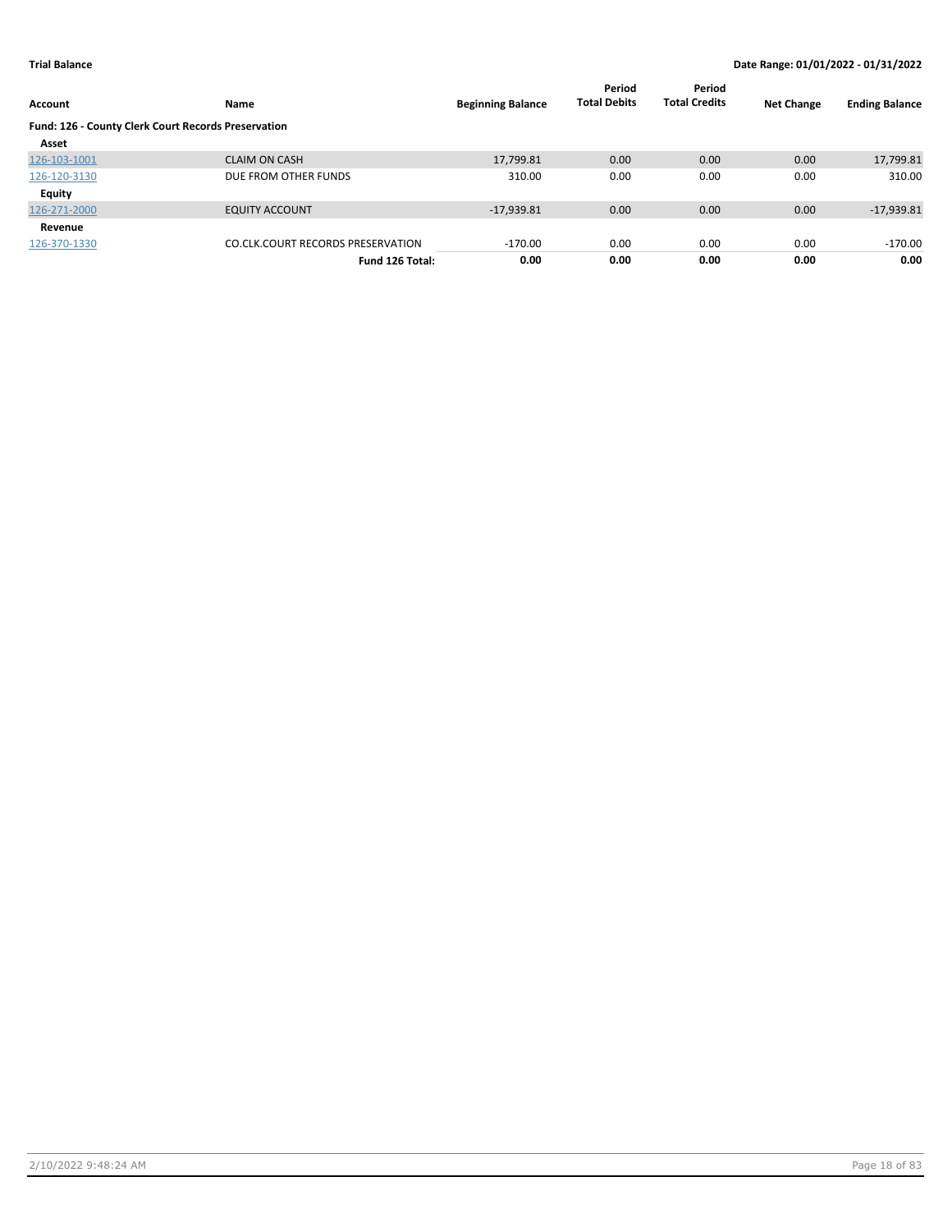**Trial Balance** | **Date Range: 01/01/2022 - 01/31/2022**

| Account | Name | Beginning Balance | Period Total Debits | Period Total Credits | Net Change | Ending Balance |
|---|---|---|---|---|---|---|
| **Fund: 126 - County Clerk Court Records Preservation** | | | | | | |
| **Asset** | | | | | | |
| 126-103-1001 | CLAIM ON CASH | 17,799.81 | 0.00 | 0.00 | 0.00 | 17,799.81 |
| 126-120-3130 | DUE FROM OTHER FUNDS | 310.00 | 0.00 | 0.00 | 0.00 | 310.00 |
| **Equity** | | | | | | |
| 126-271-2000 | EQUITY ACCOUNT | -17,939.81 | 0.00 | 0.00 | 0.00 | -17,939.81 |
| **Revenue** | | | | | | |
| 126-370-1330 | CO.CLK.COURT RECORDS PRESERVATION | -170.00 | 0.00 | 0.00 | 0.00 | -170.00 |
| | **Fund 126 Total:** | **0.00** | **0.00** | **0.00** | **0.00** | **0.00** |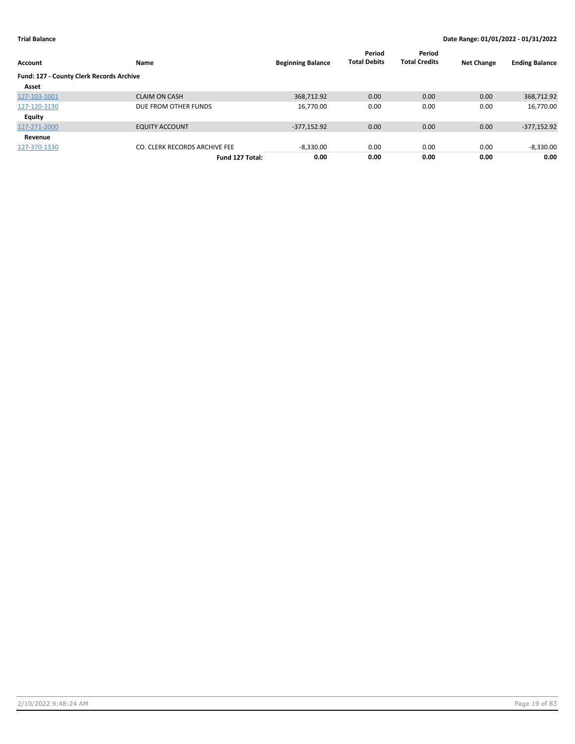**Trial Balance** | **Date Range: 01/01/2022 - 01/31/2022**

| Account | Name | Beginning Balance | Period Total Debits | Period Total Credits | Net Change | Ending Balance |
|---|---|---|---|---|---|---|
| **Fund: 127 - County Clerk Records Archive** | | | | | | |
| **Asset** | | | | | | |
| 127-103-1001 | CLAIM ON CASH | 368,712.92 | 0.00 | 0.00 | 0.00 | 368,712.92 |
| 127-120-3130 | DUE FROM OTHER FUNDS | 16,770.00 | 0.00 | 0.00 | 0.00 | 16,770.00 |
| **Equity** | | | | | | |
| 127-271-2000 | EQUITY ACCOUNT | -377,152.92 | 0.00 | 0.00 | 0.00 | -377,152.92 |
| **Revenue** | | | | | | |
| 127-370-1330 | CO. CLERK RECORDS ARCHIVE FEE | -8,330.00 | 0.00 | 0.00 | 0.00 | -8,330.00 |
| | **Fund 127 Total:** | **0.00** | **0.00** | **0.00** | **0.00** | **0.00** |

2/10/2022 9:48:24 AM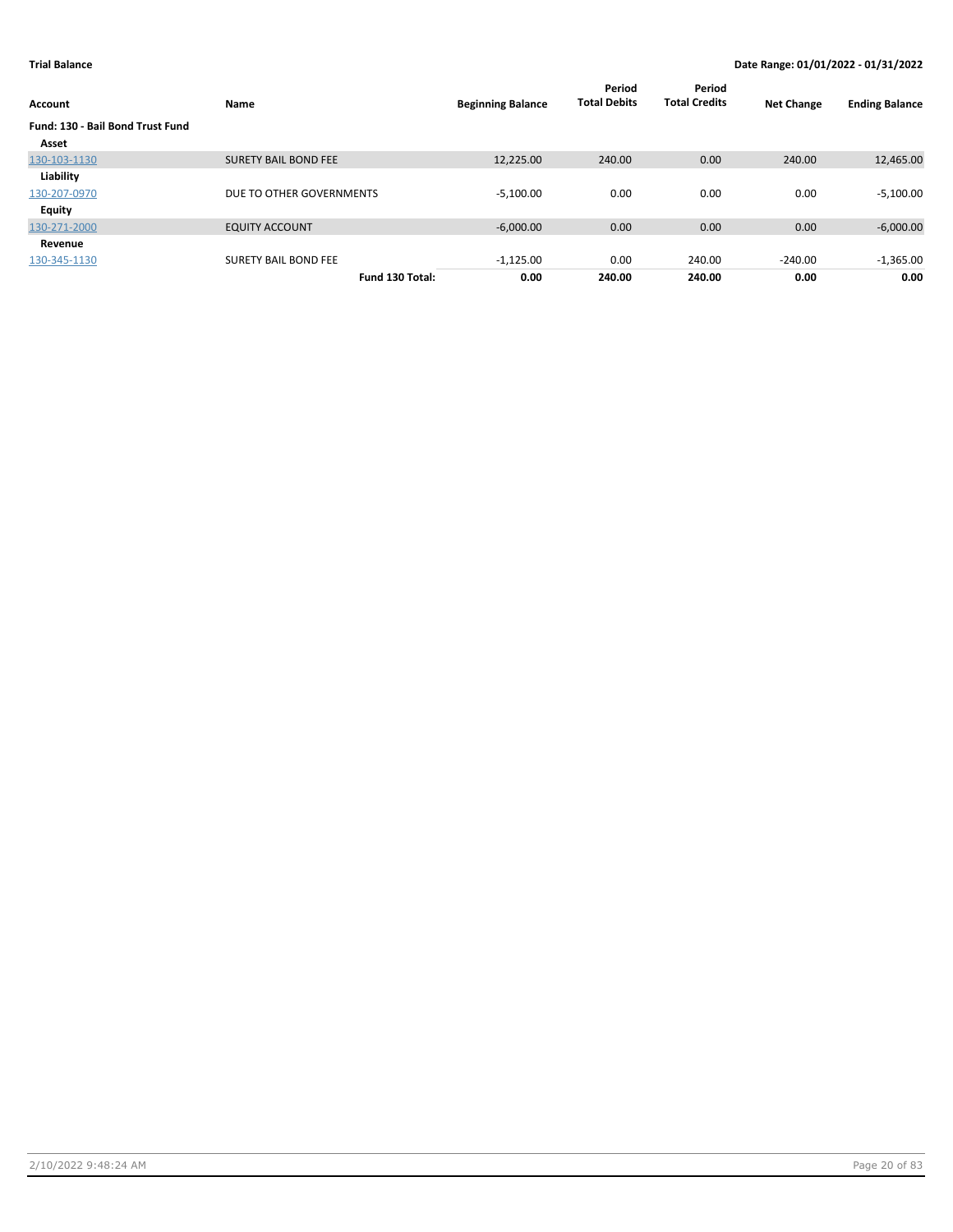**Trial Balance** — **Date Range: 01/01/2022 - 01/31/2022**

| Account | Name | Beginning Balance | Period Total Debits | Period Total Credits | Net Change | Ending Balance |
|---|---|---|---|---|---|---|
| **Fund: 130 - Bail Bond Trust Fund** | | | | | | |
| **Asset** | | | | | | |
| 130-103-1130 | SURETY BAIL BOND FEE | 12,225.00 | 240.00 | 0.00 | 240.00 | 12,465.00 |
| **Liability** | | | | | | |
| 130-207-0970 | DUE TO OTHER GOVERNMENTS | -5,100.00 | 0.00 | 0.00 | 0.00 | -5,100.00 |
| **Equity** | | | | | | |
| 130-271-2000 | EQUITY ACCOUNT | -6,000.00 | 0.00 | 0.00 | 0.00 | -6,000.00 |
| **Revenue** | | | | | | |
| 130-345-1130 | SURETY BAIL BOND FEE | -1,125.00 | 0.00 | 240.00 | -240.00 | -1,365.00 |
| | **Fund 130 Total:** | **0.00** | **240.00** | **240.00** | **0.00** | **0.00** |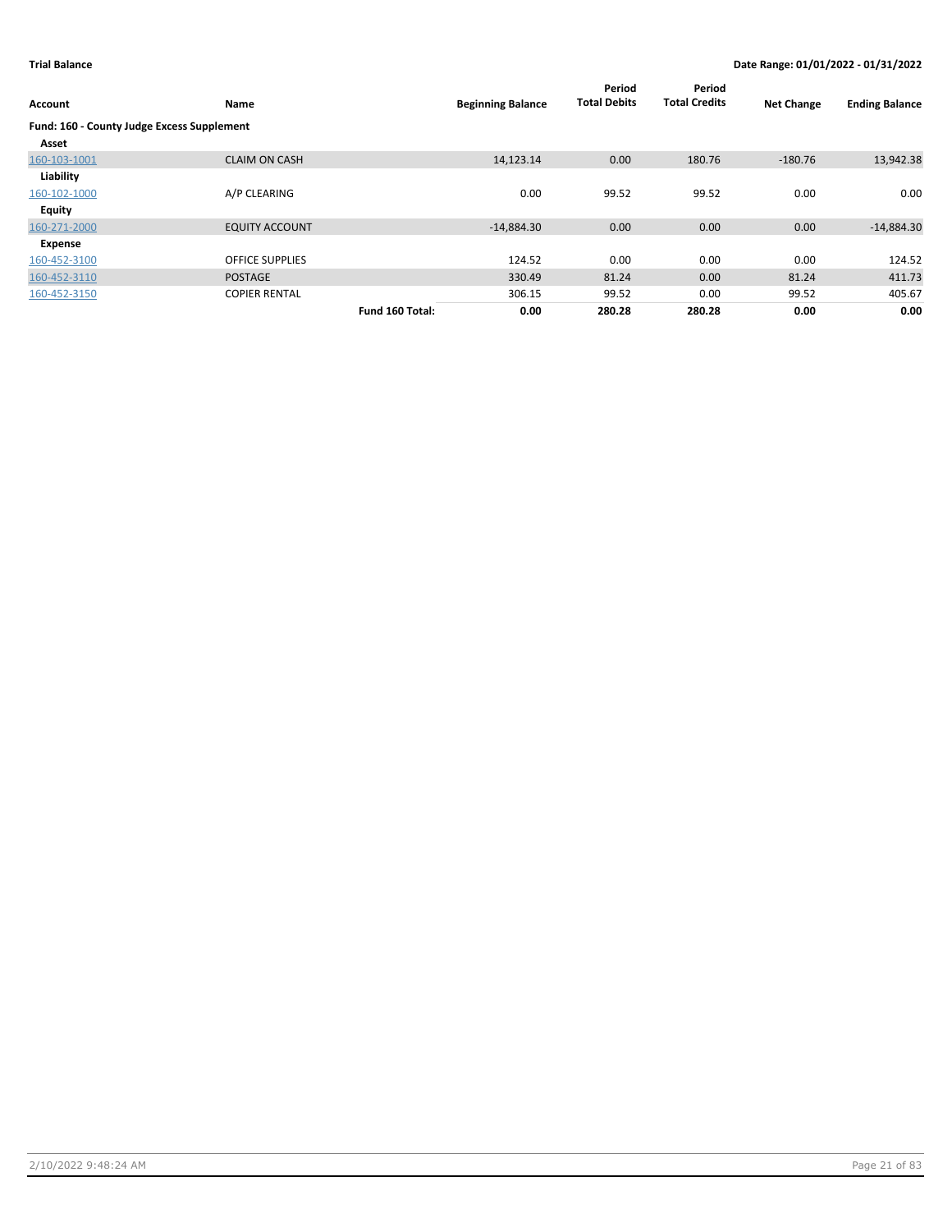**Trial Balance** — Date Range: 01/01/2022 - 01/31/2022

| Account | Name | | Beginning Balance | Period Total Debits | Period Total Credits | Net Change | Ending Balance |
|---|---|---|---|---|---|---|---|
| **Fund: 160 - County Judge Excess Supplement** | | | | | | | |
| **Asset** | | | | | | | |
| 160-103-1001 | CLAIM ON CASH | | 14,123.14 | 0.00 | 180.76 | -180.76 | 13,942.38 |
| **Liability** | | | | | | | |
| 160-102-1000 | A/P CLEARING | | 0.00 | 99.52 | 99.52 | 0.00 | 0.00 |
| **Equity** | | | | | | | |
| 160-271-2000 | EQUITY ACCOUNT | | -14,884.30 | 0.00 | 0.00 | 0.00 | -14,884.30 |
| **Expense** | | | | | | | |
| 160-452-3100 | OFFICE SUPPLIES | | 124.52 | 0.00 | 0.00 | 0.00 | 124.52 |
| 160-452-3110 | POSTAGE | | 330.49 | 81.24 | 0.00 | 81.24 | 411.73 |
| 160-452-3150 | COPIER RENTAL | | 306.15 | 99.52 | 0.00 | 99.52 | 405.67 |
| | | **Fund 160 Total:** | **0.00** | **280.28** | **280.28** | **0.00** | **0.00** |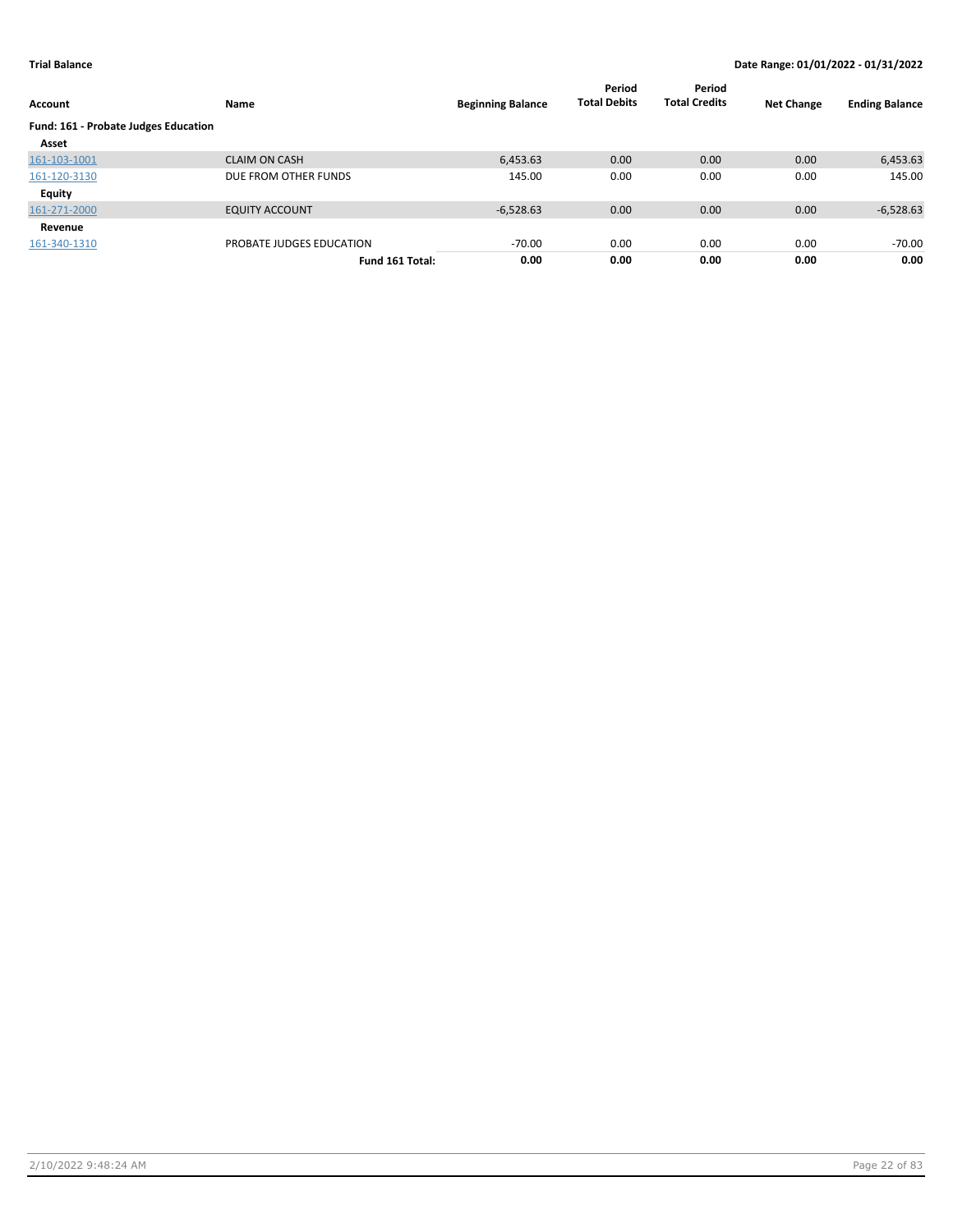**Trial Balance** — **Date Range: 01/01/2022 - 01/31/2022**

| Account | Name | Beginning Balance | Period Total Debits | Period Total Credits | Net Change | Ending Balance |
|---|---|---|---|---|---|---|
| **Fund: 161 - Probate Judges Education** | | | | | | |
| **Asset** | | | | | | |
| 161-103-1001 | CLAIM ON CASH | 6,453.63 | 0.00 | 0.00 | 0.00 | 6,453.63 |
| 161-120-3130 | DUE FROM OTHER FUNDS | 145.00 | 0.00 | 0.00 | 0.00 | 145.00 |
| **Equity** | | | | | | |
| 161-271-2000 | EQUITY ACCOUNT | -6,528.63 | 0.00 | 0.00 | 0.00 | -6,528.63 |
| **Revenue** | | | | | | |
| 161-340-1310 | PROBATE JUDGES EDUCATION | -70.00 | 0.00 | 0.00 | 0.00 | -70.00 |
| | **Fund 161 Total:** | **0.00** | **0.00** | **0.00** | **0.00** | **0.00** |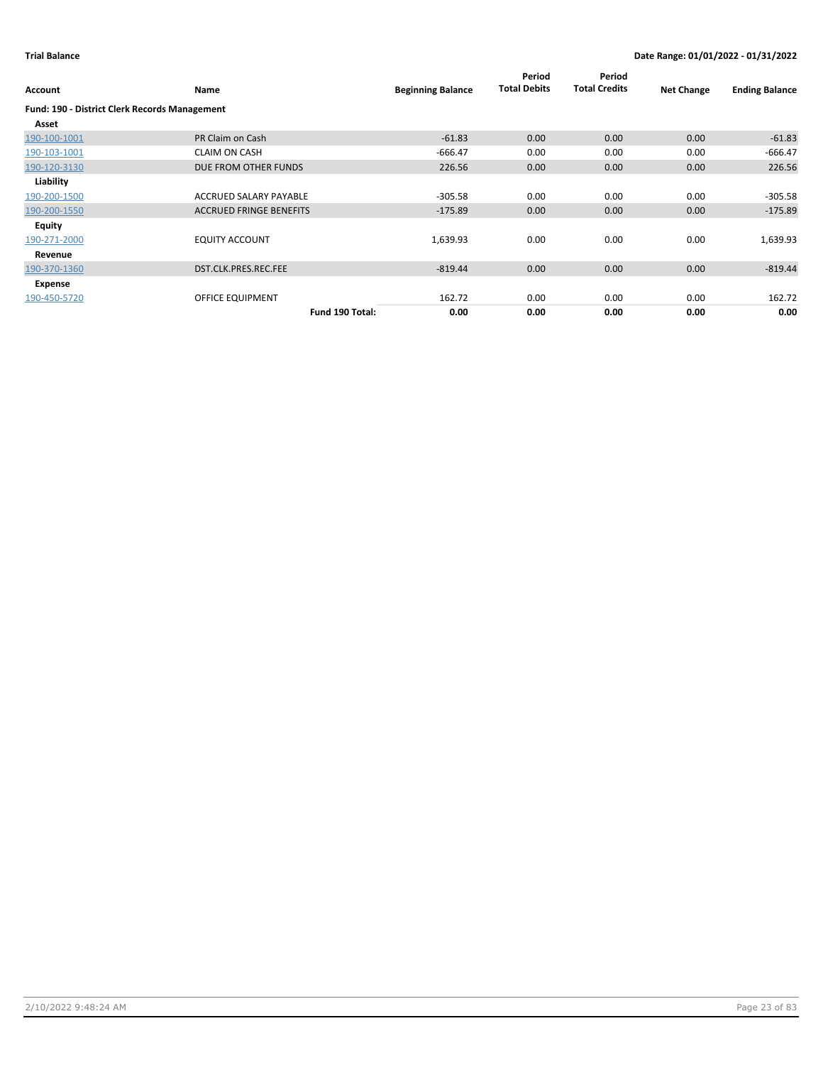**Trial Balance** **Date Range: 01/01/2022 - 01/31/2022**

| Account | Name | Beginning Balance | Period Total Debits | Period Total Credits | Net Change | Ending Balance |
|---|---|---|---|---|---|---|
| **Fund: 190 - District Clerk Records Management** | | | | | | |
| **Asset** | | | | | | |
| 190-100-1001 | PR Claim on Cash | -61.83 | 0.00 | 0.00 | 0.00 | -61.83 |
| 190-103-1001 | CLAIM ON CASH | -666.47 | 0.00 | 0.00 | 0.00 | -666.47 |
| 190-120-3130 | DUE FROM OTHER FUNDS | 226.56 | 0.00 | 0.00 | 0.00 | 226.56 |
| **Liability** | | | | | | |
| 190-200-1500 | ACCRUED SALARY PAYABLE | -305.58 | 0.00 | 0.00 | 0.00 | -305.58 |
| 190-200-1550 | ACCRUED FRINGE BENEFITS | -175.89 | 0.00 | 0.00 | 0.00 | -175.89 |
| **Equity** | | | | | | |
| 190-271-2000 | EQUITY ACCOUNT | 1,639.93 | 0.00 | 0.00 | 0.00 | 1,639.93 |
| **Revenue** | | | | | | |
| 190-370-1360 | DST.CLK.PRES.REC.FEE | -819.44 | 0.00 | 0.00 | 0.00 | -819.44 |
| **Expense** | | | | | | |
| 190-450-5720 | OFFICE EQUIPMENT | 162.72 | 0.00 | 0.00 | 0.00 | 162.72 |
| | **Fund 190 Total:** | **0.00** | **0.00** | **0.00** | **0.00** | **0.00** |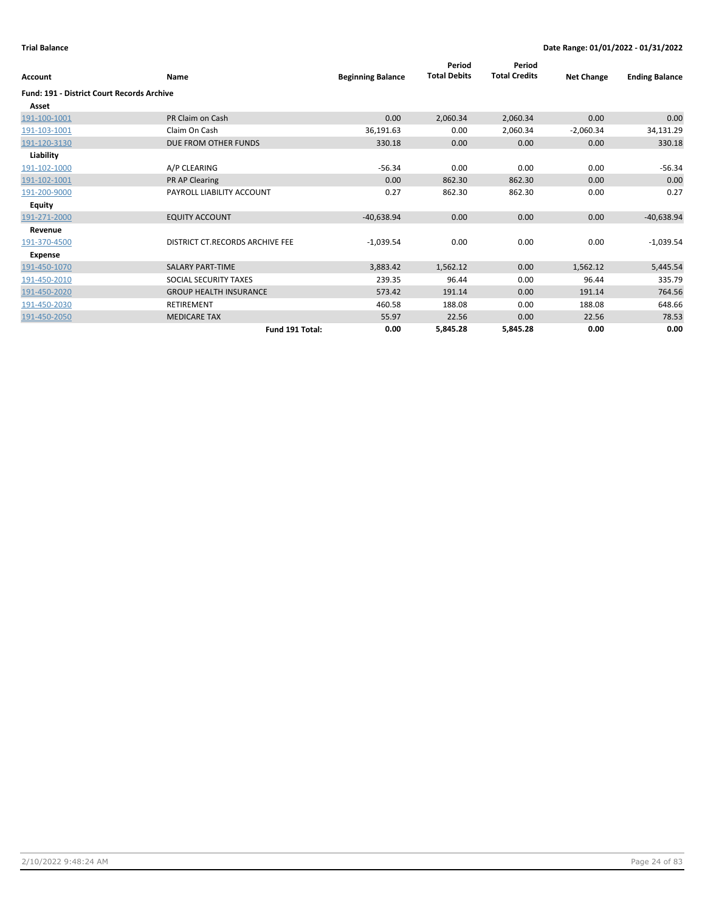**Trial Balance** | **Date Range: 01/01/2022 - 01/31/2022**

| Account | Name | Beginning Balance | Period Total Debits | Period Total Credits | Net Change | Ending Balance |
|---|---|---|---|---|---|---|
| **Fund: 191 - District Court Records Archive** | | | | | | |
| **Asset** | | | | | | |
| 191-100-1001 | PR Claim on Cash | 0.00 | 2,060.34 | 2,060.34 | 0.00 | 0.00 |
| 191-103-1001 | Claim On Cash | 36,191.63 | 0.00 | 2,060.34 | -2,060.34 | 34,131.29 |
| 191-120-3130 | DUE FROM OTHER FUNDS | 330.18 | 0.00 | 0.00 | 0.00 | 330.18 |
| **Liability** | | | | | | |
| 191-102-1000 | A/P CLEARING | -56.34 | 0.00 | 0.00 | 0.00 | -56.34 |
| 191-102-1001 | PR AP Clearing | 0.00 | 862.30 | 862.30 | 0.00 | 0.00 |
| 191-200-9000 | PAYROLL LIABILITY ACCOUNT | 0.27 | 862.30 | 862.30 | 0.00 | 0.27 |
| **Equity** | | | | | | |
| 191-271-2000 | EQUITY ACCOUNT | -40,638.94 | 0.00 | 0.00 | 0.00 | -40,638.94 |
| **Revenue** | | | | | | |
| 191-370-4500 | DISTRICT CT.RECORDS ARCHIVE FEE | -1,039.54 | 0.00 | 0.00 | 0.00 | -1,039.54 |
| **Expense** | | | | | | |
| 191-450-1070 | SALARY PART-TIME | 3,883.42 | 1,562.12 | 0.00 | 1,562.12 | 5,445.54 |
| 191-450-2010 | SOCIAL SECURITY TAXES | 239.35 | 96.44 | 0.00 | 96.44 | 335.79 |
| 191-450-2020 | GROUP HEALTH INSURANCE | 573.42 | 191.14 | 0.00 | 191.14 | 764.56 |
| 191-450-2030 | RETIREMENT | 460.58 | 188.08 | 0.00 | 188.08 | 648.66 |
| 191-450-2050 | MEDICARE TAX | 55.97 | 22.56 | 0.00 | 22.56 | 78.53 |
| | **Fund 191 Total:** | **0.00** | **5,845.28** | **5,845.28** | **0.00** | **0.00** |

2/10/2022 9:48:24 AM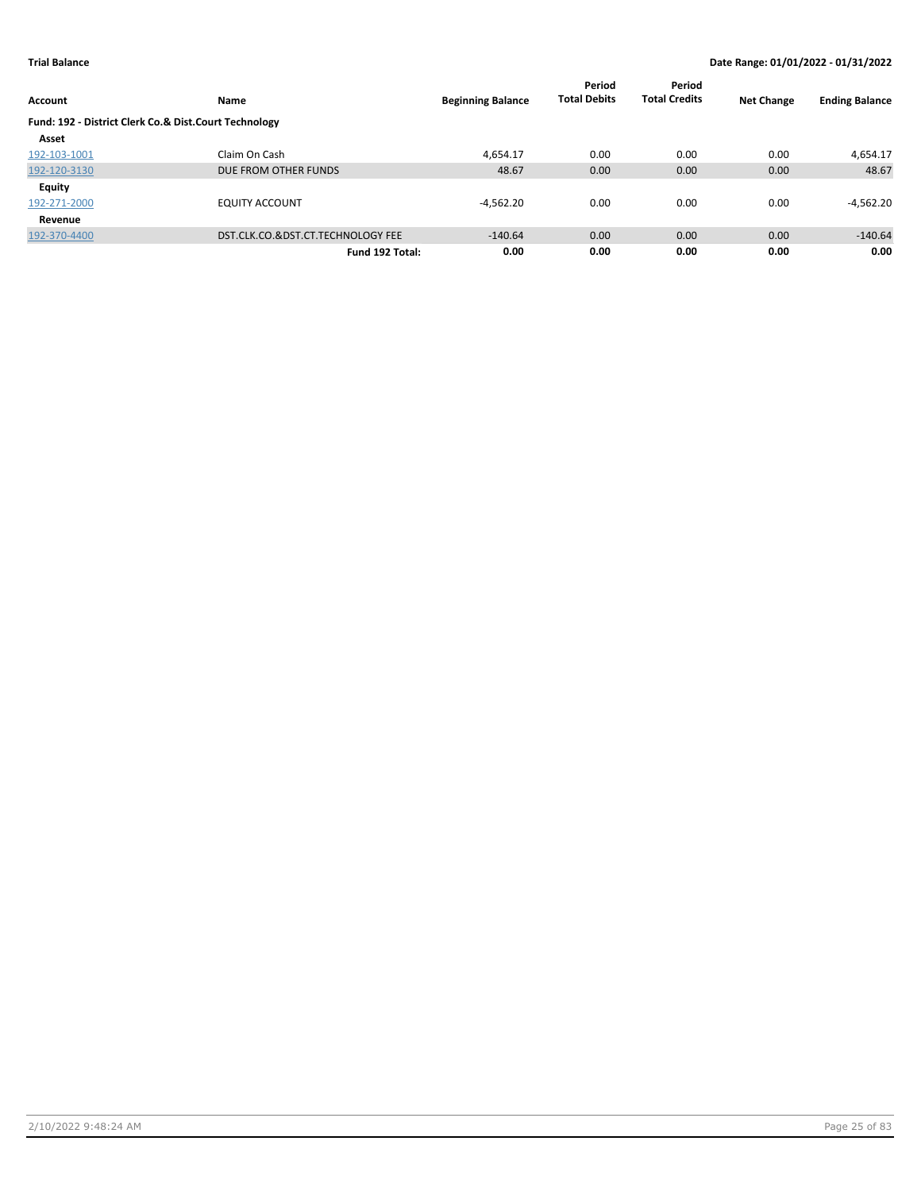**Trial Balance** **Date Range: 01/01/2022 - 01/31/2022**

| Account | Name | Beginning Balance | Period Total Debits | Period Total Credits | Net Change | Ending Balance |
|---|---|---|---|---|---|---|
| **Fund: 192 - District Clerk Co.& Dist.Court Technology** | | | | | | |
| **Asset** | | | | | | |
| 192-103-1001 | Claim On Cash | 4,654.17 | 0.00 | 0.00 | 0.00 | 4,654.17 |
| 192-120-3130 | DUE FROM OTHER FUNDS | 48.67 | 0.00 | 0.00 | 0.00 | 48.67 |
| **Equity** | | | | | | |
| 192-271-2000 | EQUITY ACCOUNT | -4,562.20 | 0.00 | 0.00 | 0.00 | -4,562.20 |
| **Revenue** | | | | | | |
| 192-370-4400 | DST.CLK.CO.&DST.CT.TECHNOLOGY FEE | -140.64 | 0.00 | 0.00 | 0.00 | -140.64 |
| | **Fund 192 Total:** | **0.00** | **0.00** | **0.00** | **0.00** | **0.00** |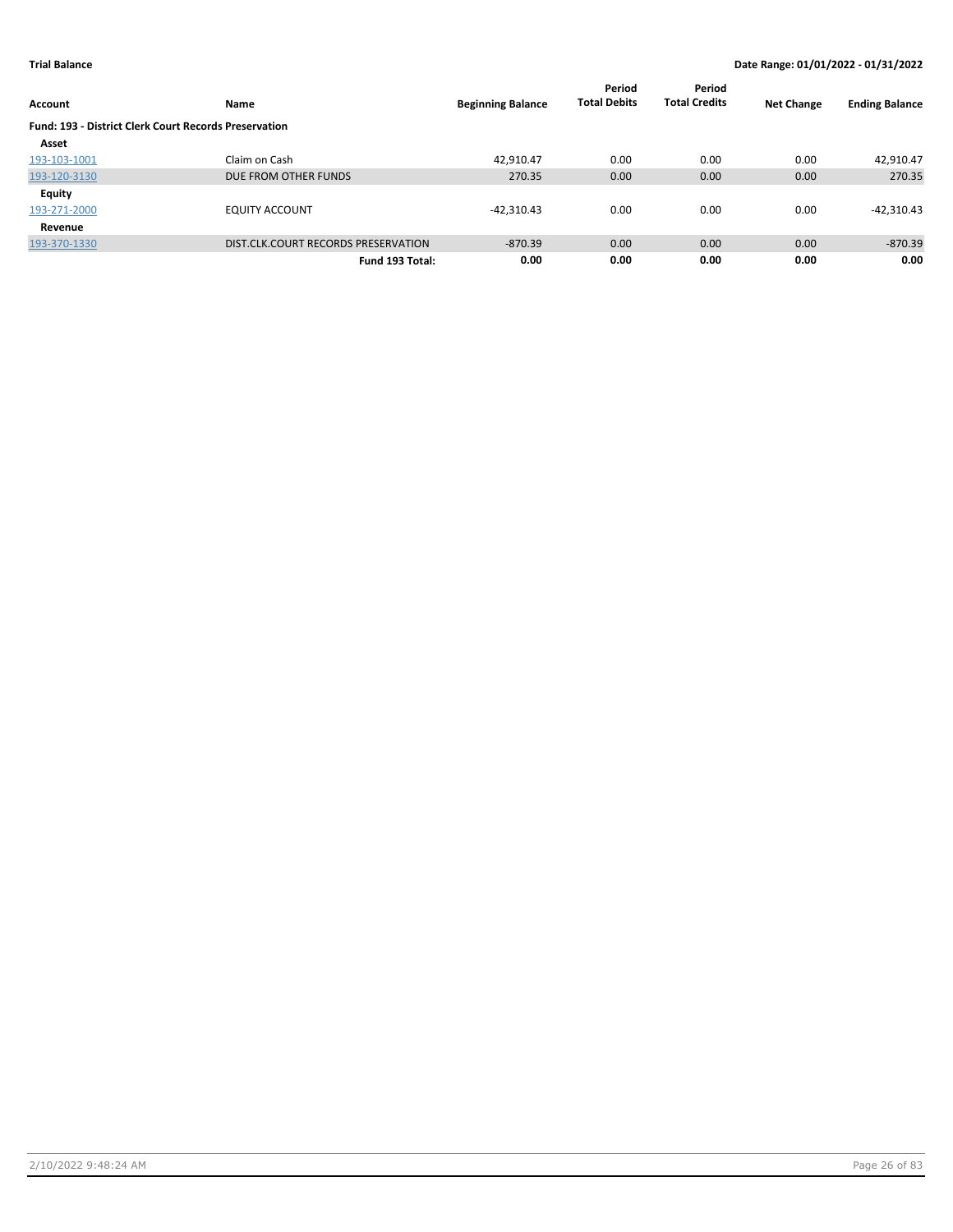**Trial Balance** — Date Range: 01/01/2022 - 01/31/2022

| Account | Name | Beginning Balance | Period Total Debits | Period Total Credits | Net Change | Ending Balance |
|---|---|---|---|---|---|---|
| **Fund: 193 - District Clerk Court Records Preservation** | | | | | | |
| **Asset** | | | | | | |
| 193-103-1001 | Claim on Cash | 42,910.47 | 0.00 | 0.00 | 0.00 | 42,910.47 |
| 193-120-3130 | DUE FROM OTHER FUNDS | 270.35 | 0.00 | 0.00 | 0.00 | 270.35 |
| **Equity** | | | | | | |
| 193-271-2000 | EQUITY ACCOUNT | -42,310.43 | 0.00 | 0.00 | 0.00 | -42,310.43 |
| **Revenue** | | | | | | |
| 193-370-1330 | DIST.CLK.COURT RECORDS PRESERVATION | -870.39 | 0.00 | 0.00 | 0.00 | -870.39 |
| | **Fund 193 Total:** | **0.00** | **0.00** | **0.00** | **0.00** | **0.00** |

2/10/2022 9:48:24 AM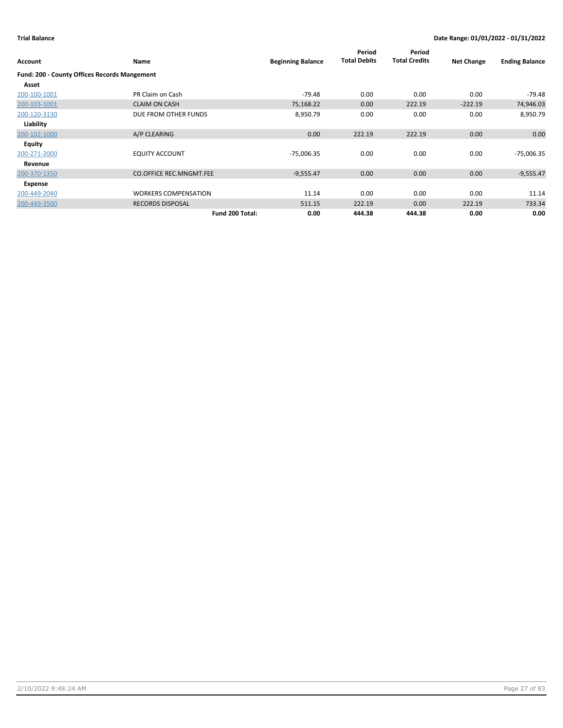**Trial Balance** — Date Range: 01/01/2022 - 01/31/2022

| Account | Name | Beginning Balance | Period Total Debits | Period Total Credits | Net Change | Ending Balance |
|---|---|---|---|---|---|---|
| **Fund: 200 - County Offices Records Mangement** | | | | | | |
| **Asset** | | | | | | |
| 200-100-1001 | PR Claim on Cash | -79.48 | 0.00 | 0.00 | 0.00 | -79.48 |
| 200-103-1001 | CLAIM ON CASH | 75,168.22 | 0.00 | 222.19 | -222.19 | 74,946.03 |
| 200-120-3130 | DUE FROM OTHER FUNDS | 8,950.79 | 0.00 | 0.00 | 0.00 | 8,950.79 |
| **Liability** | | | | | | |
| 200-102-1000 | A/P CLEARING | 0.00 | 222.19 | 222.19 | 0.00 | 0.00 |
| **Equity** | | | | | | |
| 200-271-2000 | EQUITY ACCOUNT | -75,006.35 | 0.00 | 0.00 | 0.00 | -75,006.35 |
| **Revenue** | | | | | | |
| 200-370-1350 | CO.OFFICE REC.MNGMT.FEE | -9,555.47 | 0.00 | 0.00 | 0.00 | -9,555.47 |
| **Expense** | | | | | | |
| 200-449-2040 | WORKERS COMPENSATION | 11.14 | 0.00 | 0.00 | 0.00 | 11.14 |
| 200-449-3500 | RECORDS DISPOSAL | 511.15 | 222.19 | 0.00 | 222.19 | 733.34 |
| | **Fund 200 Total:** | **0.00** | **444.38** | **444.38** | **0.00** | **0.00** |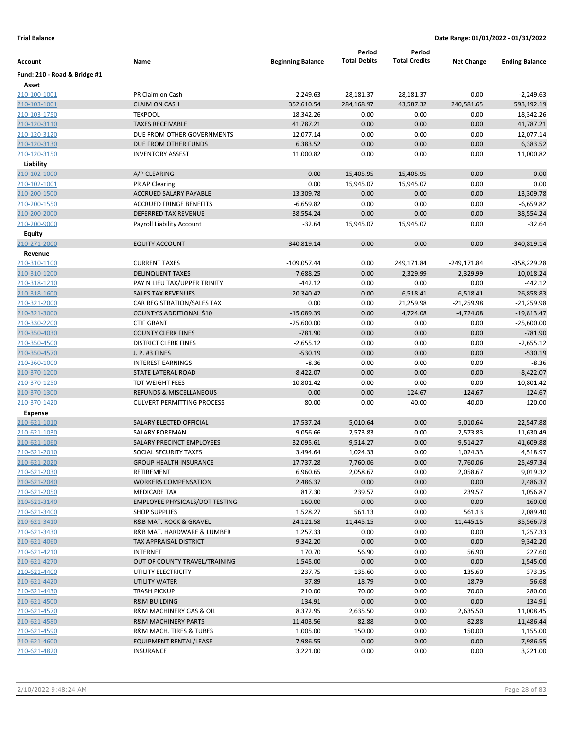**Trial Balance** **Date Range: 01/01/2022 - 01/31/2022**

| Account | Name | Beginning Balance | Period Total Debits | Period Total Credits | Net Change | Ending Balance |
|---|---|---|---|---|---|---|
| **Fund: 210 - Road & Bridge #1** | | | | | | |
| **Asset** | | | | | | |
| 210-100-1001 | PR Claim on Cash | -2,249.63 | 28,181.37 | 28,181.37 | 0.00 | -2,249.63 |
| 210-103-1001 | CLAIM ON CASH | 352,610.54 | 284,168.97 | 43,587.32 | 240,581.65 | 593,192.19 |
| 210-103-1750 | TEXPOOL | 18,342.26 | 0.00 | 0.00 | 0.00 | 18,342.26 |
| 210-120-3110 | TAXES RECEIVABLE | 41,787.21 | 0.00 | 0.00 | 0.00 | 41,787.21 |
| 210-120-3120 | DUE FROM OTHER GOVERNMENTS | 12,077.14 | 0.00 | 0.00 | 0.00 | 12,077.14 |
| 210-120-3130 | DUE FROM OTHER FUNDS | 6,383.52 | 0.00 | 0.00 | 0.00 | 6,383.52 |
| 210-120-3150 | INVENTORY ASSEST | 11,000.82 | 0.00 | 0.00 | 0.00 | 11,000.82 |
| **Liability** | | | | | | |
| 210-102-1000 | A/P CLEARING | 0.00 | 15,405.95 | 15,405.95 | 0.00 | 0.00 |
| 210-102-1001 | PR AP Clearing | 0.00 | 15,945.07 | 15,945.07 | 0.00 | 0.00 |
| 210-200-1500 | ACCRUED SALARY PAYABLE | -13,309.78 | 0.00 | 0.00 | 0.00 | -13,309.78 |
| 210-200-1550 | ACCRUED FRINGE BENEFITS | -6,659.82 | 0.00 | 0.00 | 0.00 | -6,659.82 |
| 210-200-2000 | DEFERRED TAX REVENUE | -38,554.24 | 0.00 | 0.00 | 0.00 | -38,554.24 |
| 210-200-9000 | Payroll Liability Account | -32.64 | 15,945.07 | 15,945.07 | 0.00 | -32.64 |
| **Equity** | | | | | | |
| 210-271-2000 | EQUITY ACCOUNT | -340,819.14 | 0.00 | 0.00 | 0.00 | -340,819.14 |
| **Revenue** | | | | | | |
| 210-310-1100 | CURRENT TAXES | -109,057.44 | 0.00 | 249,171.84 | -249,171.84 | -358,229.28 |
| 210-310-1200 | DELINQUENT TAXES | -7,688.25 | 0.00 | 2,329.99 | -2,329.99 | -10,018.24 |
| 210-318-1210 | PAY N LIEU TAX/UPPER TRINITY | -442.12 | 0.00 | 0.00 | 0.00 | -442.12 |
| 210-318-1600 | SALES TAX REVENUES | -20,340.42 | 0.00 | 6,518.41 | -6,518.41 | -26,858.83 |
| 210-321-2000 | CAR REGISTRATION/SALES TAX | 0.00 | 0.00 | 21,259.98 | -21,259.98 | -21,259.98 |
| 210-321-3000 | COUNTY'S ADDITIONAL $10 | -15,089.39 | 0.00 | 4,724.08 | -4,724.08 | -19,813.47 |
| 210-330-2200 | CTIF GRANT | -25,600.00 | 0.00 | 0.00 | 0.00 | -25,600.00 |
| 210-350-4030 | COUNTY CLERK FINES | -781.90 | 0.00 | 0.00 | 0.00 | -781.90 |
| 210-350-4500 | DISTRICT CLERK FINES | -2,655.12 | 0.00 | 0.00 | 0.00 | -2,655.12 |
| 210-350-4570 | J. P. #3 FINES | -530.19 | 0.00 | 0.00 | 0.00 | -530.19 |
| 210-360-1000 | INTEREST EARNINGS | -8.36 | 0.00 | 0.00 | 0.00 | -8.36 |
| 210-370-1200 | STATE LATERAL ROAD | -8,422.07 | 0.00 | 0.00 | 0.00 | -8,422.07 |
| 210-370-1250 | TDT WEIGHT FEES | -10,801.42 | 0.00 | 0.00 | 0.00 | -10,801.42 |
| 210-370-1300 | REFUNDS & MISCELLANEOUS | 0.00 | 0.00 | 124.67 | -124.67 | -124.67 |
| 210-370-1420 | CULVERT PERMITTING PROCESS | -80.00 | 0.00 | 40.00 | -40.00 | -120.00 |
| **Expense** | | | | | | |
| 210-621-1010 | SALARY ELECTED OFFICIAL | 17,537.24 | 5,010.64 | 0.00 | 5,010.64 | 22,547.88 |
| 210-621-1030 | SALARY FOREMAN | 9,056.66 | 2,573.83 | 0.00 | 2,573.83 | 11,630.49 |
| 210-621-1060 | SALARY PRECINCT EMPLOYEES | 32,095.61 | 9,514.27 | 0.00 | 9,514.27 | 41,609.88 |
| 210-621-2010 | SOCIAL SECURITY TAXES | 3,494.64 | 1,024.33 | 0.00 | 1,024.33 | 4,518.97 |
| 210-621-2020 | GROUP HEALTH INSURANCE | 17,737.28 | 7,760.06 | 0.00 | 7,760.06 | 25,497.34 |
| 210-621-2030 | RETIREMENT | 6,960.65 | 2,058.67 | 0.00 | 2,058.67 | 9,019.32 |
| 210-621-2040 | WORKERS COMPENSATION | 2,486.37 | 0.00 | 0.00 | 0.00 | 2,486.37 |
| 210-621-2050 | MEDICARE TAX | 817.30 | 239.57 | 0.00 | 239.57 | 1,056.87 |
| 210-621-3140 | EMPLOYEE PHYSICALS/DOT TESTING | 160.00 | 0.00 | 0.00 | 0.00 | 160.00 |
| 210-621-3400 | SHOP SUPPLIES | 1,528.27 | 561.13 | 0.00 | 561.13 | 2,089.40 |
| 210-621-3410 | R&B MAT. ROCK & GRAVEL | 24,121.58 | 11,445.15 | 0.00 | 11,445.15 | 35,566.73 |
| 210-621-3430 | R&B MAT. HARDWARE & LUMBER | 1,257.33 | 0.00 | 0.00 | 0.00 | 1,257.33 |
| 210-621-4060 | TAX APPRAISAL DISTRICT | 9,342.20 | 0.00 | 0.00 | 0.00 | 9,342.20 |
| 210-621-4210 | INTERNET | 170.70 | 56.90 | 0.00 | 56.90 | 227.60 |
| 210-621-4270 | OUT OF COUNTY TRAVEL/TRAINING | 1,545.00 | 0.00 | 0.00 | 0.00 | 1,545.00 |
| 210-621-4400 | UTILITY ELECTRICITY | 237.75 | 135.60 | 0.00 | 135.60 | 373.35 |
| 210-621-4420 | UTILITY WATER | 37.89 | 18.79 | 0.00 | 18.79 | 56.68 |
| 210-621-4430 | TRASH PICKUP | 210.00 | 70.00 | 0.00 | 70.00 | 280.00 |
| 210-621-4500 | R&M BUILDING | 134.91 | 0.00 | 0.00 | 0.00 | 134.91 |
| 210-621-4570 | R&M MACHINERY GAS & OIL | 8,372.95 | 2,635.50 | 0.00 | 2,635.50 | 11,008.45 |
| 210-621-4580 | R&M MACHINERY PARTS | 11,403.56 | 82.88 | 0.00 | 82.88 | 11,486.44 |
| 210-621-4590 | R&M MACH. TIRES & TUBES | 1,005.00 | 150.00 | 0.00 | 150.00 | 1,155.00 |
| 210-621-4600 | EQUIPMENT RENTAL/LEASE | 7,986.55 | 0.00 | 0.00 | 0.00 | 7,986.55 |
| 210-621-4820 | INSURANCE | 3,221.00 | 0.00 | 0.00 | 0.00 | 3,221.00 |

2/10/2022 9:48:24 AM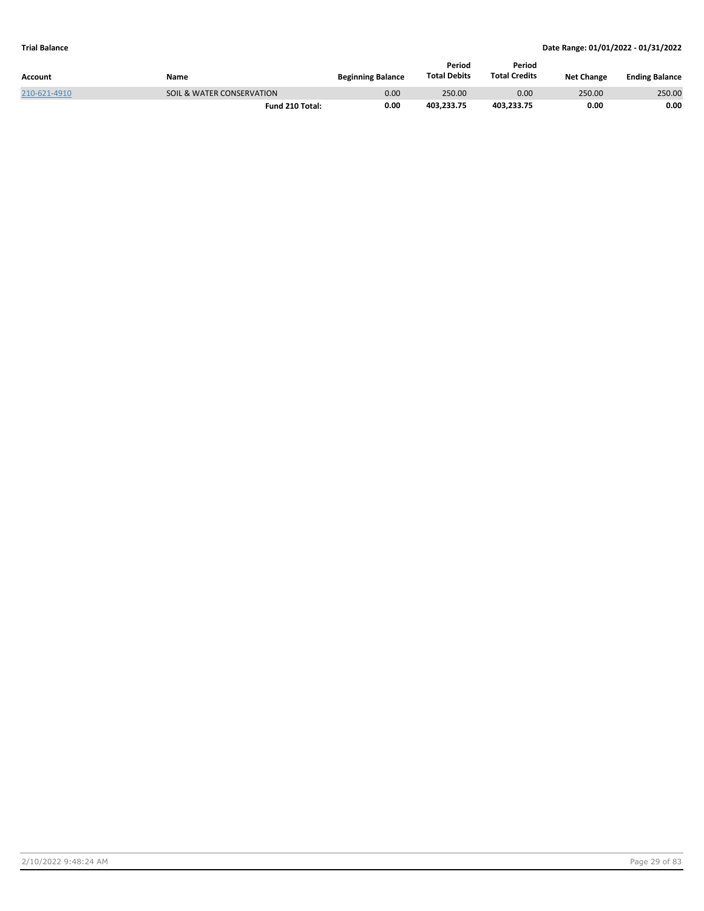**Trial Balance**

**Date Range: 01/01/2022 - 01/31/2022**

| Account | Name | Beginning Balance | Period Total Debits | Period Total Credits | Net Change | Ending Balance |
|---|---|---|---|---|---|---|
| 210-621-4910 | SOIL & WATER CONSERVATION | 0.00 | 250.00 | 0.00 | 250.00 | 250.00 |
| | **Fund 210 Total:** | **0.00** | **403,233.75** | **403,233.75** | **0.00** | **0.00** |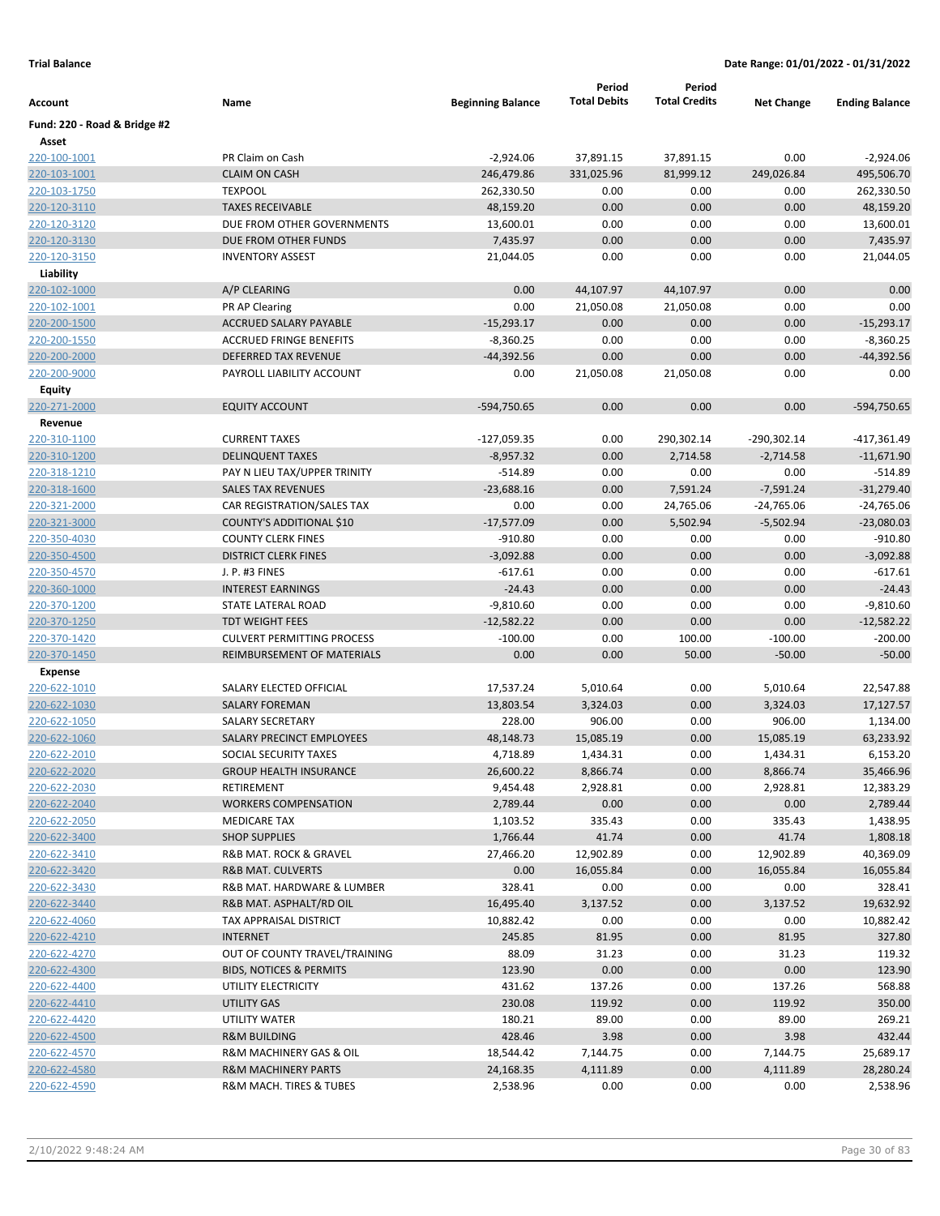**Trial Balance** | **Date Range: 01/01/2022 - 01/31/2022**

| Account | Name | Beginning Balance | Period Total Debits | Period Total Credits | Net Change | Ending Balance |
|---|---|---|---|---|---|---|
| **Fund: 220 - Road & Bridge #2** | | | | | | |
| **Asset** | | | | | | |
| 220-100-1001 | PR Claim on Cash | -2,924.06 | 37,891.15 | 37,891.15 | 0.00 | -2,924.06 |
| 220-103-1001 | CLAIM ON CASH | 246,479.86 | 331,025.96 | 81,999.12 | 249,026.84 | 495,506.70 |
| 220-103-1750 | TEXPOOL | 262,330.50 | 0.00 | 0.00 | 0.00 | 262,330.50 |
| 220-120-3110 | TAXES RECEIVABLE | 48,159.20 | 0.00 | 0.00 | 0.00 | 48,159.20 |
| 220-120-3120 | DUE FROM OTHER GOVERNMENTS | 13,600.01 | 0.00 | 0.00 | 0.00 | 13,600.01 |
| 220-120-3130 | DUE FROM OTHER FUNDS | 7,435.97 | 0.00 | 0.00 | 0.00 | 7,435.97 |
| 220-120-3150 | INVENTORY ASSEST | 21,044.05 | 0.00 | 0.00 | 0.00 | 21,044.05 |
| **Liability** | | | | | | |
| 220-102-1000 | A/P CLEARING | 0.00 | 44,107.97 | 44,107.97 | 0.00 | 0.00 |
| 220-102-1001 | PR AP Clearing | 0.00 | 21,050.08 | 21,050.08 | 0.00 | 0.00 |
| 220-200-1500 | ACCRUED SALARY PAYABLE | -15,293.17 | 0.00 | 0.00 | 0.00 | -15,293.17 |
| 220-200-1550 | ACCRUED FRINGE BENEFITS | -8,360.25 | 0.00 | 0.00 | 0.00 | -8,360.25 |
| 220-200-2000 | DEFERRED TAX REVENUE | -44,392.56 | 0.00 | 0.00 | 0.00 | -44,392.56 |
| 220-200-9000 | PAYROLL LIABILITY ACCOUNT | 0.00 | 21,050.08 | 21,050.08 | 0.00 | 0.00 |
| **Equity** | | | | | | |
| 220-271-2000 | EQUITY ACCOUNT | -594,750.65 | 0.00 | 0.00 | 0.00 | -594,750.65 |
| **Revenue** | | | | | | |
| 220-310-1100 | CURRENT TAXES | -127,059.35 | 0.00 | 290,302.14 | -290,302.14 | -417,361.49 |
| 220-310-1200 | DELINQUENT TAXES | -8,957.32 | 0.00 | 2,714.58 | -2,714.58 | -11,671.90 |
| 220-318-1210 | PAY N LIEU TAX/UPPER TRINITY | -514.89 | 0.00 | 0.00 | 0.00 | -514.89 |
| 220-318-1600 | SALES TAX REVENUES | -23,688.16 | 0.00 | 7,591.24 | -7,591.24 | -31,279.40 |
| 220-321-2000 | CAR REGISTRATION/SALES TAX | 0.00 | 0.00 | 24,765.06 | -24,765.06 | -24,765.06 |
| 220-321-3000 | COUNTY'S ADDITIONAL $10 | -17,577.09 | 0.00 | 5,502.94 | -5,502.94 | -23,080.03 |
| 220-350-4030 | COUNTY CLERK FINES | -910.80 | 0.00 | 0.00 | 0.00 | -910.80 |
| 220-350-4500 | DISTRICT CLERK FINES | -3,092.88 | 0.00 | 0.00 | 0.00 | -3,092.88 |
| 220-350-4570 | J. P. #3 FINES | -617.61 | 0.00 | 0.00 | 0.00 | -617.61 |
| 220-360-1000 | INTEREST EARNINGS | -24.43 | 0.00 | 0.00 | 0.00 | -24.43 |
| 220-370-1200 | STATE LATERAL ROAD | -9,810.60 | 0.00 | 0.00 | 0.00 | -9,810.60 |
| 220-370-1250 | TDT WEIGHT FEES | -12,582.22 | 0.00 | 0.00 | 0.00 | -12,582.22 |
| 220-370-1420 | CULVERT PERMITTING PROCESS | -100.00 | 0.00 | 100.00 | -100.00 | -200.00 |
| 220-370-1450 | REIMBURSEMENT OF MATERIALS | 0.00 | 0.00 | 50.00 | -50.00 | -50.00 |
| **Expense** | | | | | | |
| 220-622-1010 | SALARY ELECTED OFFICIAL | 17,537.24 | 5,010.64 | 0.00 | 5,010.64 | 22,547.88 |
| 220-622-1030 | SALARY FOREMAN | 13,803.54 | 3,324.03 | 0.00 | 3,324.03 | 17,127.57 |
| 220-622-1050 | SALARY SECRETARY | 228.00 | 906.00 | 0.00 | 906.00 | 1,134.00 |
| 220-622-1060 | SALARY PRECINCT EMPLOYEES | 48,148.73 | 15,085.19 | 0.00 | 15,085.19 | 63,233.92 |
| 220-622-2010 | SOCIAL SECURITY TAXES | 4,718.89 | 1,434.31 | 0.00 | 1,434.31 | 6,153.20 |
| 220-622-2020 | GROUP HEALTH INSURANCE | 26,600.22 | 8,866.74 | 0.00 | 8,866.74 | 35,466.96 |
| 220-622-2030 | RETIREMENT | 9,454.48 | 2,928.81 | 0.00 | 2,928.81 | 12,383.29 |
| 220-622-2040 | WORKERS COMPENSATION | 2,789.44 | 0.00 | 0.00 | 0.00 | 2,789.44 |
| 220-622-2050 | MEDICARE TAX | 1,103.52 | 335.43 | 0.00 | 335.43 | 1,438.95 |
| 220-622-3400 | SHOP SUPPLIES | 1,766.44 | 41.74 | 0.00 | 41.74 | 1,808.18 |
| 220-622-3410 | R&B MAT. ROCK & GRAVEL | 27,466.20 | 12,902.89 | 0.00 | 12,902.89 | 40,369.09 |
| 220-622-3420 | R&B MAT. CULVERTS | 0.00 | 16,055.84 | 0.00 | 16,055.84 | 16,055.84 |
| 220-622-3430 | R&B MAT. HARDWARE & LUMBER | 328.41 | 0.00 | 0.00 | 0.00 | 328.41 |
| 220-622-3440 | R&B MAT. ASPHALT/RD OIL | 16,495.40 | 3,137.52 | 0.00 | 3,137.52 | 19,632.92 |
| 220-622-4060 | TAX APPRAISAL DISTRICT | 10,882.42 | 0.00 | 0.00 | 0.00 | 10,882.42 |
| 220-622-4210 | INTERNET | 245.85 | 81.95 | 0.00 | 81.95 | 327.80 |
| 220-622-4270 | OUT OF COUNTY TRAVEL/TRAINING | 88.09 | 31.23 | 0.00 | 31.23 | 119.32 |
| 220-622-4300 | BIDS, NOTICES & PERMITS | 123.90 | 0.00 | 0.00 | 0.00 | 123.90 |
| 220-622-4400 | UTILITY ELECTRICITY | 431.62 | 137.26 | 0.00 | 137.26 | 568.88 |
| 220-622-4410 | UTILITY GAS | 230.08 | 119.92 | 0.00 | 119.92 | 350.00 |
| 220-622-4420 | UTILITY WATER | 180.21 | 89.00 | 0.00 | 89.00 | 269.21 |
| 220-622-4500 | R&M BUILDING | 428.46 | 3.98 | 0.00 | 3.98 | 432.44 |
| 220-622-4570 | R&M MACHINERY GAS & OIL | 18,544.42 | 7,144.75 | 0.00 | 7,144.75 | 25,689.17 |
| 220-622-4580 | R&M MACHINERY PARTS | 24,168.35 | 4,111.89 | 0.00 | 4,111.89 | 28,280.24 |
| 220-622-4590 | R&M MACH. TIRES & TUBES | 2,538.96 | 0.00 | 0.00 | 0.00 | 2,538.96 |

2/10/2022 9:48:24 AM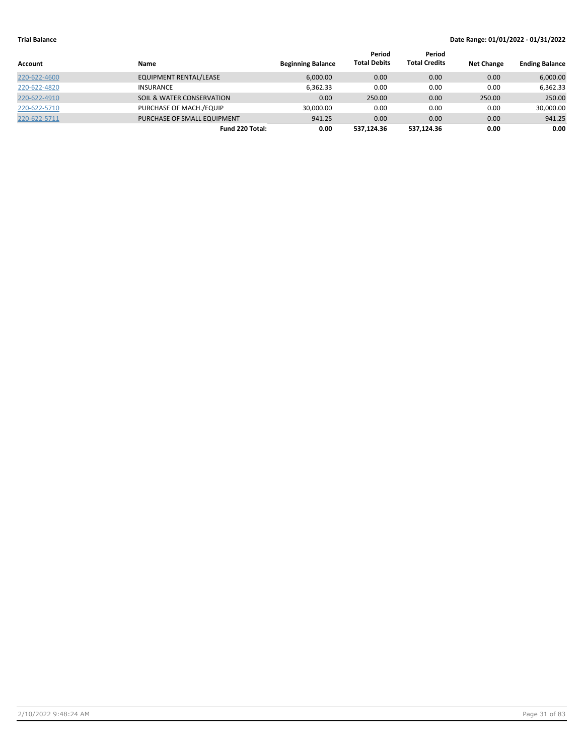**Trial Balance** **Date Range: 01/01/2022 - 01/31/2022**

| Account | Name | Beginning Balance | Period Total Debits | Period Total Credits | Net Change | Ending Balance |
|---|---|---|---|---|---|---|
| 220-622-4600 | EQUIPMENT RENTAL/LEASE | 6,000.00 | 0.00 | 0.00 | 0.00 | 6,000.00 |
| 220-622-4820 | INSURANCE | 6,362.33 | 0.00 | 0.00 | 0.00 | 6,362.33 |
| 220-622-4910 | SOIL & WATER CONSERVATION | 0.00 | 250.00 | 0.00 | 250.00 | 250.00 |
| 220-622-5710 | PURCHASE OF MACH./EQUIP | 30,000.00 | 0.00 | 0.00 | 0.00 | 30,000.00 |
| 220-622-5711 | PURCHASE OF SMALL EQUIPMENT | 941.25 | 0.00 | 0.00 | 0.00 | 941.25 |
| | **Fund 220 Total:** | **0.00** | **537,124.36** | **537,124.36** | **0.00** | **0.00** |

2/10/2022 9:48:24 AM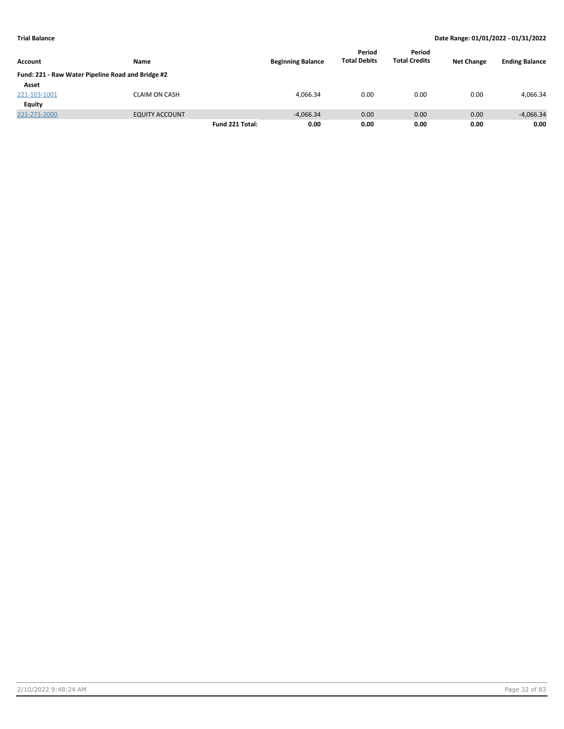**Trial Balance** | **Date Range: 01/01/2022 - 01/31/2022**

| Account | Name | | Beginning Balance | Period Total Debits | Period Total Credits | Net Change | Ending Balance |
|---|---|---|---|---|---|---|---|
| **Fund: 221 - Raw Water Pipeline Road and Bridge #2** | | | | | | | |
| **Asset** | | | | | | | |
| 221-103-1001 | CLAIM ON CASH | | 4,066.34 | 0.00 | 0.00 | 0.00 | 4,066.34 |
| **Equity** | | | | | | | |
| 221-271-2000 | EQUITY ACCOUNT | | -4,066.34 | 0.00 | 0.00 | 0.00 | -4,066.34 |
| | | **Fund 221 Total:** | **0.00** | **0.00** | **0.00** | **0.00** | **0.00** |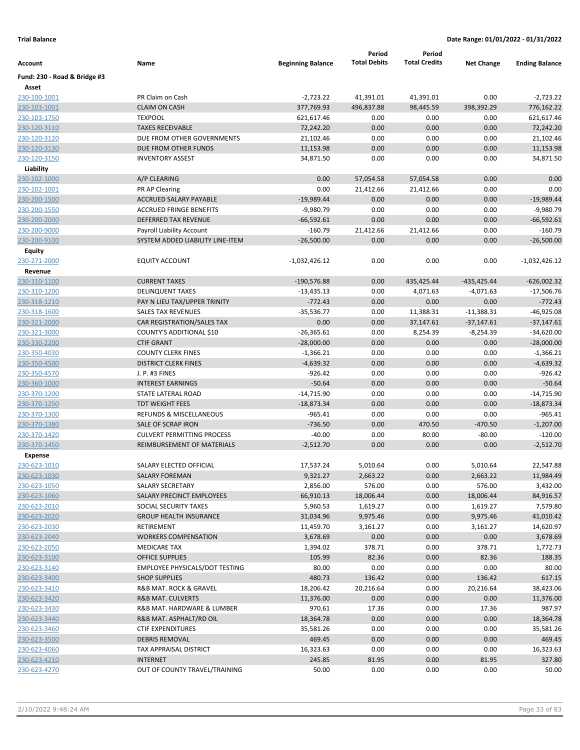**Trial Balance** **Date Range: 01/01/2022 - 01/31/2022**

| Account | Name | Beginning Balance | Period Total Debits | Period Total Credits | Net Change | Ending Balance |
|---|---|---|---|---|---|---|
| **Fund: 230 - Road & Bridge #3** | | | | | | |
| **Asset** | | | | | | |
| 230-100-1001 | PR Claim on Cash | -2,723.22 | 41,391.01 | 41,391.01 | 0.00 | -2,723.22 |
| 230-103-1001 | CLAIM ON CASH | 377,769.93 | 496,837.88 | 98,445.59 | 398,392.29 | 776,162.22 |
| 230-103-1750 | TEXPOOL | 621,617.46 | 0.00 | 0.00 | 0.00 | 621,617.46 |
| 230-120-3110 | TAXES RECEIVABLE | 72,242.20 | 0.00 | 0.00 | 0.00 | 72,242.20 |
| 230-120-3120 | DUE FROM OTHER GOVERNMENTS | 21,102.46 | 0.00 | 0.00 | 0.00 | 21,102.46 |
| 230-120-3130 | DUE FROM OTHER FUNDS | 11,153.98 | 0.00 | 0.00 | 0.00 | 11,153.98 |
| 230-120-3150 | INVENTORY ASSEST | 34,871.50 | 0.00 | 0.00 | 0.00 | 34,871.50 |
| **Liability** | | | | | | |
| 230-102-1000 | A/P CLEARING | 0.00 | 57,054.58 | 57,054.58 | 0.00 | 0.00 |
| 230-102-1001 | PR AP Clearing | 0.00 | 21,412.66 | 21,412.66 | 0.00 | 0.00 |
| 230-200-1500 | ACCRUED SALARY PAYABLE | -19,989.44 | 0.00 | 0.00 | 0.00 | -19,989.44 |
| 230-200-1550 | ACCRUED FRINGE BENEFITS | -9,980.79 | 0.00 | 0.00 | 0.00 | -9,980.79 |
| 230-200-2000 | DEFERRED TAX REVENUE | -66,592.61 | 0.00 | 0.00 | 0.00 | -66,592.61 |
| 230-200-9000 | Payroll Liability Account | -160.79 | 21,412.66 | 21,412.66 | 0.00 | -160.79 |
| 230-200-9100 | SYSTEM ADDED LIABILITY LINE-ITEM | -26,500.00 | 0.00 | 0.00 | 0.00 | -26,500.00 |
| **Equity** | | | | | | |
| 230-271-2000 | EQUITY ACCOUNT | -1,032,426.12 | 0.00 | 0.00 | 0.00 | -1,032,426.12 |
| **Revenue** | | | | | | |
| 230-310-1100 | CURRENT TAXES | -190,576.88 | 0.00 | 435,425.44 | -435,425.44 | -626,002.32 |
| 230-310-1200 | DELINQUENT TAXES | -13,435.13 | 0.00 | 4,071.63 | -4,071.63 | -17,506.76 |
| 230-318-1210 | PAY N LIEU TAX/UPPER TRINITY | -772.43 | 0.00 | 0.00 | 0.00 | -772.43 |
| 230-318-1600 | SALES TAX REVENUES | -35,536.77 | 0.00 | 11,388.31 | -11,388.31 | -46,925.08 |
| 230-321-2000 | CAR REGISTRATION/SALES TAX | 0.00 | 0.00 | 37,147.61 | -37,147.61 | -37,147.61 |
| 230-321-3000 | COUNTY'S ADDITIONAL $10 | -26,365.61 | 0.00 | 8,254.39 | -8,254.39 | -34,620.00 |
| 230-330-2200 | CTIF GRANT | -28,000.00 | 0.00 | 0.00 | 0.00 | -28,000.00 |
| 230-350-4030 | COUNTY CLERK FINES | -1,366.21 | 0.00 | 0.00 | 0.00 | -1,366.21 |
| 230-350-4500 | DISTRICT CLERK FINES | -4,639.32 | 0.00 | 0.00 | 0.00 | -4,639.32 |
| 230-350-4570 | J. P. #3 FINES | -926.42 | 0.00 | 0.00 | 0.00 | -926.42 |
| 230-360-1000 | INTEREST EARNINGS | -50.64 | 0.00 | 0.00 | 0.00 | -50.64 |
| 230-370-1200 | STATE LATERAL ROAD | -14,715.90 | 0.00 | 0.00 | 0.00 | -14,715.90 |
| 230-370-1250 | TDT WEIGHT FEES | -18,873.34 | 0.00 | 0.00 | 0.00 | -18,873.34 |
| 230-370-1300 | REFUNDS & MISCELLANEOUS | -965.41 | 0.00 | 0.00 | 0.00 | -965.41 |
| 230-370-1380 | SALE OF SCRAP IRON | -736.50 | 0.00 | 470.50 | -470.50 | -1,207.00 |
| 230-370-1420 | CULVERT PERMITTING PROCESS | -40.00 | 0.00 | 80.00 | -80.00 | -120.00 |
| 230-370-1450 | REIMBURSEMENT OF MATERIALS | -2,512.70 | 0.00 | 0.00 | 0.00 | -2,512.70 |
| **Expense** | | | | | | |
| 230-623-1010 | SALARY ELECTED OFFICIAL | 17,537.24 | 5,010.64 | 0.00 | 5,010.64 | 22,547.88 |
| 230-623-1030 | SALARY FOREMAN | 9,321.27 | 2,663.22 | 0.00 | 2,663.22 | 11,984.49 |
| 230-623-1050 | SALARY SECRETARY | 2,856.00 | 576.00 | 0.00 | 576.00 | 3,432.00 |
| 230-623-1060 | SALARY PRECINCT EMPLOYEES | 66,910.13 | 18,006.44 | 0.00 | 18,006.44 | 84,916.57 |
| 230-623-2010 | SOCIAL SECURITY TAXES | 5,960.53 | 1,619.27 | 0.00 | 1,619.27 | 7,579.80 |
| 230-623-2020 | GROUP HEALTH INSURANCE | 31,034.96 | 9,975.46 | 0.00 | 9,975.46 | 41,010.42 |
| 230-623-2030 | RETIREMENT | 11,459.70 | 3,161.27 | 0.00 | 3,161.27 | 14,620.97 |
| 230-623-2040 | WORKERS COMPENSATION | 3,678.69 | 0.00 | 0.00 | 0.00 | 3,678.69 |
| 230-623-2050 | MEDICARE TAX | 1,394.02 | 378.71 | 0.00 | 378.71 | 1,772.73 |
| 230-623-3100 | OFFICE SUPPLIES | 105.99 | 82.36 | 0.00 | 82.36 | 188.35 |
| 230-623-3140 | EMPLOYEE PHYSICALS/DOT TESTING | 80.00 | 0.00 | 0.00 | 0.00 | 80.00 |
| 230-623-3400 | SHOP SUPPLIES | 480.73 | 136.42 | 0.00 | 136.42 | 617.15 |
| 230-623-3410 | R&B MAT. ROCK & GRAVEL | 18,206.42 | 20,216.64 | 0.00 | 20,216.64 | 38,423.06 |
| 230-623-3420 | R&B MAT. CULVERTS | 11,376.00 | 0.00 | 0.00 | 0.00 | 11,376.00 |
| 230-623-3430 | R&B MAT. HARDWARE & LUMBER | 970.61 | 17.36 | 0.00 | 17.36 | 987.97 |
| 230-623-3440 | R&B MAT. ASPHALT/RD OIL | 18,364.78 | 0.00 | 0.00 | 0.00 | 18,364.78 |
| 230-623-3460 | CTIF EXPENDITURES | 35,581.26 | 0.00 | 0.00 | 0.00 | 35,581.26 |
| 230-623-3500 | DEBRIS REMOVAL | 469.45 | 0.00 | 0.00 | 0.00 | 469.45 |
| 230-623-4060 | TAX APPRAISAL DISTRICT | 16,323.63 | 0.00 | 0.00 | 0.00 | 16,323.63 |
| 230-623-4210 | INTERNET | 245.85 | 81.95 | 0.00 | 81.95 | 327.80 |
| 230-623-4270 | OUT OF COUNTY TRAVEL/TRAINING | 50.00 | 0.00 | 0.00 | 0.00 | 50.00 |

2/10/2022 9:48:24 AM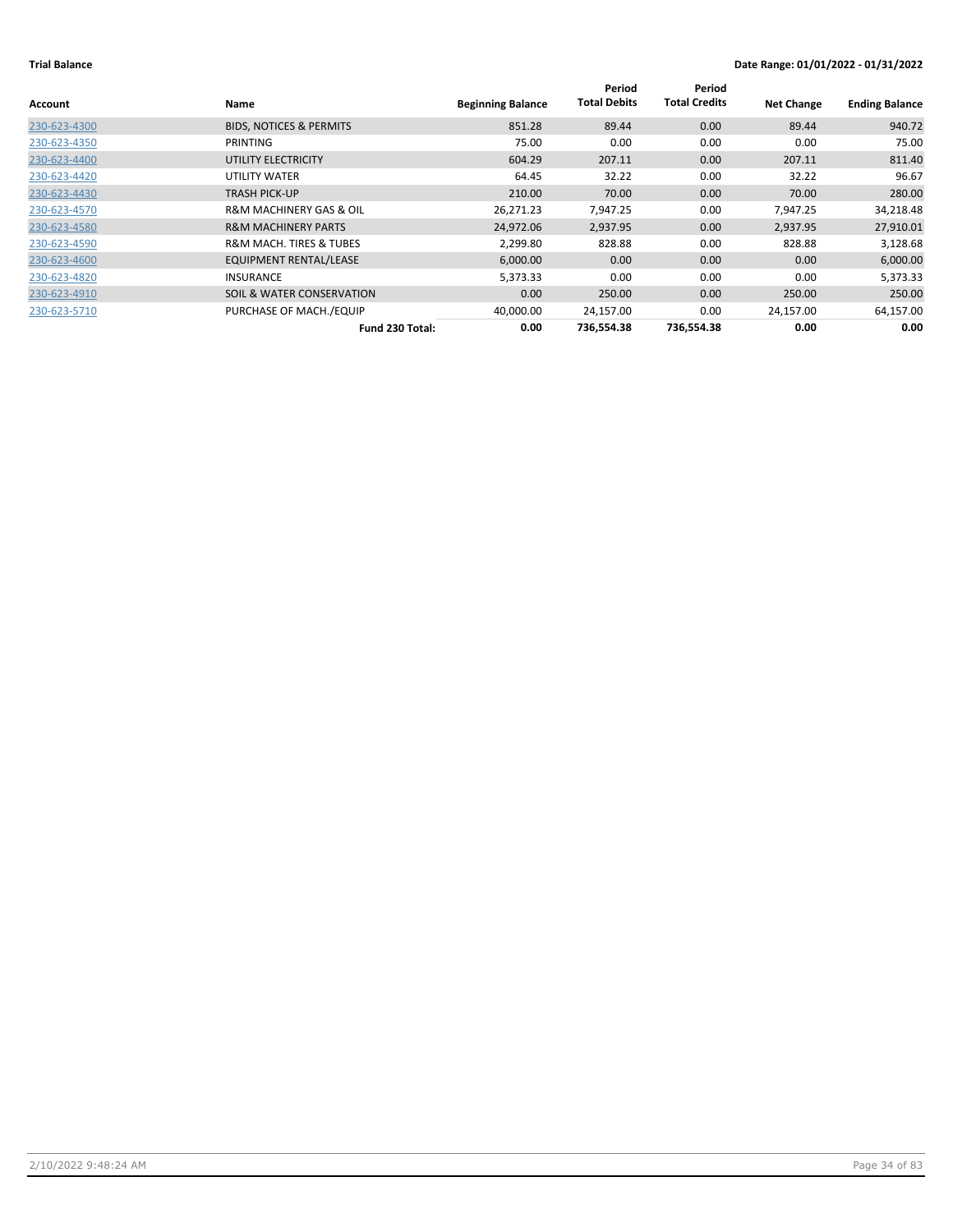**Trial Balance** **Date Range: 01/01/2022 - 01/31/2022**

| Account | Name | Beginning Balance | Period Total Debits | Period Total Credits | Net Change | Ending Balance |
|---|---|---|---|---|---|---|
| 230-623-4300 | BIDS, NOTICES & PERMITS | 851.28 | 89.44 | 0.00 | 89.44 | 940.72 |
| 230-623-4350 | PRINTING | 75.00 | 0.00 | 0.00 | 0.00 | 75.00 |
| 230-623-4400 | UTILITY ELECTRICITY | 604.29 | 207.11 | 0.00 | 207.11 | 811.40 |
| 230-623-4420 | UTILITY WATER | 64.45 | 32.22 | 0.00 | 32.22 | 96.67 |
| 230-623-4430 | TRASH PICK-UP | 210.00 | 70.00 | 0.00 | 70.00 | 280.00 |
| 230-623-4570 | R&M MACHINERY GAS & OIL | 26,271.23 | 7,947.25 | 0.00 | 7,947.25 | 34,218.48 |
| 230-623-4580 | R&M MACHINERY PARTS | 24,972.06 | 2,937.95 | 0.00 | 2,937.95 | 27,910.01 |
| 230-623-4590 | R&M MACH. TIRES & TUBES | 2,299.80 | 828.88 | 0.00 | 828.88 | 3,128.68 |
| 230-623-4600 | EQUIPMENT RENTAL/LEASE | 6,000.00 | 0.00 | 0.00 | 0.00 | 6,000.00 |
| 230-623-4820 | INSURANCE | 5,373.33 | 0.00 | 0.00 | 0.00 | 5,373.33 |
| 230-623-4910 | SOIL & WATER CONSERVATION | 0.00 | 250.00 | 0.00 | 250.00 | 250.00 |
| 230-623-5710 | PURCHASE OF MACH./EQUIP | 40,000.00 | 24,157.00 | 0.00 | 24,157.00 | 64,157.00 |
| | **Fund 230 Total:** | **0.00** | **736,554.38** | **736,554.38** | **0.00** | **0.00** |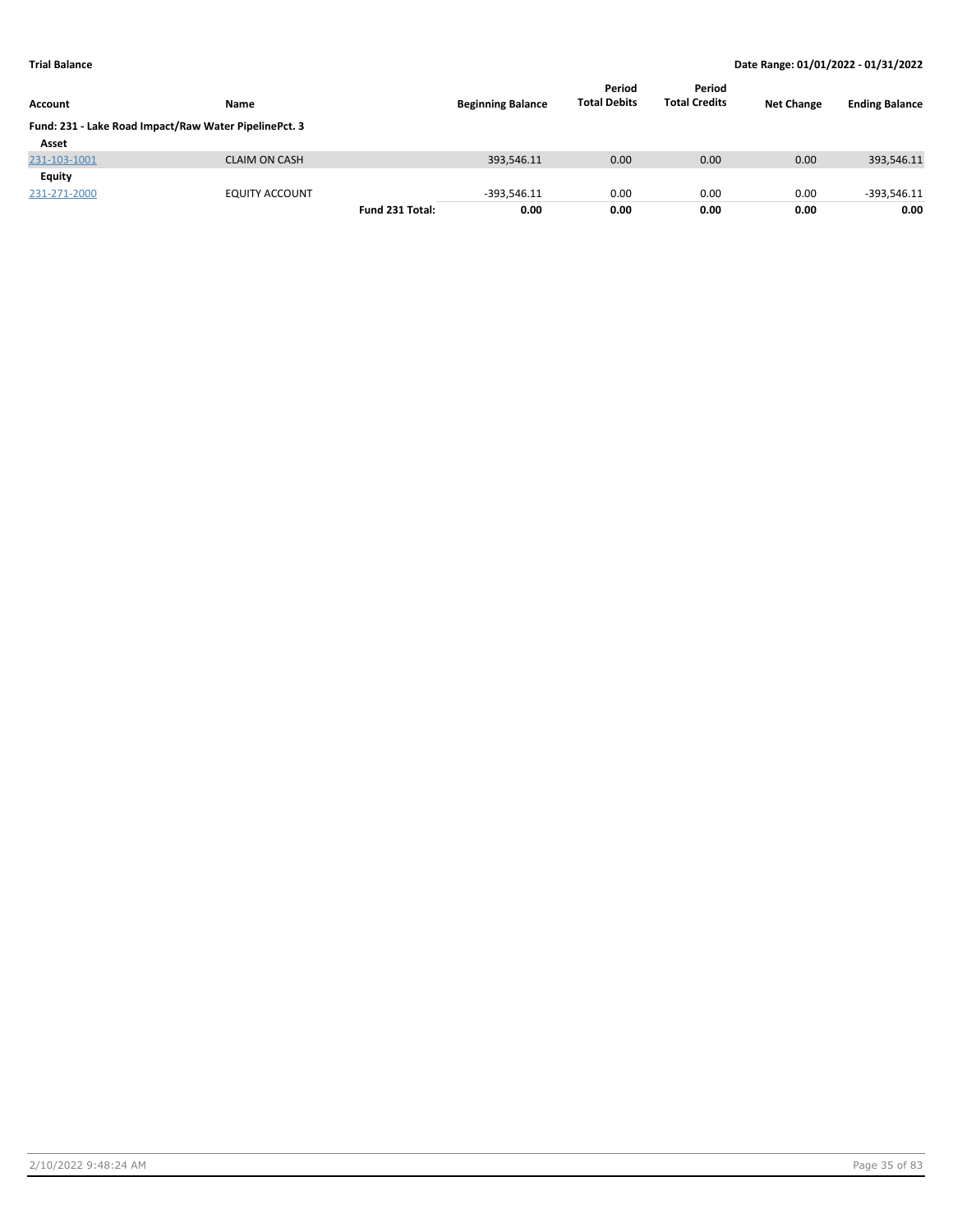| Account | Name | | Beginning Balance | Period Total Debits | Period Total Credits | Net Change | Ending Balance |
|---|---|---|---|---|---|---|---|
| **Fund: 231 - Lake Road Impact/Raw Water PipelinePct. 3** | | | | | | | |
| **Asset** | | | | | | | |
| 231-103-1001 | CLAIM ON CASH | | 393,546.11 | 0.00 | 0.00 | 0.00 | 393,546.11 |
| **Equity** | | | | | | | |
| 231-271-2000 | EQUITY ACCOUNT | | -393,546.11 | 0.00 | 0.00 | 0.00 | -393,546.11 |
| | | **Fund 231 Total:** | **0.00** | **0.00** | **0.00** | **0.00** | **0.00** |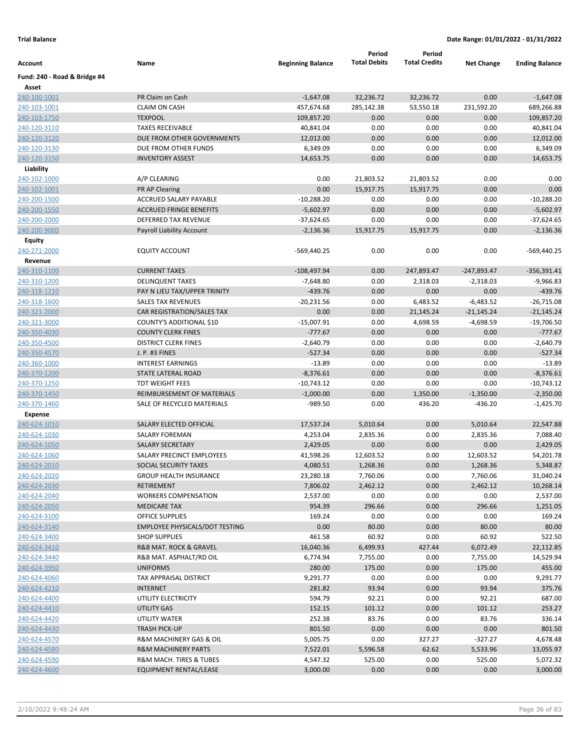**Trial Balance** **Date Range: 01/01/2022 - 01/31/2022**

| Account | Name | Beginning Balance | Period Total Debits | Period Total Credits | Net Change | Ending Balance |
|---|---|---|---|---|---|---|
| **Fund: 240 - Road & Bridge #4** | | | | | | |
| **Asset** | | | | | | |
| 240-100-1001 | PR Claim on Cash | -1,647.08 | 32,236.72 | 32,236.72 | 0.00 | -1,647.08 |
| 240-103-1001 | CLAIM ON CASH | 457,674.68 | 285,142.38 | 53,550.18 | 231,592.20 | 689,266.88 |
| 240-103-1750 | TEXPOOL | 109,857.20 | 0.00 | 0.00 | 0.00 | 109,857.20 |
| 240-120-3110 | TAXES RECEIVABLE | 40,841.04 | 0.00 | 0.00 | 0.00 | 40,841.04 |
| 240-120-3120 | DUE FROM OTHER GOVERNMENTS | 12,012.00 | 0.00 | 0.00 | 0.00 | 12,012.00 |
| 240-120-3130 | DUE FROM OTHER FUNDS | 6,349.09 | 0.00 | 0.00 | 0.00 | 6,349.09 |
| 240-120-3150 | INVENTORY ASSEST | 14,653.75 | 0.00 | 0.00 | 0.00 | 14,653.75 |
| **Liability** | | | | | | |
| 240-102-1000 | A/P CLEARING | 0.00 | 21,803.52 | 21,803.52 | 0.00 | 0.00 |
| 240-102-1001 | PR AP Clearing | 0.00 | 15,917.75 | 15,917.75 | 0.00 | 0.00 |
| 240-200-1500 | ACCRUED SALARY PAYABLE | -10,288.20 | 0.00 | 0.00 | 0.00 | -10,288.20 |
| 240-200-1550 | ACCRUED FRINGE BENEFITS | -5,602.97 | 0.00 | 0.00 | 0.00 | -5,602.97 |
| 240-200-2000 | DEFERRED TAX REVENUE | -37,624.65 | 0.00 | 0.00 | 0.00 | -37,624.65 |
| 240-200-9000 | Payroll Liability Account | -2,136.36 | 15,917.75 | 15,917.75 | 0.00 | -2,136.36 |
| **Equity** | | | | | | |
| 240-271-2000 | EQUITY ACCOUNT | -569,440.25 | 0.00 | 0.00 | 0.00 | -569,440.25 |
| **Revenue** | | | | | | |
| 240-310-1100 | CURRENT TAXES | -108,497.94 | 0.00 | 247,893.47 | -247,893.47 | -356,391.41 |
| 240-310-1200 | DELINQUENT TAXES | -7,648.80 | 0.00 | 2,318.03 | -2,318.03 | -9,966.83 |
| 240-318-1210 | PAY N LIEU TAX/UPPER TRINITY | -439.76 | 0.00 | 0.00 | 0.00 | -439.76 |
| 240-318-1600 | SALES TAX REVENUES | -20,231.56 | 0.00 | 6,483.52 | -6,483.52 | -26,715.08 |
| 240-321-2000 | CAR REGISTRATION/SALES TAX | 0.00 | 0.00 | 21,145.24 | -21,145.24 | -21,145.24 |
| 240-321-3000 | COUNTY'S ADDITIONAL $10 | -15,007.91 | 0.00 | 4,698.59 | -4,698.59 | -19,706.50 |
| 240-350-4030 | COUNTY CLERK FINES | -777.67 | 0.00 | 0.00 | 0.00 | -777.67 |
| 240-350-4500 | DISTRICT CLERK FINES | -2,640.79 | 0.00 | 0.00 | 0.00 | -2,640.79 |
| 240-350-4570 | J. P. #3 FINES | -527.34 | 0.00 | 0.00 | 0.00 | -527.34 |
| 240-360-1000 | INTEREST EARNINGS | -13.89 | 0.00 | 0.00 | 0.00 | -13.89 |
| 240-370-1200 | STATE LATERAL ROAD | -8,376.61 | 0.00 | 0.00 | 0.00 | -8,376.61 |
| 240-370-1250 | TDT WEIGHT FEES | -10,743.12 | 0.00 | 0.00 | 0.00 | -10,743.12 |
| 240-370-1450 | REIMBURSEMENT OF MATERIALS | -1,000.00 | 0.00 | 1,350.00 | -1,350.00 | -2,350.00 |
| 240-370-1460 | SALE OF RECYCLED MATERIALS | -989.50 | 0.00 | 436.20 | -436.20 | -1,425.70 |
| **Expense** | | | | | | |
| 240-624-1010 | SALARY ELECTED OFFICIAL | 17,537.24 | 5,010.64 | 0.00 | 5,010.64 | 22,547.88 |
| 240-624-1030 | SALARY FOREMAN | 4,253.04 | 2,835.36 | 0.00 | 2,835.36 | 7,088.40 |
| 240-624-1050 | SALARY SECRETARY | 2,429.05 | 0.00 | 0.00 | 0.00 | 2,429.05 |
| 240-624-1060 | SALARY PRECINCT EMPLOYEES | 41,598.26 | 12,603.52 | 0.00 | 12,603.52 | 54,201.78 |
| 240-624-2010 | SOCIAL SECURITY TAXES | 4,080.51 | 1,268.36 | 0.00 | 1,268.36 | 5,348.87 |
| 240-624-2020 | GROUP HEALTH INSURANCE | 23,280.18 | 7,760.06 | 0.00 | 7,760.06 | 31,040.24 |
| 240-624-2030 | RETIREMENT | 7,806.02 | 2,462.12 | 0.00 | 2,462.12 | 10,268.14 |
| 240-624-2040 | WORKERS COMPENSATION | 2,537.00 | 0.00 | 0.00 | 0.00 | 2,537.00 |
| 240-624-2050 | MEDICARE TAX | 954.39 | 296.66 | 0.00 | 296.66 | 1,251.05 |
| 240-624-3100 | OFFICE SUPPLIES | 169.24 | 0.00 | 0.00 | 0.00 | 169.24 |
| 240-624-3140 | EMPLOYEE PHYSICALS/DOT TESTING | 0.00 | 80.00 | 0.00 | 80.00 | 80.00 |
| 240-624-3400 | SHOP SUPPLIES | 461.58 | 60.92 | 0.00 | 60.92 | 522.50 |
| 240-624-3410 | R&B MAT. ROCK & GRAVEL | 16,040.36 | 6,499.93 | 427.44 | 6,072.49 | 22,112.85 |
| 240-624-3440 | R&B MAT. ASPHALT/RD OIL | 6,774.94 | 7,755.00 | 0.00 | 7,755.00 | 14,529.94 |
| 240-624-3950 | UNIFORMS | 280.00 | 175.00 | 0.00 | 175.00 | 455.00 |
| 240-624-4060 | TAX APPRAISAL DISTRICT | 9,291.77 | 0.00 | 0.00 | 0.00 | 9,291.77 |
| 240-624-4210 | INTERNET | 281.82 | 93.94 | 0.00 | 93.94 | 375.76 |
| 240-624-4400 | UTILITY ELECTRICITY | 594.79 | 92.21 | 0.00 | 92.21 | 687.00 |
| 240-624-4410 | UTILITY GAS | 152.15 | 101.12 | 0.00 | 101.12 | 253.27 |
| 240-624-4420 | UTILITY WATER | 252.38 | 83.76 | 0.00 | 83.76 | 336.14 |
| 240-624-4430 | TRASH PICK-UP | 801.50 | 0.00 | 0.00 | 0.00 | 801.50 |
| 240-624-4570 | R&M MACHINERY GAS & OIL | 5,005.75 | 0.00 | 327.27 | -327.27 | 4,678.48 |
| 240-624-4580 | R&M MACHINERY PARTS | 7,522.01 | 5,596.58 | 62.62 | 5,533.96 | 13,055.97 |
| 240-624-4590 | R&M MACH. TIRES & TUBES | 4,547.32 | 525.00 | 0.00 | 525.00 | 5,072.32 |
| 240-624-4600 | EQUIPMENT RENTAL/LEASE | 3,000.00 | 0.00 | 0.00 | 0.00 | 3,000.00 |

2/10/2022 9:48:24 AM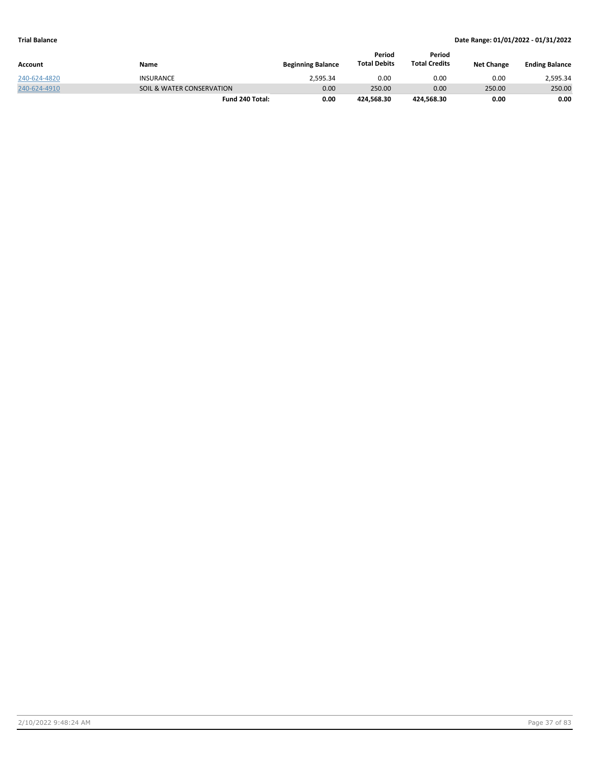**Trial Balance** | **Date Range: 01/01/2022 - 01/31/2022**

| Account | Name | Beginning Balance | Period Total Debits | Period Total Credits | Net Change | Ending Balance |
|---|---|---|---|---|---|---|
| 240-624-4820 | INSURANCE | 2,595.34 | 0.00 | 0.00 | 0.00 | 2,595.34 |
| 240-624-4910 | SOIL & WATER CONSERVATION | 0.00 | 250.00 | 0.00 | 250.00 | 250.00 |
| | **Fund 240 Total:** | **0.00** | **424,568.30** | **424,568.30** | **0.00** | **0.00** |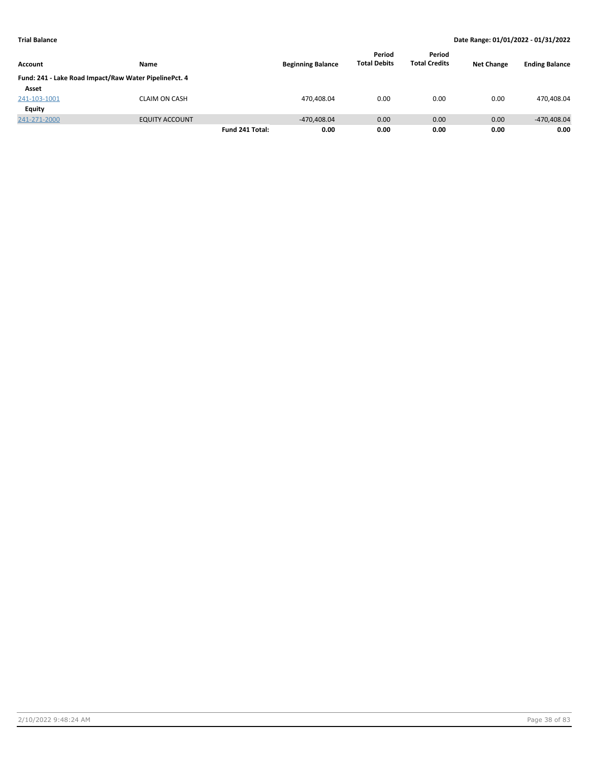**Trial Balance** **Date Range: 01/01/2022 - 01/31/2022**

| Account | Name | | Beginning Balance | Period Total Debits | Period Total Credits | Net Change | Ending Balance |
|---|---|---|---|---|---|---|---|
| **Fund: 241 - Lake Road Impact/Raw Water PipelinePct. 4** | | | | | | | |
| **Asset** | | | | | | | |
| 241-103-1001 | CLAIM ON CASH | | 470,408.04 | 0.00 | 0.00 | 0.00 | 470,408.04 |
| **Equity** | | | | | | | |
| 241-271-2000 | EQUITY ACCOUNT | | -470,408.04 | 0.00 | 0.00 | 0.00 | -470,408.04 |
| | | **Fund 241 Total:** | **0.00** | **0.00** | **0.00** | **0.00** | **0.00** |

2/10/2022 9:48:24 AM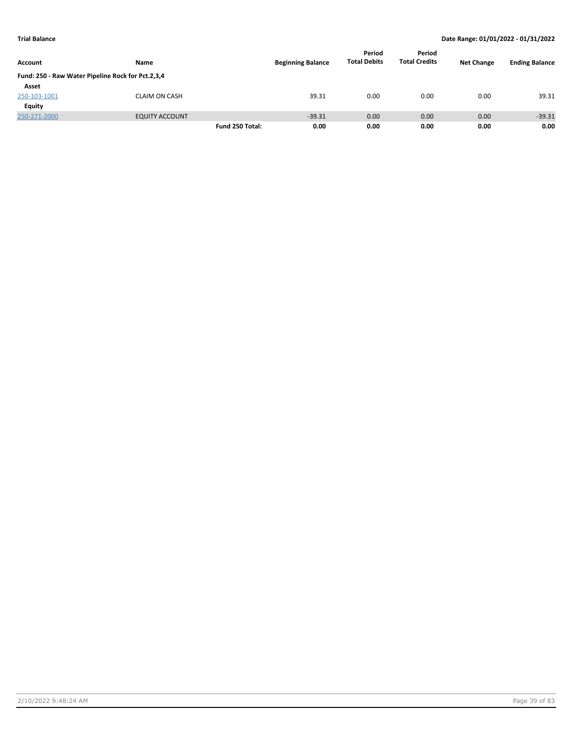**Trial Balance** | **Date Range: 01/01/2022 - 01/31/2022**

| Account | Name | | Beginning Balance | Period Total Debits | Period Total Credits | Net Change | Ending Balance |
|---|---|---|---|---|---|---|---|
| **Fund: 250 - Raw Water Pipeline Rock for Pct.2,3,4** | | | | | | | |
| **Asset** | | | | | | | |
| 250-103-1001 | CLAIM ON CASH | | 39.31 | 0.00 | 0.00 | 0.00 | 39.31 |
| **Equity** | | | | | | | |
| 250-271-2000 | EQUITY ACCOUNT | | -39.31 | 0.00 | 0.00 | 0.00 | -39.31 |
| | | **Fund 250 Total:** | **0.00** | **0.00** | **0.00** | **0.00** | **0.00** |

2/10/2022 9:48:24 AM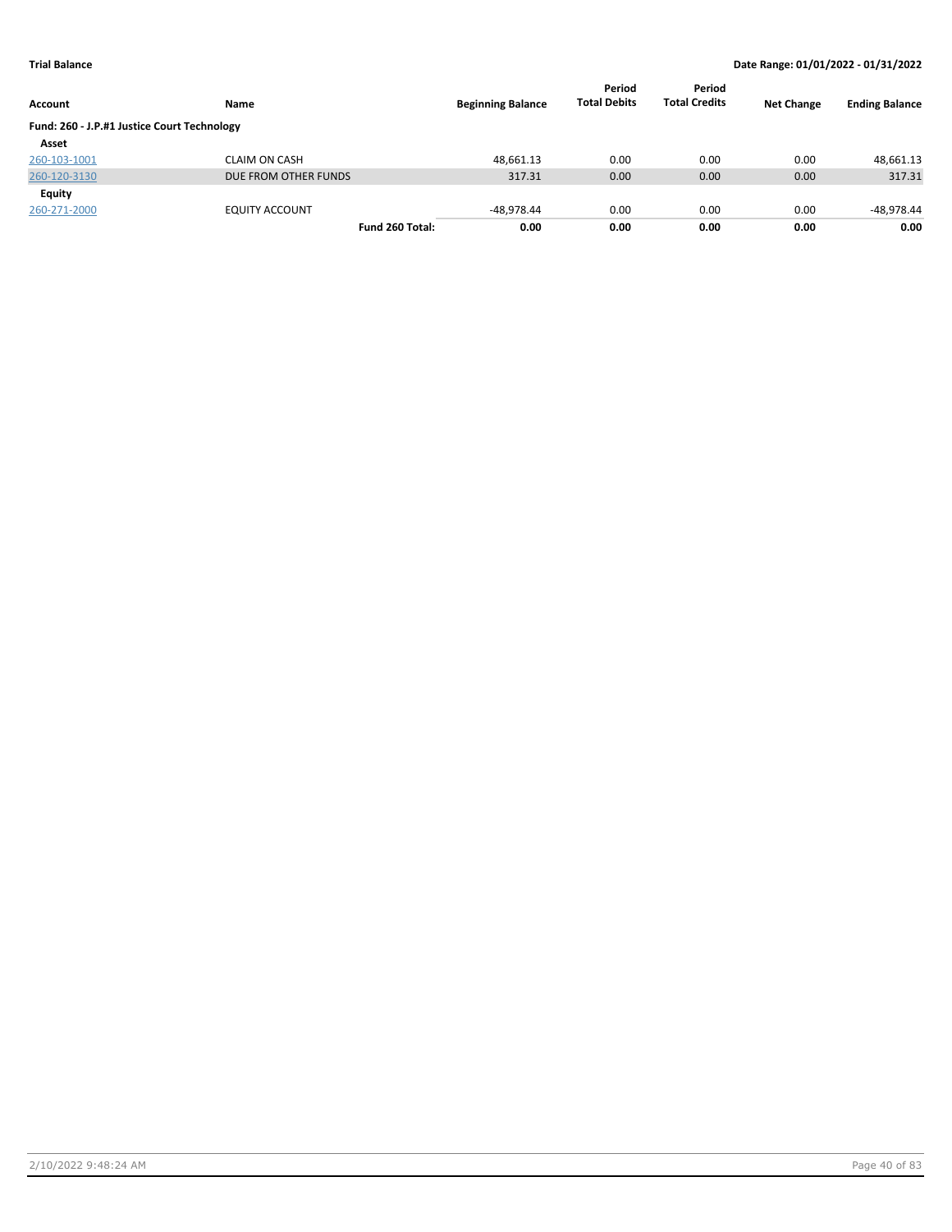**Trial Balance** **Date Range: 01/01/2022 - 01/31/2022**

| Account | Name | Beginning Balance | Period Total Debits | Period Total Credits | Net Change | Ending Balance |
|---|---|---|---|---|---|---|
| **Fund: 260 - J.P.#1 Justice Court Technology** | | | | | | |
| **Asset** | | | | | | |
| 260-103-1001 | CLAIM ON CASH | 48,661.13 | 0.00 | 0.00 | 0.00 | 48,661.13 |
| 260-120-3130 | DUE FROM OTHER FUNDS | 317.31 | 0.00 | 0.00 | 0.00 | 317.31 |
| **Equity** | | | | | | |
| 260-271-2000 | EQUITY ACCOUNT | -48,978.44 | 0.00 | 0.00 | 0.00 | -48,978.44 |
| | **Fund 260 Total:** | **0.00** | **0.00** | **0.00** | **0.00** | **0.00** |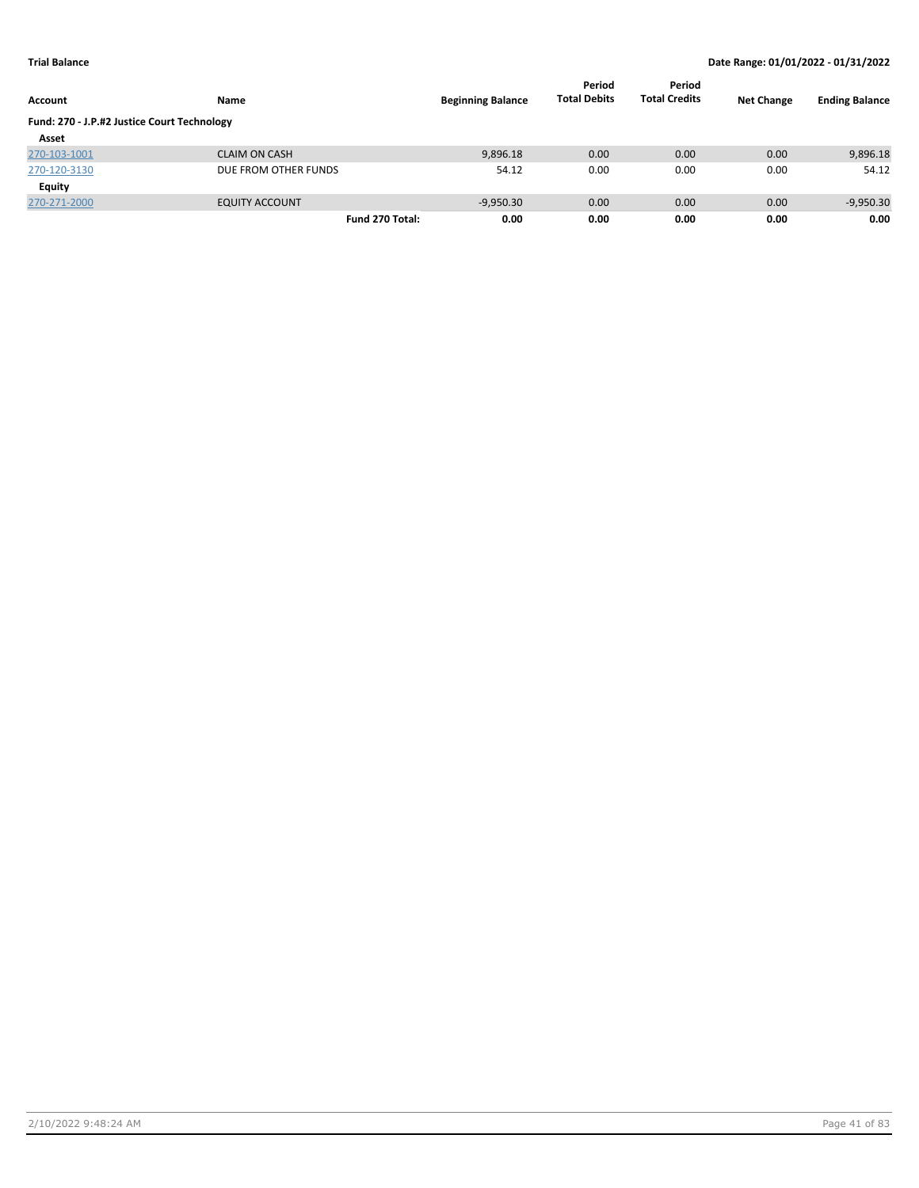**Trial Balance** **Date Range: 01/01/2022 - 01/31/2022**

| Account | Name | | Beginning Balance | Period Total Debits | Period Total Credits | Net Change | Ending Balance |
|---|---|---|---|---|---|---|---|
| **Fund: 270 - J.P.#2 Justice Court Technology** | | | | | | | |
| **Asset** | | | | | | | |
| 270-103-1001 | CLAIM ON CASH | | 9,896.18 | 0.00 | 0.00 | 0.00 | 9,896.18 |
| 270-120-3130 | DUE FROM OTHER FUNDS | | 54.12 | 0.00 | 0.00 | 0.00 | 54.12 |
| **Equity** | | | | | | | |
| 270-271-2000 | EQUITY ACCOUNT | | -9,950.30 | 0.00 | 0.00 | 0.00 | -9,950.30 |
| | | **Fund 270 Total:** | **0.00** | **0.00** | **0.00** | **0.00** | **0.00** |

2/10/2022 9:48:24 AM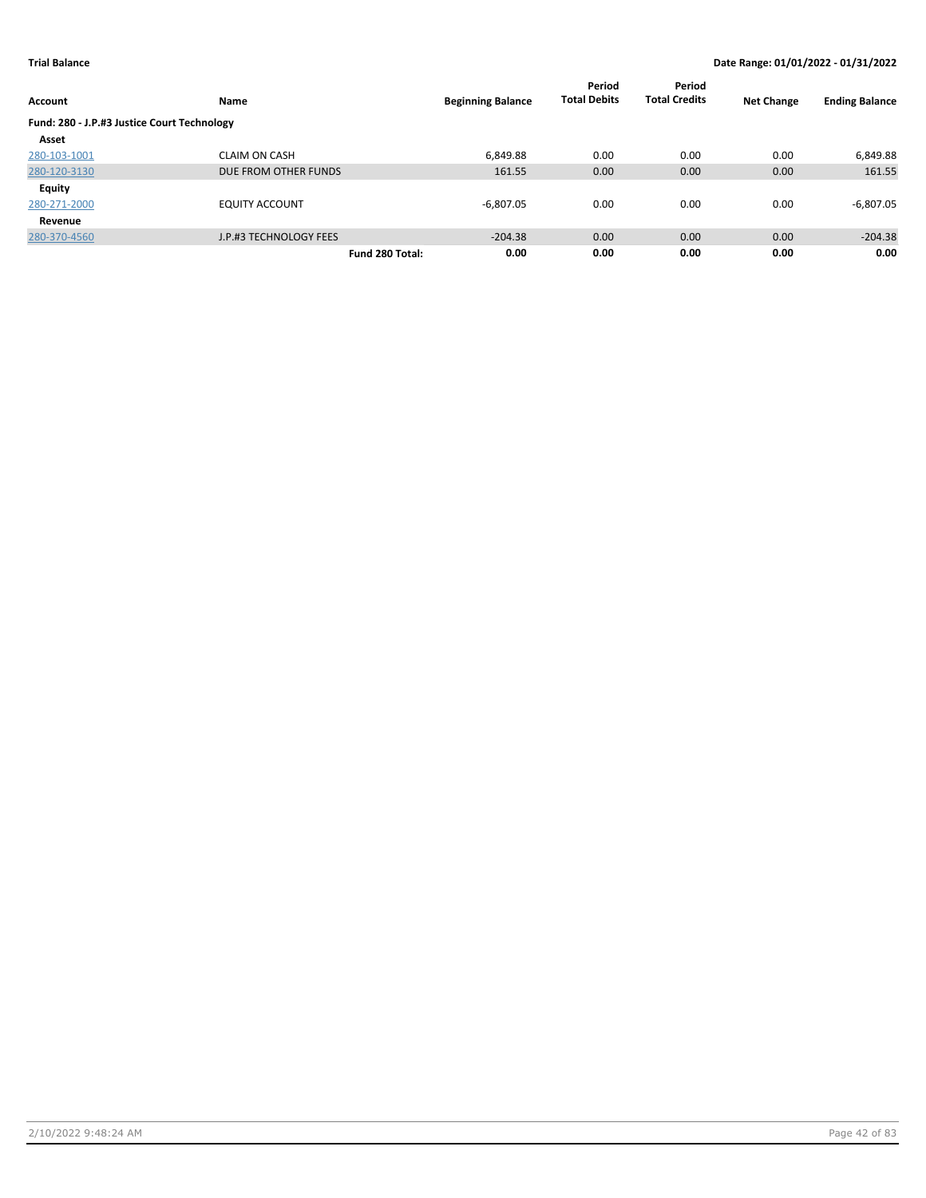**Trial Balance** — Date Range: 01/01/2022 - 01/31/2022

| Account | Name | Beginning Balance | Period Total Debits | Period Total Credits | Net Change | Ending Balance |
|---|---|---|---|---|---|---|
| **Fund: 280 - J.P.#3 Justice Court Technology** | | | | | | |
| **Asset** | | | | | | |
| 280-103-1001 | CLAIM ON CASH | 6,849.88 | 0.00 | 0.00 | 0.00 | 6,849.88 |
| 280-120-3130 | DUE FROM OTHER FUNDS | 161.55 | 0.00 | 0.00 | 0.00 | 161.55 |
| **Equity** | | | | | | |
| 280-271-2000 | EQUITY ACCOUNT | -6,807.05 | 0.00 | 0.00 | 0.00 | -6,807.05 |
| **Revenue** | | | | | | |
| 280-370-4560 | J.P.#3 TECHNOLOGY FEES | -204.38 | 0.00 | 0.00 | 0.00 | -204.38 |
| | **Fund 280 Total:** | **0.00** | **0.00** | **0.00** | **0.00** | **0.00** |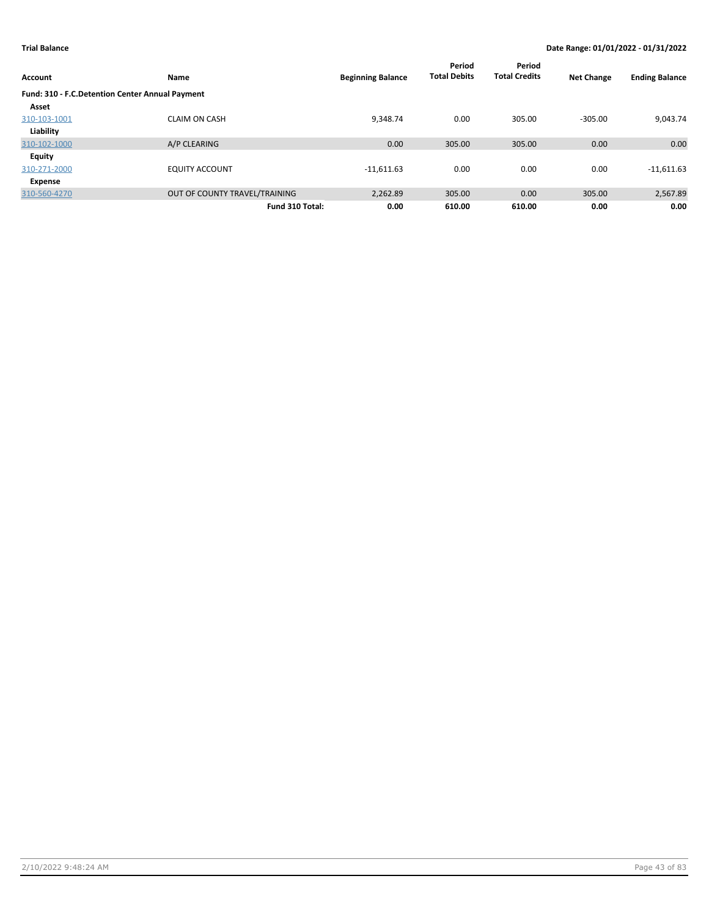**Trial Balance** | **Date Range: 01/01/2022 - 01/31/2022**

| Account | Name | Beginning Balance | Period Total Debits | Period Total Credits | Net Change | Ending Balance |
|---|---|---|---|---|---|---|
| **Fund: 310 - F.C.Detention Center Annual Payment** | | | | | | |
| **Asset** | | | | | | |
| 310-103-1001 | CLAIM ON CASH | 9,348.74 | 0.00 | 305.00 | -305.00 | 9,043.74 |
| **Liability** | | | | | | |
| 310-102-1000 | A/P CLEARING | 0.00 | 305.00 | 305.00 | 0.00 | 0.00 |
| **Equity** | | | | | | |
| 310-271-2000 | EQUITY ACCOUNT | -11,611.63 | 0.00 | 0.00 | 0.00 | -11,611.63 |
| **Expense** | | | | | | |
| 310-560-4270 | OUT OF COUNTY TRAVEL/TRAINING | 2,262.89 | 305.00 | 0.00 | 305.00 | 2,567.89 |
| | **Fund 310 Total:** | **0.00** | **610.00** | **610.00** | **0.00** | **0.00** |

2/10/2022 9:48:24 AM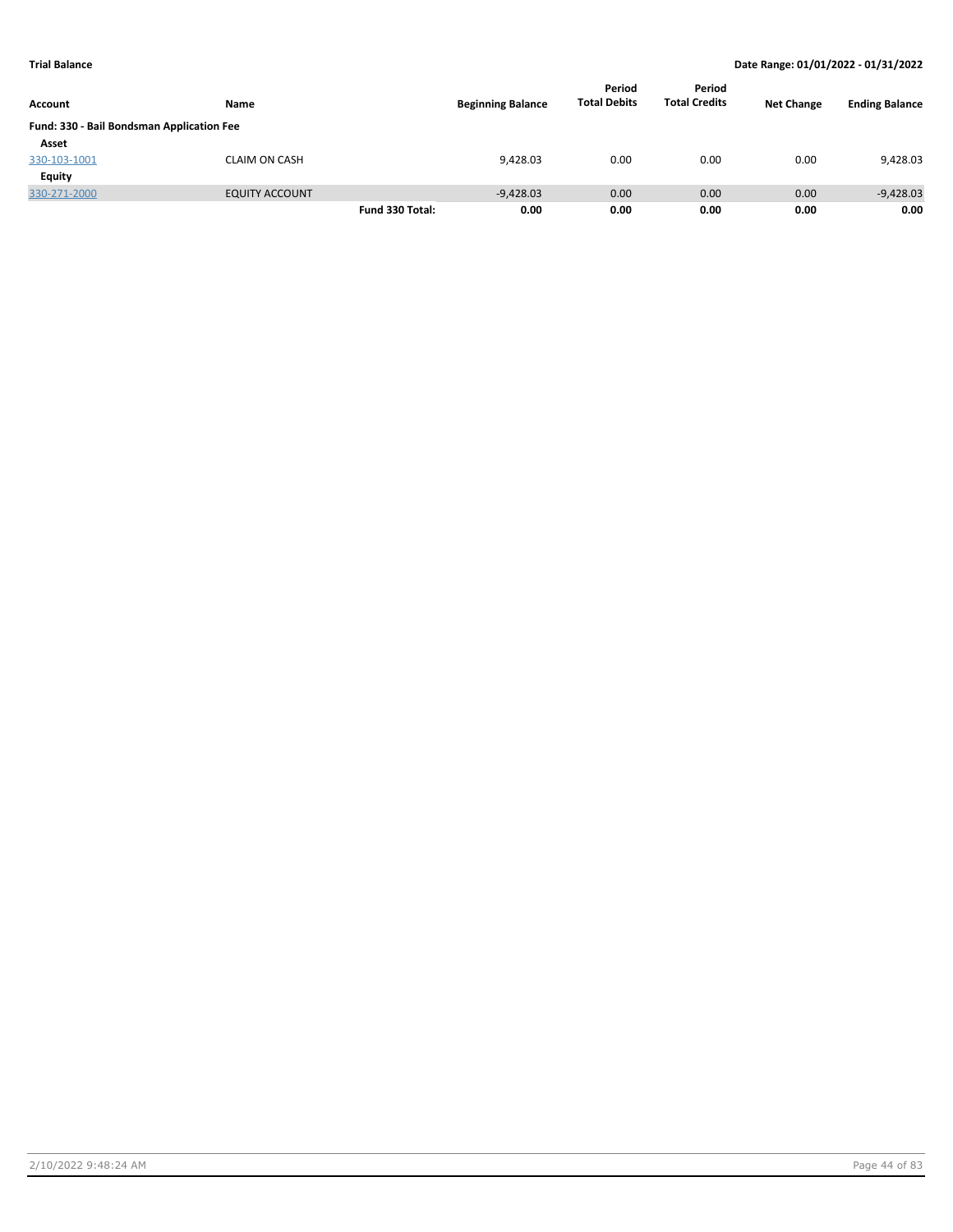**Trial Balance** | **Date Range: 01/01/2022 - 01/31/2022**

| Account | Name | | Beginning Balance | Period Total Debits | Period Total Credits | Net Change | Ending Balance |
|---|---|---|---|---|---|---|---|
| **Fund: 330 - Bail Bondsman Application Fee** | | | | | | | |
| **Asset** | | | | | | | |
| 330-103-1001 | CLAIM ON CASH | | 9,428.03 | 0.00 | 0.00 | 0.00 | 9,428.03 |
| **Equity** | | | | | | | |
| 330-271-2000 | EQUITY ACCOUNT | | -9,428.03 | 0.00 | 0.00 | 0.00 | -9,428.03 |
| | | **Fund 330 Total:** | **0.00** | **0.00** | **0.00** | **0.00** | **0.00** |

2/10/2022 9:48:24 AM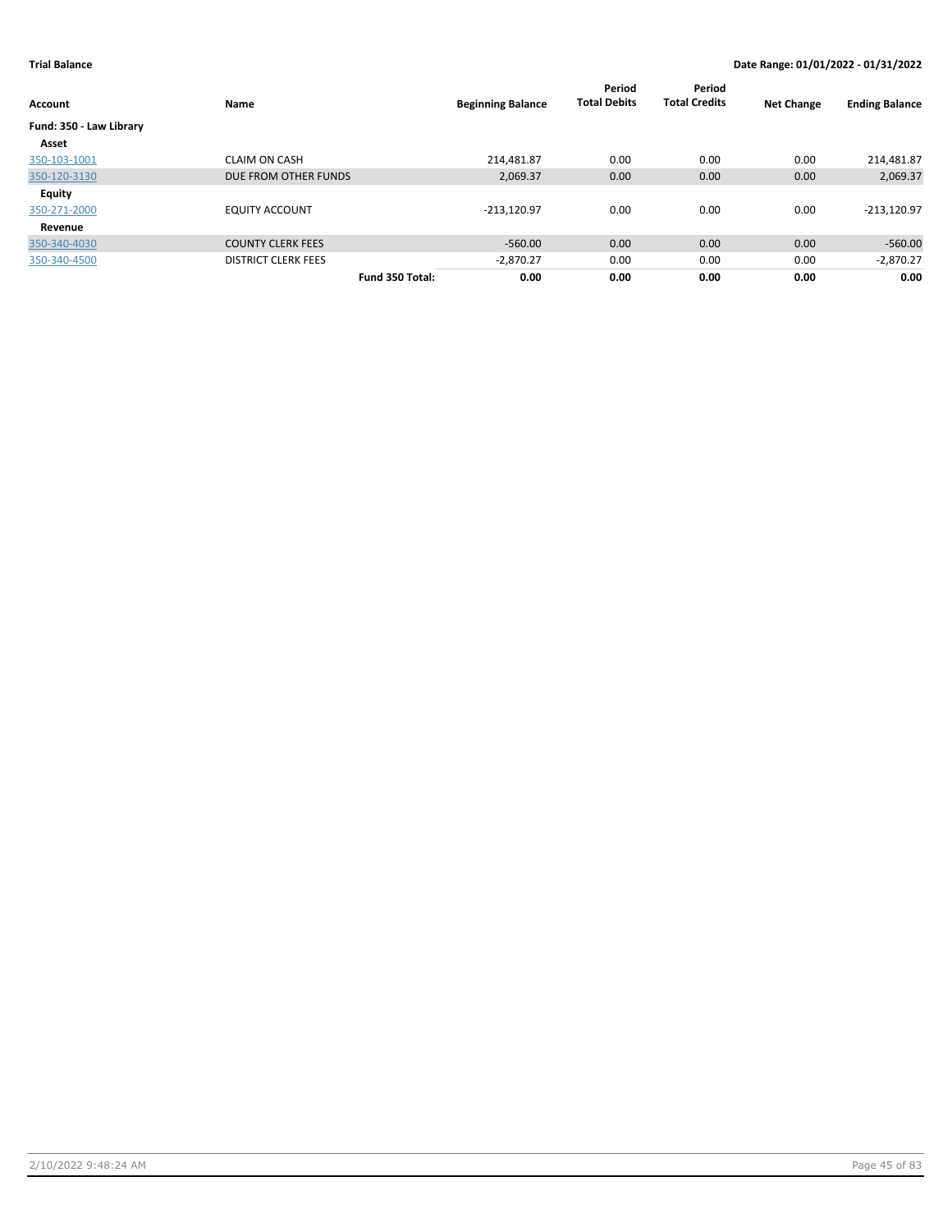**Trial Balance** — Date Range: 01/01/2022 - 01/31/2022

| Account | Name | Beginning Balance | Period Total Debits | Period Total Credits | Net Change | Ending Balance |
|---|---|---|---|---|---|---|
| **Fund: 350 - Law Library** | | | | | | |
| **Asset** | | | | | | |
| 350-103-1001 | CLAIM ON CASH | 214,481.87 | 0.00 | 0.00 | 0.00 | 214,481.87 |
| 350-120-3130 | DUE FROM OTHER FUNDS | 2,069.37 | 0.00 | 0.00 | 0.00 | 2,069.37 |
| **Equity** | | | | | | |
| 350-271-2000 | EQUITY ACCOUNT | -213,120.97 | 0.00 | 0.00 | 0.00 | -213,120.97 |
| **Revenue** | | | | | | |
| 350-340-4030 | COUNTY CLERK FEES | -560.00 | 0.00 | 0.00 | 0.00 | -560.00 |
| 350-340-4500 | DISTRICT CLERK FEES | -2,870.27 | 0.00 | 0.00 | 0.00 | -2,870.27 |
| | **Fund 350 Total:** | **0.00** | **0.00** | **0.00** | **0.00** | **0.00** |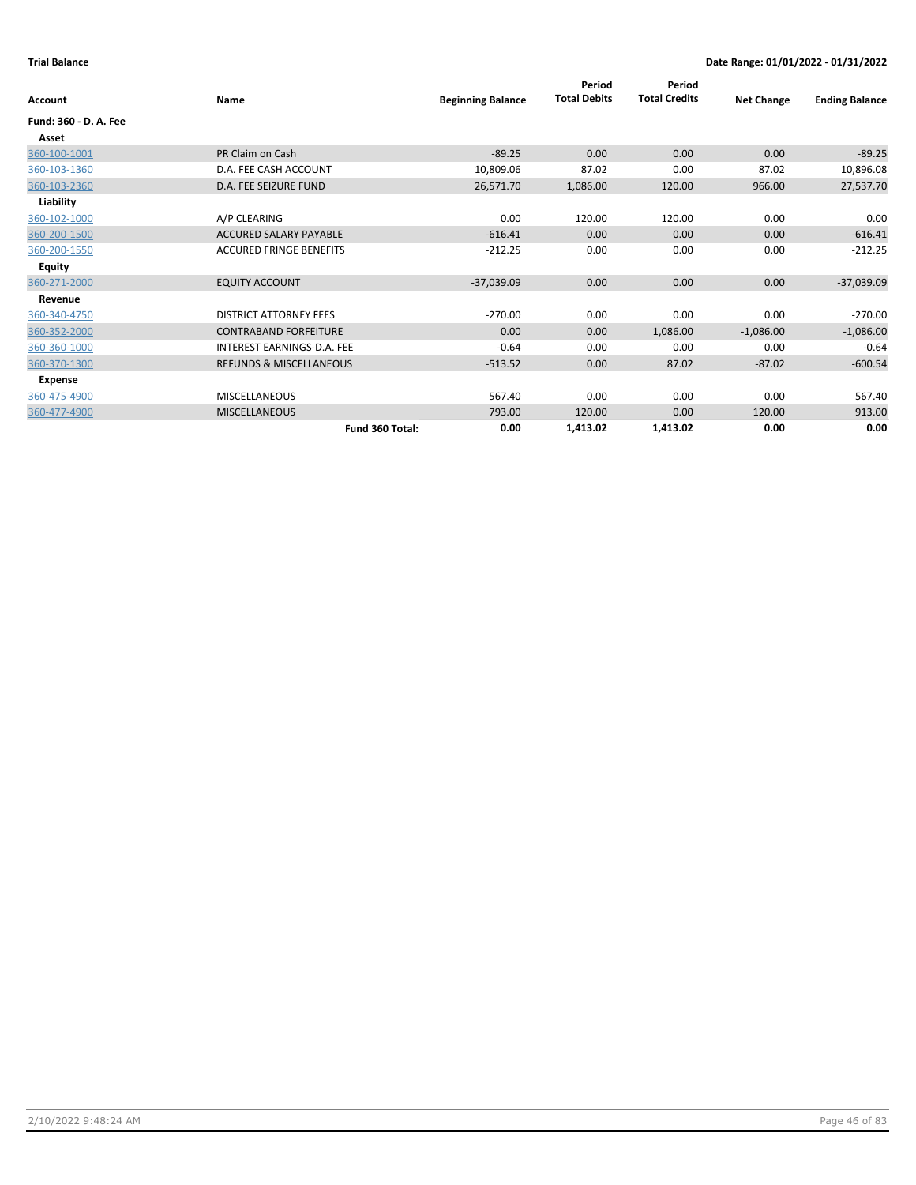**Trial Balance** | **Date Range: 01/01/2022 - 01/31/2022**

| Account | Name | Beginning Balance | Period Total Debits | Period Total Credits | Net Change | Ending Balance |
|---|---|---|---|---|---|---|
| **Fund: 360 - D. A. Fee** | | | | | | |
| **Asset** | | | | | | |
| 360-100-1001 | PR Claim on Cash | -89.25 | 0.00 | 0.00 | 0.00 | -89.25 |
| 360-103-1360 | D.A. FEE CASH ACCOUNT | 10,809.06 | 87.02 | 0.00 | 87.02 | 10,896.08 |
| 360-103-2360 | D.A. FEE SEIZURE FUND | 26,571.70 | 1,086.00 | 120.00 | 966.00 | 27,537.70 |
| **Liability** | | | | | | |
| 360-102-1000 | A/P CLEARING | 0.00 | 120.00 | 120.00 | 0.00 | 0.00 |
| 360-200-1500 | ACCURED SALARY PAYABLE | -616.41 | 0.00 | 0.00 | 0.00 | -616.41 |
| 360-200-1550 | ACCURED FRINGE BENEFITS | -212.25 | 0.00 | 0.00 | 0.00 | -212.25 |
| **Equity** | | | | | | |
| 360-271-2000 | EQUITY ACCOUNT | -37,039.09 | 0.00 | 0.00 | 0.00 | -37,039.09 |
| **Revenue** | | | | | | |
| 360-340-4750 | DISTRICT ATTORNEY FEES | -270.00 | 0.00 | 0.00 | 0.00 | -270.00 |
| 360-352-2000 | CONTRABAND FORFEITURE | 0.00 | 0.00 | 1,086.00 | -1,086.00 | -1,086.00 |
| 360-360-1000 | INTEREST EARNINGS-D.A. FEE | -0.64 | 0.00 | 0.00 | 0.00 | -0.64 |
| 360-370-1300 | REFUNDS & MISCELLANEOUS | -513.52 | 0.00 | 87.02 | -87.02 | -600.54 |
| **Expense** | | | | | | |
| 360-475-4900 | MISCELLANEOUS | 567.40 | 0.00 | 0.00 | 0.00 | 567.40 |
| 360-477-4900 | MISCELLANEOUS | 793.00 | 120.00 | 0.00 | 120.00 | 913.00 |
| | **Fund 360 Total:** | **0.00** | **1,413.02** | **1,413.02** | **0.00** | **0.00** |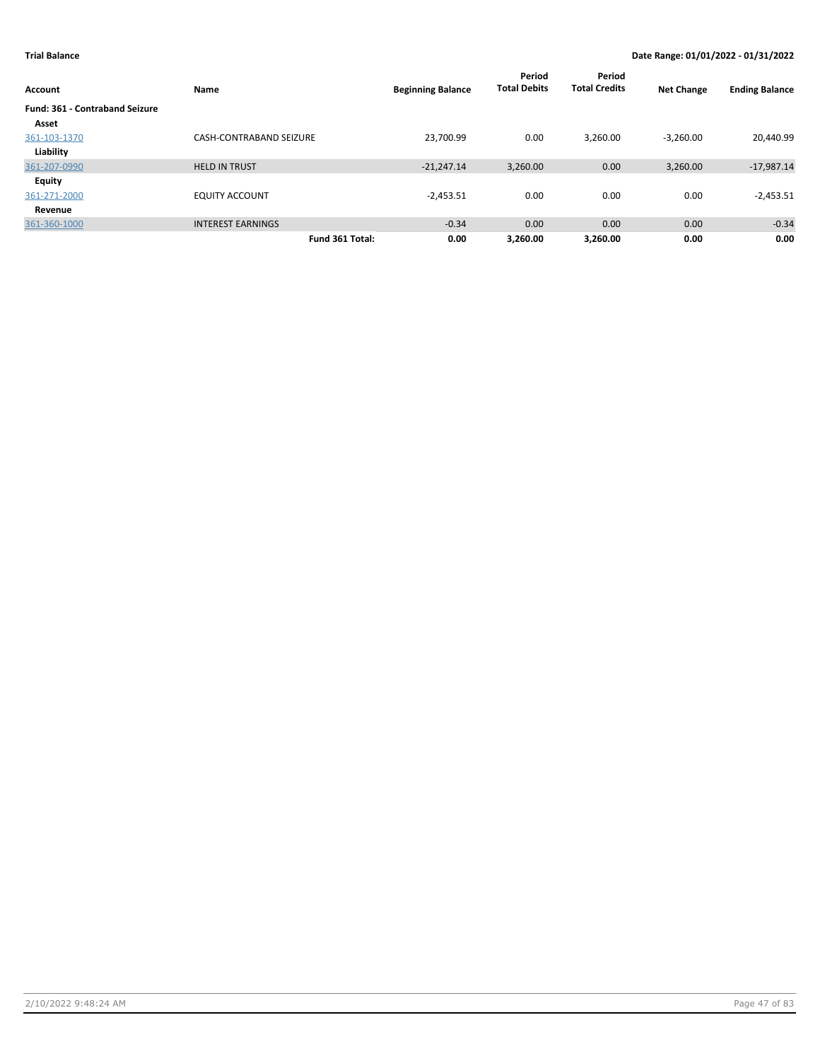**Trial Balance** **Date Range: 01/01/2022 - 01/31/2022**

| Account | Name | Beginning Balance | Period Total Debits | Period Total Credits | Net Change | Ending Balance |
|---|---|---|---|---|---|---|
| **Fund: 361 - Contraband Seizure** | | | | | | |
| **Asset** | | | | | | |
| 361-103-1370 | CASH-CONTRABAND SEIZURE | 23,700.99 | 0.00 | 3,260.00 | -3,260.00 | 20,440.99 |
| **Liability** | | | | | | |
| 361-207-0990 | HELD IN TRUST | -21,247.14 | 3,260.00 | 0.00 | 3,260.00 | -17,987.14 |
| **Equity** | | | | | | |
| 361-271-2000 | EQUITY ACCOUNT | -2,453.51 | 0.00 | 0.00 | 0.00 | -2,453.51 |
| **Revenue** | | | | | | |
| 361-360-1000 | INTEREST EARNINGS | -0.34 | 0.00 | 0.00 | 0.00 | -0.34 |
| | **Fund 361 Total:** | **0.00** | **3,260.00** | **3,260.00** | **0.00** | **0.00** |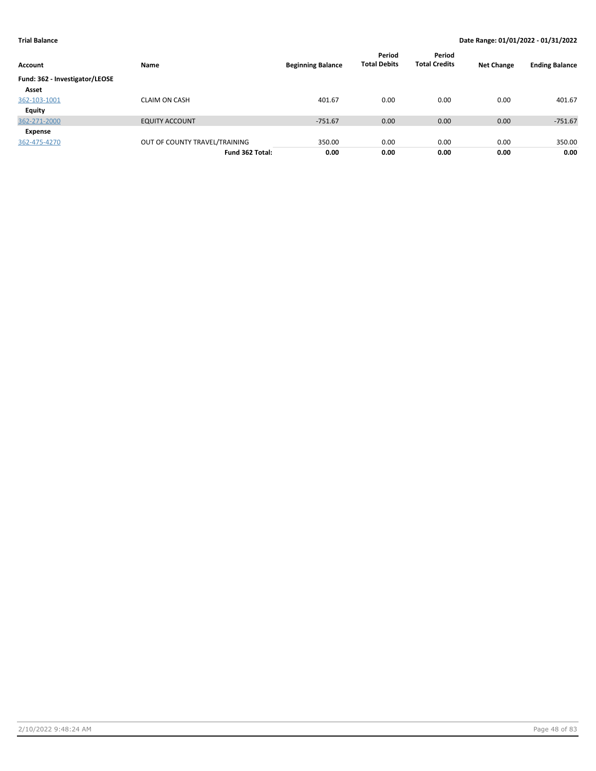**Trial Balance** **Date Range: 01/01/2022 - 01/31/2022**

| Account | Name | Beginning Balance | Period Total Debits | Period Total Credits | Net Change | Ending Balance |
|---|---|---|---|---|---|---|
| **Fund: 362 - Investigator/LEOSE** | | | | | | |
| **Asset** | | | | | | |
| 362-103-1001 | CLAIM ON CASH | 401.67 | 0.00 | 0.00 | 0.00 | 401.67 |
| **Equity** | | | | | | |
| 362-271-2000 | EQUITY ACCOUNT | -751.67 | 0.00 | 0.00 | 0.00 | -751.67 |
| **Expense** | | | | | | |
| 362-475-4270 | OUT OF COUNTY TRAVEL/TRAINING | 350.00 | 0.00 | 0.00 | 0.00 | 350.00 |
| | **Fund 362 Total:** | **0.00** | **0.00** | **0.00** | **0.00** | **0.00** |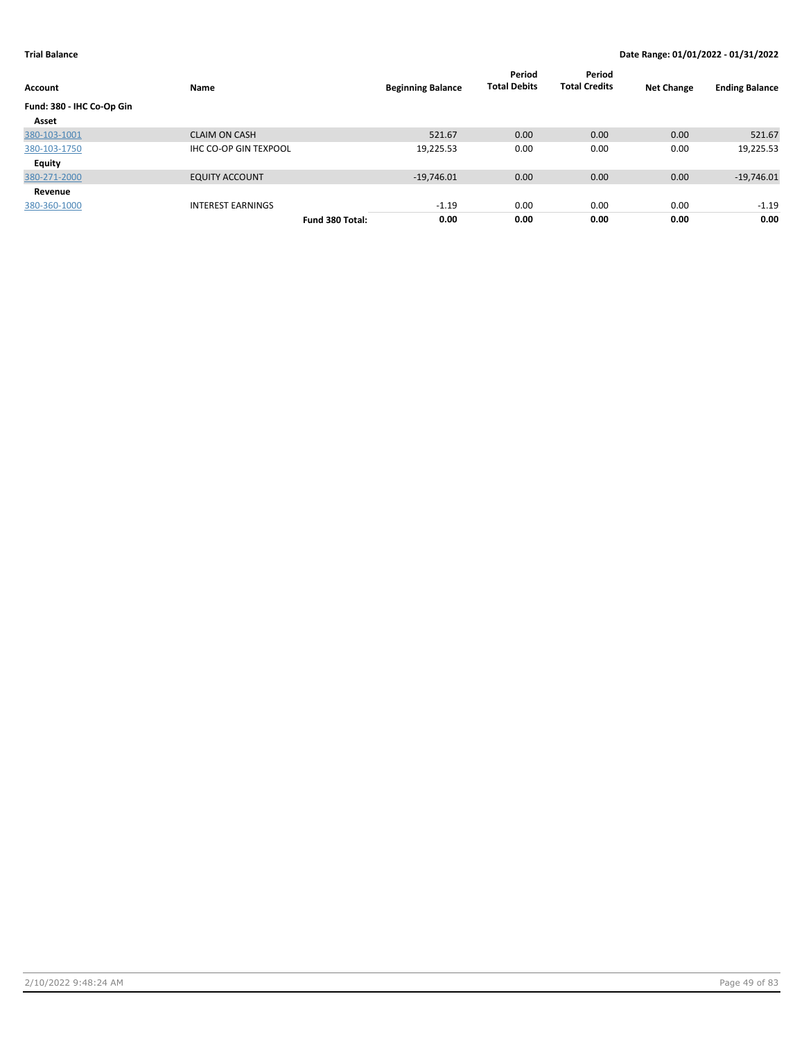**Trial Balance** **Date Range: 01/01/2022 - 01/31/2022**

| Account | Name | Beginning Balance | Period Total Debits | Period Total Credits | Net Change | Ending Balance |
|---|---|---|---|---|---|---|
| **Fund: 380 - IHC Co-Op Gin** | | | | | | |
| **Asset** | | | | | | |
| 380-103-1001 | CLAIM ON CASH | 521.67 | 0.00 | 0.00 | 0.00 | 521.67 |
| 380-103-1750 | IHC CO-OP GIN TEXPOOL | 19,225.53 | 0.00 | 0.00 | 0.00 | 19,225.53 |
| **Equity** | | | | | | |
| 380-271-2000 | EQUITY ACCOUNT | -19,746.01 | 0.00 | 0.00 | 0.00 | -19,746.01 |
| **Revenue** | | | | | | |
| 380-360-1000 | INTEREST EARNINGS | -1.19 | 0.00 | 0.00 | 0.00 | -1.19 |
| | **Fund 380 Total:** | **0.00** | **0.00** | **0.00** | **0.00** | **0.00** |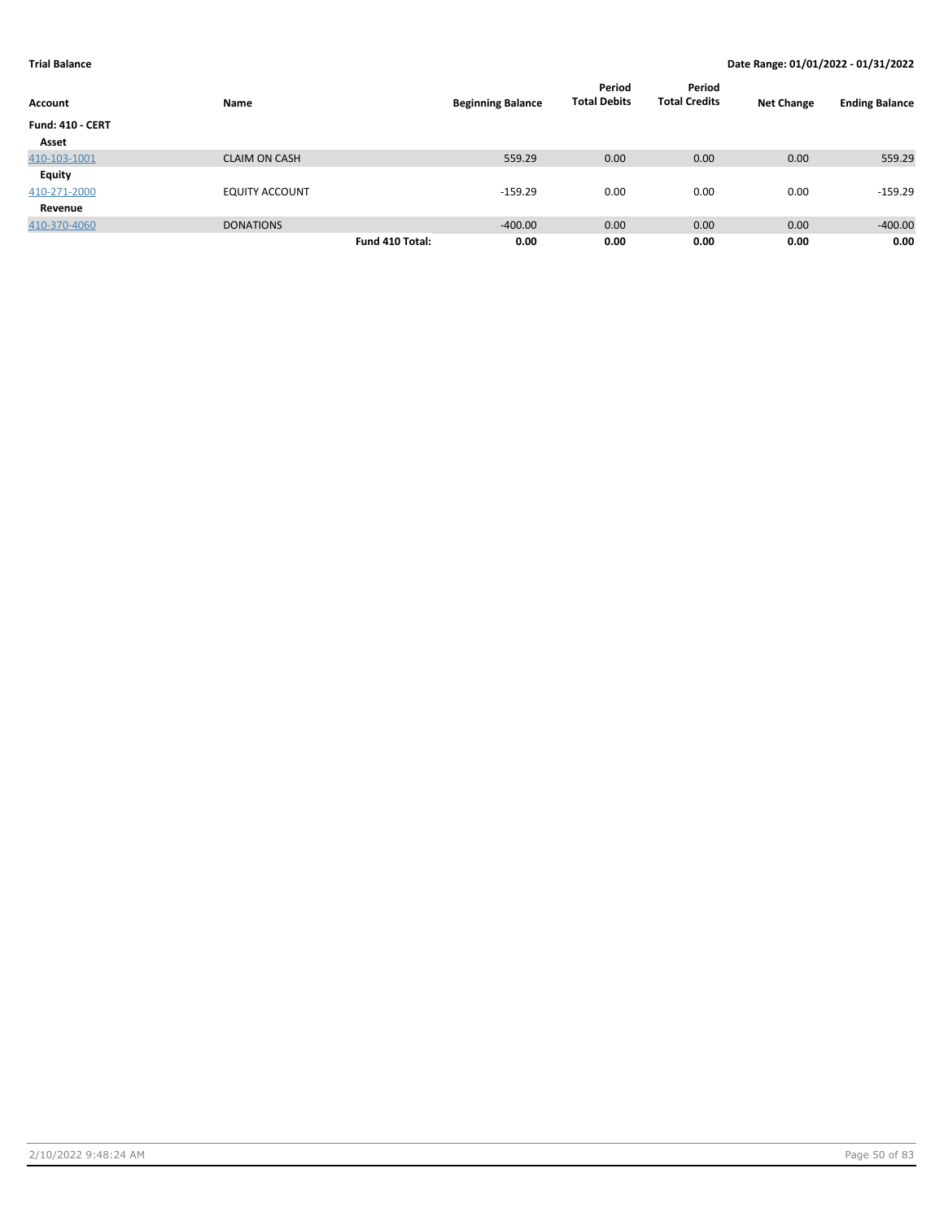**Trial Balance** | **Date Range: 01/01/2022 - 01/31/2022**

| Account | Name | | Beginning Balance | Period Total Debits | Period Total Credits | Net Change | Ending Balance |
|---|---|---|---|---|---|---|---|
| **Fund: 410 - CERT** | | | | | | | |
| **Asset** | | | | | | | |
| 410-103-1001 | CLAIM ON CASH | | 559.29 | 0.00 | 0.00 | 0.00 | 559.29 |
| **Equity** | | | | | | | |
| 410-271-2000 | EQUITY ACCOUNT | | -159.29 | 0.00 | 0.00 | 0.00 | -159.29 |
| **Revenue** | | | | | | | |
| 410-370-4060 | DONATIONS | | -400.00 | 0.00 | 0.00 | 0.00 | -400.00 |
| | | **Fund 410 Total:** | **0.00** | **0.00** | **0.00** | **0.00** | **0.00** |

2/10/2022 9:48:24 AM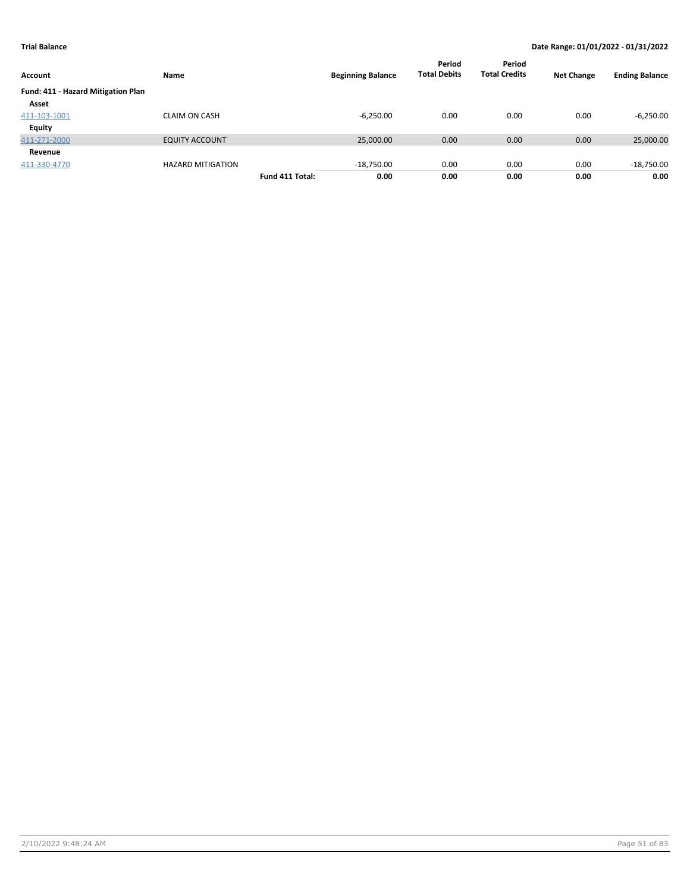**Trial Balance** — **Date Range: 01/01/2022 - 01/31/2022**

| Account | Name | | Beginning Balance | Period Total Debits | Period Total Credits | Net Change | Ending Balance |
|---|---|---|---|---|---|---|---|
| **Fund: 411 - Hazard Mitigation Plan** | | | | | | | |
| **Asset** | | | | | | | |
| 411-103-1001 | CLAIM ON CASH | | -6,250.00 | 0.00 | 0.00 | 0.00 | -6,250.00 |
| **Equity** | | | | | | | |
| 411-271-2000 | EQUITY ACCOUNT | | 25,000.00 | 0.00 | 0.00 | 0.00 | 25,000.00 |
| **Revenue** | | | | | | | |
| 411-330-4770 | HAZARD MITIGATION | | -18,750.00 | 0.00 | 0.00 | 0.00 | -18,750.00 |
| | | **Fund 411 Total:** | **0.00** | **0.00** | **0.00** | **0.00** | **0.00** |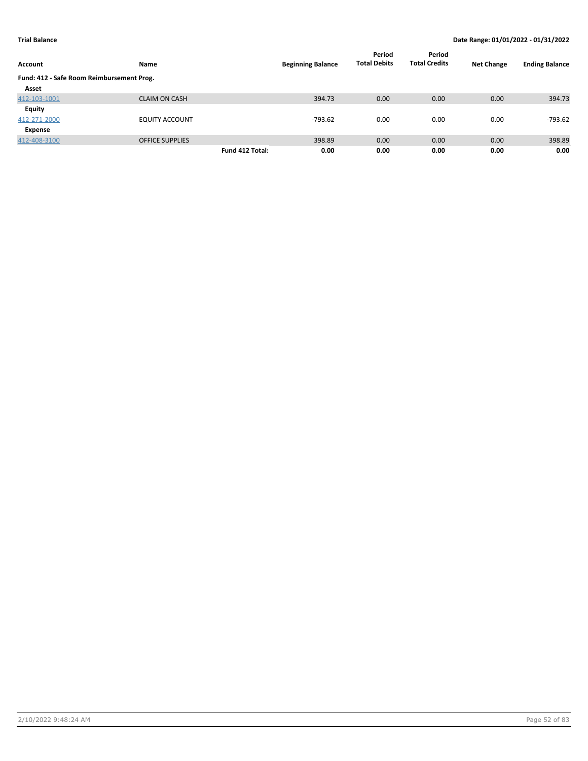**Trial Balance** **Date Range: 01/01/2022 - 01/31/2022**

| Account | Name | | Beginning Balance | Period Total Debits | Period Total Credits | Net Change | Ending Balance |
|---|---|---|---|---|---|---|---|
| **Fund: 412 - Safe Room Reimbursement Prog.** | | | | | | | |
| **Asset** | | | | | | | |
| 412-103-1001 | CLAIM ON CASH | | 394.73 | 0.00 | 0.00 | 0.00 | 394.73 |
| **Equity** | | | | | | | |
| 412-271-2000 | EQUITY ACCOUNT | | -793.62 | 0.00 | 0.00 | 0.00 | -793.62 |
| **Expense** | | | | | | | |
| 412-408-3100 | OFFICE SUPPLIES | | 398.89 | 0.00 | 0.00 | 0.00 | 398.89 |
| | | **Fund 412 Total:** | **0.00** | **0.00** | **0.00** | **0.00** | **0.00** |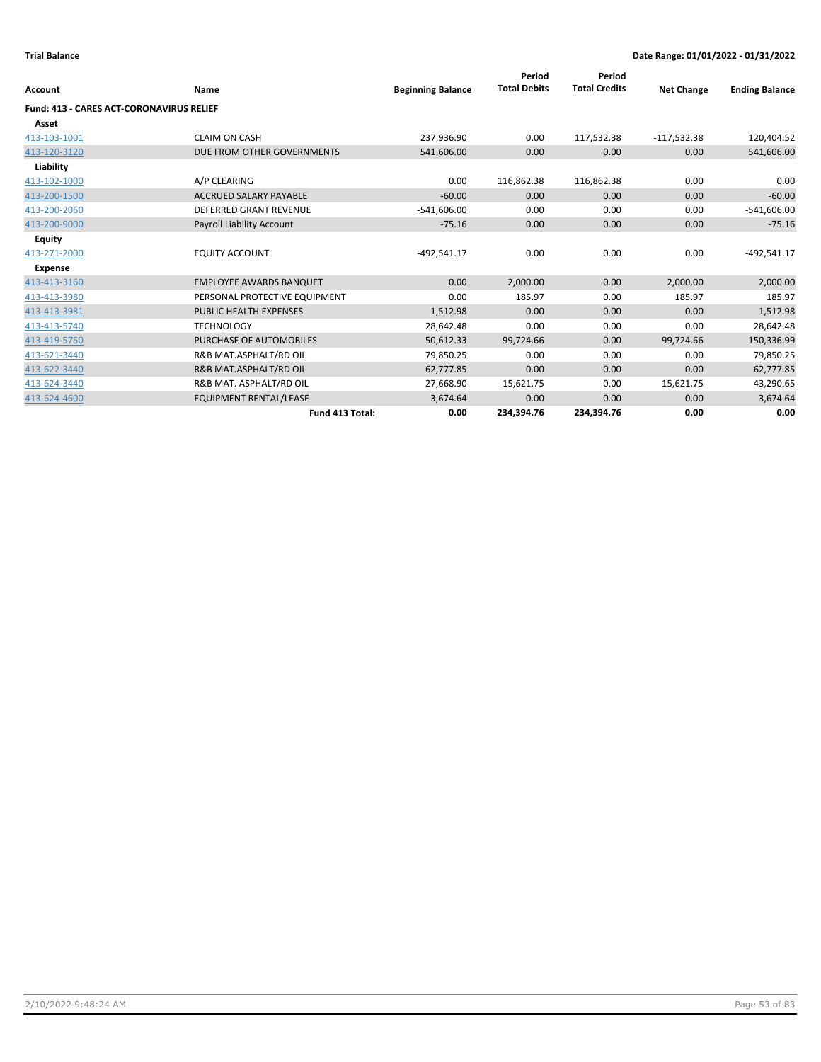**Trial Balance** — **Date Range: 01/01/2022 - 01/31/2022**

| Account | Name | Beginning Balance | Period Total Debits | Period Total Credits | Net Change | Ending Balance |
|---|---|---|---|---|---|---|
| **Fund: 413 - CARES ACT-CORONAVIRUS RELIEF** | | | | | | |
| **Asset** | | | | | | |
| 413-103-1001 | CLAIM ON CASH | 237,936.90 | 0.00 | 117,532.38 | -117,532.38 | 120,404.52 |
| 413-120-3120 | DUE FROM OTHER GOVERNMENTS | 541,606.00 | 0.00 | 0.00 | 0.00 | 541,606.00 |
| **Liability** | | | | | | |
| 413-102-1000 | A/P CLEARING | 0.00 | 116,862.38 | 116,862.38 | 0.00 | 0.00 |
| 413-200-1500 | ACCRUED SALARY PAYABLE | -60.00 | 0.00 | 0.00 | 0.00 | -60.00 |
| 413-200-2060 | DEFERRED GRANT REVENUE | -541,606.00 | 0.00 | 0.00 | 0.00 | -541,606.00 |
| 413-200-9000 | Payroll Liability Account | -75.16 | 0.00 | 0.00 | 0.00 | -75.16 |
| **Equity** | | | | | | |
| 413-271-2000 | EQUITY ACCOUNT | -492,541.17 | 0.00 | 0.00 | 0.00 | -492,541.17 |
| **Expense** | | | | | | |
| 413-413-3160 | EMPLOYEE AWARDS BANQUET | 0.00 | 2,000.00 | 0.00 | 2,000.00 | 2,000.00 |
| 413-413-3980 | PERSONAL PROTECTIVE EQUIPMENT | 0.00 | 185.97 | 0.00 | 185.97 | 185.97 |
| 413-413-3981 | PUBLIC HEALTH EXPENSES | 1,512.98 | 0.00 | 0.00 | 0.00 | 1,512.98 |
| 413-413-5740 | TECHNOLOGY | 28,642.48 | 0.00 | 0.00 | 0.00 | 28,642.48 |
| 413-419-5750 | PURCHASE OF AUTOMOBILES | 50,612.33 | 99,724.66 | 0.00 | 99,724.66 | 150,336.99 |
| 413-621-3440 | R&B MAT.ASPHALT/RD OIL | 79,850.25 | 0.00 | 0.00 | 0.00 | 79,850.25 |
| 413-622-3440 | R&B MAT.ASPHALT/RD OIL | 62,777.85 | 0.00 | 0.00 | 0.00 | 62,777.85 |
| 413-624-3440 | R&B MAT. ASPHALT/RD OIL | 27,668.90 | 15,621.75 | 0.00 | 15,621.75 | 43,290.65 |
| 413-624-4600 | EQUIPMENT RENTAL/LEASE | 3,674.64 | 0.00 | 0.00 | 0.00 | 3,674.64 |
| | **Fund 413 Total:** | **0.00** | **234,394.76** | **234,394.76** | **0.00** | **0.00** |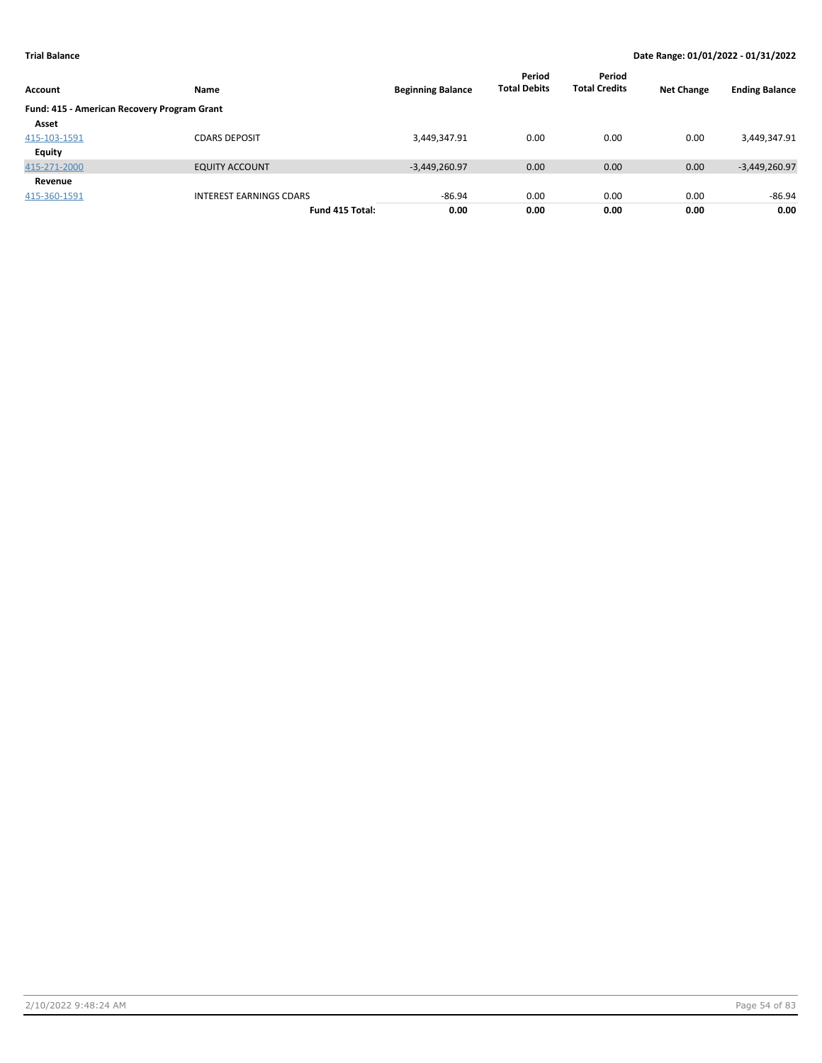**Trial Balance** — **Date Range: 01/01/2022 - 01/31/2022**

| Account | Name | Beginning Balance | Period Total Debits | Period Total Credits | Net Change | Ending Balance |
|---|---|---|---|---|---|---|
| **Fund: 415 - American Recovery Program Grant** | | | | | | |
| **Asset** | | | | | | |
| 415-103-1591 | CDARS DEPOSIT | 3,449,347.91 | 0.00 | 0.00 | 0.00 | 3,449,347.91 |
| **Equity** | | | | | | |
| 415-271-2000 | EQUITY ACCOUNT | -3,449,260.97 | 0.00 | 0.00 | 0.00 | -3,449,260.97 |
| **Revenue** | | | | | | |
| 415-360-1591 | INTEREST EARNINGS CDARS | -86.94 | 0.00 | 0.00 | 0.00 | -86.94 |
| | **Fund 415 Total:** | **0.00** | **0.00** | **0.00** | **0.00** | **0.00** |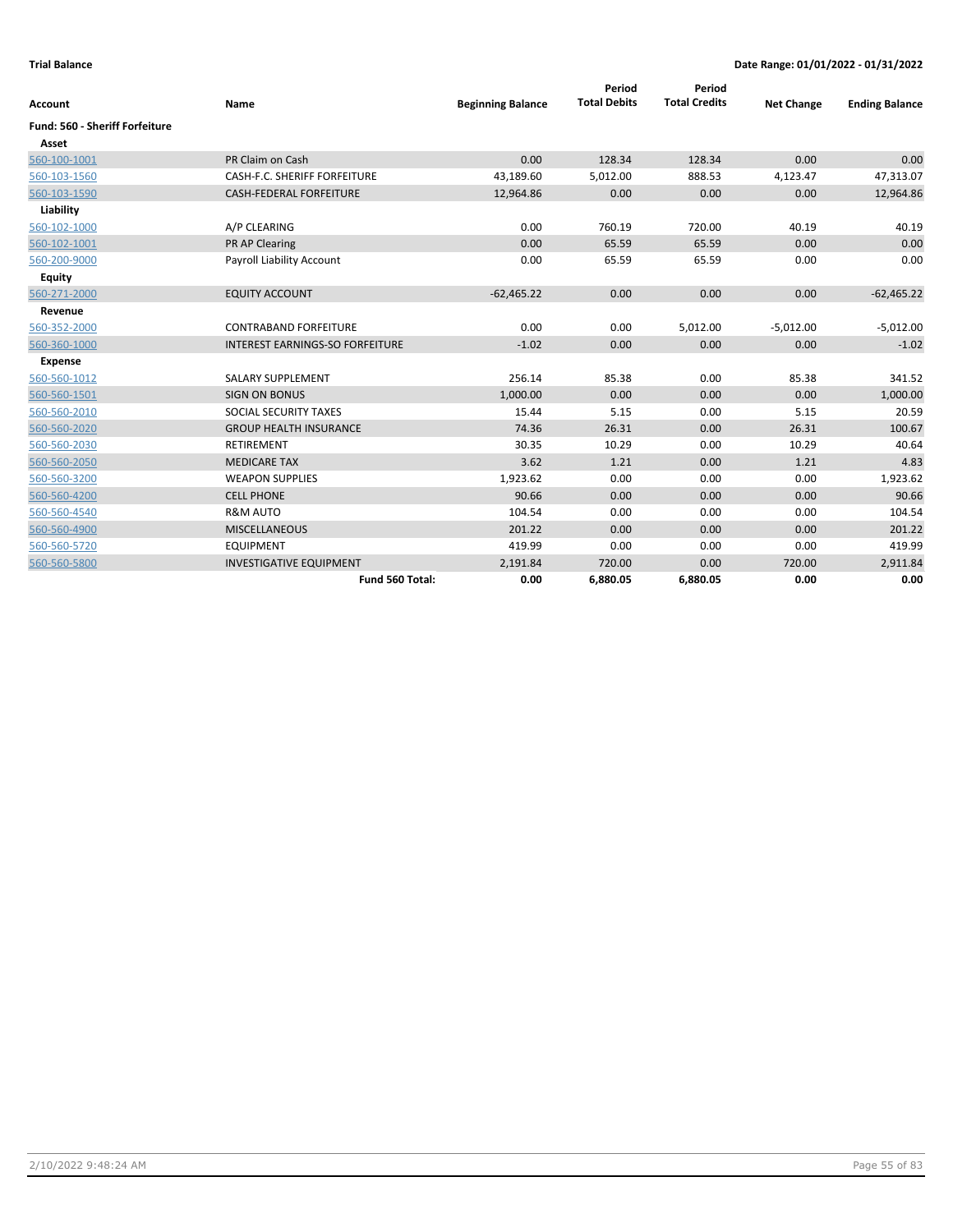**Trial Balance** — Date Range: 01/01/2022 - 01/31/2022

| Account | Name | Beginning Balance | Period Total Debits | Period Total Credits | Net Change | Ending Balance |
|---|---|---|---|---|---|---|
| **Fund: 560 - Sheriff Forfeiture** | | | | | | |
| **Asset** | | | | | | |
| 560-100-1001 | PR Claim on Cash | 0.00 | 128.34 | 128.34 | 0.00 | 0.00 |
| 560-103-1560 | CASH-F.C. SHERIFF FORFEITURE | 43,189.60 | 5,012.00 | 888.53 | 4,123.47 | 47,313.07 |
| 560-103-1590 | CASH-FEDERAL FORFEITURE | 12,964.86 | 0.00 | 0.00 | 0.00 | 12,964.86 |
| **Liability** | | | | | | |
| 560-102-1000 | A/P CLEARING | 0.00 | 760.19 | 720.00 | 40.19 | 40.19 |
| 560-102-1001 | PR AP Clearing | 0.00 | 65.59 | 65.59 | 0.00 | 0.00 |
| 560-200-9000 | Payroll Liability Account | 0.00 | 65.59 | 65.59 | 0.00 | 0.00 |
| **Equity** | | | | | | |
| 560-271-2000 | EQUITY ACCOUNT | -62,465.22 | 0.00 | 0.00 | 0.00 | -62,465.22 |
| **Revenue** | | | | | | |
| 560-352-2000 | CONTRABAND FORFEITURE | 0.00 | 0.00 | 5,012.00 | -5,012.00 | -5,012.00 |
| 560-360-1000 | INTEREST EARNINGS-SO FORFEITURE | -1.02 | 0.00 | 0.00 | 0.00 | -1.02 |
| **Expense** | | | | | | |
| 560-560-1012 | SALARY SUPPLEMENT | 256.14 | 85.38 | 0.00 | 85.38 | 341.52 |
| 560-560-1501 | SIGN ON BONUS | 1,000.00 | 0.00 | 0.00 | 0.00 | 1,000.00 |
| 560-560-2010 | SOCIAL SECURITY TAXES | 15.44 | 5.15 | 0.00 | 5.15 | 20.59 |
| 560-560-2020 | GROUP HEALTH INSURANCE | 74.36 | 26.31 | 0.00 | 26.31 | 100.67 |
| 560-560-2030 | RETIREMENT | 30.35 | 10.29 | 0.00 | 10.29 | 40.64 |
| 560-560-2050 | MEDICARE TAX | 3.62 | 1.21 | 0.00 | 1.21 | 4.83 |
| 560-560-3200 | WEAPON SUPPLIES | 1,923.62 | 0.00 | 0.00 | 0.00 | 1,923.62 |
| 560-560-4200 | CELL PHONE | 90.66 | 0.00 | 0.00 | 0.00 | 90.66 |
| 560-560-4540 | R&M AUTO | 104.54 | 0.00 | 0.00 | 0.00 | 104.54 |
| 560-560-4900 | MISCELLANEOUS | 201.22 | 0.00 | 0.00 | 0.00 | 201.22 |
| 560-560-5720 | EQUIPMENT | 419.99 | 0.00 | 0.00 | 0.00 | 419.99 |
| 560-560-5800 | INVESTIGATIVE EQUIPMENT | 2,191.84 | 720.00 | 0.00 | 720.00 | 2,911.84 |
| | **Fund 560 Total:** | **0.00** | **6,880.05** | **6,880.05** | **0.00** | **0.00** |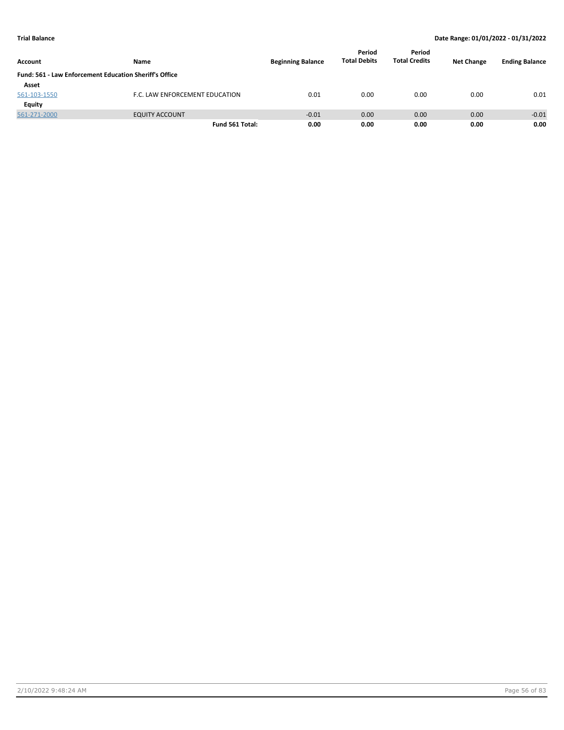| Account | Name | Beginning Balance | Period Total Debits | Period Total Credits | Net Change | Ending Balance |
|---|---|---|---|---|---|---|
| **Fund: 561 - Law Enforcement Education Sheriff's Office** | | | | | | |
| **Asset** | | | | | | |
| 561-103-1550 | F.C. LAW ENFORCEMENT EDUCATION | 0.01 | 0.00 | 0.00 | 0.00 | 0.01 |
| **Equity** | | | | | | |
| 561-271-2000 | EQUITY ACCOUNT | -0.01 | 0.00 | 0.00 | 0.00 | -0.01 |
| | **Fund 561 Total:** | **0.00** | **0.00** | **0.00** | **0.00** | **0.00** |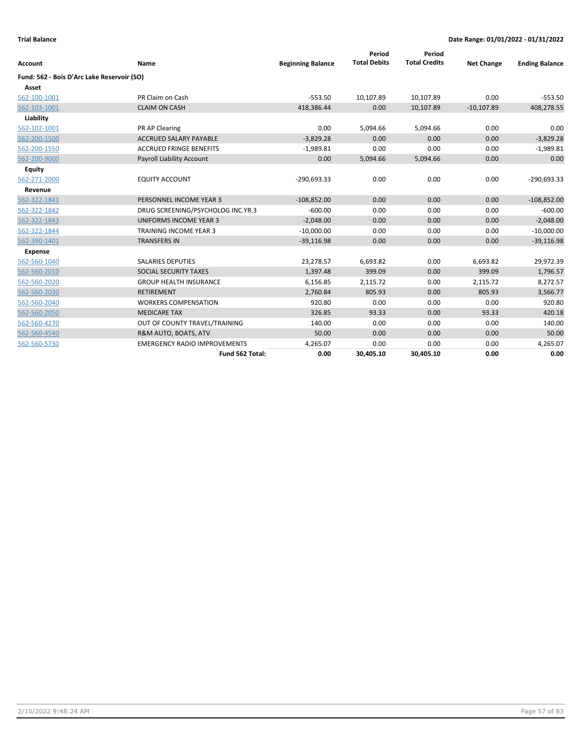**Trial Balance** | **Date Range: 01/01/2022 - 01/31/2022**

| Account | Name | Beginning Balance | Period Total Debits | Period Total Credits | Net Change | Ending Balance |
|---|---|---|---|---|---|---|
| **Fund: 562 - Bois D'Arc Lake Reservoir (SO)** | | | | | | |
| **Asset** | | | | | | |
| 562-100-1001 | PR Claim on Cash | -553.50 | 10,107.89 | 10,107.89 | 0.00 | -553.50 |
| 562-103-1001 | CLAIM ON CASH | 418,386.44 | 0.00 | 10,107.89 | -10,107.89 | 408,278.55 |
| **Liability** | | | | | | |
| 562-102-1001 | PR AP Clearing | 0.00 | 5,094.66 | 5,094.66 | 0.00 | 0.00 |
| 562-200-1500 | ACCRUED SALARY PAYABLE | -3,829.28 | 0.00 | 0.00 | 0.00 | -3,829.28 |
| 562-200-1550 | ACCRUED FRINGE BENEFITS | -1,989.81 | 0.00 | 0.00 | 0.00 | -1,989.81 |
| 562-200-9000 | Payroll Liability Account | 0.00 | 5,094.66 | 5,094.66 | 0.00 | 0.00 |
| **Equity** | | | | | | |
| 562-271-2000 | EQUITY ACCOUNT | -290,693.33 | 0.00 | 0.00 | 0.00 | -290,693.33 |
| **Revenue** | | | | | | |
| 562-322-1841 | PERSONNEL INCOME YEAR 3 | -108,852.00 | 0.00 | 0.00 | 0.00 | -108,852.00 |
| 562-322-1842 | DRUG SCREENING/PSYCHOLOG INC.YR.3 | -600.00 | 0.00 | 0.00 | 0.00 | -600.00 |
| 562-322-1843 | UNIFORMS INCOME YEAR 3 | -2,048.00 | 0.00 | 0.00 | 0.00 | -2,048.00 |
| 562-322-1844 | TRAINING INCOME YEAR 3 | -10,000.00 | 0.00 | 0.00 | 0.00 | -10,000.00 |
| 562-390-1401 | TRANSFERS IN | -39,116.98 | 0.00 | 0.00 | 0.00 | -39,116.98 |
| **Expense** | | | | | | |
| 562-560-1040 | SALARIES DEPUTIES | 23,278.57 | 6,693.82 | 0.00 | 6,693.82 | 29,972.39 |
| 562-560-2010 | SOCIAL SECURITY TAXES | 1,397.48 | 399.09 | 0.00 | 399.09 | 1,796.57 |
| 562-560-2020 | GROUP HEALTH INSURANCE | 6,156.85 | 2,115.72 | 0.00 | 2,115.72 | 8,272.57 |
| 562-560-2030 | RETIREMENT | 2,760.84 | 805.93 | 0.00 | 805.93 | 3,566.77 |
| 562-560-2040 | WORKERS COMPENSATION | 920.80 | 0.00 | 0.00 | 0.00 | 920.80 |
| 562-560-2050 | MEDICARE TAX | 326.85 | 93.33 | 0.00 | 93.33 | 420.18 |
| 562-560-4270 | OUT OF COUNTY TRAVEL/TRAINING | 140.00 | 0.00 | 0.00 | 0.00 | 140.00 |
| 562-560-4540 | R&M AUTO, BOATS, ATV | 50.00 | 0.00 | 0.00 | 0.00 | 50.00 |
| 562-560-5730 | EMERGENCY RADIO IMPROVEMENTS | 4,265.07 | 0.00 | 0.00 | 0.00 | 4,265.07 |
| | **Fund 562 Total:** | **0.00** | **30,405.10** | **30,405.10** | **0.00** | **0.00** |

2/10/2022 9:48:24 AM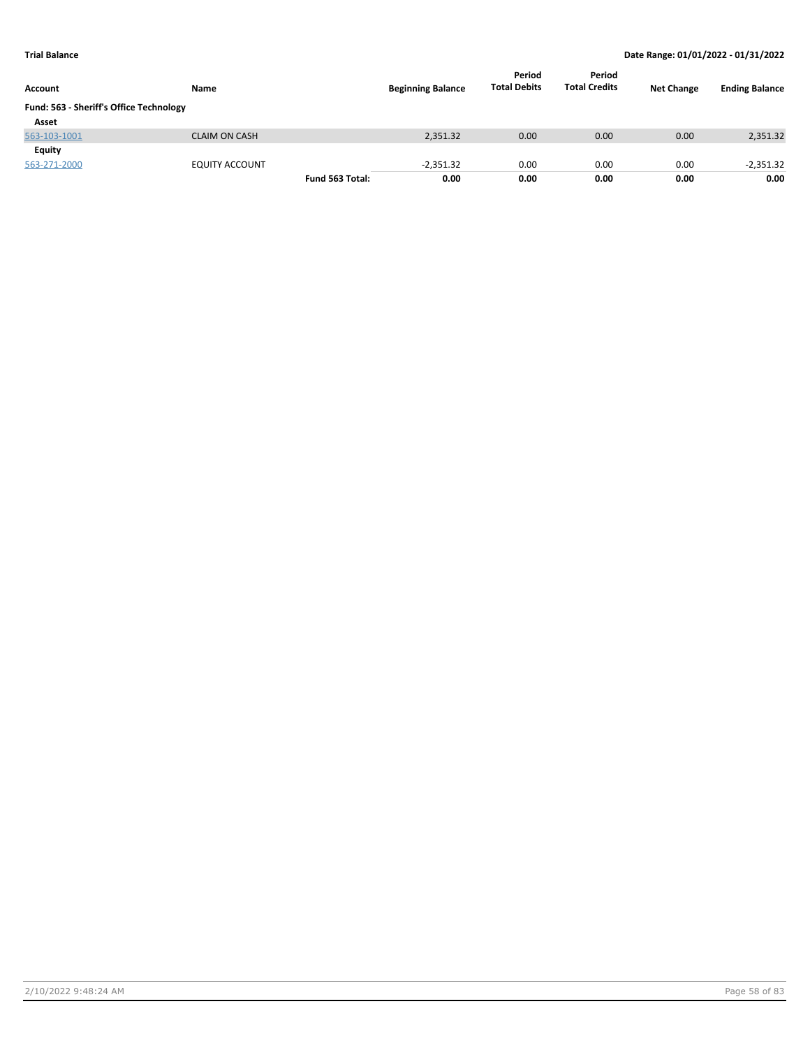**Trial Balance** — Date Range: 01/01/2022 - 01/31/2022

| Account | Name | | Beginning Balance | Period Total Debits | Period Total Credits | Net Change | Ending Balance |
|---|---|---|---|---|---|---|---|
| **Fund: 563 - Sheriff's Office Technology** | | | | | | | |
| **Asset** | | | | | | | |
| 563-103-1001 | CLAIM ON CASH | | 2,351.32 | 0.00 | 0.00 | 0.00 | 2,351.32 |
| **Equity** | | | | | | | |
| 563-271-2000 | EQUITY ACCOUNT | | -2,351.32 | 0.00 | 0.00 | 0.00 | -2,351.32 |
| | | **Fund 563 Total:** | **0.00** | **0.00** | **0.00** | **0.00** | **0.00** |

2/10/2022 9:48:24 AM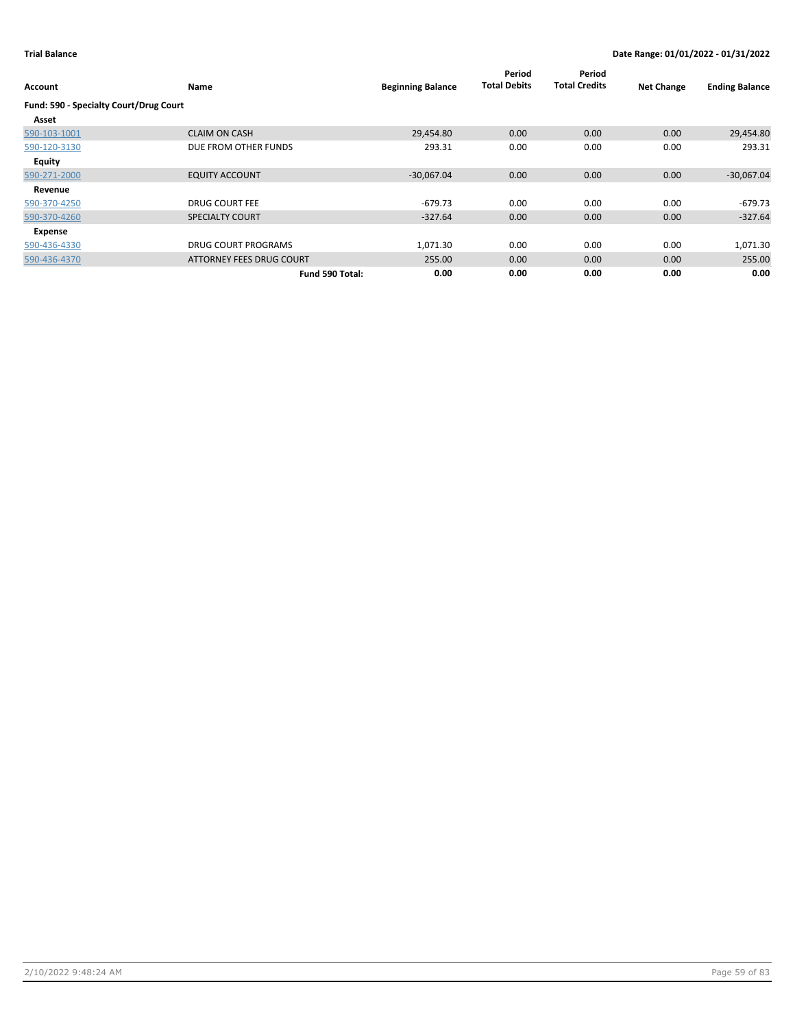**Trial Balance** | **Date Range: 01/01/2022 - 01/31/2022**

| Account | Name | Beginning Balance | Period Total Debits | Period Total Credits | Net Change | Ending Balance |
|---|---|---|---|---|---|---|
| **Fund: 590 - Specialty Court/Drug Court** | | | | | | |
| **Asset** | | | | | | |
| 590-103-1001 | CLAIM ON CASH | 29,454.80 | 0.00 | 0.00 | 0.00 | 29,454.80 |
| 590-120-3130 | DUE FROM OTHER FUNDS | 293.31 | 0.00 | 0.00 | 0.00 | 293.31 |
| **Equity** | | | | | | |
| 590-271-2000 | EQUITY ACCOUNT | -30,067.04 | 0.00 | 0.00 | 0.00 | -30,067.04 |
| **Revenue** | | | | | | |
| 590-370-4250 | DRUG COURT FEE | -679.73 | 0.00 | 0.00 | 0.00 | -679.73 |
| 590-370-4260 | SPECIALTY COURT | -327.64 | 0.00 | 0.00 | 0.00 | -327.64 |
| **Expense** | | | | | | |
| 590-436-4330 | DRUG COURT PROGRAMS | 1,071.30 | 0.00 | 0.00 | 0.00 | 1,071.30 |
| 590-436-4370 | ATTORNEY FEES DRUG COURT | 255.00 | 0.00 | 0.00 | 0.00 | 255.00 |
| | **Fund 590 Total:** | **0.00** | **0.00** | **0.00** | **0.00** | **0.00** |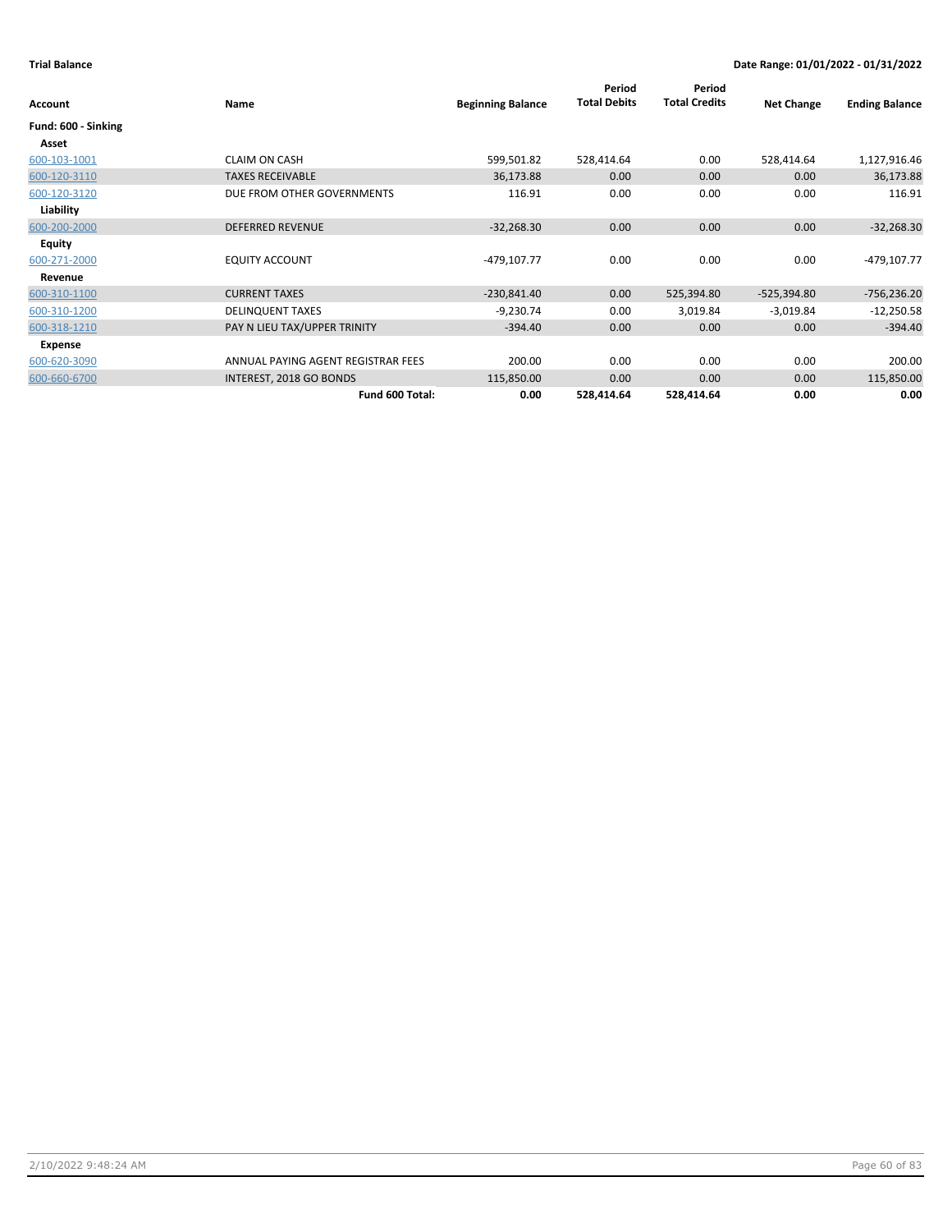**Trial Balance** | **Date Range: 01/01/2022 - 01/31/2022**

| Account | Name | Beginning Balance | Period Total Debits | Period Total Credits | Net Change | Ending Balance |
|---|---|---|---|---|---|---|
| **Fund: 600 - Sinking** | | | | | | |
| **Asset** | | | | | | |
| 600-103-1001 | CLAIM ON CASH | 599,501.82 | 528,414.64 | 0.00 | 528,414.64 | 1,127,916.46 |
| 600-120-3110 | TAXES RECEIVABLE | 36,173.88 | 0.00 | 0.00 | 0.00 | 36,173.88 |
| 600-120-3120 | DUE FROM OTHER GOVERNMENTS | 116.91 | 0.00 | 0.00 | 0.00 | 116.91 |
| **Liability** | | | | | | |
| 600-200-2000 | DEFERRED REVENUE | -32,268.30 | 0.00 | 0.00 | 0.00 | -32,268.30 |
| **Equity** | | | | | | |
| 600-271-2000 | EQUITY ACCOUNT | -479,107.77 | 0.00 | 0.00 | 0.00 | -479,107.77 |
| **Revenue** | | | | | | |
| 600-310-1100 | CURRENT TAXES | -230,841.40 | 0.00 | 525,394.80 | -525,394.80 | -756,236.20 |
| 600-310-1200 | DELINQUENT TAXES | -9,230.74 | 0.00 | 3,019.84 | -3,019.84 | -12,250.58 |
| 600-318-1210 | PAY N LIEU TAX/UPPER TRINITY | -394.40 | 0.00 | 0.00 | 0.00 | -394.40 |
| **Expense** | | | | | | |
| 600-620-3090 | ANNUAL PAYING AGENT REGISTRAR FEES | 200.00 | 0.00 | 0.00 | 0.00 | 200.00 |
| 600-660-6700 | INTEREST, 2018 GO BONDS | 115,850.00 | 0.00 | 0.00 | 0.00 | 115,850.00 |
| | **Fund 600 Total:** | **0.00** | **528,414.64** | **528,414.64** | **0.00** | **0.00** |

2/10/2022 9:48:24 AM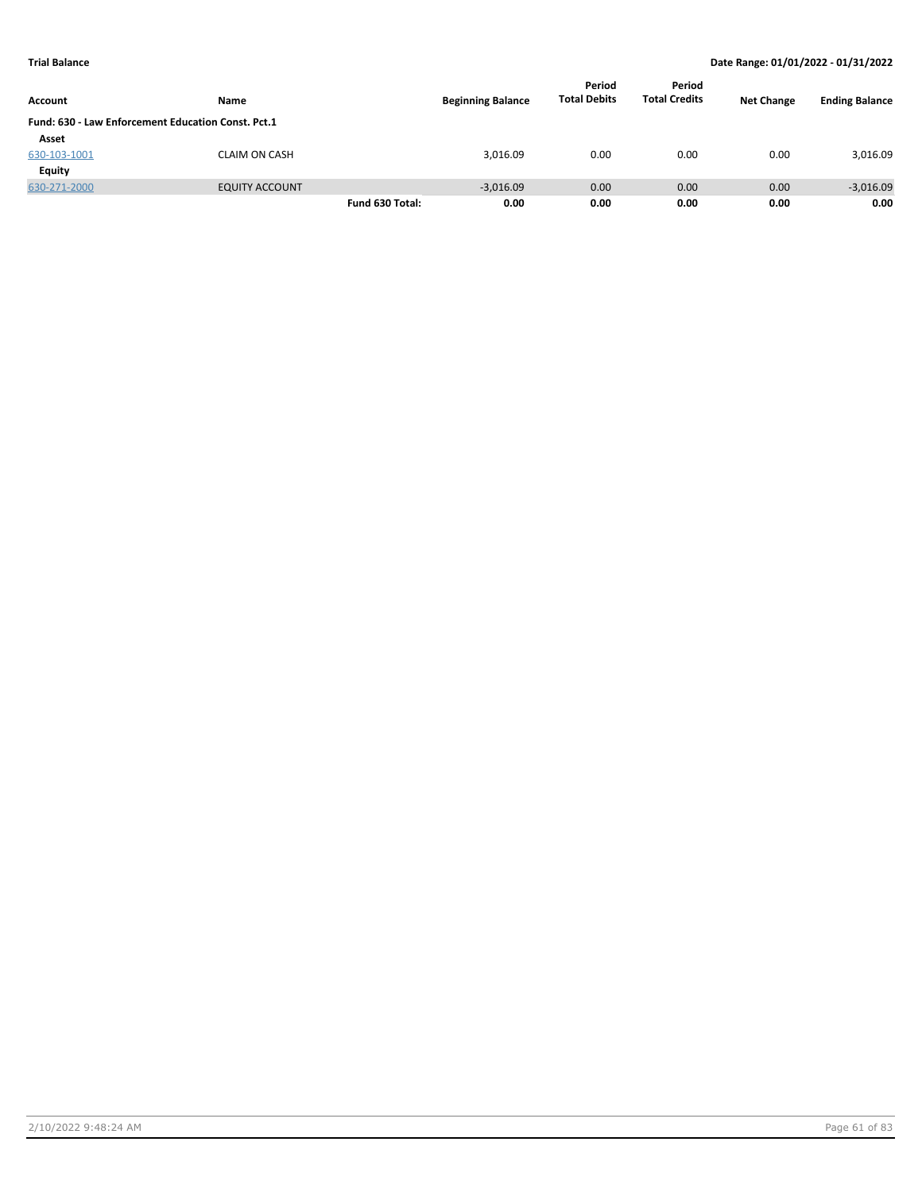**Trial Balance** — **Date Range: 01/01/2022 - 01/31/2022**

| Account | Name | | Beginning Balance | Period Total Debits | Period Total Credits | Net Change | Ending Balance |
|---|---|---|---|---|---|---|---|
| **Fund: 630 - Law Enforcement Education Const. Pct.1** | | | | | | | |
| **Asset** | | | | | | | |
| 630-103-1001 | CLAIM ON CASH | | 3,016.09 | 0.00 | 0.00 | 0.00 | 3,016.09 |
| **Equity** | | | | | | | |
| 630-271-2000 | EQUITY ACCOUNT | | -3,016.09 | 0.00 | 0.00 | 0.00 | -3,016.09 |
| | | **Fund 630 Total:** | **0.00** | **0.00** | **0.00** | **0.00** | **0.00** |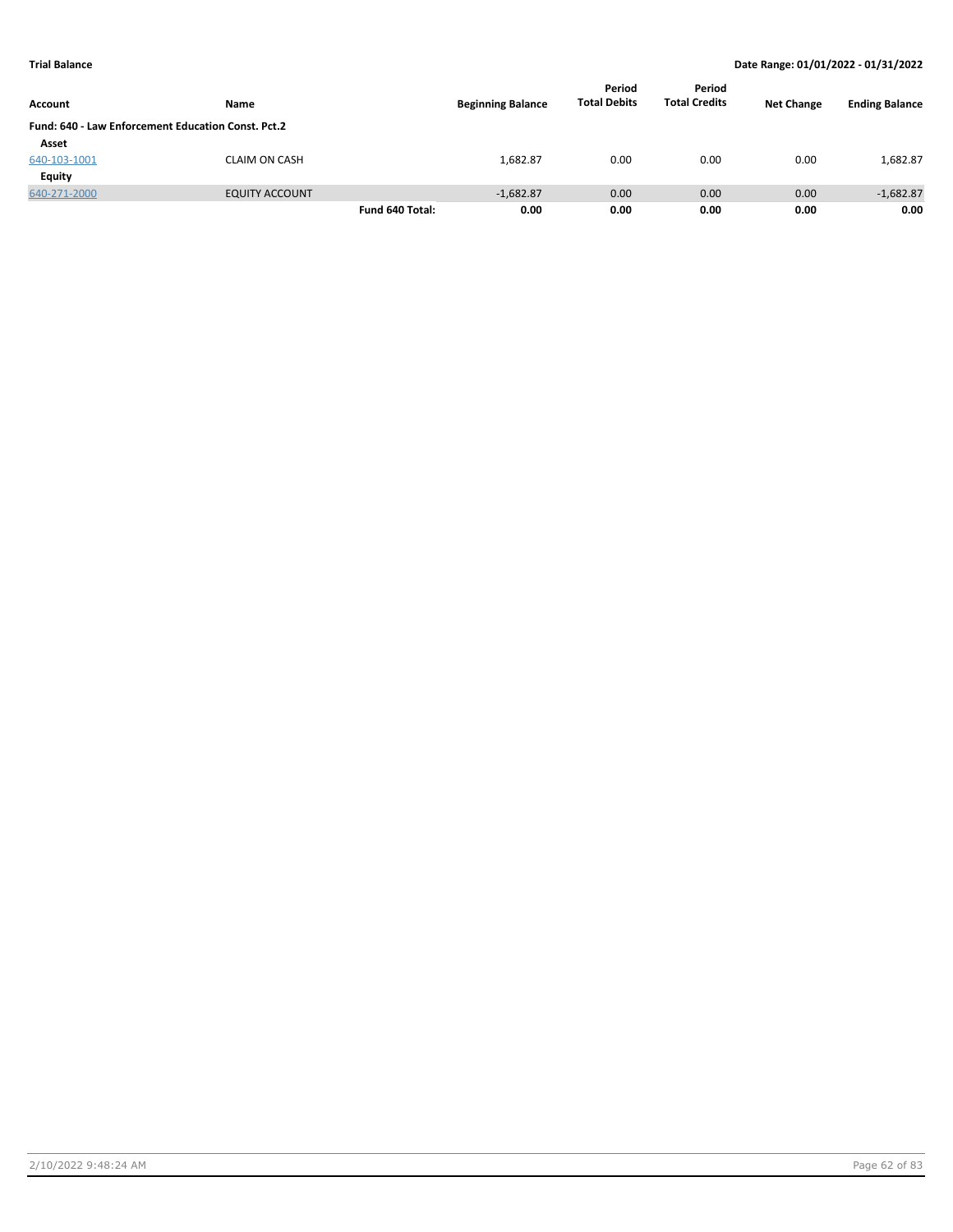**Trial Balance** — **Date Range: 01/01/2022 - 01/31/2022**

| Account | Name | | Beginning Balance | Period Total Debits | Period Total Credits | Net Change | Ending Balance |
|---|---|---|---|---|---|---|---|
| **Fund: 640 - Law Enforcement Education Const. Pct.2** | | | | | | | |
| **Asset** | | | | | | | |
| 640-103-1001 | CLAIM ON CASH | | 1,682.87 | 0.00 | 0.00 | 0.00 | 1,682.87 |
| **Equity** | | | | | | | |
| 640-271-2000 | EQUITY ACCOUNT | | -1,682.87 | 0.00 | 0.00 | 0.00 | -1,682.87 |
| | | **Fund 640 Total:** | **0.00** | **0.00** | **0.00** | **0.00** | **0.00** |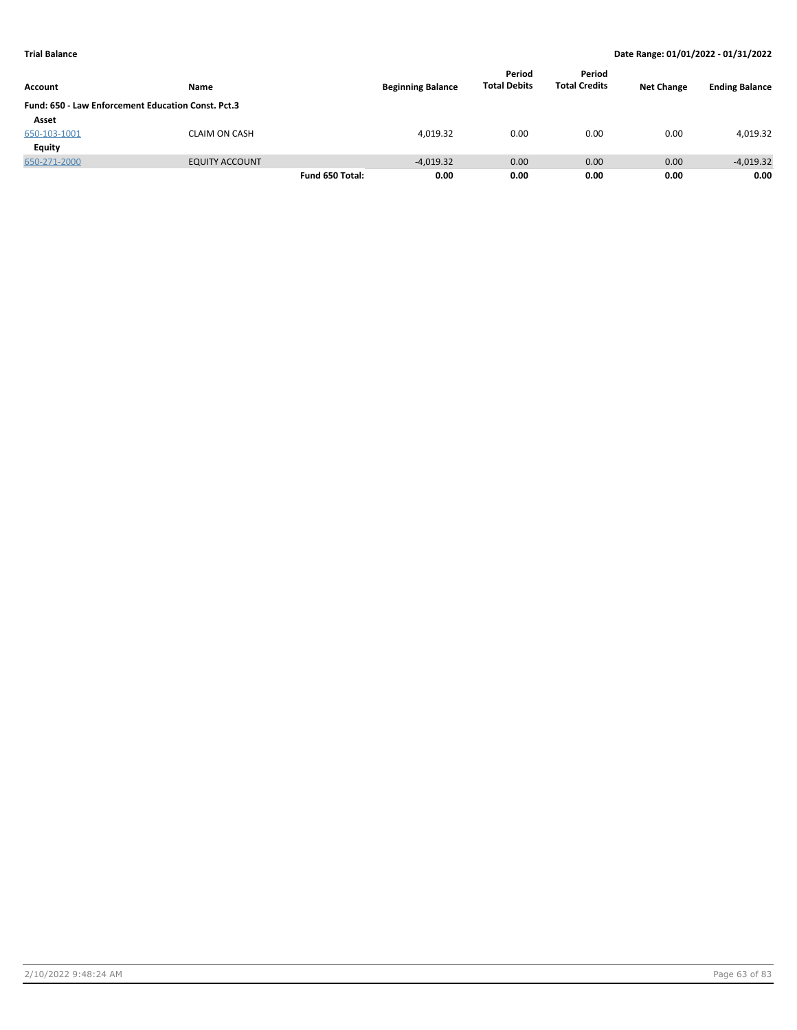**Trial Balance** — **Date Range: 01/01/2022 - 01/31/2022**

| Account | Name | | Beginning Balance | Period Total Debits | Period Total Credits | Net Change | Ending Balance |
|---|---|---|---|---|---|---|---|
| **Fund: 650 - Law Enforcement Education Const. Pct.3** | | | | | | | |
| **Asset** | | | | | | | |
| 650-103-1001 | CLAIM ON CASH | | 4,019.32 | 0.00 | 0.00 | 0.00 | 4,019.32 |
| **Equity** | | | | | | | |
| 650-271-2000 | EQUITY ACCOUNT | | -4,019.32 | 0.00 | 0.00 | 0.00 | -4,019.32 |
| | | **Fund 650 Total:** | **0.00** | **0.00** | **0.00** | **0.00** | **0.00** |

2/10/2022 9:48:24 AM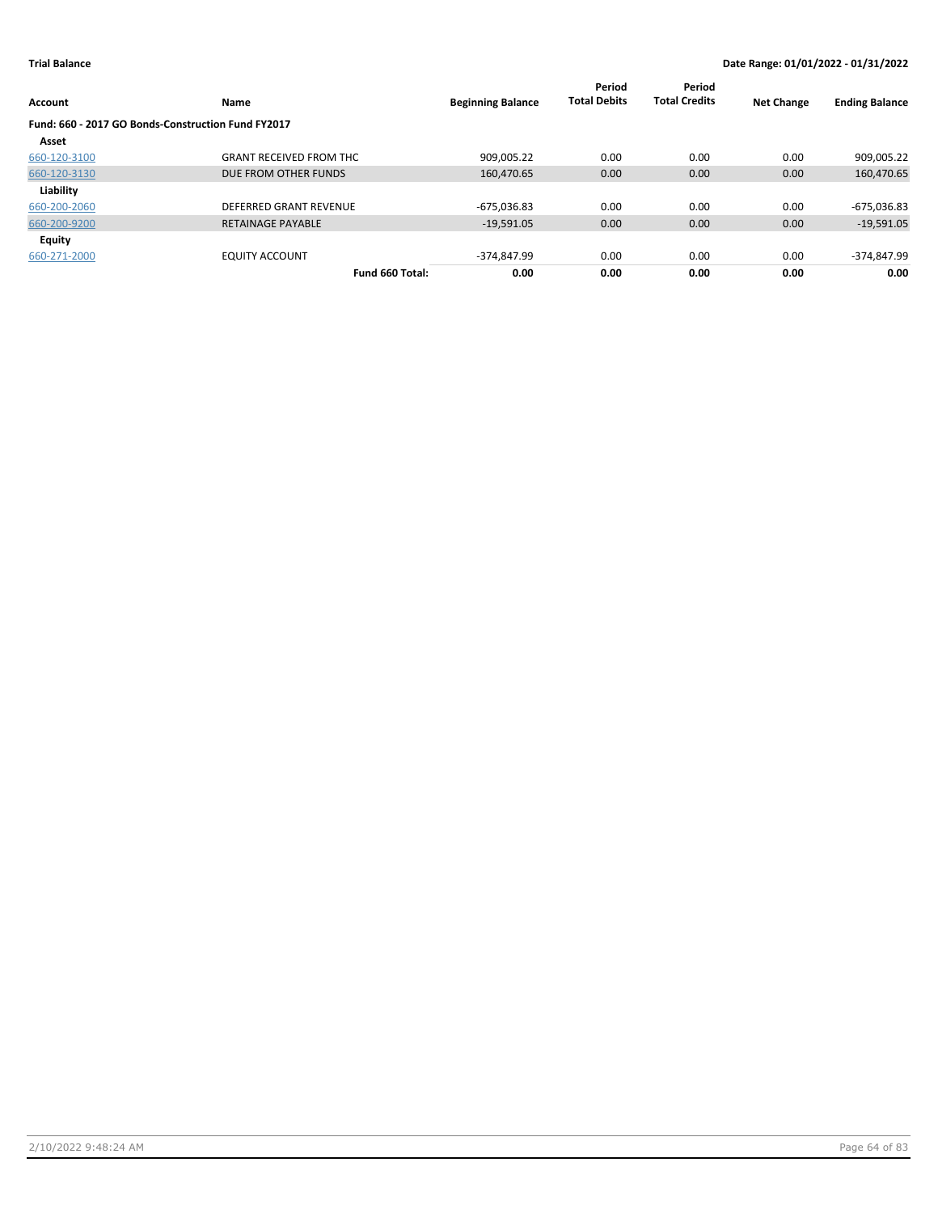**Trial Balance** — **Date Range: 01/01/2022 - 01/31/2022**

| Account | Name | Beginning Balance | Period Total Debits | Period Total Credits | Net Change | Ending Balance |
|---|---|---|---|---|---|---|
| **Fund: 660 - 2017 GO Bonds-Construction Fund FY2017** | | | | | | |
| **Asset** | | | | | | |
| 660-120-3100 | GRANT RECEIVED FROM THC | 909,005.22 | 0.00 | 0.00 | 0.00 | 909,005.22 |
| 660-120-3130 | DUE FROM OTHER FUNDS | 160,470.65 | 0.00 | 0.00 | 0.00 | 160,470.65 |
| **Liability** | | | | | | |
| 660-200-2060 | DEFERRED GRANT REVENUE | -675,036.83 | 0.00 | 0.00 | 0.00 | -675,036.83 |
| 660-200-9200 | RETAINAGE PAYABLE | -19,591.05 | 0.00 | 0.00 | 0.00 | -19,591.05 |
| **Equity** | | | | | | |
| 660-271-2000 | EQUITY ACCOUNT | -374,847.99 | 0.00 | 0.00 | 0.00 | -374,847.99 |
| | **Fund 660 Total:** | **0.00** | **0.00** | **0.00** | **0.00** | **0.00** |

2/10/2022 9:48:24 AM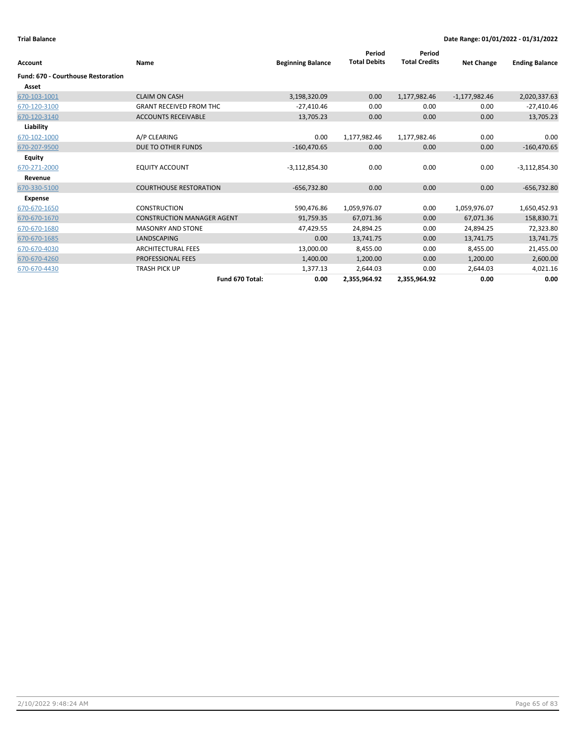**Trial Balance** **Date Range: 01/01/2022 - 01/31/2022**

| Account | Name | Beginning Balance | Period Total Debits | Period Total Credits | Net Change | Ending Balance |
|---|---|---|---|---|---|---|
| **Fund: 670 - Courthouse Restoration** | | | | | | |
| **Asset** | | | | | | |
| 670-103-1001 | CLAIM ON CASH | 3,198,320.09 | 0.00 | 1,177,982.46 | -1,177,982.46 | 2,020,337.63 |
| 670-120-3100 | GRANT RECEIVED FROM THC | -27,410.46 | 0.00 | 0.00 | 0.00 | -27,410.46 |
| 670-120-3140 | ACCOUNTS RECEIVABLE | 13,705.23 | 0.00 | 0.00 | 0.00 | 13,705.23 |
| **Liability** | | | | | | |
| 670-102-1000 | A/P CLEARING | 0.00 | 1,177,982.46 | 1,177,982.46 | 0.00 | 0.00 |
| 670-207-9500 | DUE TO OTHER FUNDS | -160,470.65 | 0.00 | 0.00 | 0.00 | -160,470.65 |
| **Equity** | | | | | | |
| 670-271-2000 | EQUITY ACCOUNT | -3,112,854.30 | 0.00 | 0.00 | 0.00 | -3,112,854.30 |
| **Revenue** | | | | | | |
| 670-330-5100 | COURTHOUSE RESTORATION | -656,732.80 | 0.00 | 0.00 | 0.00 | -656,732.80 |
| **Expense** | | | | | | |
| 670-670-1650 | CONSTRUCTION | 590,476.86 | 1,059,976.07 | 0.00 | 1,059,976.07 | 1,650,452.93 |
| 670-670-1670 | CONSTRUCTION MANAGER AGENT | 91,759.35 | 67,071.36 | 0.00 | 67,071.36 | 158,830.71 |
| 670-670-1680 | MASONRY AND STONE | 47,429.55 | 24,894.25 | 0.00 | 24,894.25 | 72,323.80 |
| 670-670-1685 | LANDSCAPING | 0.00 | 13,741.75 | 0.00 | 13,741.75 | 13,741.75 |
| 670-670-4030 | ARCHITECTURAL FEES | 13,000.00 | 8,455.00 | 0.00 | 8,455.00 | 21,455.00 |
| 670-670-4260 | PROFESSIONAL FEES | 1,400.00 | 1,200.00 | 0.00 | 1,200.00 | 2,600.00 |
| 670-670-4430 | TRASH PICK UP | 1,377.13 | 2,644.03 | 0.00 | 2,644.03 | 4,021.16 |
| | **Fund 670 Total:** | **0.00** | **2,355,964.92** | **2,355,964.92** | **0.00** | **0.00** |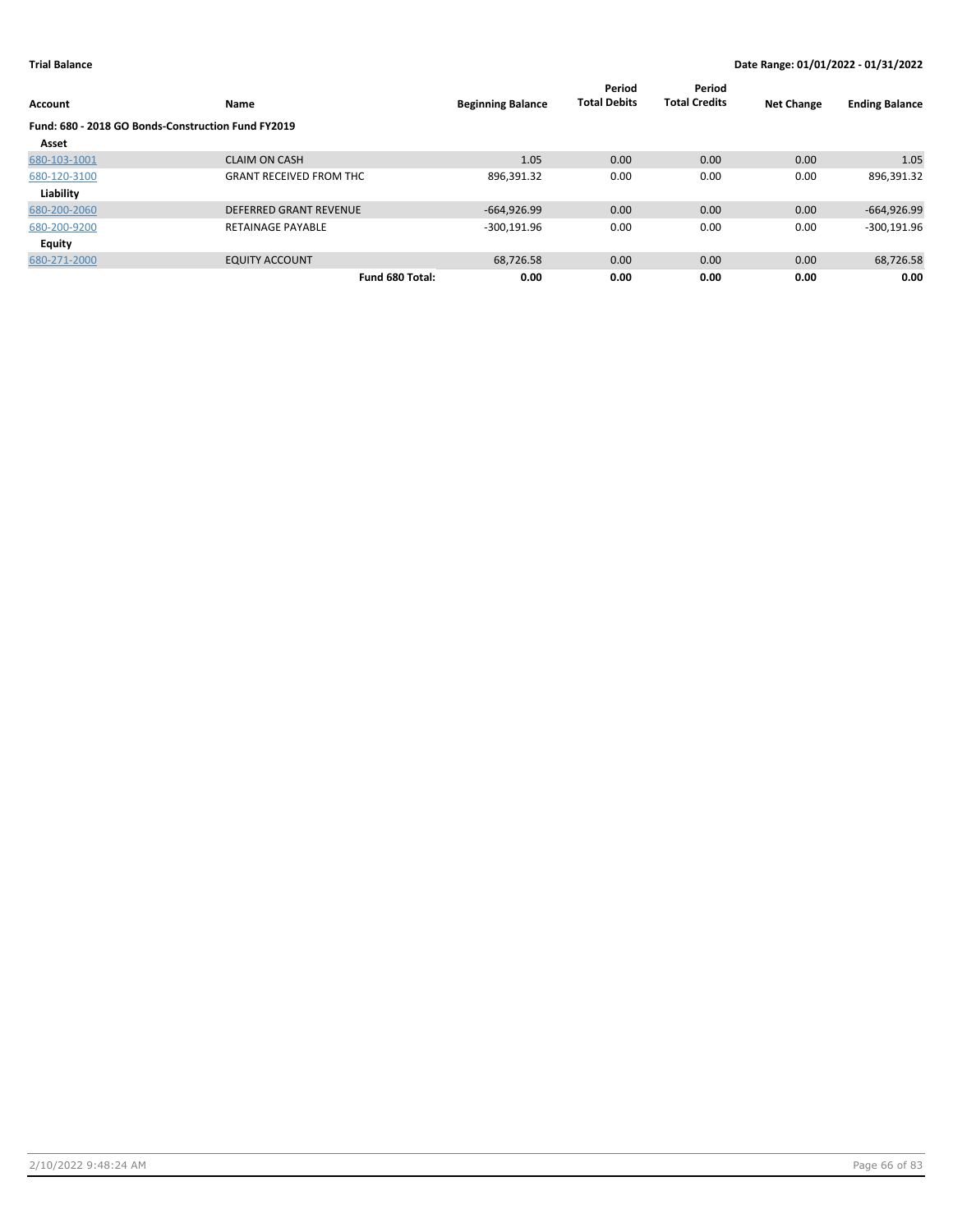**Trial Balance** — **Date Range: 01/01/2022 - 01/31/2022**

| Account | Name | Beginning Balance | Period Total Debits | Period Total Credits | Net Change | Ending Balance |
|---|---|---|---|---|---|---|
| **Fund: 680 - 2018 GO Bonds-Construction Fund FY2019** | | | | | | |
| **Asset** | | | | | | |
| 680-103-1001 | CLAIM ON CASH | 1.05 | 0.00 | 0.00 | 0.00 | 1.05 |
| 680-120-3100 | GRANT RECEIVED FROM THC | 896,391.32 | 0.00 | 0.00 | 0.00 | 896,391.32 |
| **Liability** | | | | | | |
| 680-200-2060 | DEFERRED GRANT REVENUE | -664,926.99 | 0.00 | 0.00 | 0.00 | -664,926.99 |
| 680-200-9200 | RETAINAGE PAYABLE | -300,191.96 | 0.00 | 0.00 | 0.00 | -300,191.96 |
| **Equity** | | | | | | |
| 680-271-2000 | EQUITY ACCOUNT | 68,726.58 | 0.00 | 0.00 | 0.00 | 68,726.58 |
| | **Fund 680 Total:** | **0.00** | **0.00** | **0.00** | **0.00** | **0.00** |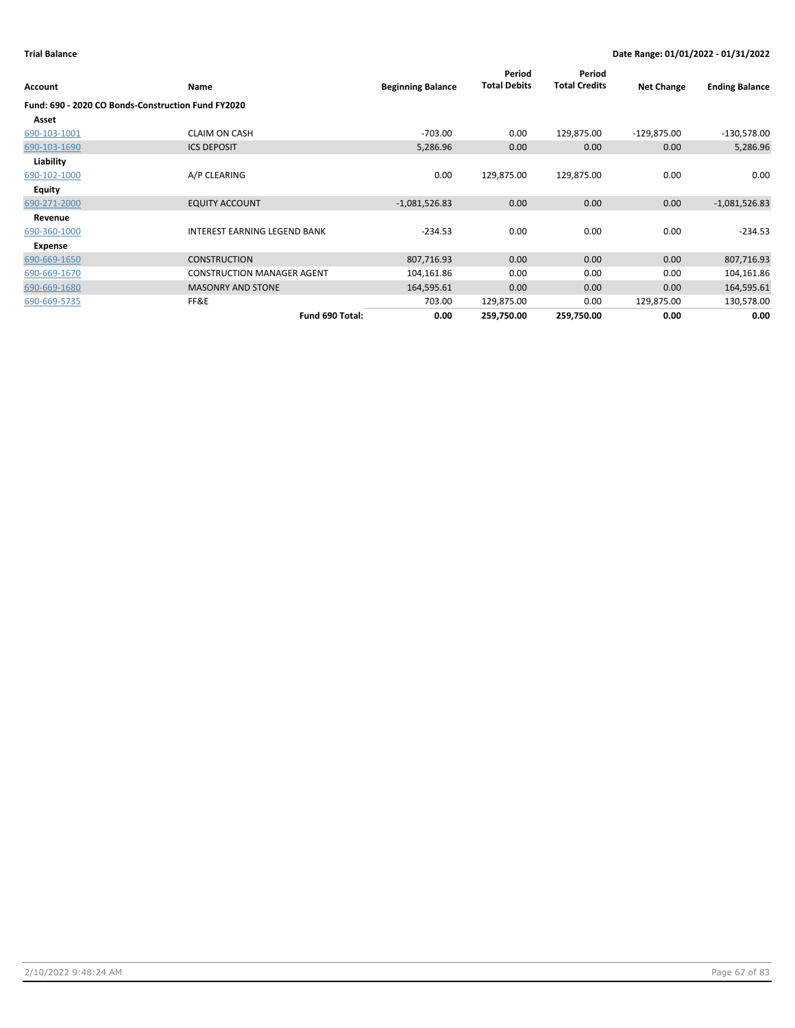**Trial Balance** | **Date Range: 01/01/2022 - 01/31/2022**

| Account | Name | Beginning Balance | Period Total Debits | Period Total Credits | Net Change | Ending Balance |
|---|---|---|---|---|---|---|
| **Fund: 690 - 2020 CO Bonds-Construction Fund FY2020** | | | | | | |
| **Asset** | | | | | | |
| 690-103-1001 | CLAIM ON CASH | -703.00 | 0.00 | 129,875.00 | -129,875.00 | -130,578.00 |
| 690-103-1690 | ICS DEPOSIT | 5,286.96 | 0.00 | 0.00 | 0.00 | 5,286.96 |
| **Liability** | | | | | | |
| 690-102-1000 | A/P CLEARING | 0.00 | 129,875.00 | 129,875.00 | 0.00 | 0.00 |
| **Equity** | | | | | | |
| 690-271-2000 | EQUITY ACCOUNT | -1,081,526.83 | 0.00 | 0.00 | 0.00 | -1,081,526.83 |
| **Revenue** | | | | | | |
| 690-360-1000 | INTEREST EARNING LEGEND BANK | -234.53 | 0.00 | 0.00 | 0.00 | -234.53 |
| **Expense** | | | | | | |
| 690-669-1650 | CONSTRUCTION | 807,716.93 | 0.00 | 0.00 | 0.00 | 807,716.93 |
| 690-669-1670 | CONSTRUCTION MANAGER AGENT | 104,161.86 | 0.00 | 0.00 | 0.00 | 104,161.86 |
| 690-669-1680 | MASONRY AND STONE | 164,595.61 | 0.00 | 0.00 | 0.00 | 164,595.61 |
| 690-669-5735 | FF&E | 703.00 | 129,875.00 | 0.00 | 129,875.00 | 130,578.00 |
| | **Fund 690 Total:** | **0.00** | **259,750.00** | **259,750.00** | **0.00** | **0.00** |

2/10/2022 9:48:24 AM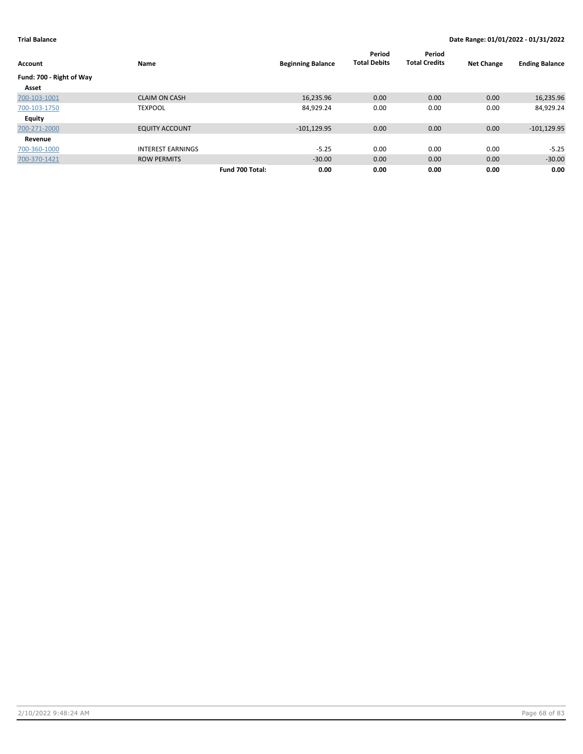**Trial Balance** **Date Range: 01/01/2022 - 01/31/2022**

| Account | Name | | Beginning Balance | Period Total Debits | Period Total Credits | Net Change | Ending Balance |
|---|---|---|---|---|---|---|---|
| **Fund: 700 - Right of Way** | | | | | | | |
| **Asset** | | | | | | | |
| 700-103-1001 | CLAIM ON CASH | | 16,235.96 | 0.00 | 0.00 | 0.00 | 16,235.96 |
| 700-103-1750 | TEXPOOL | | 84,929.24 | 0.00 | 0.00 | 0.00 | 84,929.24 |
| **Equity** | | | | | | | |
| 700-271-2000 | EQUITY ACCOUNT | | -101,129.95 | 0.00 | 0.00 | 0.00 | -101,129.95 |
| **Revenue** | | | | | | | |
| 700-360-1000 | INTEREST EARNINGS | | -5.25 | 0.00 | 0.00 | 0.00 | -5.25 |
| 700-370-1421 | ROW PERMITS | | -30.00 | 0.00 | 0.00 | 0.00 | -30.00 |
| | | **Fund 700 Total:** | **0.00** | **0.00** | **0.00** | **0.00** | **0.00** |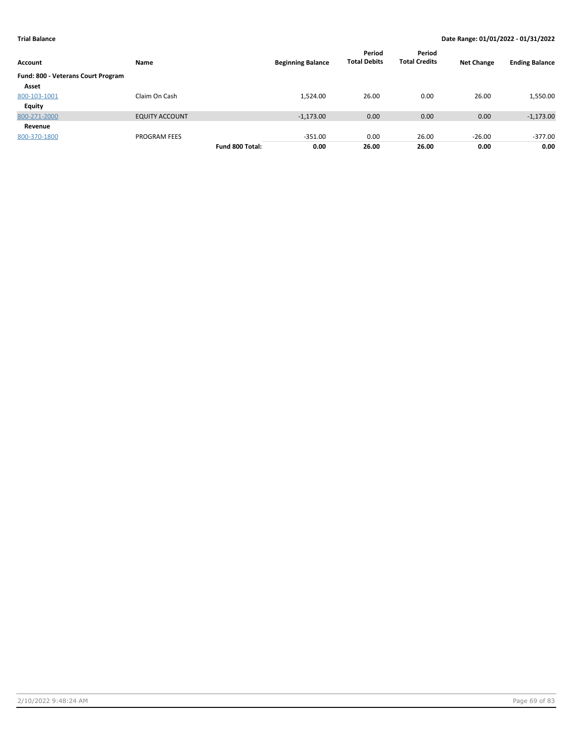**Trial Balance** | **Date Range: 01/01/2022 - 01/31/2022**

| Account | Name | | Beginning Balance | Period Total Debits | Period Total Credits | Net Change | Ending Balance |
|---|---|---|---|---|---|---|---|
| **Fund: 800 - Veterans Court Program** | | | | | | | |
| **Asset** | | | | | | | |
| 800-103-1001 | Claim On Cash | | 1,524.00 | 26.00 | 0.00 | 26.00 | 1,550.00 |
| **Equity** | | | | | | | |
| 800-271-2000 | EQUITY ACCOUNT | | -1,173.00 | 0.00 | 0.00 | 0.00 | -1,173.00 |
| **Revenue** | | | | | | | |
| 800-370-1800 | PROGRAM FEES | | -351.00 | 0.00 | 26.00 | -26.00 | -377.00 |
| | | **Fund 800 Total:** | **0.00** | **26.00** | **26.00** | **0.00** | **0.00** |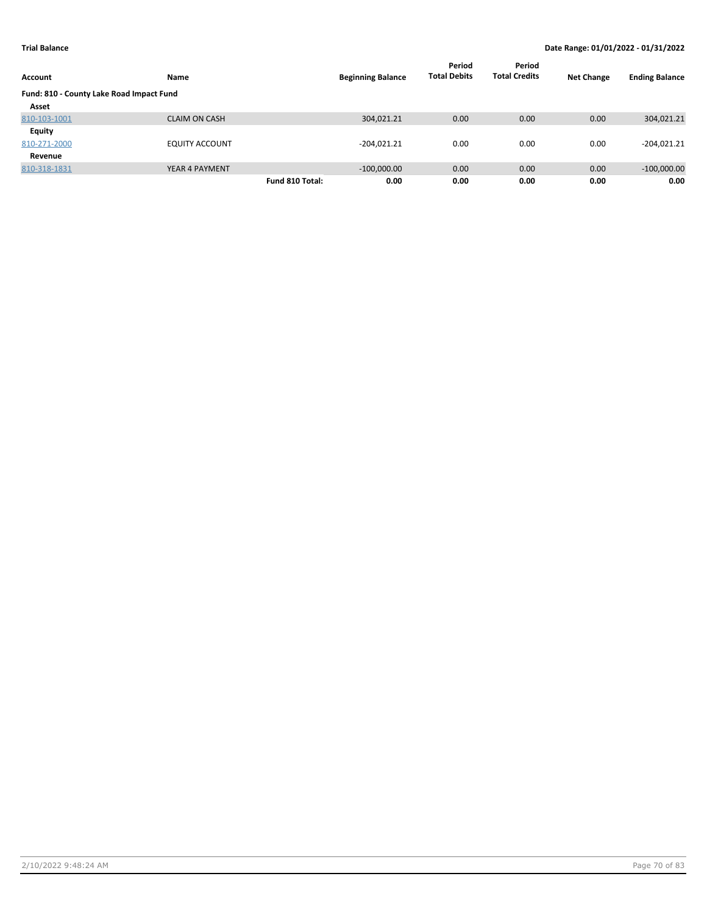**Trial Balance** **Date Range: 01/01/2022 - 01/31/2022**

| Account | Name | | Beginning Balance | Period Total Debits | Period Total Credits | Net Change | Ending Balance |
|---|---|---|---|---|---|---|---|
| **Fund: 810 - County Lake Road Impact Fund** | | | | | | | |
| **Asset** | | | | | | | |
| 810-103-1001 | CLAIM ON CASH | | 304,021.21 | 0.00 | 0.00 | 0.00 | 304,021.21 |
| **Equity** | | | | | | | |
| 810-271-2000 | EQUITY ACCOUNT | | -204,021.21 | 0.00 | 0.00 | 0.00 | -204,021.21 |
| **Revenue** | | | | | | | |
| 810-318-1831 | YEAR 4 PAYMENT | | -100,000.00 | 0.00 | 0.00 | 0.00 | -100,000.00 |
| | | **Fund 810 Total:** | **0.00** | **0.00** | **0.00** | **0.00** | **0.00** |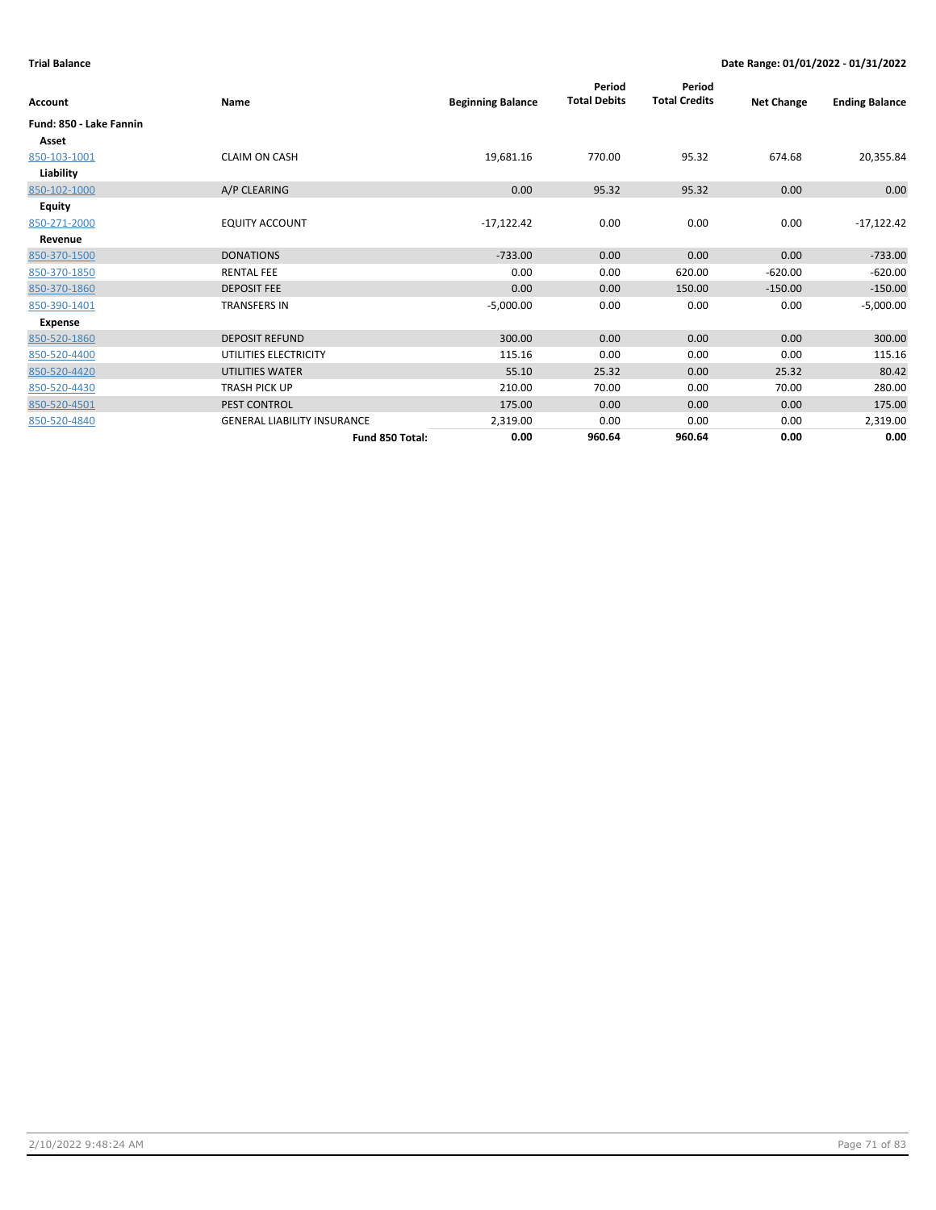**Trial Balance** | **Date Range: 01/01/2022 - 01/31/2022**

| Account | Name | Beginning Balance | Period Total Debits | Period Total Credits | Net Change | Ending Balance |
|---|---|---|---|---|---|---|
| **Fund: 850 - Lake Fannin** | | | | | | |
| **Asset** | | | | | | |
| 850-103-1001 | CLAIM ON CASH | 19,681.16 | 770.00 | 95.32 | 674.68 | 20,355.84 |
| **Liability** | | | | | | |
| 850-102-1000 | A/P CLEARING | 0.00 | 95.32 | 95.32 | 0.00 | 0.00 |
| **Equity** | | | | | | |
| 850-271-2000 | EQUITY ACCOUNT | -17,122.42 | 0.00 | 0.00 | 0.00 | -17,122.42 |
| **Revenue** | | | | | | |
| 850-370-1500 | DONATIONS | -733.00 | 0.00 | 0.00 | 0.00 | -733.00 |
| 850-370-1850 | RENTAL FEE | 0.00 | 0.00 | 620.00 | -620.00 | -620.00 |
| 850-370-1860 | DEPOSIT FEE | 0.00 | 0.00 | 150.00 | -150.00 | -150.00 |
| 850-390-1401 | TRANSFERS IN | -5,000.00 | 0.00 | 0.00 | 0.00 | -5,000.00 |
| **Expense** | | | | | | |
| 850-520-1860 | DEPOSIT REFUND | 300.00 | 0.00 | 0.00 | 0.00 | 300.00 |
| 850-520-4400 | UTILITIES ELECTRICITY | 115.16 | 0.00 | 0.00 | 0.00 | 115.16 |
| 850-520-4420 | UTILITIES WATER | 55.10 | 25.32 | 0.00 | 25.32 | 80.42 |
| 850-520-4430 | TRASH PICK UP | 210.00 | 70.00 | 0.00 | 70.00 | 280.00 |
| 850-520-4501 | PEST CONTROL | 175.00 | 0.00 | 0.00 | 0.00 | 175.00 |
| 850-520-4840 | GENERAL LIABILITY INSURANCE | 2,319.00 | 0.00 | 0.00 | 0.00 | 2,319.00 |
| | **Fund 850 Total:** | **0.00** | **960.64** | **960.64** | **0.00** | **0.00** |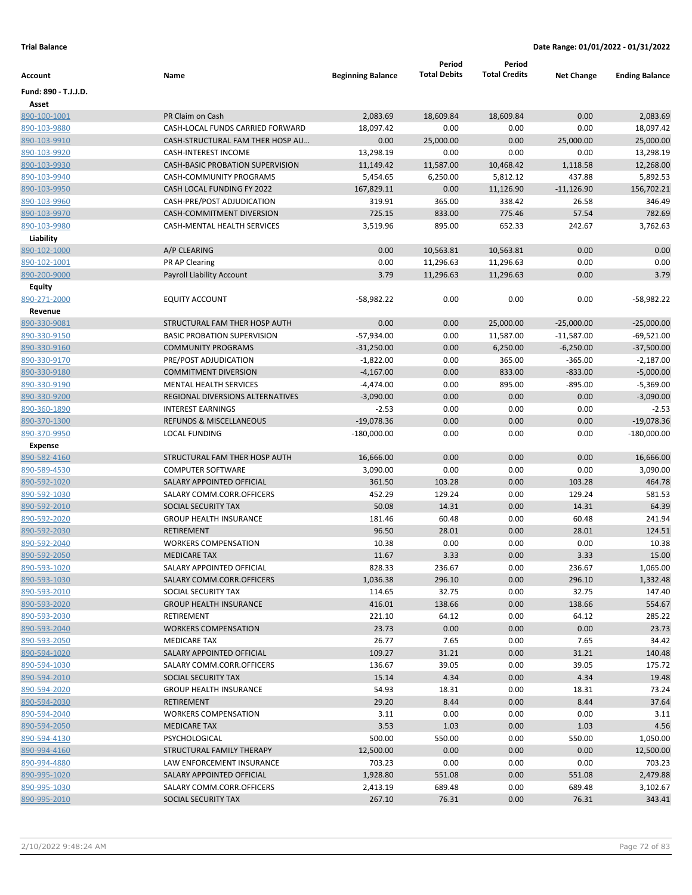**Trial Balance** | **Date Range: 01/01/2022 - 01/31/2022**

| Account | Name | Beginning Balance | Period Total Debits | Period Total Credits | Net Change | Ending Balance |
|---|---|---|---|---|---|---|
| **Fund: 890 - T.J.J.D.** | | | | | | |
| **Asset** | | | | | | |
| 890-100-1001 | PR Claim on Cash | 2,083.69 | 18,609.84 | 18,609.84 | 0.00 | 2,083.69 |
| 890-103-9880 | CASH-LOCAL FUNDS CARRIED FORWARD | 18,097.42 | 0.00 | 0.00 | 0.00 | 18,097.42 |
| 890-103-9910 | CASH-STRUCTURAL FAM THER HOSP AU... | 0.00 | 25,000.00 | 0.00 | 25,000.00 | 25,000.00 |
| 890-103-9920 | CASH-INTEREST INCOME | 13,298.19 | 0.00 | 0.00 | 0.00 | 13,298.19 |
| 890-103-9930 | CASH-BASIC PROBATION SUPERVISION | 11,149.42 | 11,587.00 | 10,468.42 | 1,118.58 | 12,268.00 |
| 890-103-9940 | CASH-COMMUNITY PROGRAMS | 5,454.65 | 6,250.00 | 5,812.12 | 437.88 | 5,892.53 |
| 890-103-9950 | CASH LOCAL FUNDING FY 2022 | 167,829.11 | 0.00 | 11,126.90 | -11,126.90 | 156,702.21 |
| 890-103-9960 | CASH-PRE/POST ADJUDICATION | 319.91 | 365.00 | 338.42 | 26.58 | 346.49 |
| 890-103-9970 | CASH-COMMITMENT DIVERSION | 725.15 | 833.00 | 775.46 | 57.54 | 782.69 |
| 890-103-9980 | CASH-MENTAL HEALTH SERVICES | 3,519.96 | 895.00 | 652.33 | 242.67 | 3,762.63 |
| **Liability** | | | | | | |
| 890-102-1000 | A/P CLEARING | 0.00 | 10,563.81 | 10,563.81 | 0.00 | 0.00 |
| 890-102-1001 | PR AP Clearing | 0.00 | 11,296.63 | 11,296.63 | 0.00 | 0.00 |
| 890-200-9000 | Payroll Liability Account | 3.79 | 11,296.63 | 11,296.63 | 0.00 | 3.79 |
| **Equity** | | | | | | |
| 890-271-2000 | EQUITY ACCOUNT | -58,982.22 | 0.00 | 0.00 | 0.00 | -58,982.22 |
| **Revenue** | | | | | | |
| 890-330-9081 | STRUCTURAL FAM THER HOSP AUTH | 0.00 | 0.00 | 25,000.00 | -25,000.00 | -25,000.00 |
| 890-330-9150 | BASIC PROBATION SUPERVISION | -57,934.00 | 0.00 | 11,587.00 | -11,587.00 | -69,521.00 |
| 890-330-9160 | COMMUNITY PROGRAMS | -31,250.00 | 0.00 | 6,250.00 | -6,250.00 | -37,500.00 |
| 890-330-9170 | PRE/POST ADJUDICATION | -1,822.00 | 0.00 | 365.00 | -365.00 | -2,187.00 |
| 890-330-9180 | COMMITMENT DIVERSION | -4,167.00 | 0.00 | 833.00 | -833.00 | -5,000.00 |
| 890-330-9190 | MENTAL HEALTH SERVICES | -4,474.00 | 0.00 | 895.00 | -895.00 | -5,369.00 |
| 890-330-9200 | REGIONAL DIVERSIONS ALTERNATIVES | -3,090.00 | 0.00 | 0.00 | 0.00 | -3,090.00 |
| 890-360-1890 | INTEREST EARNINGS | -2.53 | 0.00 | 0.00 | 0.00 | -2.53 |
| 890-370-1300 | REFUNDS & MISCELLANEOUS | -19,078.36 | 0.00 | 0.00 | 0.00 | -19,078.36 |
| 890-370-9950 | LOCAL FUNDING | -180,000.00 | 0.00 | 0.00 | 0.00 | -180,000.00 |
| **Expense** | | | | | | |
| 890-582-4160 | STRUCTURAL FAM THER HOSP AUTH | 16,666.00 | 0.00 | 0.00 | 0.00 | 16,666.00 |
| 890-589-4530 | COMPUTER SOFTWARE | 3,090.00 | 0.00 | 0.00 | 0.00 | 3,090.00 |
| 890-592-1020 | SALARY APPOINTED OFFICIAL | 361.50 | 103.28 | 0.00 | 103.28 | 464.78 |
| 890-592-1030 | SALARY COMM.CORR.OFFICERS | 452.29 | 129.24 | 0.00 | 129.24 | 581.53 |
| 890-592-2010 | SOCIAL SECURITY TAX | 50.08 | 14.31 | 0.00 | 14.31 | 64.39 |
| 890-592-2020 | GROUP HEALTH INSURANCE | 181.46 | 60.48 | 0.00 | 60.48 | 241.94 |
| 890-592-2030 | RETIREMENT | 96.50 | 28.01 | 0.00 | 28.01 | 124.51 |
| 890-592-2040 | WORKERS COMPENSATION | 10.38 | 0.00 | 0.00 | 0.00 | 10.38 |
| 890-592-2050 | MEDICARE TAX | 11.67 | 3.33 | 0.00 | 3.33 | 15.00 |
| 890-593-1020 | SALARY APPOINTED OFFICIAL | 828.33 | 236.67 | 0.00 | 236.67 | 1,065.00 |
| 890-593-1030 | SALARY COMM.CORR.OFFICERS | 1,036.38 | 296.10 | 0.00 | 296.10 | 1,332.48 |
| 890-593-2010 | SOCIAL SECURITY TAX | 114.65 | 32.75 | 0.00 | 32.75 | 147.40 |
| 890-593-2020 | GROUP HEALTH INSURANCE | 416.01 | 138.66 | 0.00 | 138.66 | 554.67 |
| 890-593-2030 | RETIREMENT | 221.10 | 64.12 | 0.00 | 64.12 | 285.22 |
| 890-593-2040 | WORKERS COMPENSATION | 23.73 | 0.00 | 0.00 | 0.00 | 23.73 |
| 890-593-2050 | MEDICARE TAX | 26.77 | 7.65 | 0.00 | 7.65 | 34.42 |
| 890-594-1020 | SALARY APPOINTED OFFICIAL | 109.27 | 31.21 | 0.00 | 31.21 | 140.48 |
| 890-594-1030 | SALARY COMM.CORR.OFFICERS | 136.67 | 39.05 | 0.00 | 39.05 | 175.72 |
| 890-594-2010 | SOCIAL SECURITY TAX | 15.14 | 4.34 | 0.00 | 4.34 | 19.48 |
| 890-594-2020 | GROUP HEALTH INSURANCE | 54.93 | 18.31 | 0.00 | 18.31 | 73.24 |
| 890-594-2030 | RETIREMENT | 29.20 | 8.44 | 0.00 | 8.44 | 37.64 |
| 890-594-2040 | WORKERS COMPENSATION | 3.11 | 0.00 | 0.00 | 0.00 | 3.11 |
| 890-594-2050 | MEDICARE TAX | 3.53 | 1.03 | 0.00 | 1.03 | 4.56 |
| 890-594-4130 | PSYCHOLOGICAL | 500.00 | 550.00 | 0.00 | 550.00 | 1,050.00 |
| 890-994-4160 | STRUCTURAL FAMILY THERAPY | 12,500.00 | 0.00 | 0.00 | 0.00 | 12,500.00 |
| 890-994-4880 | LAW ENFORCEMENT INSURANCE | 703.23 | 0.00 | 0.00 | 0.00 | 703.23 |
| 890-995-1020 | SALARY APPOINTED OFFICIAL | 1,928.80 | 551.08 | 0.00 | 551.08 | 2,479.88 |
| 890-995-1030 | SALARY COMM.CORR.OFFICERS | 2,413.19 | 689.48 | 0.00 | 689.48 | 3,102.67 |
| 890-995-2010 | SOCIAL SECURITY TAX | 267.10 | 76.31 | 0.00 | 76.31 | 343.41 |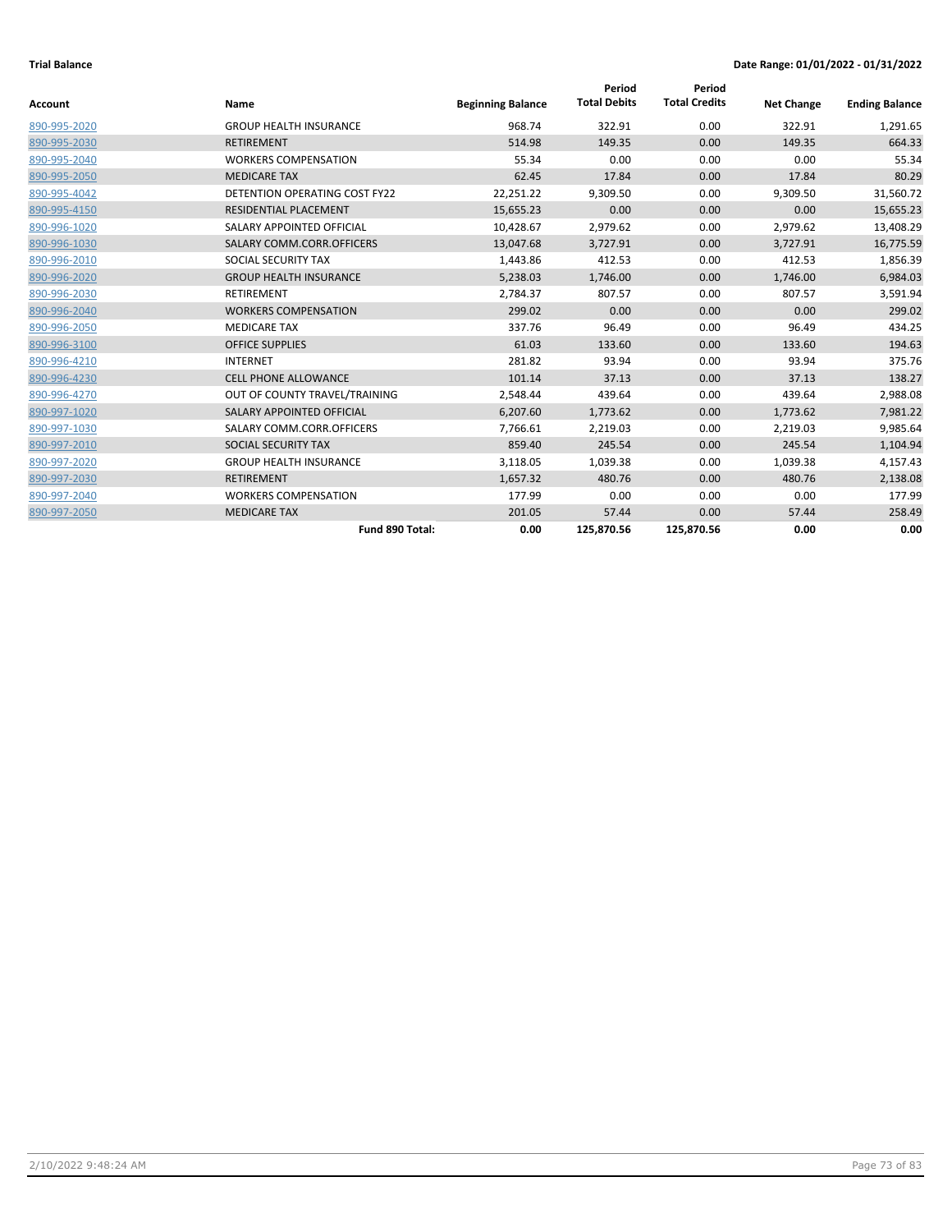**Trial Balance** **Date Range: 01/01/2022 - 01/31/2022**

| Account | Name | Beginning Balance | Period Total Debits | Period Total Credits | Net Change | Ending Balance |
|---|---|---|---|---|---|---|
| 890-995-2020 | GROUP HEALTH INSURANCE | 968.74 | 322.91 | 0.00 | 322.91 | 1,291.65 |
| 890-995-2030 | RETIREMENT | 514.98 | 149.35 | 0.00 | 149.35 | 664.33 |
| 890-995-2040 | WORKERS COMPENSATION | 55.34 | 0.00 | 0.00 | 0.00 | 55.34 |
| 890-995-2050 | MEDICARE TAX | 62.45 | 17.84 | 0.00 | 17.84 | 80.29 |
| 890-995-4042 | DETENTION OPERATING COST FY22 | 22,251.22 | 9,309.50 | 0.00 | 9,309.50 | 31,560.72 |
| 890-995-4150 | RESIDENTIAL PLACEMENT | 15,655.23 | 0.00 | 0.00 | 0.00 | 15,655.23 |
| 890-996-1020 | SALARY APPOINTED OFFICIAL | 10,428.67 | 2,979.62 | 0.00 | 2,979.62 | 13,408.29 |
| 890-996-1030 | SALARY COMM.CORR.OFFICERS | 13,047.68 | 3,727.91 | 0.00 | 3,727.91 | 16,775.59 |
| 890-996-2010 | SOCIAL SECURITY TAX | 1,443.86 | 412.53 | 0.00 | 412.53 | 1,856.39 |
| 890-996-2020 | GROUP HEALTH INSURANCE | 5,238.03 | 1,746.00 | 0.00 | 1,746.00 | 6,984.03 |
| 890-996-2030 | RETIREMENT | 2,784.37 | 807.57 | 0.00 | 807.57 | 3,591.94 |
| 890-996-2040 | WORKERS COMPENSATION | 299.02 | 0.00 | 0.00 | 0.00 | 299.02 |
| 890-996-2050 | MEDICARE TAX | 337.76 | 96.49 | 0.00 | 96.49 | 434.25 |
| 890-996-3100 | OFFICE SUPPLIES | 61.03 | 133.60 | 0.00 | 133.60 | 194.63 |
| 890-996-4210 | INTERNET | 281.82 | 93.94 | 0.00 | 93.94 | 375.76 |
| 890-996-4230 | CELL PHONE ALLOWANCE | 101.14 | 37.13 | 0.00 | 37.13 | 138.27 |
| 890-996-4270 | OUT OF COUNTY TRAVEL/TRAINING | 2,548.44 | 439.64 | 0.00 | 439.64 | 2,988.08 |
| 890-997-1020 | SALARY APPOINTED OFFICIAL | 6,207.60 | 1,773.62 | 0.00 | 1,773.62 | 7,981.22 |
| 890-997-1030 | SALARY COMM.CORR.OFFICERS | 7,766.61 | 2,219.03 | 0.00 | 2,219.03 | 9,985.64 |
| 890-997-2010 | SOCIAL SECURITY TAX | 859.40 | 245.54 | 0.00 | 245.54 | 1,104.94 |
| 890-997-2020 | GROUP HEALTH INSURANCE | 3,118.05 | 1,039.38 | 0.00 | 1,039.38 | 4,157.43 |
| 890-997-2030 | RETIREMENT | 1,657.32 | 480.76 | 0.00 | 480.76 | 2,138.08 |
| 890-997-2040 | WORKERS COMPENSATION | 177.99 | 0.00 | 0.00 | 0.00 | 177.99 |
| 890-997-2050 | MEDICARE TAX | 201.05 | 57.44 | 0.00 | 57.44 | 258.49 |
| | **Fund 890 Total:** | **0.00** | **125,870.56** | **125,870.56** | **0.00** | **0.00** |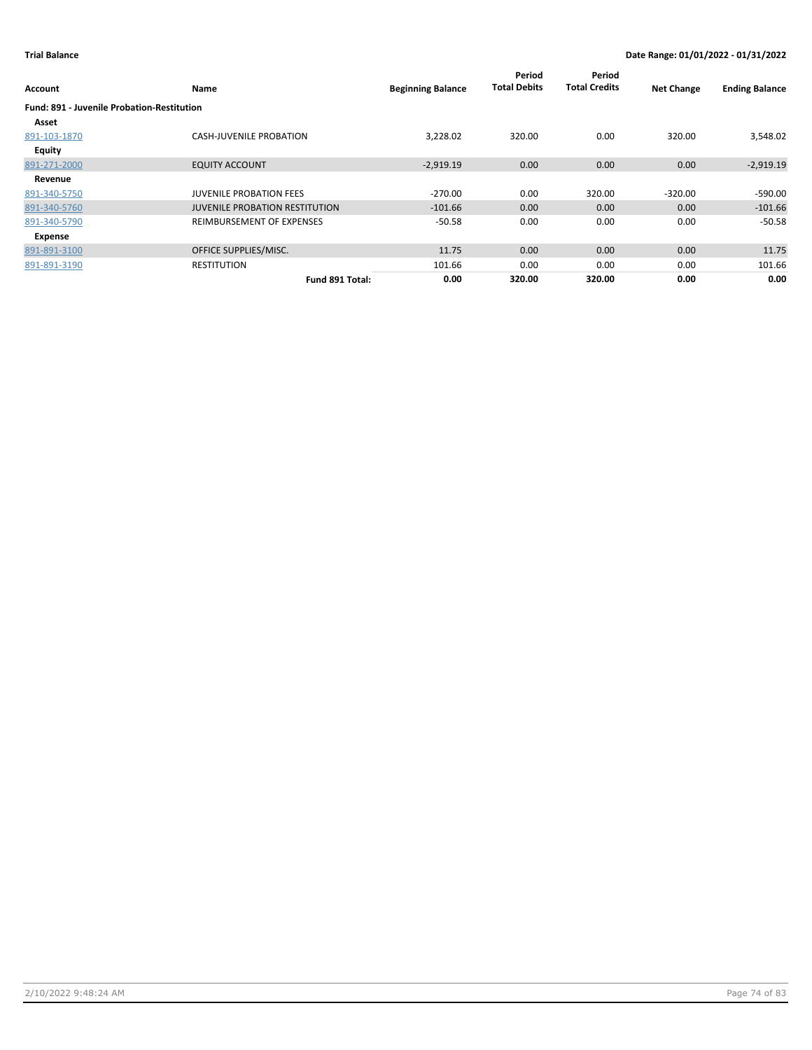**Trial Balance**

**Date Range: 01/01/2022 - 01/31/2022**

| Account | Name | Beginning Balance | Period Total Debits | Period Total Credits | Net Change | Ending Balance |
|---|---|---|---|---|---|---|
| **Fund: 891 - Juvenile Probation-Restitution** | | | | | | |
| **Asset** | | | | | | |
| 891-103-1870 | CASH-JUVENILE PROBATION | 3,228.02 | 320.00 | 0.00 | 320.00 | 3,548.02 |
| **Equity** | | | | | | |
| 891-271-2000 | EQUITY ACCOUNT | -2,919.19 | 0.00 | 0.00 | 0.00 | -2,919.19 |
| **Revenue** | | | | | | |
| 891-340-5750 | JUVENILE PROBATION FEES | -270.00 | 0.00 | 320.00 | -320.00 | -590.00 |
| 891-340-5760 | JUVENILE PROBATION RESTITUTION | -101.66 | 0.00 | 0.00 | 0.00 | -101.66 |
| 891-340-5790 | REIMBURSEMENT OF EXPENSES | -50.58 | 0.00 | 0.00 | 0.00 | -50.58 |
| **Expense** | | | | | | |
| 891-891-3100 | OFFICE SUPPLIES/MISC. | 11.75 | 0.00 | 0.00 | 0.00 | 11.75 |
| 891-891-3190 | RESTITUTION | 101.66 | 0.00 | 0.00 | 0.00 | 101.66 |
| | **Fund 891 Total:** | **0.00** | **320.00** | **320.00** | **0.00** | **0.00** |

2/10/2022 9:48:24 AM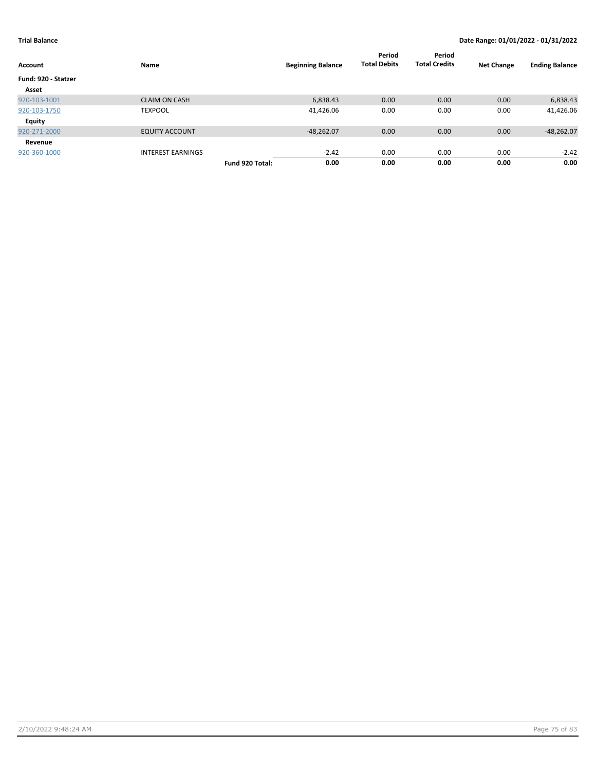**Trial Balance** — **Date Range: 01/01/2022 - 01/31/2022**

| Account | Name | | Beginning Balance | Period Total Debits | Period Total Credits | Net Change | Ending Balance |
|---|---|---|---|---|---|---|---|
| **Fund: 920 - Statzer** | | | | | | | |
| **Asset** | | | | | | | |
| 920-103-1001 | CLAIM ON CASH | | 6,838.43 | 0.00 | 0.00 | 0.00 | 6,838.43 |
| 920-103-1750 | TEXPOOL | | 41,426.06 | 0.00 | 0.00 | 0.00 | 41,426.06 |
| **Equity** | | | | | | | |
| 920-271-2000 | EQUITY ACCOUNT | | -48,262.07 | 0.00 | 0.00 | 0.00 | -48,262.07 |
| **Revenue** | | | | | | | |
| 920-360-1000 | INTEREST EARNINGS | | -2.42 | 0.00 | 0.00 | 0.00 | -2.42 |
| | | **Fund 920 Total:** | **0.00** | **0.00** | **0.00** | **0.00** | **0.00** |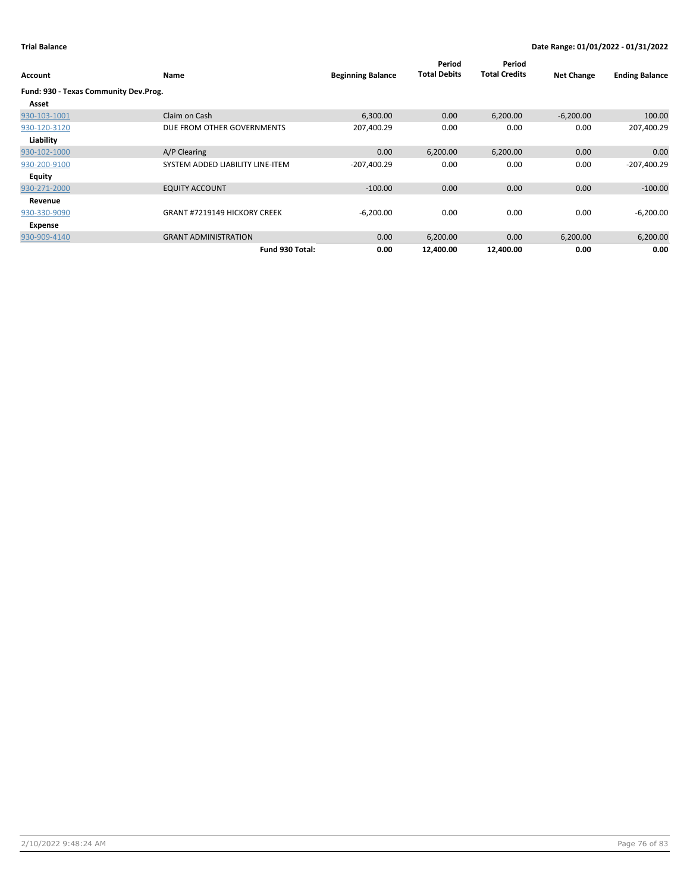**Trial Balance** **Date Range: 01/01/2022 - 01/31/2022**

| Account | Name | Beginning Balance | Period Total Debits | Period Total Credits | Net Change | Ending Balance |
|---|---|---|---|---|---|---|
| **Fund: 930 - Texas Community Dev.Prog.** | | | | | | |
| **Asset** | | | | | | |
| 930-103-1001 | Claim on Cash | 6,300.00 | 0.00 | 6,200.00 | -6,200.00 | 100.00 |
| 930-120-3120 | DUE FROM OTHER GOVERNMENTS | 207,400.29 | 0.00 | 0.00 | 0.00 | 207,400.29 |
| **Liability** | | | | | | |
| 930-102-1000 | A/P Clearing | 0.00 | 6,200.00 | 6,200.00 | 0.00 | 0.00 |
| 930-200-9100 | SYSTEM ADDED LIABILITY LINE-ITEM | -207,400.29 | 0.00 | 0.00 | 0.00 | -207,400.29 |
| **Equity** | | | | | | |
| 930-271-2000 | EQUITY ACCOUNT | -100.00 | 0.00 | 0.00 | 0.00 | -100.00 |
| **Revenue** | | | | | | |
| 930-330-9090 | GRANT #7219149 HICKORY CREEK | -6,200.00 | 0.00 | 0.00 | 0.00 | -6,200.00 |
| **Expense** | | | | | | |
| 930-909-4140 | GRANT ADMINISTRATION | 0.00 | 6,200.00 | 0.00 | 6,200.00 | 6,200.00 |
| | **Fund 930 Total:** | **0.00** | **12,400.00** | **12,400.00** | **0.00** | **0.00** |

2/10/2022 9:48:24 AM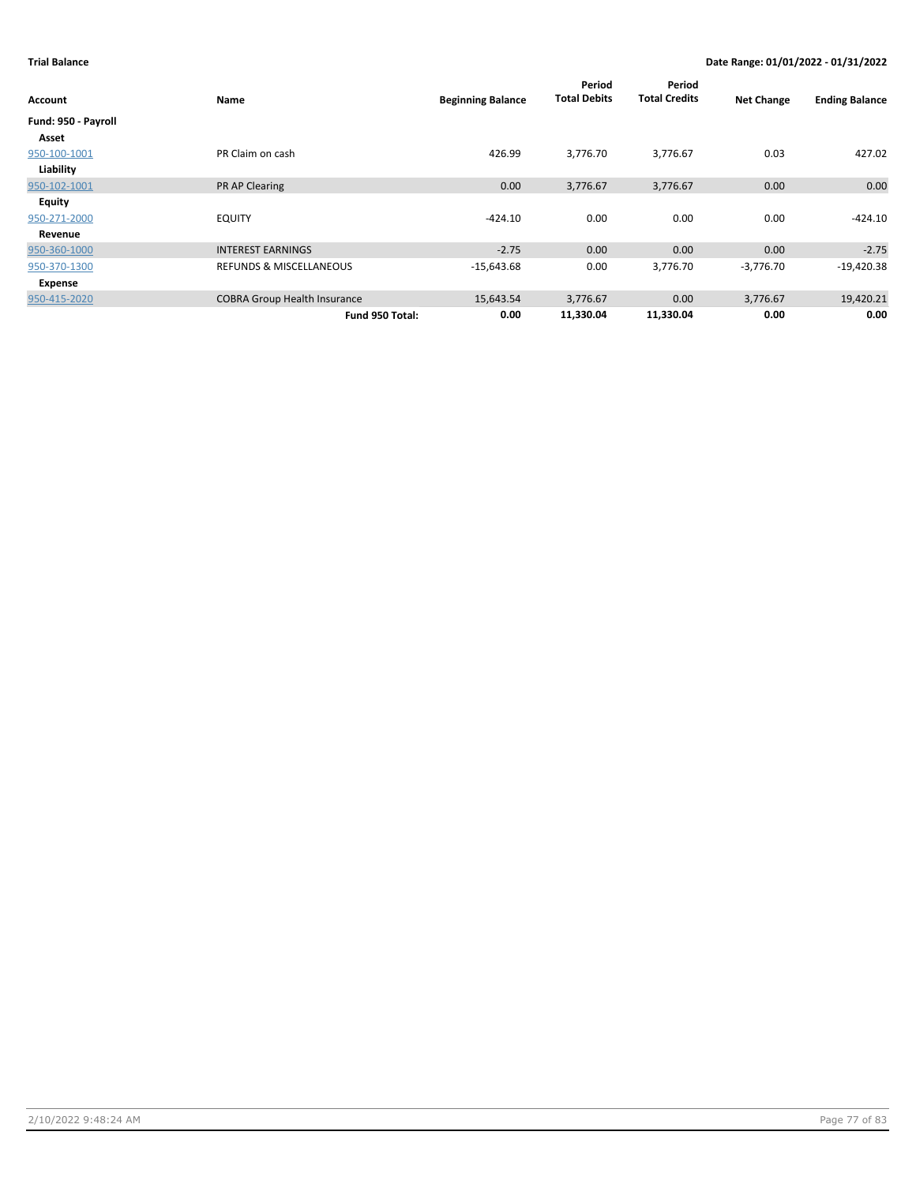**Trial Balance** | **Date Range: 01/01/2022 - 01/31/2022**

| Account | Name | Beginning Balance | Period Total Debits | Period Total Credits | Net Change | Ending Balance |
|---|---|---|---|---|---|---|
| **Fund: 950 - Payroll** | | | | | | |
| **Asset** | | | | | | |
| 950-100-1001 | PR Claim on cash | 426.99 | 3,776.70 | 3,776.67 | 0.03 | 427.02 |
| **Liability** | | | | | | |
| 950-102-1001 | PR AP Clearing | 0.00 | 3,776.67 | 3,776.67 | 0.00 | 0.00 |
| **Equity** | | | | | | |
| 950-271-2000 | EQUITY | -424.10 | 0.00 | 0.00 | 0.00 | -424.10 |
| **Revenue** | | | | | | |
| 950-360-1000 | INTEREST EARNINGS | -2.75 | 0.00 | 0.00 | 0.00 | -2.75 |
| 950-370-1300 | REFUNDS & MISCELLANEOUS | -15,643.68 | 0.00 | 3,776.70 | -3,776.70 | -19,420.38 |
| **Expense** | | | | | | |
| 950-415-2020 | COBRA Group Health Insurance | 15,643.54 | 3,776.67 | 0.00 | 3,776.67 | 19,420.21 |
| | **Fund 950 Total:** | **0.00** | **11,330.04** | **11,330.04** | **0.00** | **0.00** |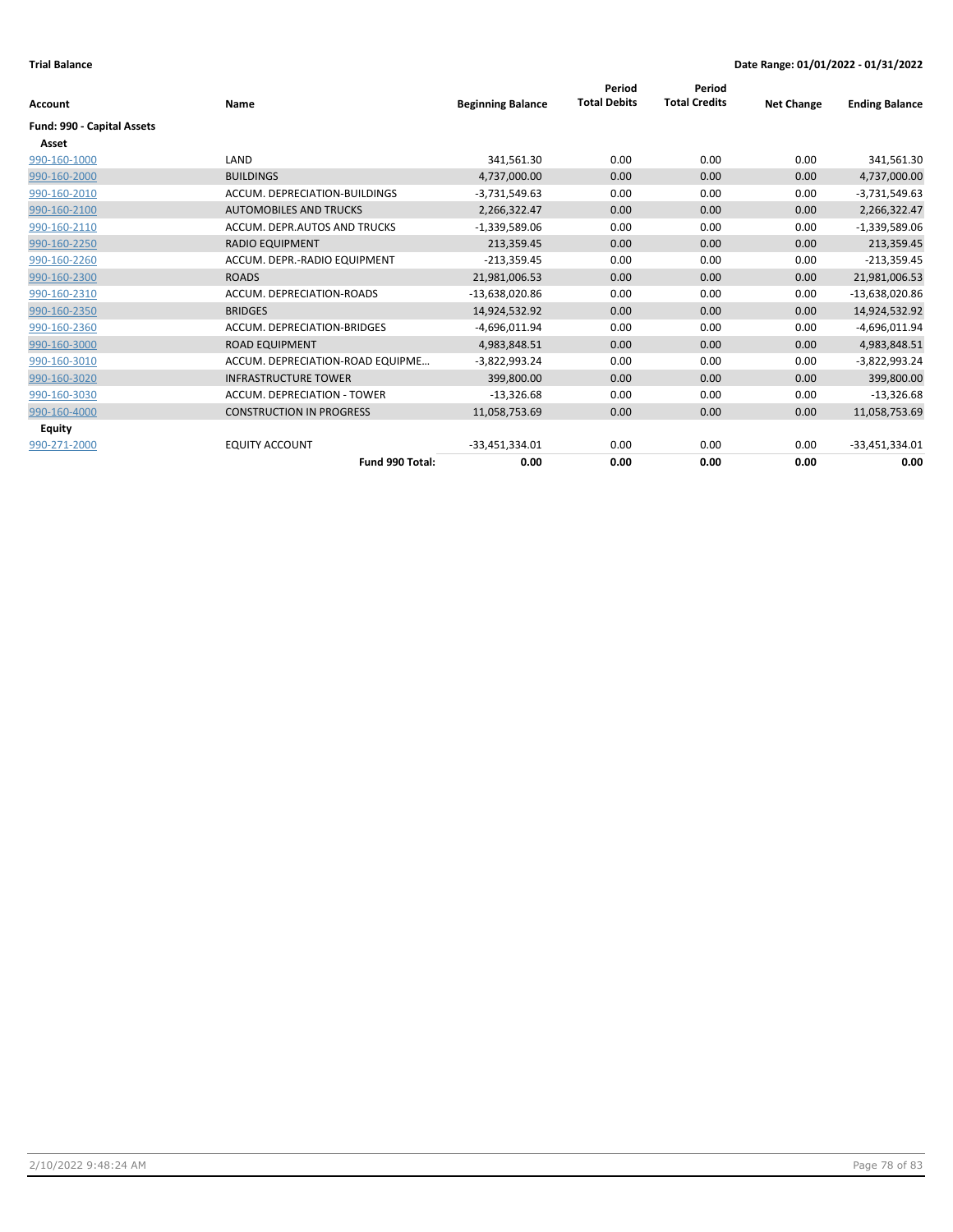**Trial Balance** — **Date Range: 01/01/2022 - 01/31/2022**

| Account | Name | Beginning Balance | Period Total Debits | Period Total Credits | Net Change | Ending Balance |
|---|---|---|---|---|---|---|
| **Fund: 990 - Capital Assets** | | | | | | |
| **Asset** | | | | | | |
| 990-160-1000 | LAND | 341,561.30 | 0.00 | 0.00 | 0.00 | 341,561.30 |
| 990-160-2000 | BUILDINGS | 4,737,000.00 | 0.00 | 0.00 | 0.00 | 4,737,000.00 |
| 990-160-2010 | ACCUM. DEPRECIATION-BUILDINGS | -3,731,549.63 | 0.00 | 0.00 | 0.00 | -3,731,549.63 |
| 990-160-2100 | AUTOMOBILES AND TRUCKS | 2,266,322.47 | 0.00 | 0.00 | 0.00 | 2,266,322.47 |
| 990-160-2110 | ACCUM. DEPR.AUTOS AND TRUCKS | -1,339,589.06 | 0.00 | 0.00 | 0.00 | -1,339,589.06 |
| 990-160-2250 | RADIO EQUIPMENT | 213,359.45 | 0.00 | 0.00 | 0.00 | 213,359.45 |
| 990-160-2260 | ACCUM. DEPR.-RADIO EQUIPMENT | -213,359.45 | 0.00 | 0.00 | 0.00 | -213,359.45 |
| 990-160-2300 | ROADS | 21,981,006.53 | 0.00 | 0.00 | 0.00 | 21,981,006.53 |
| 990-160-2310 | ACCUM. DEPRECIATION-ROADS | -13,638,020.86 | 0.00 | 0.00 | 0.00 | -13,638,020.86 |
| 990-160-2350 | BRIDGES | 14,924,532.92 | 0.00 | 0.00 | 0.00 | 14,924,532.92 |
| 990-160-2360 | ACCUM. DEPRECIATION-BRIDGES | -4,696,011.94 | 0.00 | 0.00 | 0.00 | -4,696,011.94 |
| 990-160-3000 | ROAD EQUIPMENT | 4,983,848.51 | 0.00 | 0.00 | 0.00 | 4,983,848.51 |
| 990-160-3010 | ACCUM. DEPRECIATION-ROAD EQUIPME… | -3,822,993.24 | 0.00 | 0.00 | 0.00 | -3,822,993.24 |
| 990-160-3020 | INFRASTRUCTURE TOWER | 399,800.00 | 0.00 | 0.00 | 0.00 | 399,800.00 |
| 990-160-3030 | ACCUM. DEPRECIATION - TOWER | -13,326.68 | 0.00 | 0.00 | 0.00 | -13,326.68 |
| 990-160-4000 | CONSTRUCTION IN PROGRESS | 11,058,753.69 | 0.00 | 0.00 | 0.00 | 11,058,753.69 |
| **Equity** | | | | | | |
| 990-271-2000 | EQUITY ACCOUNT | -33,451,334.01 | 0.00 | 0.00 | 0.00 | -33,451,334.01 |
| | **Fund 990 Total:** | **0.00** | **0.00** | **0.00** | **0.00** | **0.00** |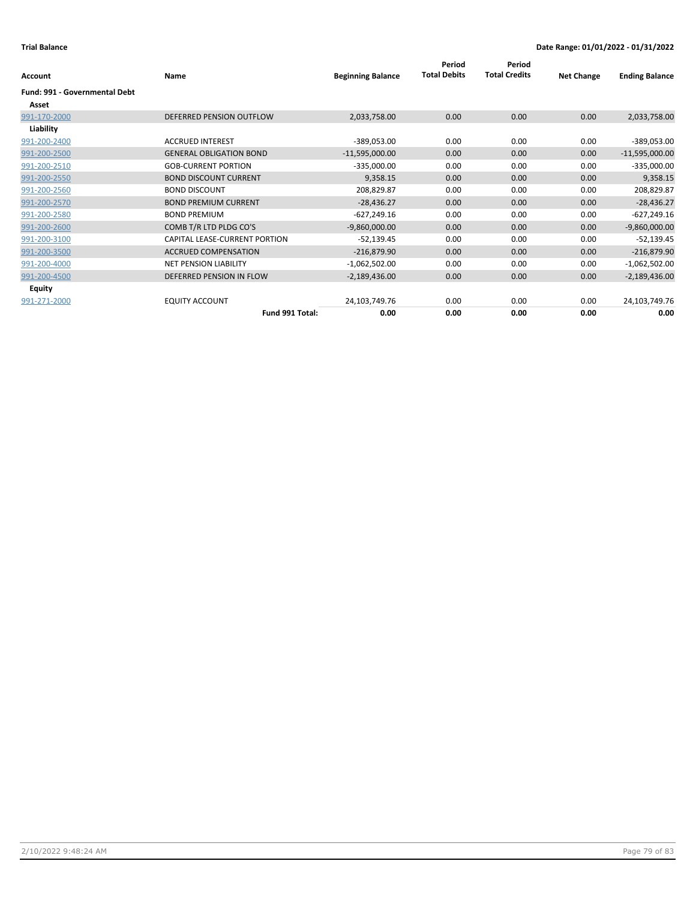**Trial Balance** | **Date Range: 01/01/2022 - 01/31/2022**

| Account | Name | Beginning Balance | Period Total Debits | Period Total Credits | Net Change | Ending Balance |
|---|---|---|---|---|---|---|
| **Fund: 991 - Governmental Debt** | | | | | | |
| **Asset** | | | | | | |
| 991-170-2000 | DEFERRED PENSION OUTFLOW | 2,033,758.00 | 0.00 | 0.00 | 0.00 | 2,033,758.00 |
| **Liability** | | | | | | |
| 991-200-2400 | ACCRUED INTEREST | -389,053.00 | 0.00 | 0.00 | 0.00 | -389,053.00 |
| 991-200-2500 | GENERAL OBLIGATION BOND | -11,595,000.00 | 0.00 | 0.00 | 0.00 | -11,595,000.00 |
| 991-200-2510 | GOB-CURRENT PORTION | -335,000.00 | 0.00 | 0.00 | 0.00 | -335,000.00 |
| 991-200-2550 | BOND DISCOUNT CURRENT | 9,358.15 | 0.00 | 0.00 | 0.00 | 9,358.15 |
| 991-200-2560 | BOND DISCOUNT | 208,829.87 | 0.00 | 0.00 | 0.00 | 208,829.87 |
| 991-200-2570 | BOND PREMIUM CURRENT | -28,436.27 | 0.00 | 0.00 | 0.00 | -28,436.27 |
| 991-200-2580 | BOND PREMIUM | -627,249.16 | 0.00 | 0.00 | 0.00 | -627,249.16 |
| 991-200-2600 | COMB T/R LTD PLDG CO'S | -9,860,000.00 | 0.00 | 0.00 | 0.00 | -9,860,000.00 |
| 991-200-3100 | CAPITAL LEASE-CURRENT PORTION | -52,139.45 | 0.00 | 0.00 | 0.00 | -52,139.45 |
| 991-200-3500 | ACCRUED COMPENSATION | -216,879.90 | 0.00 | 0.00 | 0.00 | -216,879.90 |
| 991-200-4000 | NET PENSION LIABILITY | -1,062,502.00 | 0.00 | 0.00 | 0.00 | -1,062,502.00 |
| 991-200-4500 | DEFERRED PENSION IN FLOW | -2,189,436.00 | 0.00 | 0.00 | 0.00 | -2,189,436.00 |
| **Equity** | | | | | | |
| 991-271-2000 | EQUITY ACCOUNT | 24,103,749.76 | 0.00 | 0.00 | 0.00 | 24,103,749.76 |
| | **Fund 991 Total:** | **0.00** | **0.00** | **0.00** | **0.00** | **0.00** |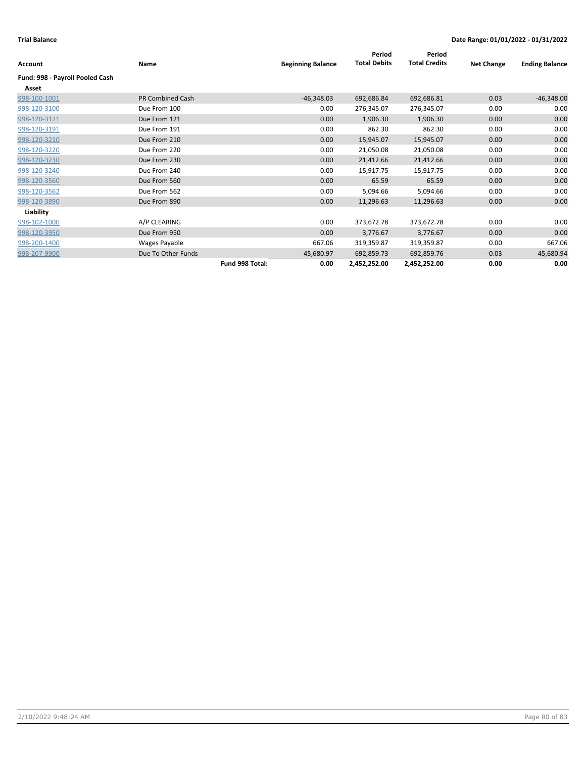**Trial Balance** **Date Range: 01/01/2022 - 01/31/2022**

| Account | Name | | Beginning Balance | Period Total Debits | Period Total Credits | Net Change | Ending Balance |
|---|---|---|---|---|---|---|---|
| **Fund: 998 - Payroll Pooled Cash** | | | | | | | |
| **Asset** | | | | | | | |
| 998-100-1001 | PR Combined Cash | | -46,348.03 | 692,686.84 | 692,686.81 | 0.03 | -46,348.00 |
| 998-120-3100 | Due From 100 | | 0.00 | 276,345.07 | 276,345.07 | 0.00 | 0.00 |
| 998-120-3121 | Due From 121 | | 0.00 | 1,906.30 | 1,906.30 | 0.00 | 0.00 |
| 998-120-3191 | Due From 191 | | 0.00 | 862.30 | 862.30 | 0.00 | 0.00 |
| 998-120-3210 | Due From 210 | | 0.00 | 15,945.07 | 15,945.07 | 0.00 | 0.00 |
| 998-120-3220 | Due From 220 | | 0.00 | 21,050.08 | 21,050.08 | 0.00 | 0.00 |
| 998-120-3230 | Due From 230 | | 0.00 | 21,412.66 | 21,412.66 | 0.00 | 0.00 |
| 998-120-3240 | Due From 240 | | 0.00 | 15,917.75 | 15,917.75 | 0.00 | 0.00 |
| 998-120-3560 | Due From 560 | | 0.00 | 65.59 | 65.59 | 0.00 | 0.00 |
| 998-120-3562 | Due From 562 | | 0.00 | 5,094.66 | 5,094.66 | 0.00 | 0.00 |
| 998-120-3890 | Due From 890 | | 0.00 | 11,296.63 | 11,296.63 | 0.00 | 0.00 |
| **Liability** | | | | | | | |
| 998-102-1000 | A/P CLEARING | | 0.00 | 373,672.78 | 373,672.78 | 0.00 | 0.00 |
| 998-120-3950 | Due From 950 | | 0.00 | 3,776.67 | 3,776.67 | 0.00 | 0.00 |
| 998-200-1400 | Wages Payable | | 667.06 | 319,359.87 | 319,359.87 | 0.00 | 667.06 |
| 998-207-9900 | Due To Other Funds | | 45,680.97 | 692,859.73 | 692,859.76 | -0.03 | 45,680.94 |
| | | **Fund 998 Total:** | **0.00** | **2,452,252.00** | **2,452,252.00** | **0.00** | **0.00** |

2/10/2022 9:48:24 AM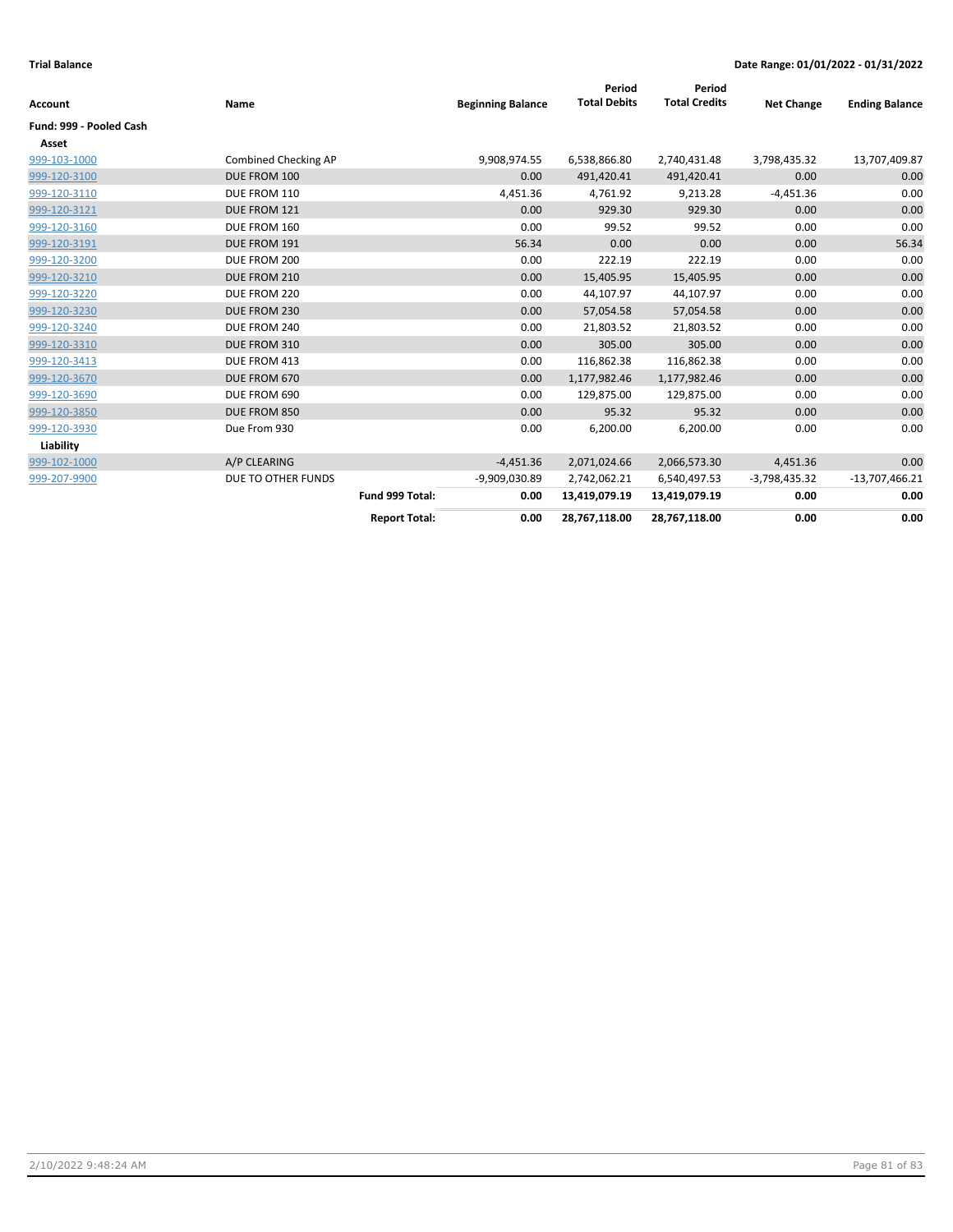**Trial Balance** | **Date Range: 01/01/2022 - 01/31/2022**

| Account | Name | | Beginning Balance | Period Total Debits | Period Total Credits | Net Change | Ending Balance |
|---|---|---|---|---|---|---|---|
| **Fund: 999 - Pooled Cash** | | | | | | | |
| **Asset** | | | | | | | |
| 999-103-1000 | Combined Checking AP | | 9,908,974.55 | 6,538,866.80 | 2,740,431.48 | 3,798,435.32 | 13,707,409.87 |
| 999-120-3100 | DUE FROM 100 | | 0.00 | 491,420.41 | 491,420.41 | 0.00 | 0.00 |
| 999-120-3110 | DUE FROM 110 | | 4,451.36 | 4,761.92 | 9,213.28 | -4,451.36 | 0.00 |
| 999-120-3121 | DUE FROM 121 | | 0.00 | 929.30 | 929.30 | 0.00 | 0.00 |
| 999-120-3160 | DUE FROM 160 | | 0.00 | 99.52 | 99.52 | 0.00 | 0.00 |
| 999-120-3191 | DUE FROM 191 | | 56.34 | 0.00 | 0.00 | 0.00 | 56.34 |
| 999-120-3200 | DUE FROM 200 | | 0.00 | 222.19 | 222.19 | 0.00 | 0.00 |
| 999-120-3210 | DUE FROM 210 | | 0.00 | 15,405.95 | 15,405.95 | 0.00 | 0.00 |
| 999-120-3220 | DUE FROM 220 | | 0.00 | 44,107.97 | 44,107.97 | 0.00 | 0.00 |
| 999-120-3230 | DUE FROM 230 | | 0.00 | 57,054.58 | 57,054.58 | 0.00 | 0.00 |
| 999-120-3240 | DUE FROM 240 | | 0.00 | 21,803.52 | 21,803.52 | 0.00 | 0.00 |
| 999-120-3310 | DUE FROM 310 | | 0.00 | 305.00 | 305.00 | 0.00 | 0.00 |
| 999-120-3413 | DUE FROM 413 | | 0.00 | 116,862.38 | 116,862.38 | 0.00 | 0.00 |
| 999-120-3670 | DUE FROM 670 | | 0.00 | 1,177,982.46 | 1,177,982.46 | 0.00 | 0.00 |
| 999-120-3690 | DUE FROM 690 | | 0.00 | 129,875.00 | 129,875.00 | 0.00 | 0.00 |
| 999-120-3850 | DUE FROM 850 | | 0.00 | 95.32 | 95.32 | 0.00 | 0.00 |
| 999-120-3930 | Due From 930 | | 0.00 | 6,200.00 | 6,200.00 | 0.00 | 0.00 |
| **Liability** | | | | | | | |
| 999-102-1000 | A/P CLEARING | | -4,451.36 | 2,071,024.66 | 2,066,573.30 | 4,451.36 | 0.00 |
| 999-207-9900 | DUE TO OTHER FUNDS | | -9,909,030.89 | 2,742,062.21 | 6,540,497.53 | -3,798,435.32 | -13,707,466.21 |
| | | **Fund 999 Total:** | **0.00** | **13,419,079.19** | **13,419,079.19** | **0.00** | **0.00** |
| | | **Report Total:** | **0.00** | **28,767,118.00** | **28,767,118.00** | **0.00** | **0.00** |

2/10/2022 9:48:24 AM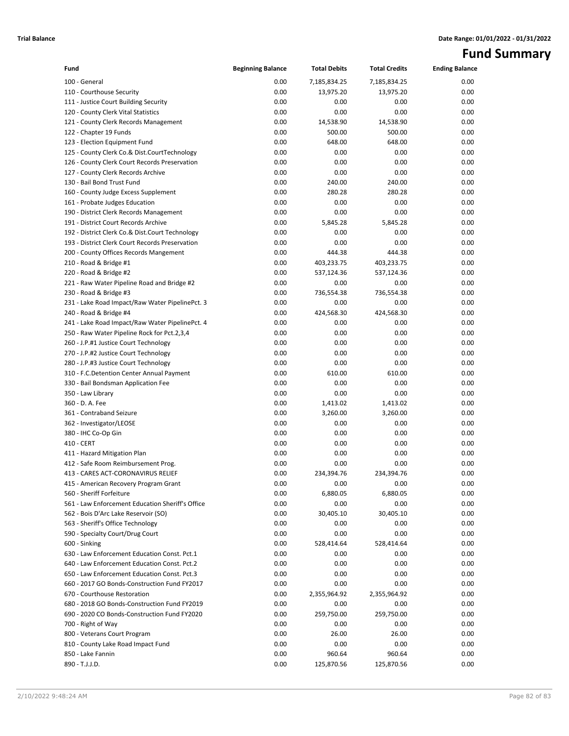Trial Balance — Date Range: 01/01/2022 - 01/31/2022

# Fund Summary

| Fund | Beginning Balance | Total Debits | Total Credits | Ending Balance |
|---|---|---|---|---|
| 100 - General | 0.00 | 7,185,834.25 | 7,185,834.25 | 0.00 |
| 110 - Courthouse Security | 0.00 | 13,975.20 | 13,975.20 | 0.00 |
| 111 - Justice Court Building Security | 0.00 | 0.00 | 0.00 | 0.00 |
| 120 - County Clerk Vital Statistics | 0.00 | 0.00 | 0.00 | 0.00 |
| 121 - County Clerk Records Management | 0.00 | 14,538.90 | 14,538.90 | 0.00 |
| 122 - Chapter 19 Funds | 0.00 | 500.00 | 500.00 | 0.00 |
| 123 - Election Equipment Fund | 0.00 | 648.00 | 648.00 | 0.00 |
| 125 - County Clerk Co.& Dist.CourtTechnology | 0.00 | 0.00 | 0.00 | 0.00 |
| 126 - County Clerk Court Records Preservation | 0.00 | 0.00 | 0.00 | 0.00 |
| 127 - County Clerk Records Archive | 0.00 | 0.00 | 0.00 | 0.00 |
| 130 - Bail Bond Trust Fund | 0.00 | 240.00 | 240.00 | 0.00 |
| 160 - County Judge Excess Supplement | 0.00 | 280.28 | 280.28 | 0.00 |
| 161 - Probate Judges Education | 0.00 | 0.00 | 0.00 | 0.00 |
| 190 - District Clerk Records Management | 0.00 | 0.00 | 0.00 | 0.00 |
| 191 - District Court Records Archive | 0.00 | 5,845.28 | 5,845.28 | 0.00 |
| 192 - District Clerk Co.& Dist.Court Technology | 0.00 | 0.00 | 0.00 | 0.00 |
| 193 - District Clerk Court Records Preservation | 0.00 | 0.00 | 0.00 | 0.00 |
| 200 - County Offices Records Mangement | 0.00 | 444.38 | 444.38 | 0.00 |
| 210 - Road & Bridge #1 | 0.00 | 403,233.75 | 403,233.75 | 0.00 |
| 220 - Road & Bridge #2 | 0.00 | 537,124.36 | 537,124.36 | 0.00 |
| 221 - Raw Water Pipeline Road and Bridge #2 | 0.00 | 0.00 | 0.00 | 0.00 |
| 230 - Road & Bridge #3 | 0.00 | 736,554.38 | 736,554.38 | 0.00 |
| 231 - Lake Road Impact/Raw Water PipelinePct. 3 | 0.00 | 0.00 | 0.00 | 0.00 |
| 240 - Road & Bridge #4 | 0.00 | 424,568.30 | 424,568.30 | 0.00 |
| 241 - Lake Road Impact/Raw Water PipelinePct. 4 | 0.00 | 0.00 | 0.00 | 0.00 |
| 250 - Raw Water Pipeline Rock for Pct.2,3,4 | 0.00 | 0.00 | 0.00 | 0.00 |
| 260 - J.P.#1 Justice Court Technology | 0.00 | 0.00 | 0.00 | 0.00 |
| 270 - J.P.#2 Justice Court Technology | 0.00 | 0.00 | 0.00 | 0.00 |
| 280 - J.P.#3 Justice Court Technology | 0.00 | 0.00 | 0.00 | 0.00 |
| 310 - F.C.Detention Center Annual Payment | 0.00 | 610.00 | 610.00 | 0.00 |
| 330 - Bail Bondsman Application Fee | 0.00 | 0.00 | 0.00 | 0.00 |
| 350 - Law Library | 0.00 | 0.00 | 0.00 | 0.00 |
| 360 - D. A. Fee | 0.00 | 1,413.02 | 1,413.02 | 0.00 |
| 361 - Contraband Seizure | 0.00 | 3,260.00 | 3,260.00 | 0.00 |
| 362 - Investigator/LEOSE | 0.00 | 0.00 | 0.00 | 0.00 |
| 380 - IHC Co-Op Gin | 0.00 | 0.00 | 0.00 | 0.00 |
| 410 - CERT | 0.00 | 0.00 | 0.00 | 0.00 |
| 411 - Hazard Mitigation Plan | 0.00 | 0.00 | 0.00 | 0.00 |
| 412 - Safe Room Reimbursement Prog. | 0.00 | 0.00 | 0.00 | 0.00 |
| 413 - CARES ACT-CORONAVIRUS RELIEF | 0.00 | 234,394.76 | 234,394.76 | 0.00 |
| 415 - American Recovery Program Grant | 0.00 | 0.00 | 0.00 | 0.00 |
| 560 - Sheriff Forfeiture | 0.00 | 6,880.05 | 6,880.05 | 0.00 |
| 561 - Law Enforcement Education Sheriff's Office | 0.00 | 0.00 | 0.00 | 0.00 |
| 562 - Bois D'Arc Lake Reservoir (SO) | 0.00 | 30,405.10 | 30,405.10 | 0.00 |
| 563 - Sheriff's Office Technology | 0.00 | 0.00 | 0.00 | 0.00 |
| 590 - Specialty Court/Drug Court | 0.00 | 0.00 | 0.00 | 0.00 |
| 600 - Sinking | 0.00 | 528,414.64 | 528,414.64 | 0.00 |
| 630 - Law Enforcement Education Const. Pct.1 | 0.00 | 0.00 | 0.00 | 0.00 |
| 640 - Law Enforcement Education Const. Pct.2 | 0.00 | 0.00 | 0.00 | 0.00 |
| 650 - Law Enforcement Education Const. Pct.3 | 0.00 | 0.00 | 0.00 | 0.00 |
| 660 - 2017 GO Bonds-Construction Fund FY2017 | 0.00 | 0.00 | 0.00 | 0.00 |
| 670 - Courthouse Restoration | 0.00 | 2,355,964.92 | 2,355,964.92 | 0.00 |
| 680 - 2018 GO Bonds-Construction Fund FY2019 | 0.00 | 0.00 | 0.00 | 0.00 |
| 690 - 2020 CO Bonds-Construction Fund FY2020 | 0.00 | 259,750.00 | 259,750.00 | 0.00 |
| 700 - Right of Way | 0.00 | 0.00 | 0.00 | 0.00 |
| 800 - Veterans Court Program | 0.00 | 26.00 | 26.00 | 0.00 |
| 810 - County Lake Road Impact Fund | 0.00 | 0.00 | 0.00 | 0.00 |
| 850 - Lake Fannin | 0.00 | 960.64 | 960.64 | 0.00 |
| 890 - T.J.J.D. | 0.00 | 125,870.56 | 125,870.56 | 0.00 |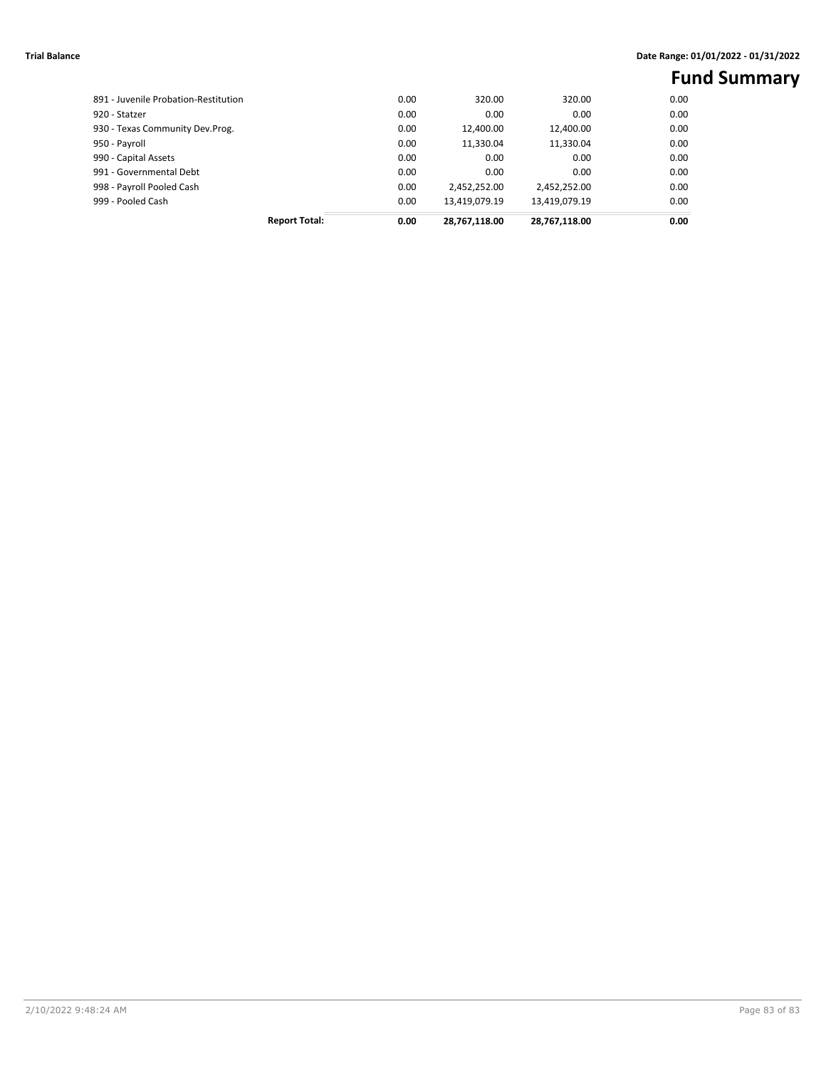# Fund Summary

| | | | | |
|---|---|---|---|---|
| 891 - Juvenile Probation-Restitution | 0.00 | 320.00 | 320.00 | 0.00 |
| 920 - Statzer | 0.00 | 0.00 | 0.00 | 0.00 |
| 930 - Texas Community Dev.Prog. | 0.00 | 12,400.00 | 12,400.00 | 0.00 |
| 950 - Payroll | 0.00 | 11,330.04 | 11,330.04 | 0.00 |
| 990 - Capital Assets | 0.00 | 0.00 | 0.00 | 0.00 |
| 991 - Governmental Debt | 0.00 | 0.00 | 0.00 | 0.00 |
| 998 - Payroll Pooled Cash | 0.00 | 2,452,252.00 | 2,452,252.00 | 0.00 |
| 999 - Pooled Cash | 0.00 | 13,419,079.19 | 13,419,079.19 | 0.00 |
| **Report Total:** | **0.00** | **28,767,118.00** | **28,767,118.00** | **0.00** |